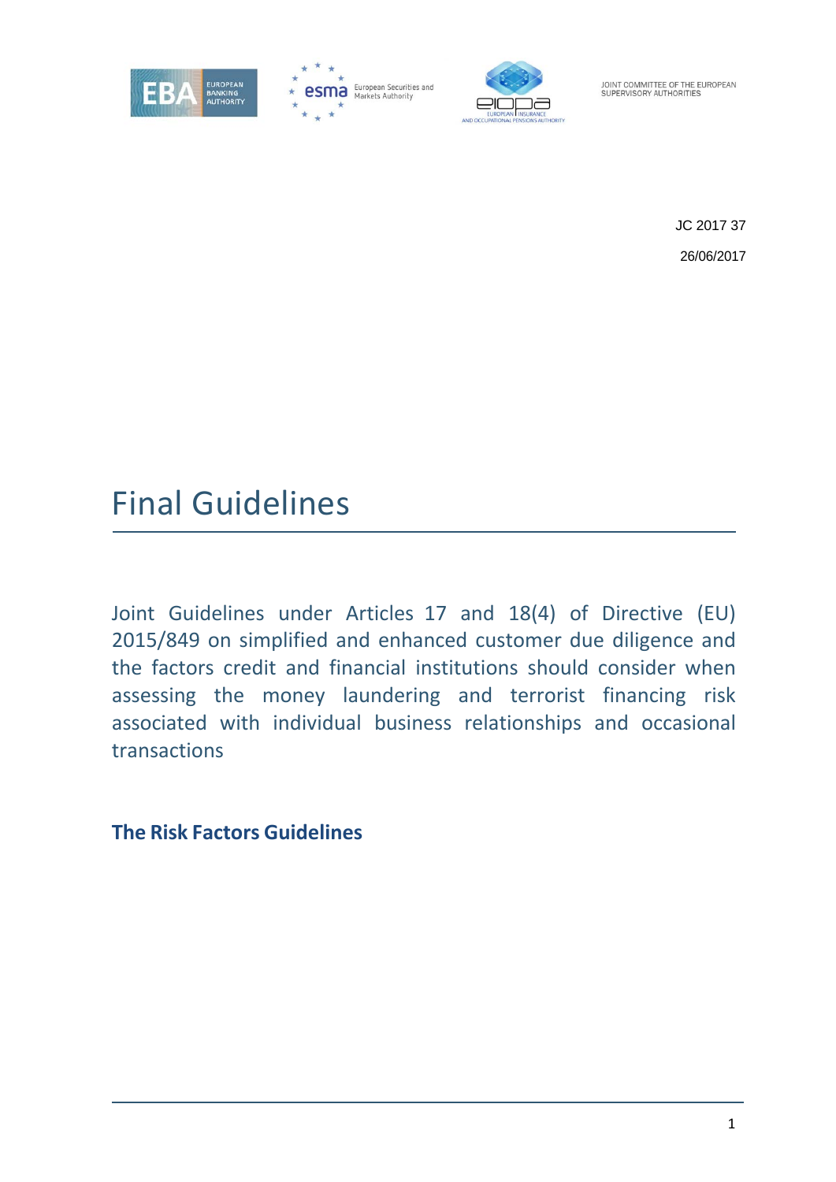JOINT COMMITTEE OF THE EUROPEAN SUPERVISORY AUTHORITIES

JC 2017 37

26/06/2017

# Final Guidelines

Joint Guidelines under Articles 17 and 18(4) of Directive (EU) 2015/849 on simplified and enhanced customer due diligence and the factors credit and financial institutions should consider when assessing the money laundering and terrorist financing risk associated with individual business relationships and occasional transactions

**The Risk Factors Guidelines**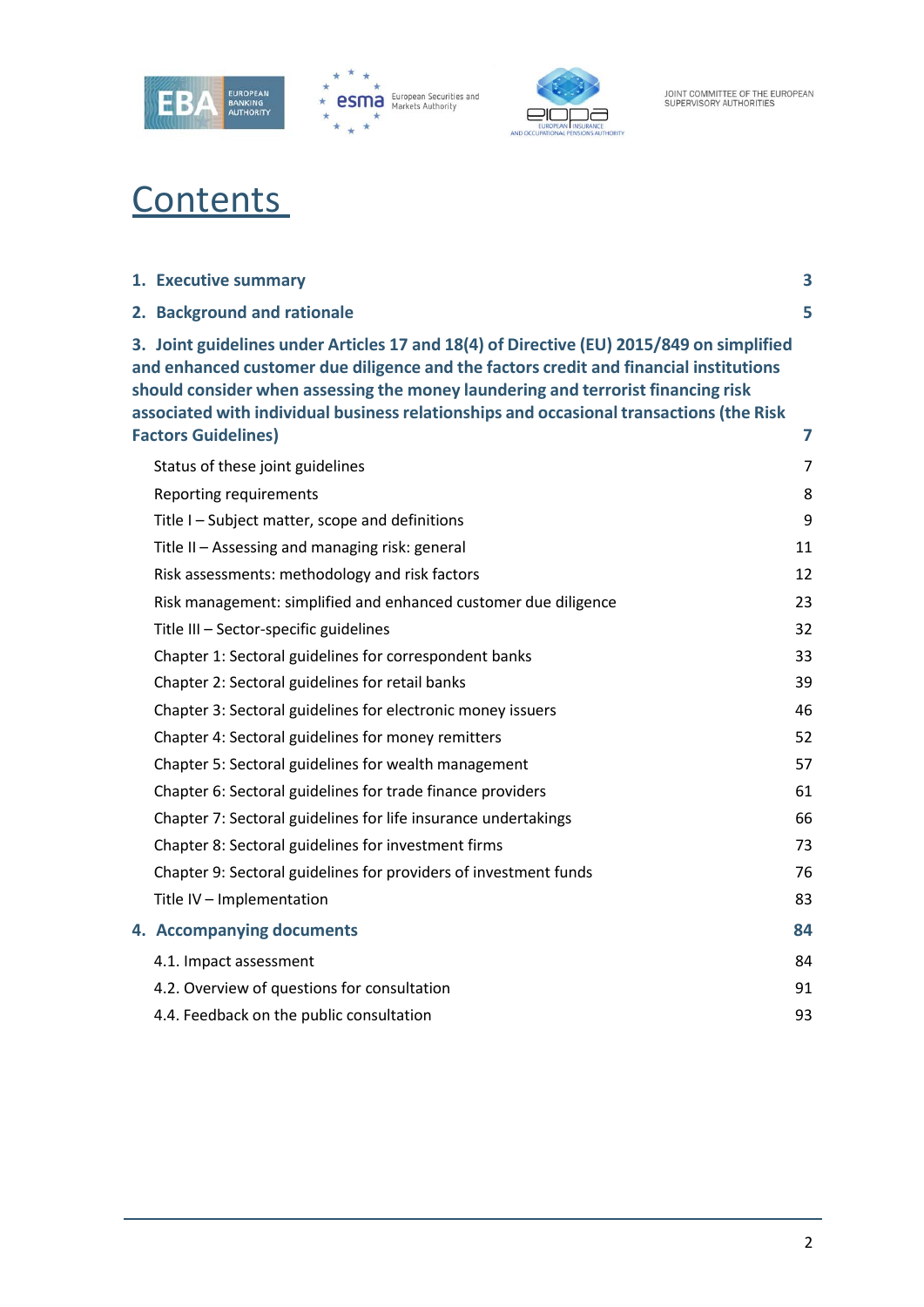# Contents

**1. Executive summary** **3**

**2. Background and rationale** **5**

**3. Joint guidelines under Articles 17 and 18(4) of Directive (EU) 2015/849 on simplified and enhanced customer due diligence and the factors credit and financial institutions should consider when assessing the money laundering and terrorist financing risk associated with individual business relationships and occasional transactions (the Risk Factors Guidelines)** **7**

- Status of these joint guidelines 7
- Reporting requirements 8
- Title I – Subject matter, scope and definitions 9
- Title II – Assessing and managing risk: general 11
- Risk assessments: methodology and risk factors 12
- Risk management: simplified and enhanced customer due diligence 23
- Title III – Sector-specific guidelines 32
- Chapter 1: Sectoral guidelines for correspondent banks 33
- Chapter 2: Sectoral guidelines for retail banks 39
- Chapter 3: Sectoral guidelines for electronic money issuers 46
- Chapter 4: Sectoral guidelines for money remitters 52
- Chapter 5: Sectoral guidelines for wealth management 57
- Chapter 6: Sectoral guidelines for trade finance providers 61
- Chapter 7: Sectoral guidelines for life insurance undertakings 66
- Chapter 8: Sectoral guidelines for investment firms 73
- Chapter 9: Sectoral guidelines for providers of investment funds 76
- Title IV – Implementation 83

**4. Accompanying documents** **84**

- 4.1. Impact assessment 84
- 4.2. Overview of questions for consultation 91
- 4.4. Feedback on the public consultation 93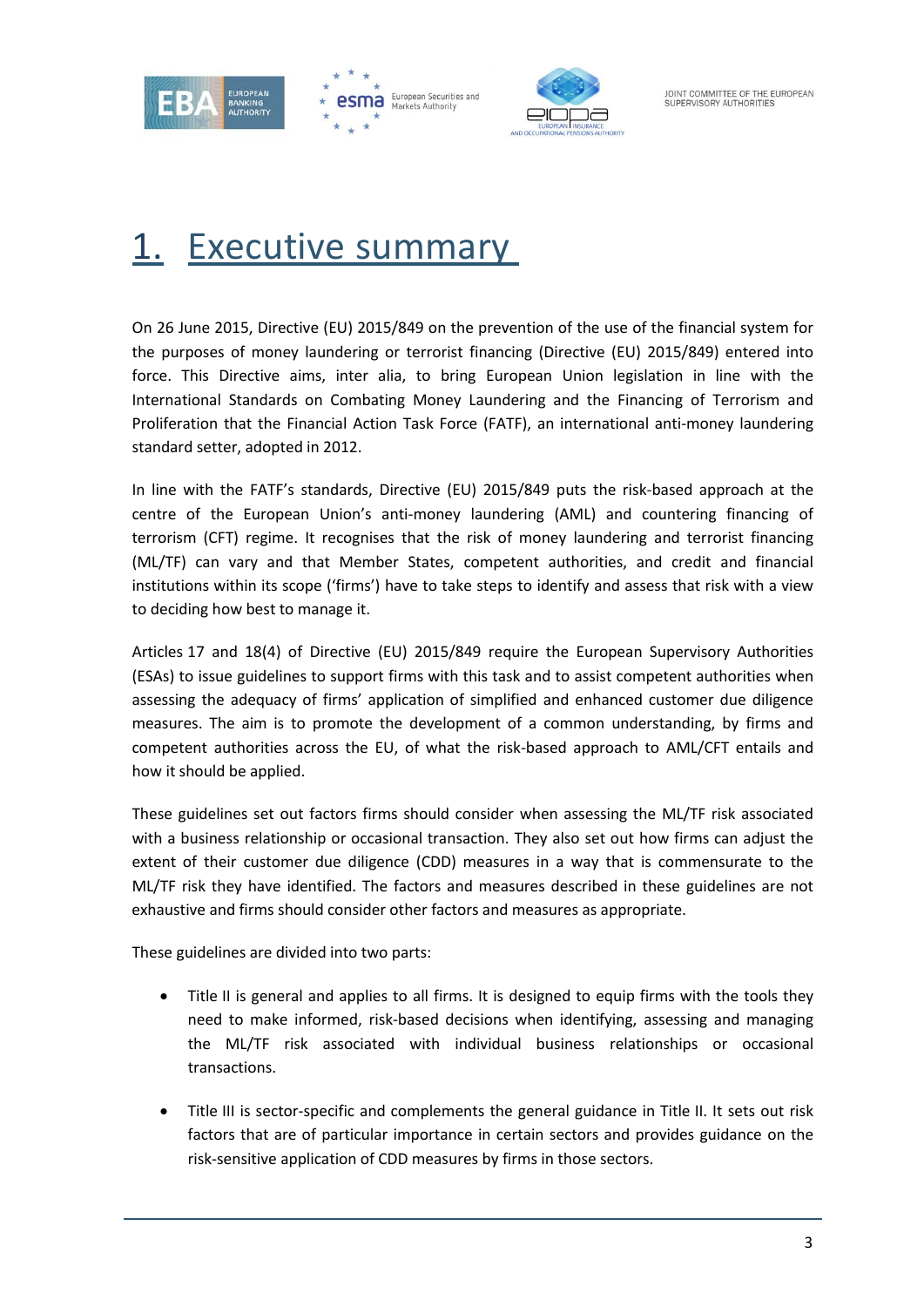# 1. Executive summary

On 26 June 2015, Directive (EU) 2015/849 on the prevention of the use of the financial system for the purposes of money laundering or terrorist financing (Directive (EU) 2015/849) entered into force. This Directive aims, inter alia, to bring European Union legislation in line with the International Standards on Combating Money Laundering and the Financing of Terrorism and Proliferation that the Financial Action Task Force (FATF), an international anti-money laundering standard setter, adopted in 2012.

In line with the FATF's standards, Directive (EU) 2015/849 puts the risk-based approach at the centre of the European Union's anti-money laundering (AML) and countering financing of terrorism (CFT) regime. It recognises that the risk of money laundering and terrorist financing (ML/TF) can vary and that Member States, competent authorities, and credit and financial institutions within its scope ('firms') have to take steps to identify and assess that risk with a view to deciding how best to manage it.

Articles 17 and 18(4) of Directive (EU) 2015/849 require the European Supervisory Authorities (ESAs) to issue guidelines to support firms with this task and to assist competent authorities when assessing the adequacy of firms' application of simplified and enhanced customer due diligence measures. The aim is to promote the development of a common understanding, by firms and competent authorities across the EU, of what the risk-based approach to AML/CFT entails and how it should be applied.

These guidelines set out factors firms should consider when assessing the ML/TF risk associated with a business relationship or occasional transaction. They also set out how firms can adjust the extent of their customer due diligence (CDD) measures in a way that is commensurate to the ML/TF risk they have identified. The factors and measures described in these guidelines are not exhaustive and firms should consider other factors and measures as appropriate.

These guidelines are divided into two parts:

- Title II is general and applies to all firms. It is designed to equip firms with the tools they need to make informed, risk-based decisions when identifying, assessing and managing the ML/TF risk associated with individual business relationships or occasional transactions.
- Title III is sector-specific and complements the general guidance in Title II. It sets out risk factors that are of particular importance in certain sectors and provides guidance on the risk-sensitive application of CDD measures by firms in those sectors.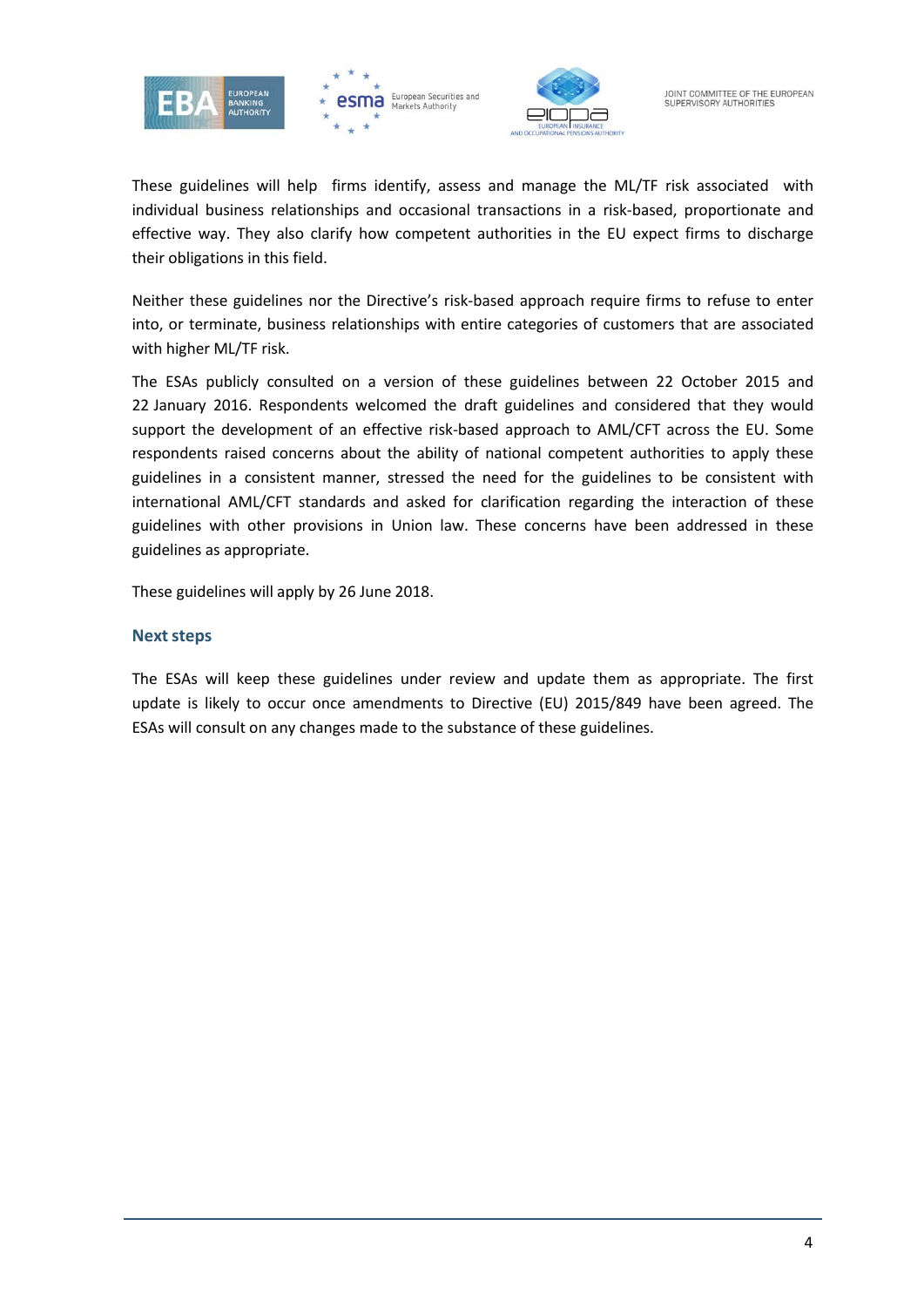These guidelines will help firms identify, assess and manage the ML/TF risk associated with individual business relationships and occasional transactions in a risk-based, proportionate and effective way. They also clarify how competent authorities in the EU expect firms to discharge their obligations in this field.

Neither these guidelines nor the Directive's risk-based approach require firms to refuse to enter into, or terminate, business relationships with entire categories of customers that are associated with higher ML/TF risk.

The ESAs publicly consulted on a version of these guidelines between 22 October 2015 and 22 January 2016. Respondents welcomed the draft guidelines and considered that they would support the development of an effective risk-based approach to AML/CFT across the EU. Some respondents raised concerns about the ability of national competent authorities to apply these guidelines in a consistent manner, stressed the need for the guidelines to be consistent with international AML/CFT standards and asked for clarification regarding the interaction of these guidelines with other provisions in Union law. These concerns have been addressed in these guidelines as appropriate.

These guidelines will apply by 26 June 2018.

## Next steps

The ESAs will keep these guidelines under review and update them as appropriate. The first update is likely to occur once amendments to Directive (EU) 2015/849 have been agreed. The ESAs will consult on any changes made to the substance of these guidelines.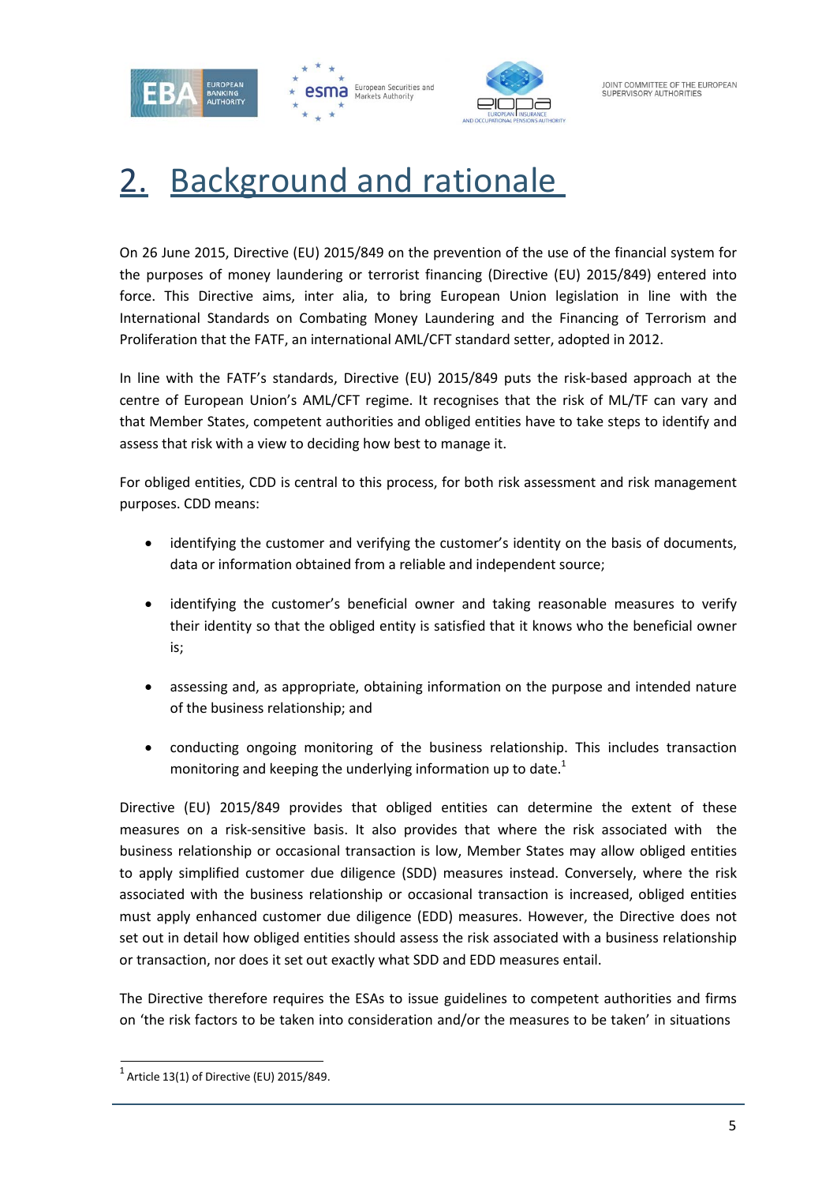# 2. Background and rationale

On 26 June 2015, Directive (EU) 2015/849 on the prevention of the use of the financial system for the purposes of money laundering or terrorist financing (Directive (EU) 2015/849) entered into force. This Directive aims, inter alia, to bring European Union legislation in line with the International Standards on Combating Money Laundering and the Financing of Terrorism and Proliferation that the FATF, an international AML/CFT standard setter, adopted in 2012.

In line with the FATF's standards, Directive (EU) 2015/849 puts the risk-based approach at the centre of European Union's AML/CFT regime. It recognises that the risk of ML/TF can vary and that Member States, competent authorities and obliged entities have to take steps to identify and assess that risk with a view to deciding how best to manage it.

For obliged entities, CDD is central to this process, for both risk assessment and risk management purposes. CDD means:

- identifying the customer and verifying the customer's identity on the basis of documents, data or information obtained from a reliable and independent source;
- identifying the customer's beneficial owner and taking reasonable measures to verify their identity so that the obliged entity is satisfied that it knows who the beneficial owner is;
- assessing and, as appropriate, obtaining information on the purpose and intended nature of the business relationship; and
- conducting ongoing monitoring of the business relationship. This includes transaction monitoring and keeping the underlying information up to date.[1]

Directive (EU) 2015/849 provides that obliged entities can determine the extent of these measures on a risk-sensitive basis. It also provides that where the risk associated with the business relationship or occasional transaction is low, Member States may allow obliged entities to apply simplified customer due diligence (SDD) measures instead. Conversely, where the risk associated with the business relationship or occasional transaction is increased, obliged entities must apply enhanced customer due diligence (EDD) measures. However, the Directive does not set out in detail how obliged entities should assess the risk associated with a business relationship or transaction, nor does it set out exactly what SDD and EDD measures entail.

The Directive therefore requires the ESAs to issue guidelines to competent authorities and firms on 'the risk factors to be taken into consideration and/or the measures to be taken' in situations

[1] Article 13(1) of Directive (EU) 2015/849.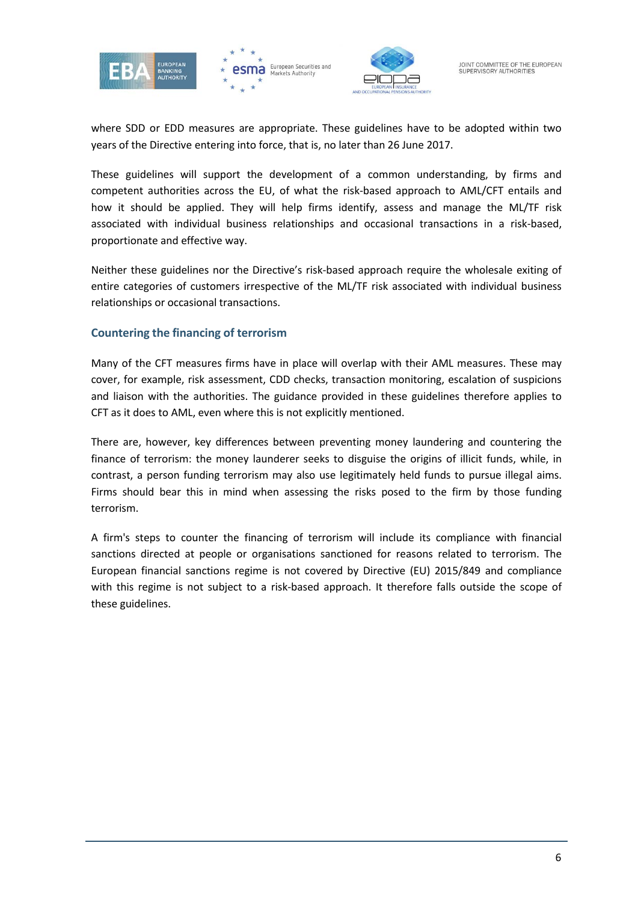where SDD or EDD measures are appropriate. These guidelines have to be adopted within two years of the Directive entering into force, that is, no later than 26 June 2017.

These guidelines will support the development of a common understanding, by firms and competent authorities across the EU, of what the risk-based approach to AML/CFT entails and how it should be applied. They will help firms identify, assess and manage the ML/TF risk associated with individual business relationships and occasional transactions in a risk-based, proportionate and effective way.

Neither these guidelines nor the Directive's risk-based approach require the wholesale exiting of entire categories of customers irrespective of the ML/TF risk associated with individual business relationships or occasional transactions.

## Countering the financing of terrorism

Many of the CFT measures firms have in place will overlap with their AML measures. These may cover, for example, risk assessment, CDD checks, transaction monitoring, escalation of suspicions and liaison with the authorities. The guidance provided in these guidelines therefore applies to CFT as it does to AML, even where this is not explicitly mentioned.

There are, however, key differences between preventing money laundering and countering the finance of terrorism: the money launderer seeks to disguise the origins of illicit funds, while, in contrast, a person funding terrorism may also use legitimately held funds to pursue illegal aims. Firms should bear this in mind when assessing the risks posed to the firm by those funding terrorism.

A firm's steps to counter the financing of terrorism will include its compliance with financial sanctions directed at people or organisations sanctioned for reasons related to terrorism. The European financial sanctions regime is not covered by Directive (EU) 2015/849 and compliance with this regime is not subject to a risk-based approach. It therefore falls outside the scope of these guidelines.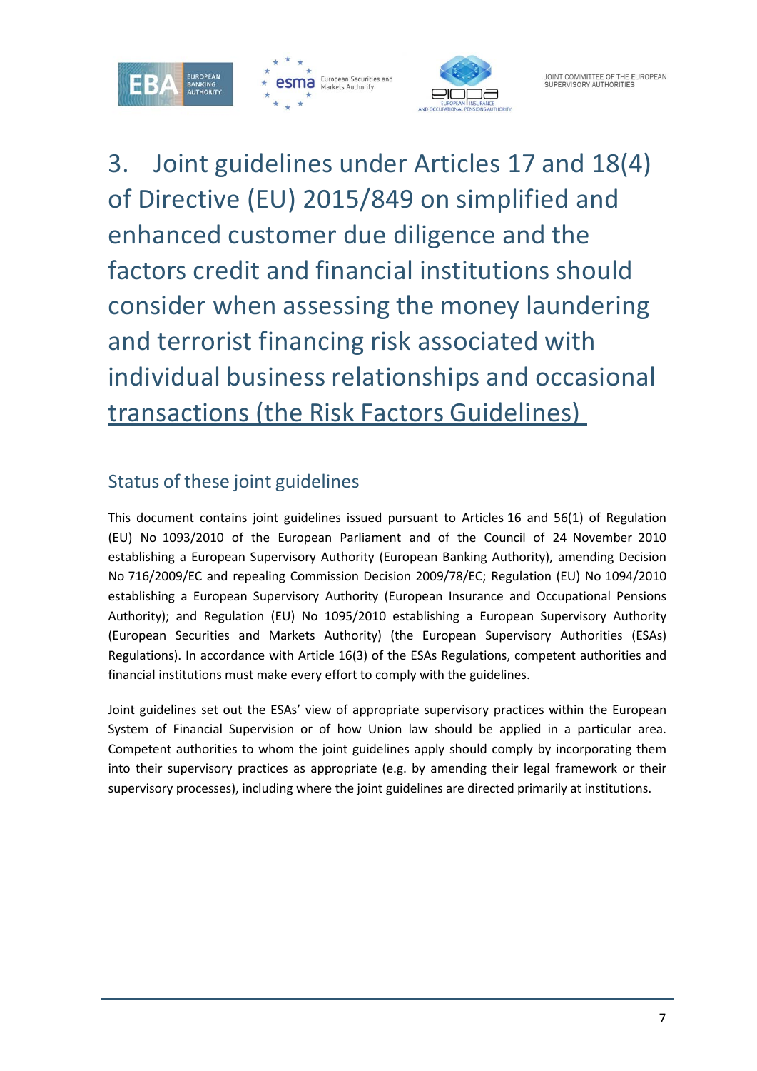# 3. Joint guidelines under Articles 17 and 18(4) of Directive (EU) 2015/849 on simplified and enhanced customer due diligence and the factors credit and financial institutions should consider when assessing the money laundering and terrorist financing risk associated with individual business relationships and occasional transactions (the Risk Factors Guidelines)

## Status of these joint guidelines

This document contains joint guidelines issued pursuant to Articles 16 and 56(1) of Regulation (EU) No 1093/2010 of the European Parliament and of the Council of 24 November 2010 establishing a European Supervisory Authority (European Banking Authority), amending Decision No 716/2009/EC and repealing Commission Decision 2009/78/EC; Regulation (EU) No 1094/2010 establishing a European Supervisory Authority (European Insurance and Occupational Pensions Authority); and Regulation (EU) No 1095/2010 establishing a European Supervisory Authority (European Securities and Markets Authority) (the European Supervisory Authorities (ESAs) Regulations). In accordance with Article 16(3) of the ESAs Regulations, competent authorities and financial institutions must make every effort to comply with the guidelines.

Joint guidelines set out the ESAs' view of appropriate supervisory practices within the European System of Financial Supervision or of how Union law should be applied in a particular area. Competent authorities to whom the joint guidelines apply should comply by incorporating them into their supervisory practices as appropriate (e.g. by amending their legal framework or their supervisory processes), including where the joint guidelines are directed primarily at institutions.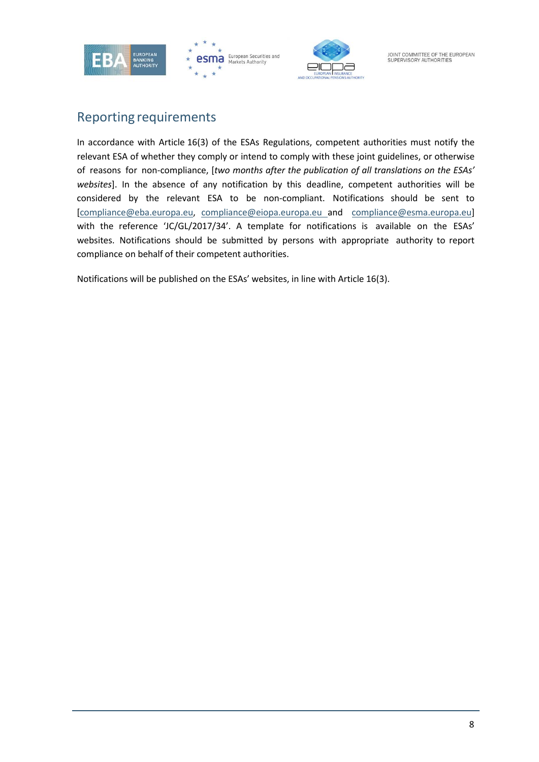## Reporting requirements

In accordance with Article 16(3) of the ESAs Regulations, competent authorities must notify the relevant ESA of whether they comply or intend to comply with these joint guidelines, or otherwise of reasons for non-compliance, [*two months after the publication of all translations on the ESAs' websites*]. In the absence of any notification by this deadline, competent authorities will be considered by the relevant ESA to be non-compliant. Notifications should be sent to [compliance@eba.europa.eu, compliance@eiopa.europa.eu and compliance@esma.europa.eu] with the reference 'JC/GL/2017/34'. A template for notifications is available on the ESAs' websites. Notifications should be submitted by persons with appropriate authority to report compliance on behalf of their competent authorities.

Notifications will be published on the ESAs' websites, in line with Article 16(3).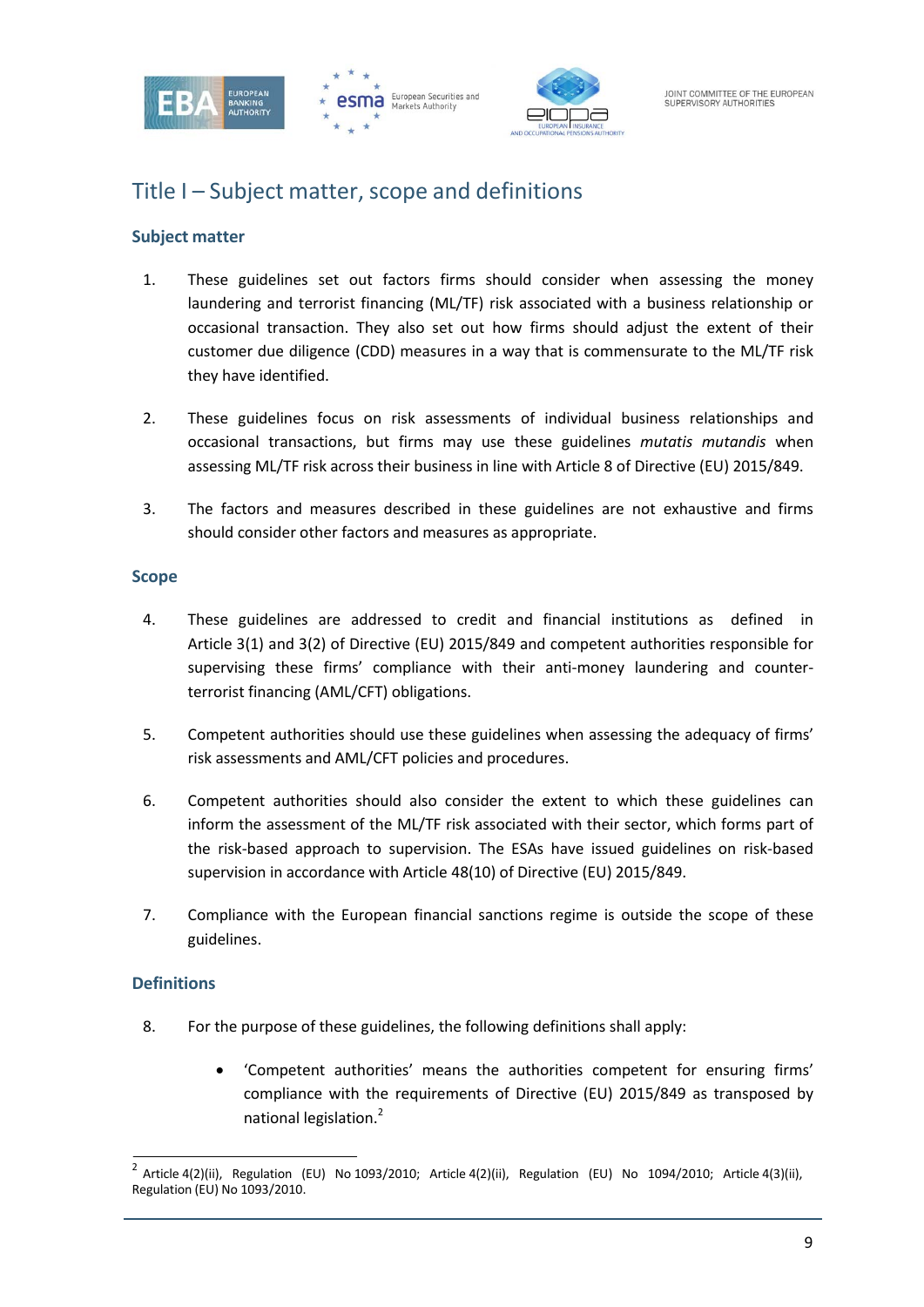# Title I – Subject matter, scope and definitions

## Subject matter

1. These guidelines set out factors firms should consider when assessing the money laundering and terrorist financing (ML/TF) risk associated with a business relationship or occasional transaction. They also set out how firms should adjust the extent of their customer due diligence (CDD) measures in a way that is commensurate to the ML/TF risk they have identified.

2. These guidelines focus on risk assessments of individual business relationships and occasional transactions, but firms may use these guidelines *mutatis mutandis* when assessing ML/TF risk across their business in line with Article 8 of Directive (EU) 2015/849.

3. The factors and measures described in these guidelines are not exhaustive and firms should consider other factors and measures as appropriate.

## Scope

4. These guidelines are addressed to credit and financial institutions as defined in Article 3(1) and 3(2) of Directive (EU) 2015/849 and competent authorities responsible for supervising these firms' compliance with their anti-money laundering and counter-terrorist financing (AML/CFT) obligations.

5. Competent authorities should use these guidelines when assessing the adequacy of firms' risk assessments and AML/CFT policies and procedures.

6. Competent authorities should also consider the extent to which these guidelines can inform the assessment of the ML/TF risk associated with their sector, which forms part of the risk-based approach to supervision. The ESAs have issued guidelines on risk-based supervision in accordance with Article 48(10) of Directive (EU) 2015/849.

7. Compliance with the European financial sanctions regime is outside the scope of these guidelines.

## Definitions

8. For the purpose of these guidelines, the following definitions shall apply:

    - 'Competent authorities' means the authorities competent for ensuring firms' compliance with the requirements of Directive (EU) 2015/849 as transposed by national legislation.[2]

[2] Article 4(2)(ii), Regulation (EU) No 1093/2010; Article 4(2)(ii), Regulation (EU) No 1094/2010; Article 4(3)(ii), Regulation (EU) No 1093/2010.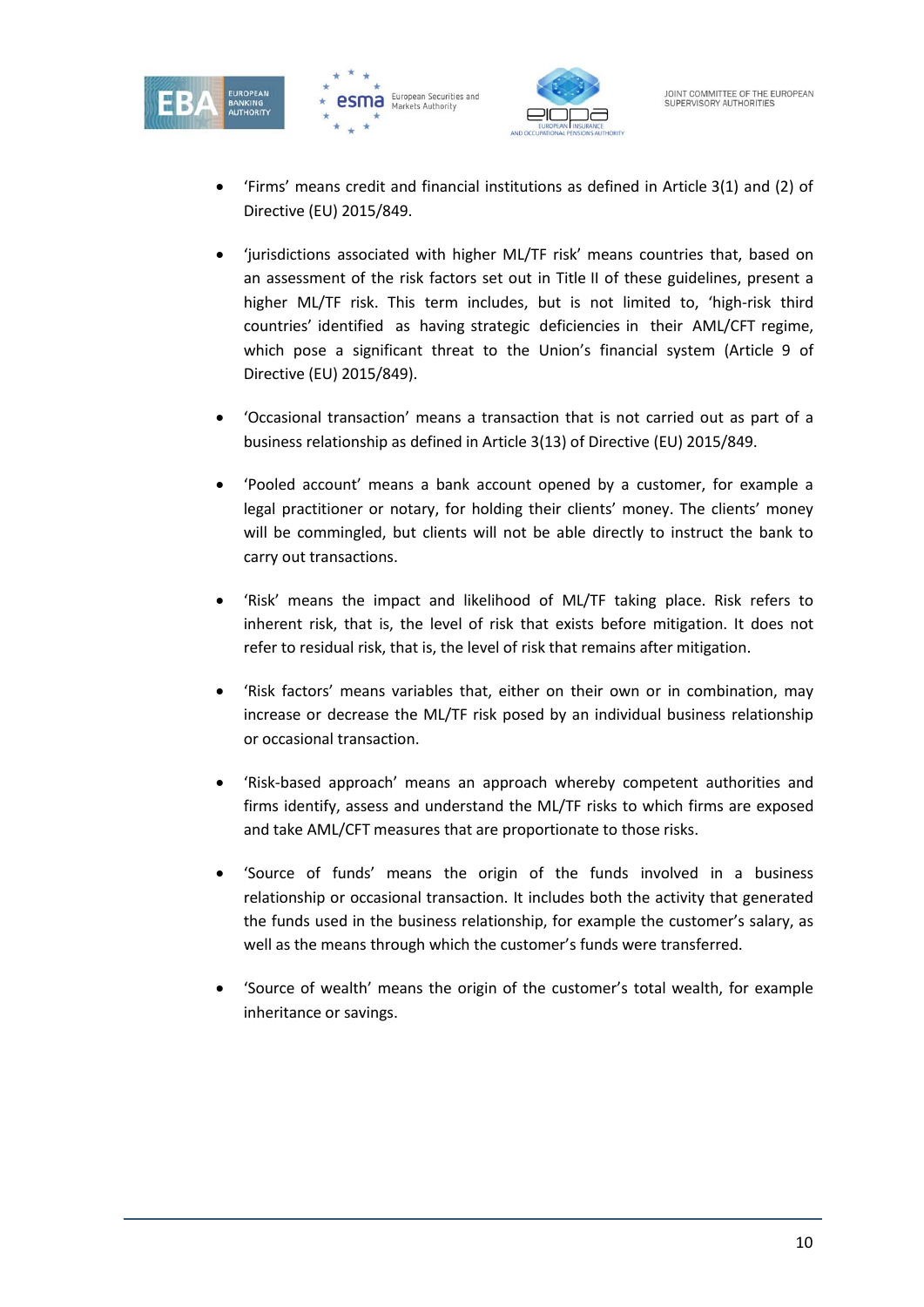- 'Firms' means credit and financial institutions as defined in Article 3(1) and (2) of Directive (EU) 2015/849.

- 'jurisdictions associated with higher ML/TF risk' means countries that, based on an assessment of the risk factors set out in Title II of these guidelines, present a higher ML/TF risk. This term includes, but is not limited to, 'high-risk third countries' identified as having strategic deficiencies in their AML/CFT regime, which pose a significant threat to the Union's financial system (Article 9 of Directive (EU) 2015/849).

- 'Occasional transaction' means a transaction that is not carried out as part of a business relationship as defined in Article 3(13) of Directive (EU) 2015/849.

- 'Pooled account' means a bank account opened by a customer, for example a legal practitioner or notary, for holding their clients' money. The clients' money will be commingled, but clients will not be able directly to instruct the bank to carry out transactions.

- 'Risk' means the impact and likelihood of ML/TF taking place. Risk refers to inherent risk, that is, the level of risk that exists before mitigation. It does not refer to residual risk, that is, the level of risk that remains after mitigation.

- 'Risk factors' means variables that, either on their own or in combination, may increase or decrease the ML/TF risk posed by an individual business relationship or occasional transaction.

- 'Risk-based approach' means an approach whereby competent authorities and firms identify, assess and understand the ML/TF risks to which firms are exposed and take AML/CFT measures that are proportionate to those risks.

- 'Source of funds' means the origin of the funds involved in a business relationship or occasional transaction. It includes both the activity that generated the funds used in the business relationship, for example the customer's salary, as well as the means through which the customer's funds were transferred.

- 'Source of wealth' means the origin of the customer's total wealth, for example inheritance or savings.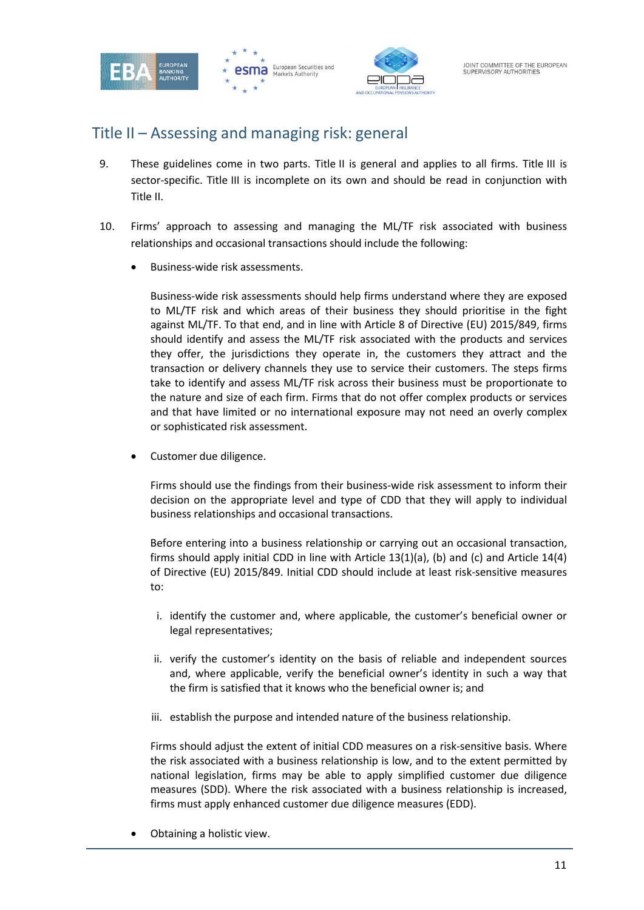# Title II – Assessing and managing risk: general

9. These guidelines come in two parts. Title II is general and applies to all firms. Title III is sector-specific. Title III is incomplete on its own and should be read in conjunction with Title II.

10. Firms' approach to assessing and managing the ML/TF risk associated with business relationships and occasional transactions should include the following:

   - Business-wide risk assessments.

     Business-wide risk assessments should help firms understand where they are exposed to ML/TF risk and which areas of their business they should prioritise in the fight against ML/TF. To that end, and in line with Article 8 of Directive (EU) 2015/849, firms should identify and assess the ML/TF risk associated with the products and services they offer, the jurisdictions they operate in, the customers they attract and the transaction or delivery channels they use to service their customers. The steps firms take to identify and assess ML/TF risk across their business must be proportionate to the nature and size of each firm. Firms that do not offer complex products or services and that have limited or no international exposure may not need an overly complex or sophisticated risk assessment.

   - Customer due diligence.

     Firms should use the findings from their business-wide risk assessment to inform their decision on the appropriate level and type of CDD that they will apply to individual business relationships and occasional transactions.

     Before entering into a business relationship or carrying out an occasional transaction, firms should apply initial CDD in line with Article 13(1)(a), (b) and (c) and Article 14(4) of Directive (EU) 2015/849. Initial CDD should include at least risk-sensitive measures to:

     i. identify the customer and, where applicable, the customer's beneficial owner or legal representatives;

     ii. verify the customer's identity on the basis of reliable and independent sources and, where applicable, verify the beneficial owner's identity in such a way that the firm is satisfied that it knows who the beneficial owner is; and

     iii. establish the purpose and intended nature of the business relationship.

     Firms should adjust the extent of initial CDD measures on a risk-sensitive basis. Where the risk associated with a business relationship is low, and to the extent permitted by national legislation, firms may be able to apply simplified customer due diligence measures (SDD). Where the risk associated with a business relationship is increased, firms must apply enhanced customer due diligence measures (EDD).

   - Obtaining a holistic view.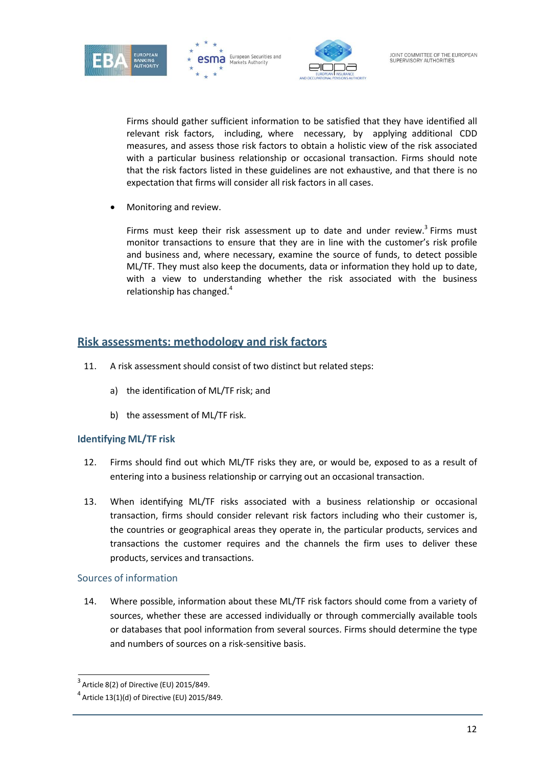Firms should gather sufficient information to be satisfied that they have identified all relevant risk factors, including, where necessary, by applying additional CDD measures, and assess those risk factors to obtain a holistic view of the risk associated with a particular business relationship or occasional transaction. Firms should note that the risk factors listed in these guidelines are not exhaustive, and that there is no expectation that firms will consider all risk factors in all cases.

- Monitoring and review.

  Firms must keep their risk assessment up to date and under review.[3] Firms must monitor transactions to ensure that they are in line with the customer's risk profile and business and, where necessary, examine the source of funds, to detect possible ML/TF. They must also keep the documents, data or information they hold up to date, with a view to understanding whether the risk associated with the business relationship has changed.[4]

## Risk assessments: methodology and risk factors

11. A risk assessment should consist of two distinct but related steps:

    a) the identification of ML/TF risk; and

    b) the assessment of ML/TF risk.

### Identifying ML/TF risk

12. Firms should find out which ML/TF risks they are, or would be, exposed to as a result of entering into a business relationship or carrying out an occasional transaction.

13. When identifying ML/TF risks associated with a business relationship or occasional transaction, firms should consider relevant risk factors including who their customer is, the countries or geographical areas they operate in, the particular products, services and transactions the customer requires and the channels the firm uses to deliver these products, services and transactions.

#### Sources of information

14. Where possible, information about these ML/TF risk factors should come from a variety of sources, whether these are accessed individually or through commercially available tools or databases that pool information from several sources. Firms should determine the type and numbers of sources on a risk-sensitive basis.

[3] Article 8(2) of Directive (EU) 2015/849.

[4] Article 13(1)(d) of Directive (EU) 2015/849.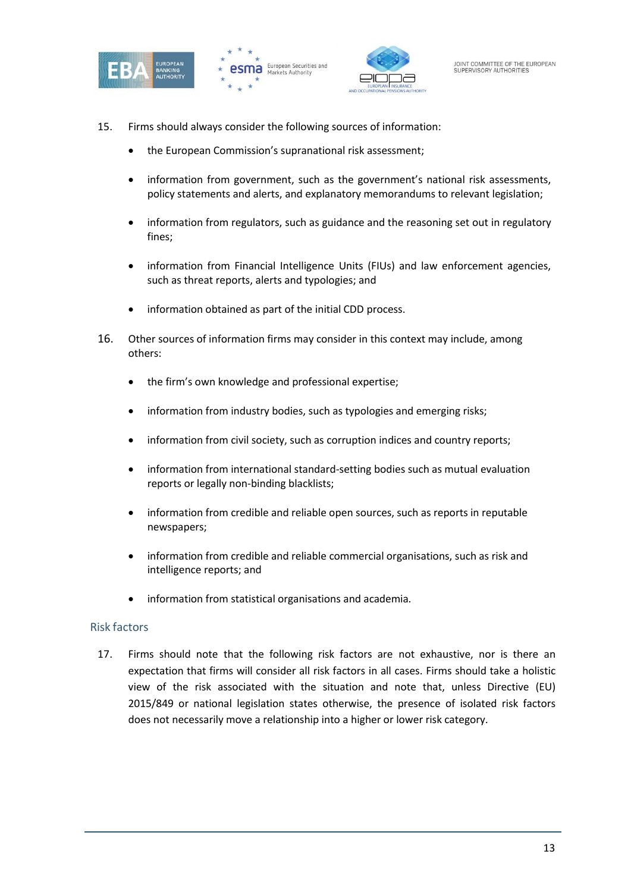15. Firms should always consider the following sources of information:

- the European Commission's supranational risk assessment;
- information from government, such as the government's national risk assessments, policy statements and alerts, and explanatory memorandums to relevant legislation;
- information from regulators, such as guidance and the reasoning set out in regulatory fines;
- information from Financial Intelligence Units (FIUs) and law enforcement agencies, such as threat reports, alerts and typologies; and
- information obtained as part of the initial CDD process.

16. Other sources of information firms may consider in this context may include, among others:

- the firm's own knowledge and professional expertise;
- information from industry bodies, such as typologies and emerging risks;
- information from civil society, such as corruption indices and country reports;
- information from international standard-setting bodies such as mutual evaluation reports or legally non-binding blacklists;
- information from credible and reliable open sources, such as reports in reputable newspapers;
- information from credible and reliable commercial organisations, such as risk and intelligence reports; and
- information from statistical organisations and academia.

## Risk factors

17. Firms should note that the following risk factors are not exhaustive, nor is there an expectation that firms will consider all risk factors in all cases. Firms should take a holistic view of the risk associated with the situation and note that, unless Directive (EU) 2015/849 or national legislation states otherwise, the presence of isolated risk factors does not necessarily move a relationship into a higher or lower risk category.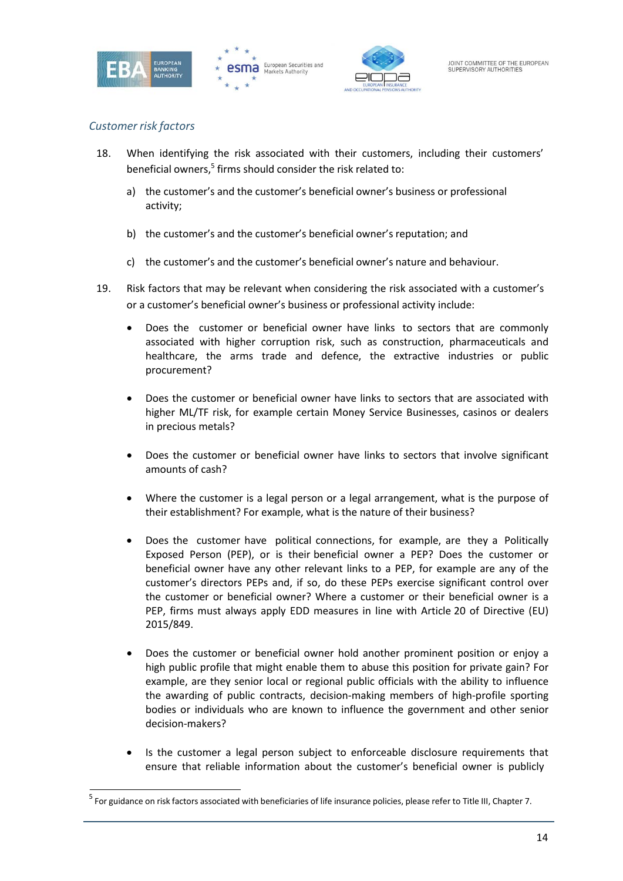### *Customer risk factors*

18. When identifying the risk associated with their customers, including their customers' beneficial owners,[5] firms should consider the risk related to:

    a) the customer's and the customer's beneficial owner's business or professional activity;

    b) the customer's and the customer's beneficial owner's reputation; and

    c) the customer's and the customer's beneficial owner's nature and behaviour.

19. Risk factors that may be relevant when considering the risk associated with a customer's or a customer's beneficial owner's business or professional activity include:

    - Does the customer or beneficial owner have links to sectors that are commonly associated with higher corruption risk, such as construction, pharmaceuticals and healthcare, the arms trade and defence, the extractive industries or public procurement?

    - Does the customer or beneficial owner have links to sectors that are associated with higher ML/TF risk, for example certain Money Service Businesses, casinos or dealers in precious metals?

    - Does the customer or beneficial owner have links to sectors that involve significant amounts of cash?

    - Where the customer is a legal person or a legal arrangement, what is the purpose of their establishment? For example, what is the nature of their business?

    - Does the customer have political connections, for example, are they a Politically Exposed Person (PEP), or is their beneficial owner a PEP? Does the customer or beneficial owner have any other relevant links to a PEP, for example are any of the customer's directors PEPs and, if so, do these PEPs exercise significant control over the customer or beneficial owner? Where a customer or their beneficial owner is a PEP, firms must always apply EDD measures in line with Article 20 of Directive (EU) 2015/849.

    - Does the customer or beneficial owner hold another prominent position or enjoy a high public profile that might enable them to abuse this position for private gain? For example, are they senior local or regional public officials with the ability to influence the awarding of public contracts, decision-making members of high-profile sporting bodies or individuals who are known to influence the government and other senior decision-makers?

    - Is the customer a legal person subject to enforceable disclosure requirements that ensure that reliable information about the customer's beneficial owner is publicly

[5] For guidance on risk factors associated with beneficiaries of life insurance policies, please refer to Title III, Chapter 7.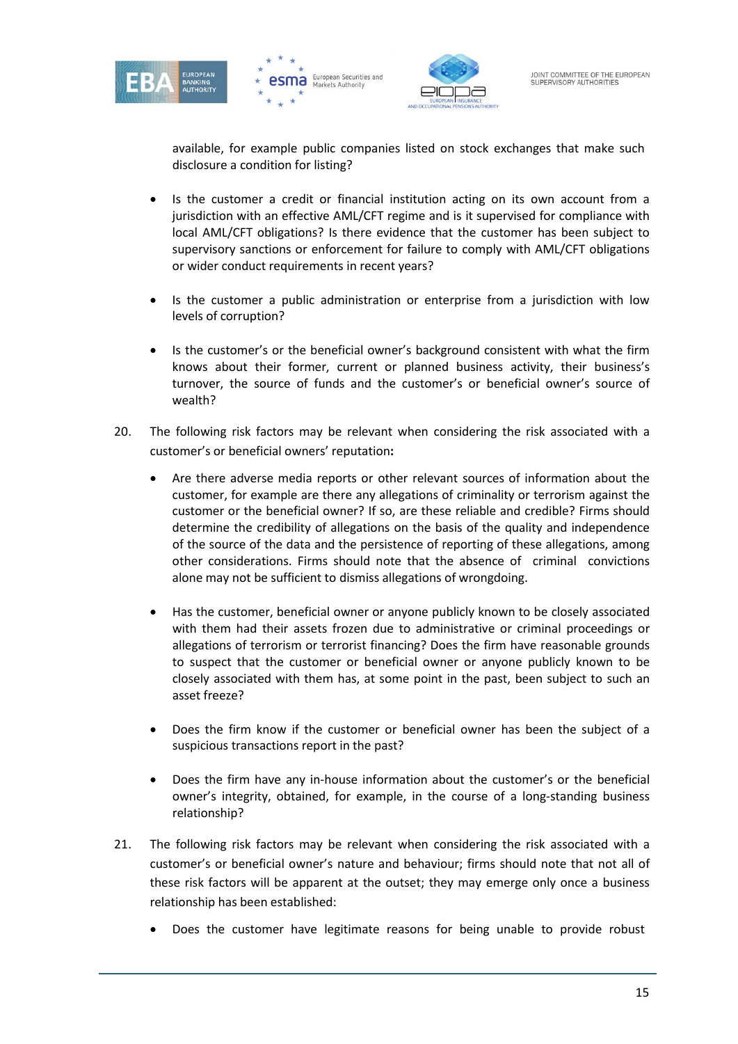available, for example public companies listed on stock exchanges that make such disclosure a condition for listing?

- Is the customer a credit or financial institution acting on its own account from a jurisdiction with an effective AML/CFT regime and is it supervised for compliance with local AML/CFT obligations? Is there evidence that the customer has been subject to supervisory sanctions or enforcement for failure to comply with AML/CFT obligations or wider conduct requirements in recent years?

- Is the customer a public administration or enterprise from a jurisdiction with low levels of corruption?

- Is the customer's or the beneficial owner's background consistent with what the firm knows about their former, current or planned business activity, their business's turnover, the source of funds and the customer's or beneficial owner's source of wealth?

20. The following risk factors may be relevant when considering the risk associated with a customer's or beneficial owners' reputation**:**

    - Are there adverse media reports or other relevant sources of information about the customer, for example are there any allegations of criminality or terrorism against the customer or the beneficial owner? If so, are these reliable and credible? Firms should determine the credibility of allegations on the basis of the quality and independence of the source of the data and the persistence of reporting of these allegations, among other considerations. Firms should note that the absence of criminal convictions alone may not be sufficient to dismiss allegations of wrongdoing.

    - Has the customer, beneficial owner or anyone publicly known to be closely associated with them had their assets frozen due to administrative or criminal proceedings or allegations of terrorism or terrorist financing? Does the firm have reasonable grounds to suspect that the customer or beneficial owner or anyone publicly known to be closely associated with them has, at some point in the past, been subject to such an asset freeze?

    - Does the firm know if the customer or beneficial owner has been the subject of a suspicious transactions report in the past?

    - Does the firm have any in-house information about the customer's or the beneficial owner's integrity, obtained, for example, in the course of a long-standing business relationship?

21. The following risk factors may be relevant when considering the risk associated with a customer's or beneficial owner's nature and behaviour; firms should note that not all of these risk factors will be apparent at the outset; they may emerge only once a business relationship has been established:

    - Does the customer have legitimate reasons for being unable to provide robust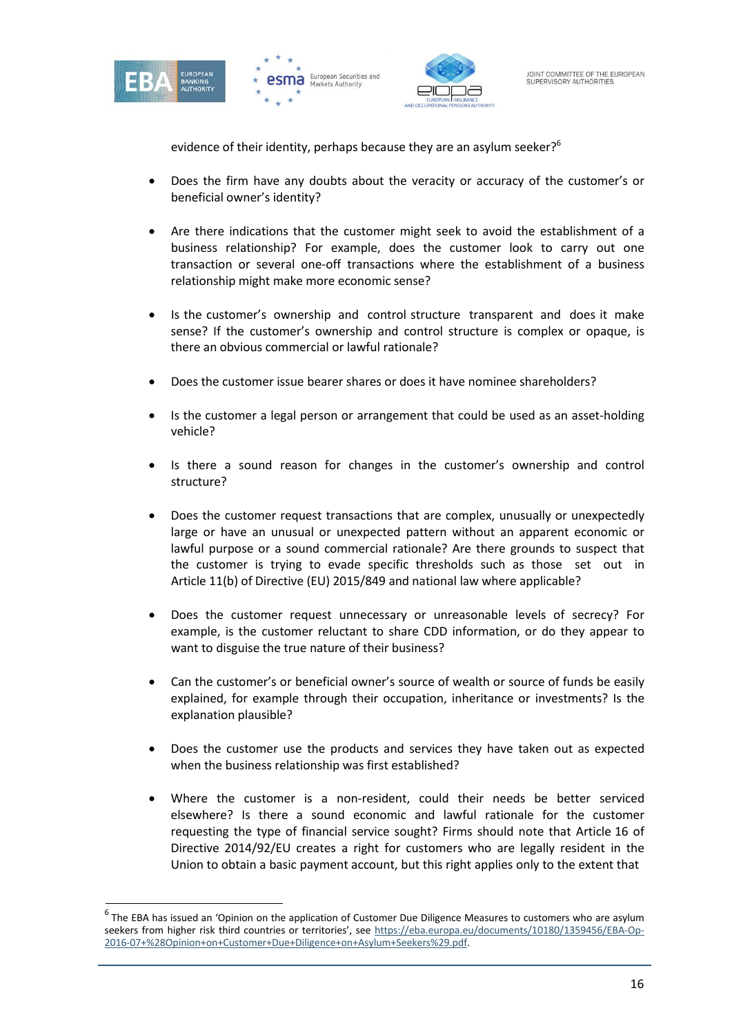evidence of their identity, perhaps because they are an asylum seeker?[6]

- Does the firm have any doubts about the veracity or accuracy of the customer's or beneficial owner's identity?
- Are there indications that the customer might seek to avoid the establishment of a business relationship? For example, does the customer look to carry out one transaction or several one-off transactions where the establishment of a business relationship might make more economic sense?
- Is the customer's ownership and control structure transparent and does it make sense? If the customer's ownership and control structure is complex or opaque, is there an obvious commercial or lawful rationale?
- Does the customer issue bearer shares or does it have nominee shareholders?
- Is the customer a legal person or arrangement that could be used as an asset-holding vehicle?
- Is there a sound reason for changes in the customer's ownership and control structure?
- Does the customer request transactions that are complex, unusually or unexpectedly large or have an unusual or unexpected pattern without an apparent economic or lawful purpose or a sound commercial rationale? Are there grounds to suspect that the customer is trying to evade specific thresholds such as those set out in Article 11(b) of Directive (EU) 2015/849 and national law where applicable?
- Does the customer request unnecessary or unreasonable levels of secrecy? For example, is the customer reluctant to share CDD information, or do they appear to want to disguise the true nature of their business?
- Can the customer's or beneficial owner's source of wealth or source of funds be easily explained, for example through their occupation, inheritance or investments? Is the explanation plausible?
- Does the customer use the products and services they have taken out as expected when the business relationship was first established?
- Where the customer is a non-resident, could their needs be better serviced elsewhere? Is there a sound economic and lawful rationale for the customer requesting the type of financial service sought? Firms should note that Article 16 of Directive 2014/92/EU creates a right for customers who are legally resident in the Union to obtain a basic payment account, but this right applies only to the extent that

[6] The EBA has issued an 'Opinion on the application of Customer Due Diligence Measures to customers who are asylum seekers from higher risk third countries or territories', see https://eba.europa.eu/documents/10180/1359456/EBA-Op-2016-07+%28Opinion+on+Customer+Due+Diligence+on+Asylum+Seekers%29.pdf.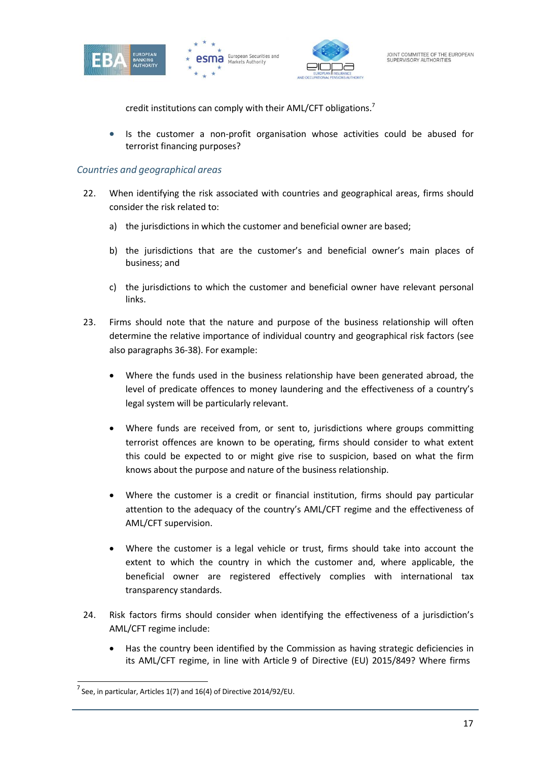credit institutions can comply with their AML/CFT obligations.[7]

- Is the customer a non-profit organisation whose activities could be abused for terrorist financing purposes?

### *Countries and geographical areas*

22. When identifying the risk associated with countries and geographical areas, firms should consider the risk related to:

    a) the jurisdictions in which the customer and beneficial owner are based;

    b) the jurisdictions that are the customer's and beneficial owner's main places of business; and

    c) the jurisdictions to which the customer and beneficial owner have relevant personal links.

23. Firms should note that the nature and purpose of the business relationship will often determine the relative importance of individual country and geographical risk factors (see also paragraphs 36-38). For example:

    - Where the funds used in the business relationship have been generated abroad, the level of predicate offences to money laundering and the effectiveness of a country's legal system will be particularly relevant.

    - Where funds are received from, or sent to, jurisdictions where groups committing terrorist offences are known to be operating, firms should consider to what extent this could be expected to or might give rise to suspicion, based on what the firm knows about the purpose and nature of the business relationship.

    - Where the customer is a credit or financial institution, firms should pay particular attention to the adequacy of the country's AML/CFT regime and the effectiveness of AML/CFT supervision.

    - Where the customer is a legal vehicle or trust, firms should take into account the extent to which the country in which the customer and, where applicable, the beneficial owner are registered effectively complies with international tax transparency standards.

24. Risk factors firms should consider when identifying the effectiveness of a jurisdiction's AML/CFT regime include:

    - Has the country been identified by the Commission as having strategic deficiencies in its AML/CFT regime, in line with Article 9 of Directive (EU) 2015/849? Where firms

---

[7] See, in particular, Articles 1(7) and 16(4) of Directive 2014/92/EU.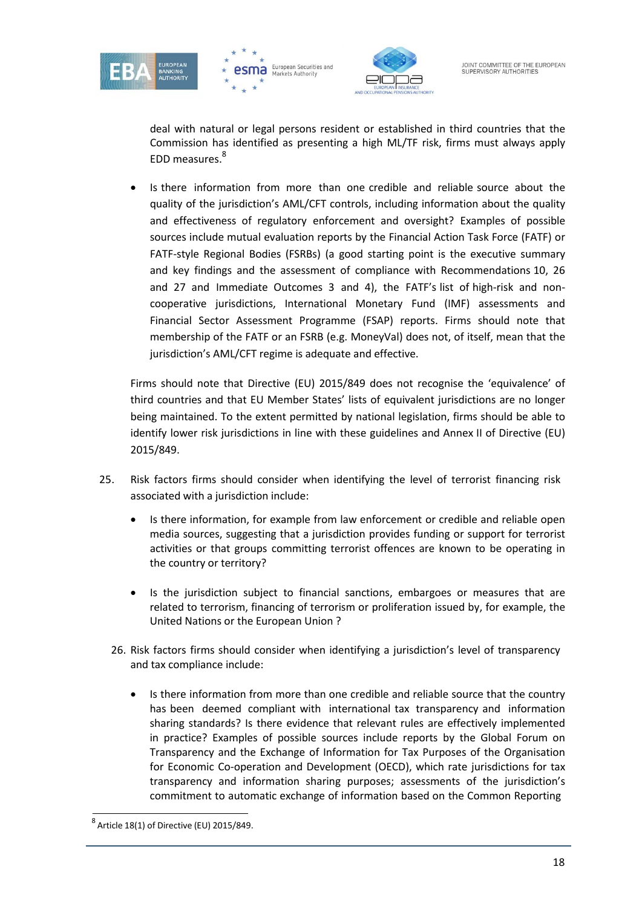deal with natural or legal persons resident or established in third countries that the Commission has identified as presenting a high ML/TF risk, firms must always apply EDD measures.[8]

- Is there information from more than one credible and reliable source about the quality of the jurisdiction's AML/CFT controls, including information about the quality and effectiveness of regulatory enforcement and oversight? Examples of possible sources include mutual evaluation reports by the Financial Action Task Force (FATF) or FATF-style Regional Bodies (FSRBs) (a good starting point is the executive summary and key findings and the assessment of compliance with Recommendations 10, 26 and 27 and Immediate Outcomes 3 and 4), the FATF's list of high-risk and non-cooperative jurisdictions, International Monetary Fund (IMF) assessments and Financial Sector Assessment Programme (FSAP) reports. Firms should note that membership of the FATF or an FSRB (e.g. MoneyVal) does not, of itself, mean that the jurisdiction's AML/CFT regime is adequate and effective.

Firms should note that Directive (EU) 2015/849 does not recognise the 'equivalence' of third countries and that EU Member States' lists of equivalent jurisdictions are no longer being maintained. To the extent permitted by national legislation, firms should be able to identify lower risk jurisdictions in line with these guidelines and Annex II of Directive (EU) 2015/849.

25. Risk factors firms should consider when identifying the level of terrorist financing risk associated with a jurisdiction include:

    - Is there information, for example from law enforcement or credible and reliable open media sources, suggesting that a jurisdiction provides funding or support for terrorist activities or that groups committing terrorist offences are known to be operating in the country or territory?

    - Is the jurisdiction subject to financial sanctions, embargoes or measures that are related to terrorism, financing of terrorism or proliferation issued by, for example, the United Nations or the European Union ?

26. Risk factors firms should consider when identifying a jurisdiction's level of transparency and tax compliance include:

    - Is there information from more than one credible and reliable source that the country has been deemed compliant with international tax transparency and information sharing standards? Is there evidence that relevant rules are effectively implemented in practice? Examples of possible sources include reports by the Global Forum on Transparency and the Exchange of Information for Tax Purposes of the Organisation for Economic Co-operation and Development (OECD), which rate jurisdictions for tax transparency and information sharing purposes; assessments of the jurisdiction's commitment to automatic exchange of information based on the Common Reporting

[8] Article 18(1) of Directive (EU) 2015/849.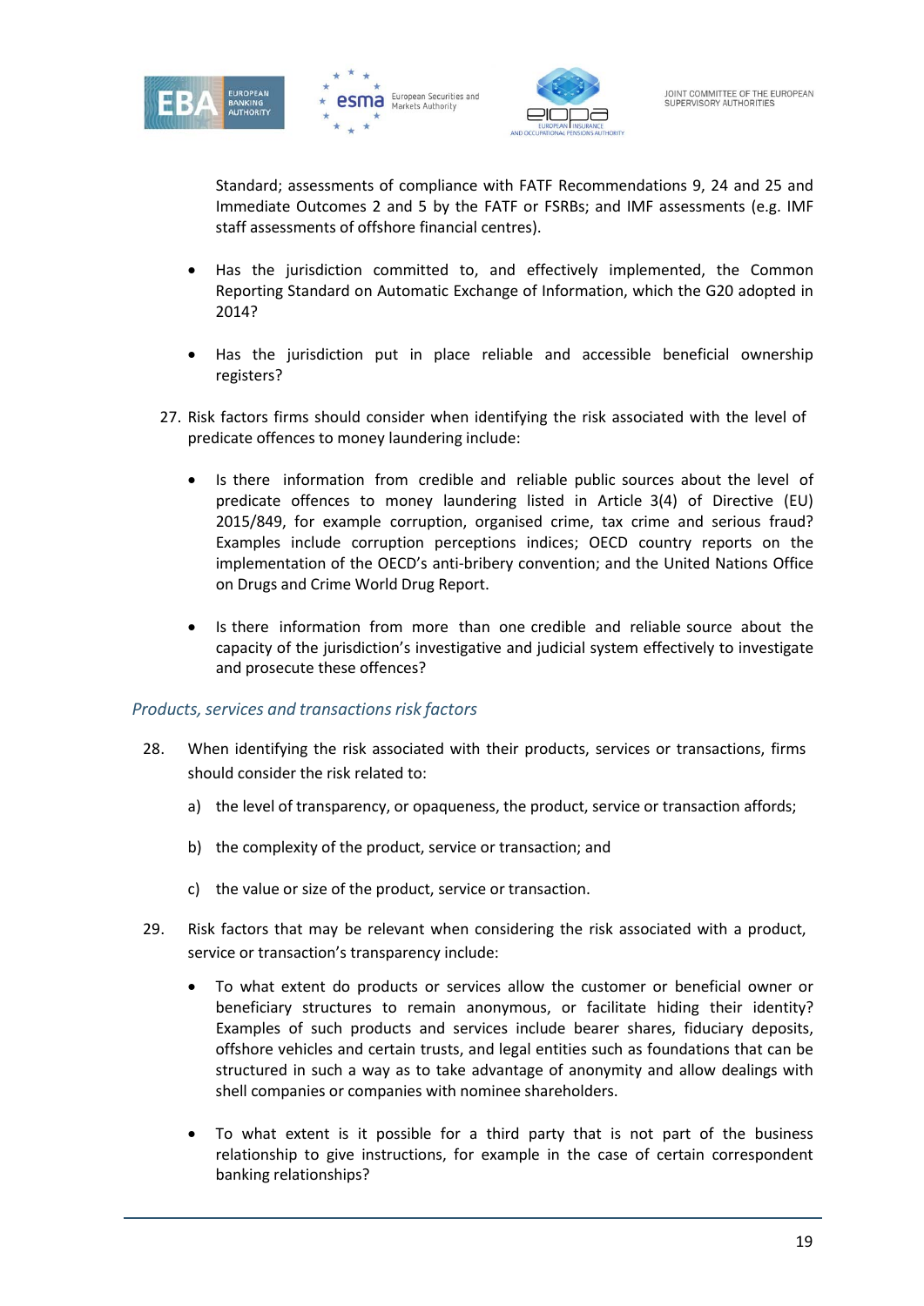Standard; assessments of compliance with FATF Recommendations 9, 24 and 25 and Immediate Outcomes 2 and 5 by the FATF or FSRBs; and IMF assessments (e.g. IMF staff assessments of offshore financial centres).

- Has the jurisdiction committed to, and effectively implemented, the Common Reporting Standard on Automatic Exchange of Information, which the G20 adopted in 2014?

- Has the jurisdiction put in place reliable and accessible beneficial ownership registers?

27. Risk factors firms should consider when identifying the risk associated with the level of predicate offences to money laundering include:

    - Is there information from credible and reliable public sources about the level of predicate offences to money laundering listed in Article 3(4) of Directive (EU) 2015/849, for example corruption, organised crime, tax crime and serious fraud? Examples include corruption perceptions indices; OECD country reports on the implementation of the OECD's anti-bribery convention; and the United Nations Office on Drugs and Crime World Drug Report.

    - Is there information from more than one credible and reliable source about the capacity of the jurisdiction's investigative and judicial system effectively to investigate and prosecute these offences?

### *Products, services and transactions risk factors*

28. When identifying the risk associated with their products, services or transactions, firms should consider the risk related to:

    a) the level of transparency, or opaqueness, the product, service or transaction affords;

    b) the complexity of the product, service or transaction; and

    c) the value or size of the product, service or transaction.

29. Risk factors that may be relevant when considering the risk associated with a product, service or transaction's transparency include:

    - To what extent do products or services allow the customer or beneficial owner or beneficiary structures to remain anonymous, or facilitate hiding their identity? Examples of such products and services include bearer shares, fiduciary deposits, offshore vehicles and certain trusts, and legal entities such as foundations that can be structured in such a way as to take advantage of anonymity and allow dealings with shell companies or companies with nominee shareholders.

    - To what extent is it possible for a third party that is not part of the business relationship to give instructions, for example in the case of certain correspondent banking relationships?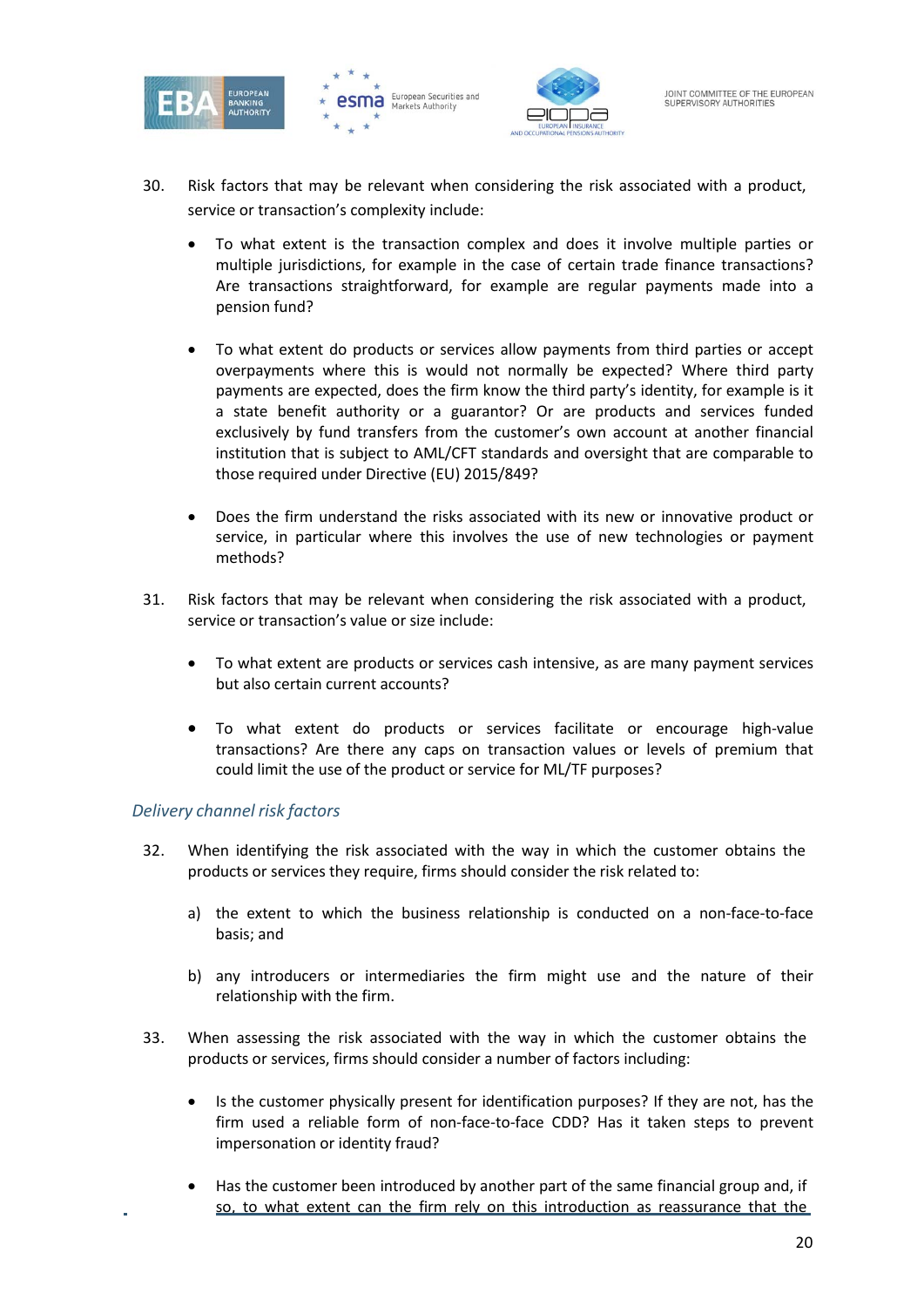30. Risk factors that may be relevant when considering the risk associated with a product, service or transaction's complexity include:

    - To what extent is the transaction complex and does it involve multiple parties or multiple jurisdictions, for example in the case of certain trade finance transactions? Are transactions straightforward, for example are regular payments made into a pension fund?

    - To what extent do products or services allow payments from third parties or accept overpayments where this is would not normally be expected? Where third party payments are expected, does the firm know the third party's identity, for example is it a state benefit authority or a guarantor? Or are products and services funded exclusively by fund transfers from the customer's own account at another financial institution that is subject to AML/CFT standards and oversight that are comparable to those required under Directive (EU) 2015/849?

    - Does the firm understand the risks associated with its new or innovative product or service, in particular where this involves the use of new technologies or payment methods?

31. Risk factors that may be relevant when considering the risk associated with a product, service or transaction's value or size include:

    - To what extent are products or services cash intensive, as are many payment services but also certain current accounts?

    - To what extent do products or services facilitate or encourage high-value transactions? Are there any caps on transaction values or levels of premium that could limit the use of the product or service for ML/TF purposes?

*Delivery channel risk factors*

32. When identifying the risk associated with the way in which the customer obtains the products or services they require, firms should consider the risk related to:

    a) the extent to which the business relationship is conducted on a non-face-to-face basis; and

    b) any introducers or intermediaries the firm might use and the nature of their relationship with the firm.

33. When assessing the risk associated with the way in which the customer obtains the products or services, firms should consider a number of factors including:

    - Is the customer physically present for identification purposes? If they are not, has the firm used a reliable form of non-face-to-face CDD? Has it taken steps to prevent impersonation or identity fraud?

    - Has the customer been introduced by another part of the same financial group and, if so, to what extent can the firm rely on this introduction as reassurance that the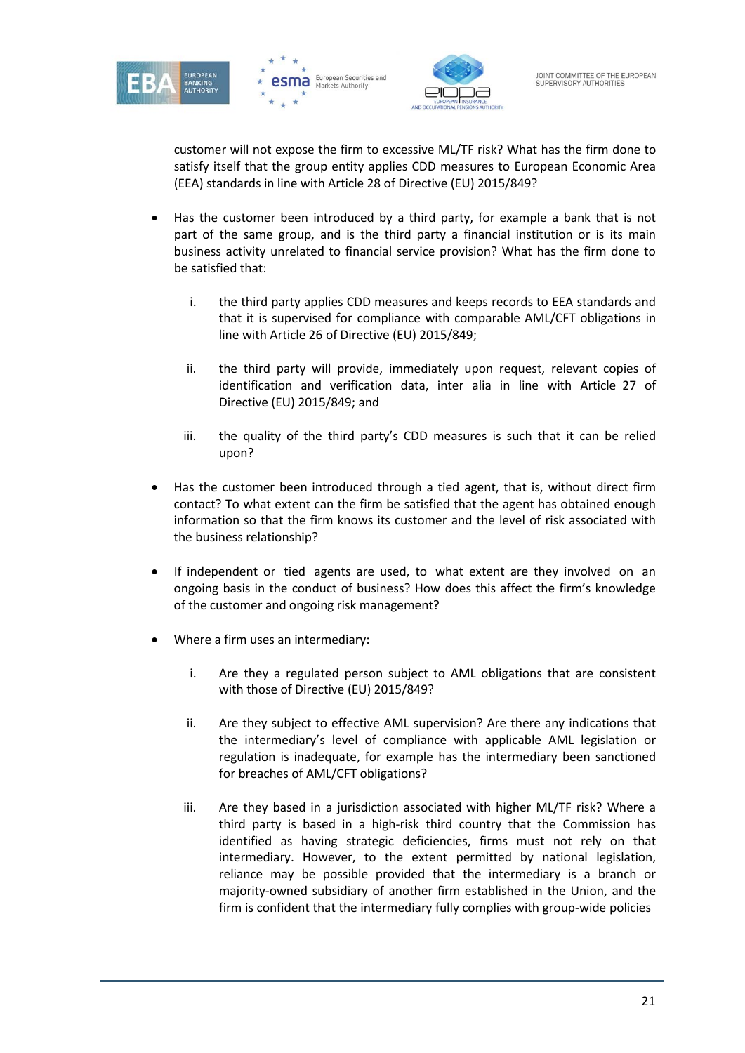customer will not expose the firm to excessive ML/TF risk? What has the firm done to satisfy itself that the group entity applies CDD measures to European Economic Area (EEA) standards in line with Article 28 of Directive (EU) 2015/849?

- Has the customer been introduced by a third party, for example a bank that is not part of the same group, and is the third party a financial institution or is its main business activity unrelated to financial service provision? What has the firm done to be satisfied that:

  i. the third party applies CDD measures and keeps records to EEA standards and that it is supervised for compliance with comparable AML/CFT obligations in line with Article 26 of Directive (EU) 2015/849;

  ii. the third party will provide, immediately upon request, relevant copies of identification and verification data, inter alia in line with Article 27 of Directive (EU) 2015/849; and

  iii. the quality of the third party's CDD measures is such that it can be relied upon?

- Has the customer been introduced through a tied agent, that is, without direct firm contact? To what extent can the firm be satisfied that the agent has obtained enough information so that the firm knows its customer and the level of risk associated with the business relationship?

- If independent or tied agents are used, to what extent are they involved on an ongoing basis in the conduct of business? How does this affect the firm's knowledge of the customer and ongoing risk management?

- Where a firm uses an intermediary:

  i. Are they a regulated person subject to AML obligations that are consistent with those of Directive (EU) 2015/849?

  ii. Are they subject to effective AML supervision? Are there any indications that the intermediary's level of compliance with applicable AML legislation or regulation is inadequate, for example has the intermediary been sanctioned for breaches of AML/CFT obligations?

  iii. Are they based in a jurisdiction associated with higher ML/TF risk? Where a third party is based in a high-risk third country that the Commission has identified as having strategic deficiencies, firms must not rely on that intermediary. However, to the extent permitted by national legislation, reliance may be possible provided that the intermediary is a branch or majority-owned subsidiary of another firm established in the Union, and the firm is confident that the intermediary fully complies with group-wide policies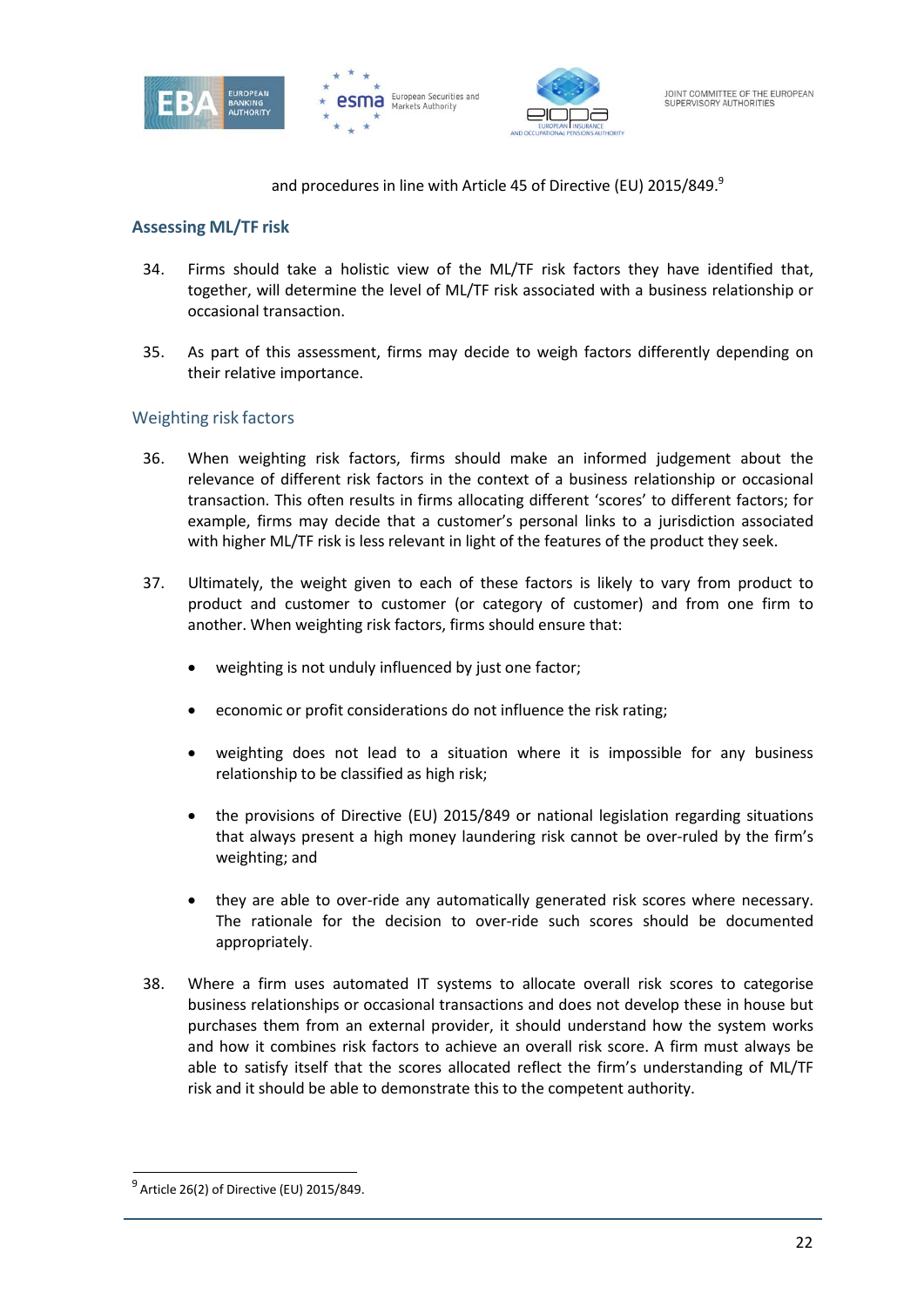and procedures in line with Article 45 of Directive (EU) 2015/849.[9]

## Assessing ML/TF risk

34. Firms should take a holistic view of the ML/TF risk factors they have identified that, together, will determine the level of ML/TF risk associated with a business relationship or occasional transaction.

35. As part of this assessment, firms may decide to weigh factors differently depending on their relative importance.

### Weighting risk factors

36. When weighting risk factors, firms should make an informed judgement about the relevance of different risk factors in the context of a business relationship or occasional transaction. This often results in firms allocating different 'scores' to different factors; for example, firms may decide that a customer's personal links to a jurisdiction associated with higher ML/TF risk is less relevant in light of the features of the product they seek.

37. Ultimately, the weight given to each of these factors is likely to vary from product to product and customer to customer (or category of customer) and from one firm to another. When weighting risk factors, firms should ensure that:

    - weighting is not unduly influenced by just one factor;
    - economic or profit considerations do not influence the risk rating;
    - weighting does not lead to a situation where it is impossible for any business relationship to be classified as high risk;
    - the provisions of Directive (EU) 2015/849 or national legislation regarding situations that always present a high money laundering risk cannot be over-ruled by the firm's weighting; and
    - they are able to over-ride any automatically generated risk scores where necessary. The rationale for the decision to over-ride such scores should be documented appropriately.

38. Where a firm uses automated IT systems to allocate overall risk scores to categorise business relationships or occasional transactions and does not develop these in house but purchases them from an external provider, it should understand how the system works and how it combines risk factors to achieve an overall risk score. A firm must always be able to satisfy itself that the scores allocated reflect the firm's understanding of ML/TF risk and it should be able to demonstrate this to the competent authority.

[9] Article 26(2) of Directive (EU) 2015/849.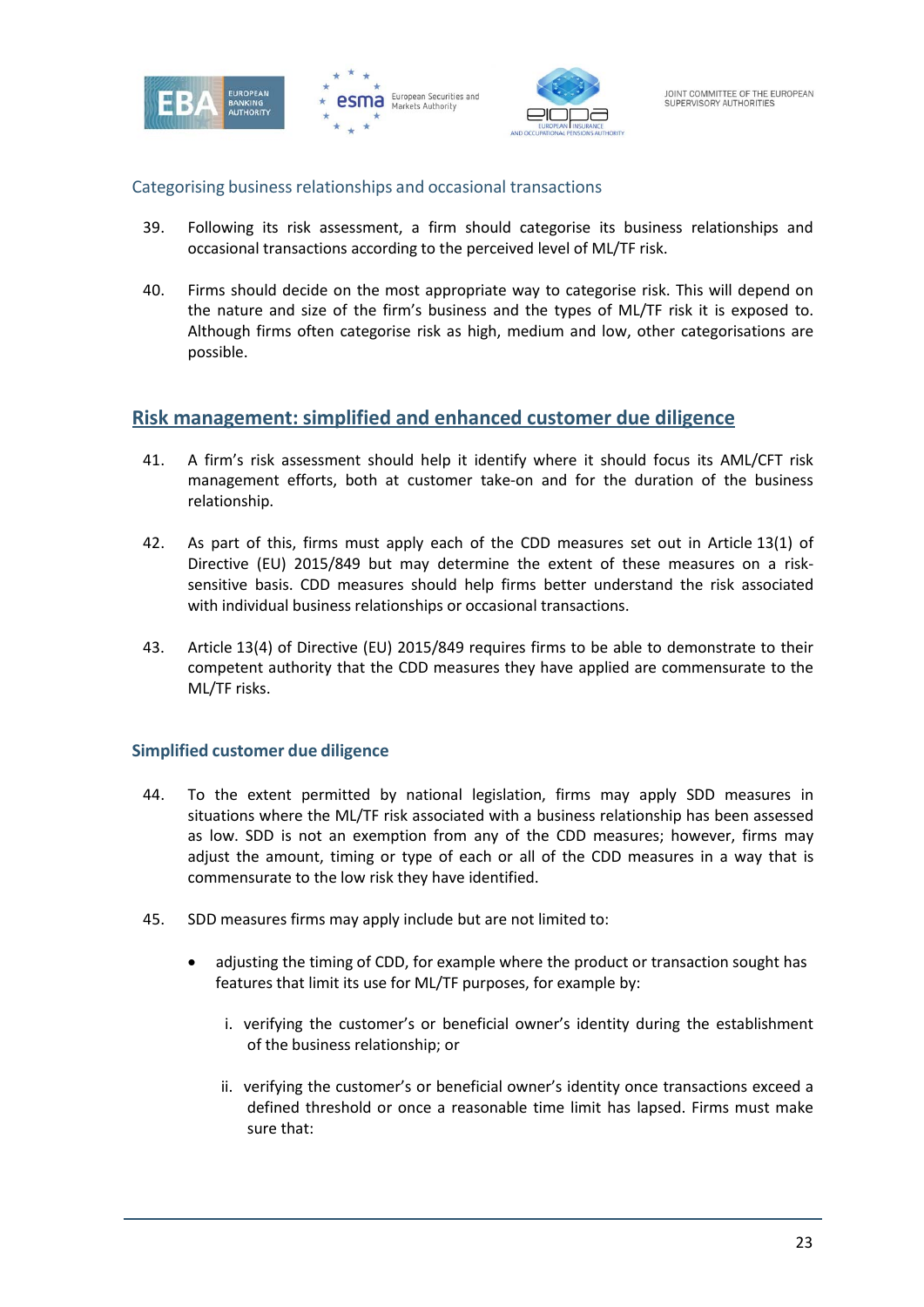### Categorising business relationships and occasional transactions

39. Following its risk assessment, a firm should categorise its business relationships and occasional transactions according to the perceived level of ML/TF risk.

40. Firms should decide on the most appropriate way to categorise risk. This will depend on the nature and size of the firm's business and the types of ML/TF risk it is exposed to. Although firms often categorise risk as high, medium and low, other categorisations are possible.

## Risk management: simplified and enhanced customer due diligence

41. A firm's risk assessment should help it identify where it should focus its AML/CFT risk management efforts, both at customer take-on and for the duration of the business relationship.

42. As part of this, firms must apply each of the CDD measures set out in Article 13(1) of Directive (EU) 2015/849 but may determine the extent of these measures on a risk-sensitive basis. CDD measures should help firms better understand the risk associated with individual business relationships or occasional transactions.

43. Article 13(4) of Directive (EU) 2015/849 requires firms to be able to demonstrate to their competent authority that the CDD measures they have applied are commensurate to the ML/TF risks.

### Simplified customer due diligence

44. To the extent permitted by national legislation, firms may apply SDD measures in situations where the ML/TF risk associated with a business relationship has been assessed as low. SDD is not an exemption from any of the CDD measures; however, firms may adjust the amount, timing or type of each or all of the CDD measures in a way that is commensurate to the low risk they have identified.

45. SDD measures firms may apply include but are not limited to:

   - adjusting the timing of CDD, for example where the product or transaction sought has features that limit its use for ML/TF purposes, for example by:

      i. verifying the customer's or beneficial owner's identity during the establishment of the business relationship; or

      ii. verifying the customer's or beneficial owner's identity once transactions exceed a defined threshold or once a reasonable time limit has lapsed. Firms must make sure that: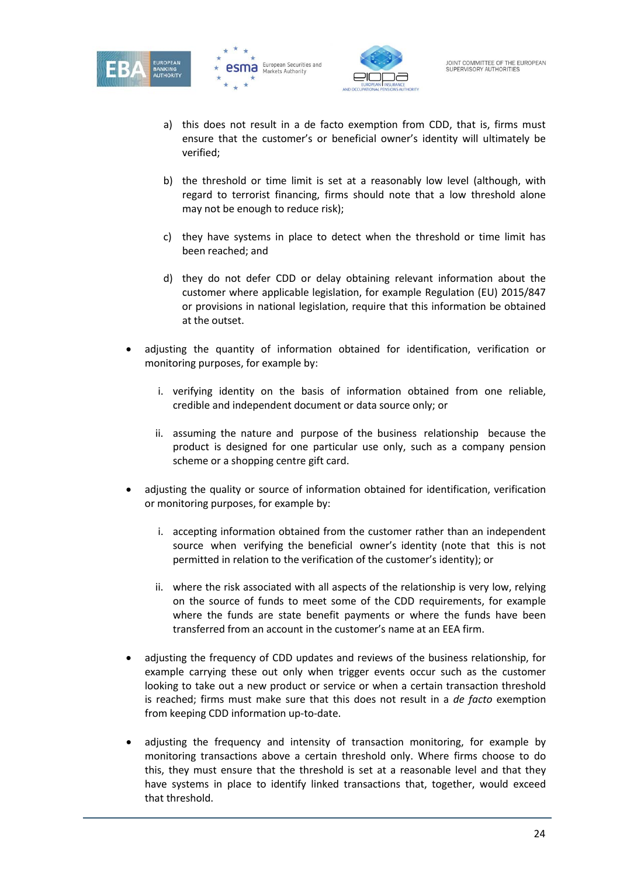a) this does not result in a de facto exemption from CDD, that is, firms must ensure that the customer's or beneficial owner's identity will ultimately be verified;

b) the threshold or time limit is set at a reasonably low level (although, with regard to terrorist financing, firms should note that a low threshold alone may not be enough to reduce risk);

c) they have systems in place to detect when the threshold or time limit has been reached; and

d) they do not defer CDD or delay obtaining relevant information about the customer where applicable legislation, for example Regulation (EU) 2015/847 or provisions in national legislation, require that this information be obtained at the outset.

- adjusting the quantity of information obtained for identification, verification or monitoring purposes, for example by:

  i. verifying identity on the basis of information obtained from one reliable, credible and independent document or data source only; or

  ii. assuming the nature and purpose of the business relationship because the product is designed for one particular use only, such as a company pension scheme or a shopping centre gift card.

- adjusting the quality or source of information obtained for identification, verification or monitoring purposes, for example by:

  i. accepting information obtained from the customer rather than an independent source when verifying the beneficial owner's identity (note that this is not permitted in relation to the verification of the customer's identity); or

  ii. where the risk associated with all aspects of the relationship is very low, relying on the source of funds to meet some of the CDD requirements, for example where the funds are state benefit payments or where the funds have been transferred from an account in the customer's name at an EEA firm.

- adjusting the frequency of CDD updates and reviews of the business relationship, for example carrying these out only when trigger events occur such as the customer looking to take out a new product or service or when a certain transaction threshold is reached; firms must make sure that this does not result in a *de facto* exemption from keeping CDD information up-to-date.

- adjusting the frequency and intensity of transaction monitoring, for example by monitoring transactions above a certain threshold only. Where firms choose to do this, they must ensure that the threshold is set at a reasonable level and that they have systems in place to identify linked transactions that, together, would exceed that threshold.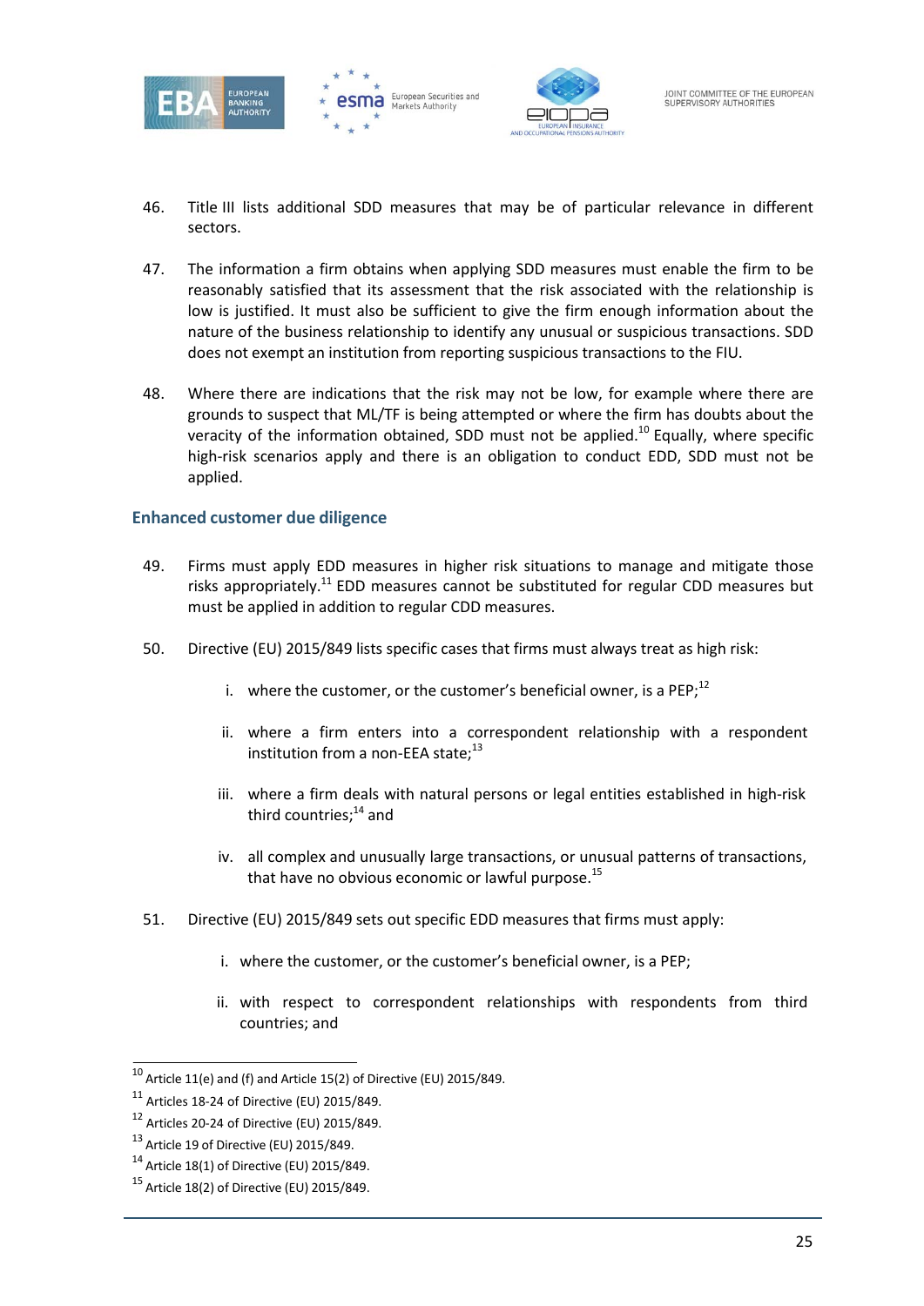46. Title III lists additional SDD measures that may be of particular relevance in different sectors.

47. The information a firm obtains when applying SDD measures must enable the firm to be reasonably satisfied that its assessment that the risk associated with the relationship is low is justified. It must also be sufficient to give the firm enough information about the nature of the business relationship to identify any unusual or suspicious transactions. SDD does not exempt an institution from reporting suspicious transactions to the FIU.

48. Where there are indications that the risk may not be low, for example where there are grounds to suspect that ML/TF is being attempted or where the firm has doubts about the veracity of the information obtained, SDD must not be applied.[10] Equally, where specific high-risk scenarios apply and there is an obligation to conduct EDD, SDD must not be applied.

### Enhanced customer due diligence

49. Firms must apply EDD measures in higher risk situations to manage and mitigate those risks appropriately.[11] EDD measures cannot be substituted for regular CDD measures but must be applied in addition to regular CDD measures.

50. Directive (EU) 2015/849 lists specific cases that firms must always treat as high risk:

    i. where the customer, or the customer's beneficial owner, is a PEP;[12]

    ii. where a firm enters into a correspondent relationship with a respondent institution from a non-EEA state;[13]

    iii. where a firm deals with natural persons or legal entities established in high-risk third countries;[14] and

    iv. all complex and unusually large transactions, or unusual patterns of transactions, that have no obvious economic or lawful purpose.[15]

51. Directive (EU) 2015/849 sets out specific EDD measures that firms must apply:

    i. where the customer, or the customer's beneficial owner, is a PEP;

    ii. with respect to correspondent relationships with respondents from third countries; and

---

[10] Article 11(e) and (f) and Article 15(2) of Directive (EU) 2015/849.

[11] Articles 18-24 of Directive (EU) 2015/849.

[12] Articles 20-24 of Directive (EU) 2015/849.

[13] Article 19 of Directive (EU) 2015/849.

[14] Article 18(1) of Directive (EU) 2015/849.

[15] Article 18(2) of Directive (EU) 2015/849.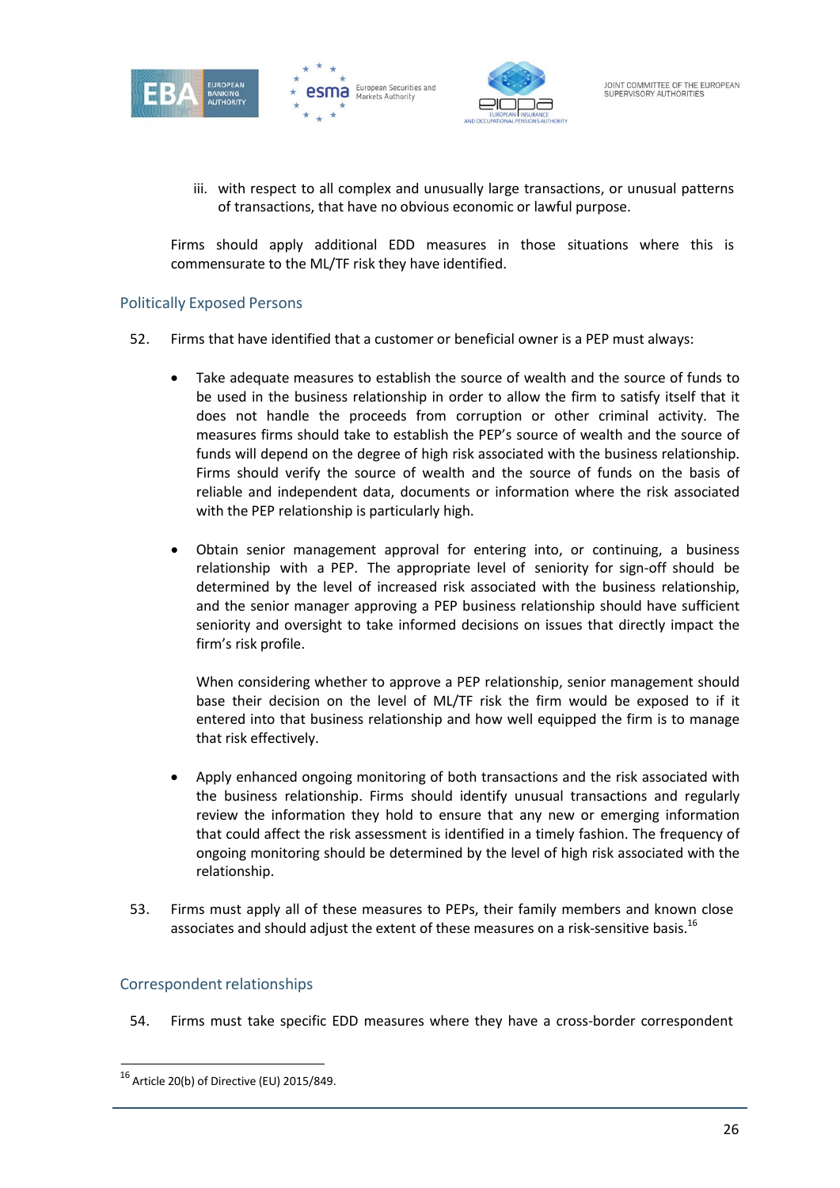iii. with respect to all complex and unusually large transactions, or unusual patterns of transactions, that have no obvious economic or lawful purpose.

Firms should apply additional EDD measures in those situations where this is commensurate to the ML/TF risk they have identified.

### Politically Exposed Persons

52. Firms that have identified that a customer or beneficial owner is a PEP must always:

- Take adequate measures to establish the source of wealth and the source of funds to be used in the business relationship in order to allow the firm to satisfy itself that it does not handle the proceeds from corruption or other criminal activity. The measures firms should take to establish the PEP's source of wealth and the source of funds will depend on the degree of high risk associated with the business relationship. Firms should verify the source of wealth and the source of funds on the basis of reliable and independent data, documents or information where the risk associated with the PEP relationship is particularly high.

- Obtain senior management approval for entering into, or continuing, a business relationship with a PEP. The appropriate level of seniority for sign-off should be determined by the level of increased risk associated with the business relationship, and the senior manager approving a PEP business relationship should have sufficient seniority and oversight to take informed decisions on issues that directly impact the firm's risk profile.

  When considering whether to approve a PEP relationship, senior management should base their decision on the level of ML/TF risk the firm would be exposed to if it entered into that business relationship and how well equipped the firm is to manage that risk effectively.

- Apply enhanced ongoing monitoring of both transactions and the risk associated with the business relationship. Firms should identify unusual transactions and regularly review the information they hold to ensure that any new or emerging information that could affect the risk assessment is identified in a timely fashion. The frequency of ongoing monitoring should be determined by the level of high risk associated with the relationship.

53. Firms must apply all of these measures to PEPs, their family members and known close associates and should adjust the extent of these measures on a risk-sensitive basis.[16]

### Correspondent relationships

54. Firms must take specific EDD measures where they have a cross-border correspondent

---

[16] Article 20(b) of Directive (EU) 2015/849.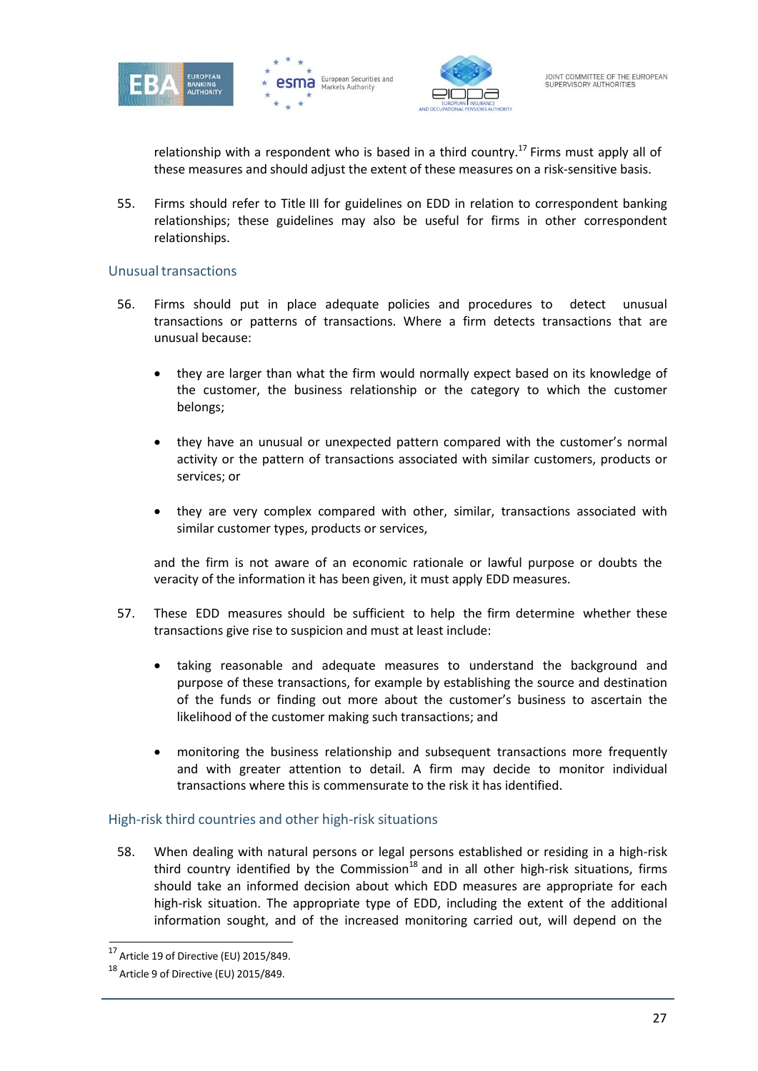relationship with a respondent who is based in a third country.[17] Firms must apply all of these measures and should adjust the extent of these measures on a risk-sensitive basis.

55. Firms should refer to Title III for guidelines on EDD in relation to correspondent banking relationships; these guidelines may also be useful for firms in other correspondent relationships.

## Unusual transactions

56. Firms should put in place adequate policies and procedures to detect unusual transactions or patterns of transactions. Where a firm detects transactions that are unusual because:

    - they are larger than what the firm would normally expect based on its knowledge of the customer, the business relationship or the category to which the customer belongs;
    - they have an unusual or unexpected pattern compared with the customer's normal activity or the pattern of transactions associated with similar customers, products or services; or
    - they are very complex compared with other, similar, transactions associated with similar customer types, products or services,

    and the firm is not aware of an economic rationale or lawful purpose or doubts the veracity of the information it has been given, it must apply EDD measures.

57. These EDD measures should be sufficient to help the firm determine whether these transactions give rise to suspicion and must at least include:

    - taking reasonable and adequate measures to understand the background and purpose of these transactions, for example by establishing the source and destination of the funds or finding out more about the customer's business to ascertain the likelihood of the customer making such transactions; and
    - monitoring the business relationship and subsequent transactions more frequently and with greater attention to detail. A firm may decide to monitor individual transactions where this is commensurate to the risk it has identified.

## High-risk third countries and other high-risk situations

58. When dealing with natural persons or legal persons established or residing in a high-risk third country identified by the Commission[18] and in all other high-risk situations, firms should take an informed decision about which EDD measures are appropriate for each high-risk situation. The appropriate type of EDD, including the extent of the additional information sought, and of the increased monitoring carried out, will depend on the

[17] Article 19 of Directive (EU) 2015/849.

[18] Article 9 of Directive (EU) 2015/849.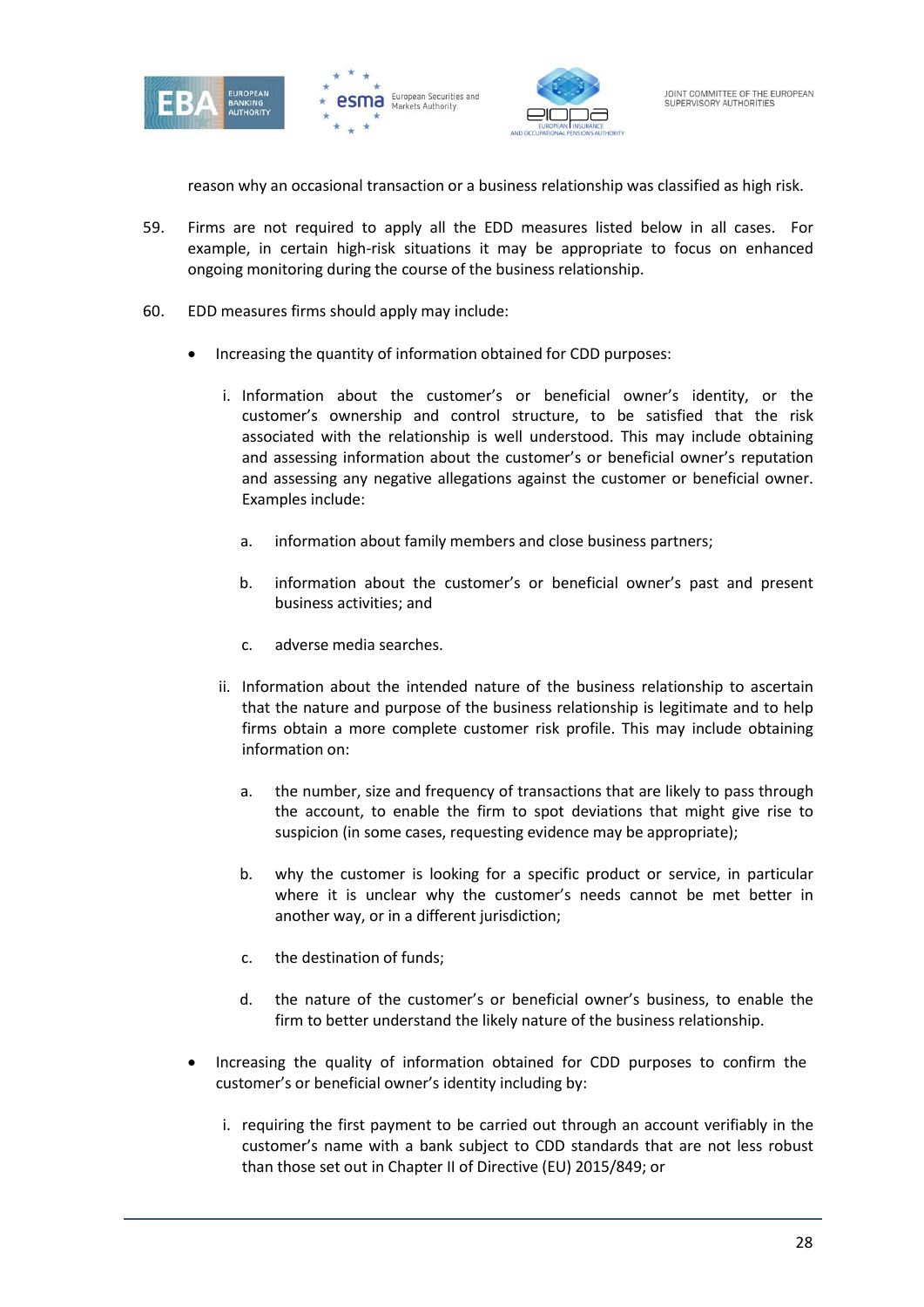reason why an occasional transaction or a business relationship was classified as high risk.

59. Firms are not required to apply all the EDD measures listed below in all cases. For example, in certain high-risk situations it may be appropriate to focus on enhanced ongoing monitoring during the course of the business relationship.

60. EDD measures firms should apply may include:

- Increasing the quantity of information obtained for CDD purposes:

    i. Information about the customer's or beneficial owner's identity, or the customer's ownership and control structure, to be satisfied that the risk associated with the relationship is well understood. This may include obtaining and assessing information about the customer's or beneficial owner's reputation and assessing any negative allegations against the customer or beneficial owner. Examples include:

    a. information about family members and close business partners;

    b. information about the customer's or beneficial owner's past and present business activities; and

    c. adverse media searches.

    ii. Information about the intended nature of the business relationship to ascertain that the nature and purpose of the business relationship is legitimate and to help firms obtain a more complete customer risk profile. This may include obtaining information on:

    a. the number, size and frequency of transactions that are likely to pass through the account, to enable the firm to spot deviations that might give rise to suspicion (in some cases, requesting evidence may be appropriate);

    b. why the customer is looking for a specific product or service, in particular where it is unclear why the customer's needs cannot be met better in another way, or in a different jurisdiction;

    c. the destination of funds;

    d. the nature of the customer's or beneficial owner's business, to enable the firm to better understand the likely nature of the business relationship.

- Increasing the quality of information obtained for CDD purposes to confirm the customer's or beneficial owner's identity including by:

    i. requiring the first payment to be carried out through an account verifiably in the customer's name with a bank subject to CDD standards that are not less robust than those set out in Chapter II of Directive (EU) 2015/849; or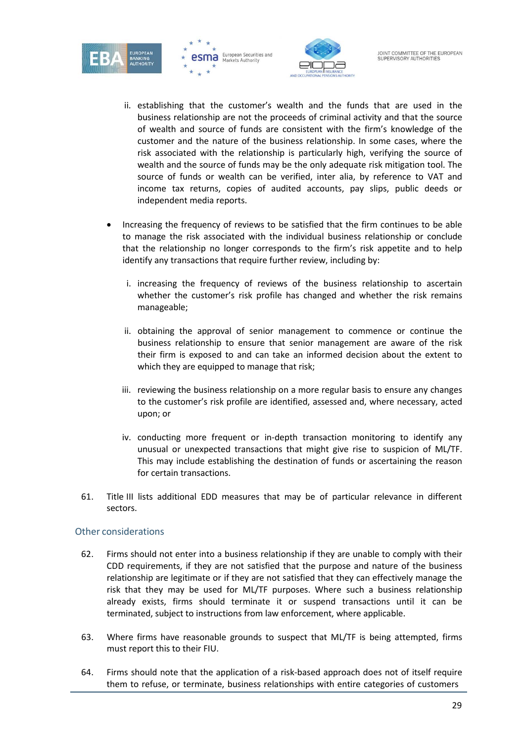ii. establishing that the customer's wealth and the funds that are used in the business relationship are not the proceeds of criminal activity and that the source of wealth and source of funds are consistent with the firm's knowledge of the customer and the nature of the business relationship. In some cases, where the risk associated with the relationship is particularly high, verifying the source of wealth and the source of funds may be the only adequate risk mitigation tool. The source of funds or wealth can be verified, inter alia, by reference to VAT and income tax returns, copies of audited accounts, pay slips, public deeds or independent media reports.

- Increasing the frequency of reviews to be satisfied that the firm continues to be able to manage the risk associated with the individual business relationship or conclude that the relationship no longer corresponds to the firm's risk appetite and to help identify any transactions that require further review, including by:

  i. increasing the frequency of reviews of the business relationship to ascertain whether the customer's risk profile has changed and whether the risk remains manageable;

  ii. obtaining the approval of senior management to commence or continue the business relationship to ensure that senior management are aware of the risk their firm is exposed to and can take an informed decision about the extent to which they are equipped to manage that risk;

  iii. reviewing the business relationship on a more regular basis to ensure any changes to the customer's risk profile are identified, assessed and, where necessary, acted upon; or

  iv. conducting more frequent or in-depth transaction monitoring to identify any unusual or unexpected transactions that might give rise to suspicion of ML/TF. This may include establishing the destination of funds or ascertaining the reason for certain transactions.

61. Title III lists additional EDD measures that may be of particular relevance in different sectors.

### Other considerations

62. Firms should not enter into a business relationship if they are unable to comply with their CDD requirements, if they are not satisfied that the purpose and nature of the business relationship are legitimate or if they are not satisfied that they can effectively manage the risk that they may be used for ML/TF purposes. Where such a business relationship already exists, firms should terminate it or suspend transactions until it can be terminated, subject to instructions from law enforcement, where applicable.

63. Where firms have reasonable grounds to suspect that ML/TF is being attempted, firms must report this to their FIU.

64. Firms should note that the application of a risk-based approach does not of itself require them to refuse, or terminate, business relationships with entire categories of customers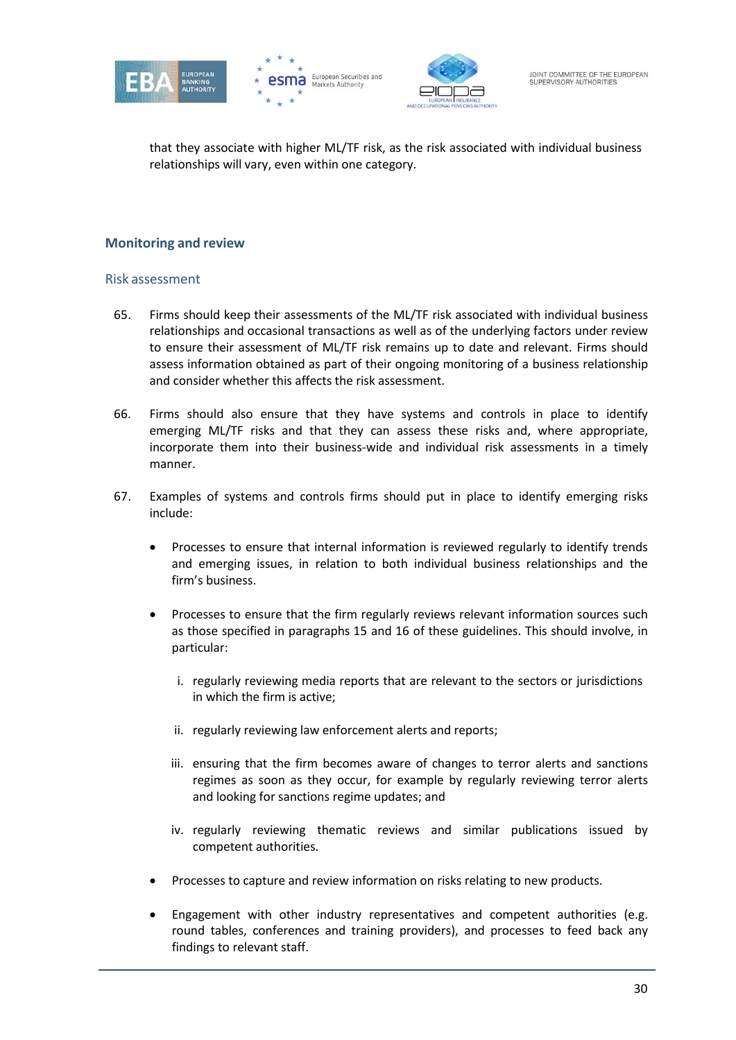that they associate with higher ML/TF risk, as the risk associated with individual business relationships will vary, even within one category.

## Monitoring and review

### Risk assessment

65. Firms should keep their assessments of the ML/TF risk associated with individual business relationships and occasional transactions as well as of the underlying factors under review to ensure their assessment of ML/TF risk remains up to date and relevant. Firms should assess information obtained as part of their ongoing monitoring of a business relationship and consider whether this affects the risk assessment.

66. Firms should also ensure that they have systems and controls in place to identify emerging ML/TF risks and that they can assess these risks and, where appropriate, incorporate them into their business-wide and individual risk assessments in a timely manner.

67. Examples of systems and controls firms should put in place to identify emerging risks include:

- Processes to ensure that internal information is reviewed regularly to identify trends and emerging issues, in relation to both individual business relationships and the firm's business.

- Processes to ensure that the firm regularly reviews relevant information sources such as those specified in paragraphs 15 and 16 of these guidelines. This should involve, in particular:

  i. regularly reviewing media reports that are relevant to the sectors or jurisdictions in which the firm is active;

  ii. regularly reviewing law enforcement alerts and reports;

  iii. ensuring that the firm becomes aware of changes to terror alerts and sanctions regimes as soon as they occur, for example by regularly reviewing terror alerts and looking for sanctions regime updates; and

  iv. regularly reviewing thematic reviews and similar publications issued by competent authorities.

- Processes to capture and review information on risks relating to new products.

- Engagement with other industry representatives and competent authorities (e.g. round tables, conferences and training providers), and processes to feed back any findings to relevant staff.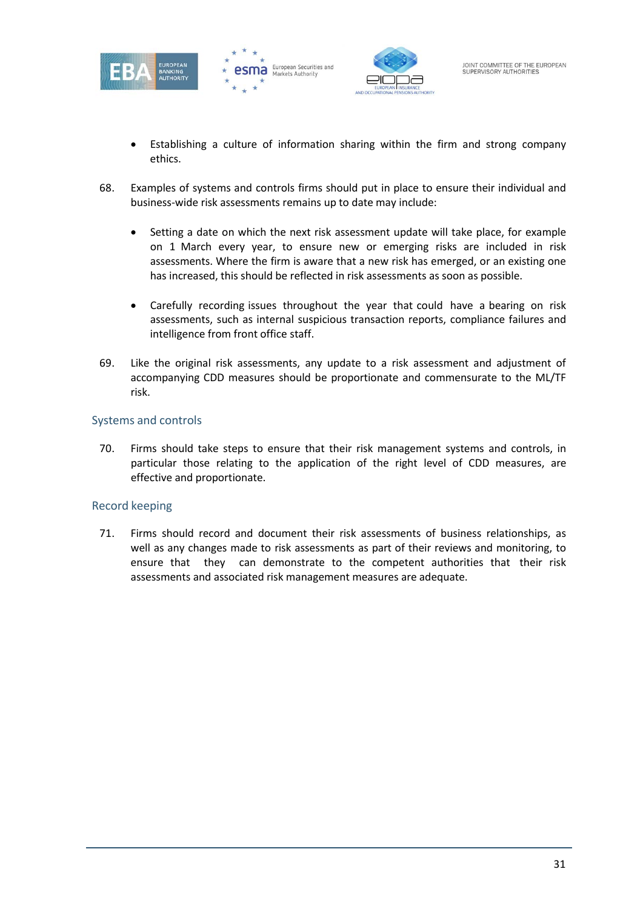- Establishing a culture of information sharing within the firm and strong company ethics.

68. Examples of systems and controls firms should put in place to ensure their individual and business-wide risk assessments remains up to date may include:

    - Setting a date on which the next risk assessment update will take place, for example on 1 March every year, to ensure new or emerging risks are included in risk assessments. Where the firm is aware that a new risk has emerged, or an existing one has increased, this should be reflected in risk assessments as soon as possible.

    - Carefully recording issues throughout the year that could have a bearing on risk assessments, such as internal suspicious transaction reports, compliance failures and intelligence from front office staff.

69. Like the original risk assessments, any update to a risk assessment and adjustment of accompanying CDD measures should be proportionate and commensurate to the ML/TF risk.

## Systems and controls

70. Firms should take steps to ensure that their risk management systems and controls, in particular those relating to the application of the right level of CDD measures, are effective and proportionate.

## Record keeping

71. Firms should record and document their risk assessments of business relationships, as well as any changes made to risk assessments as part of their reviews and monitoring, to ensure that they can demonstrate to the competent authorities that their risk assessments and associated risk management measures are adequate.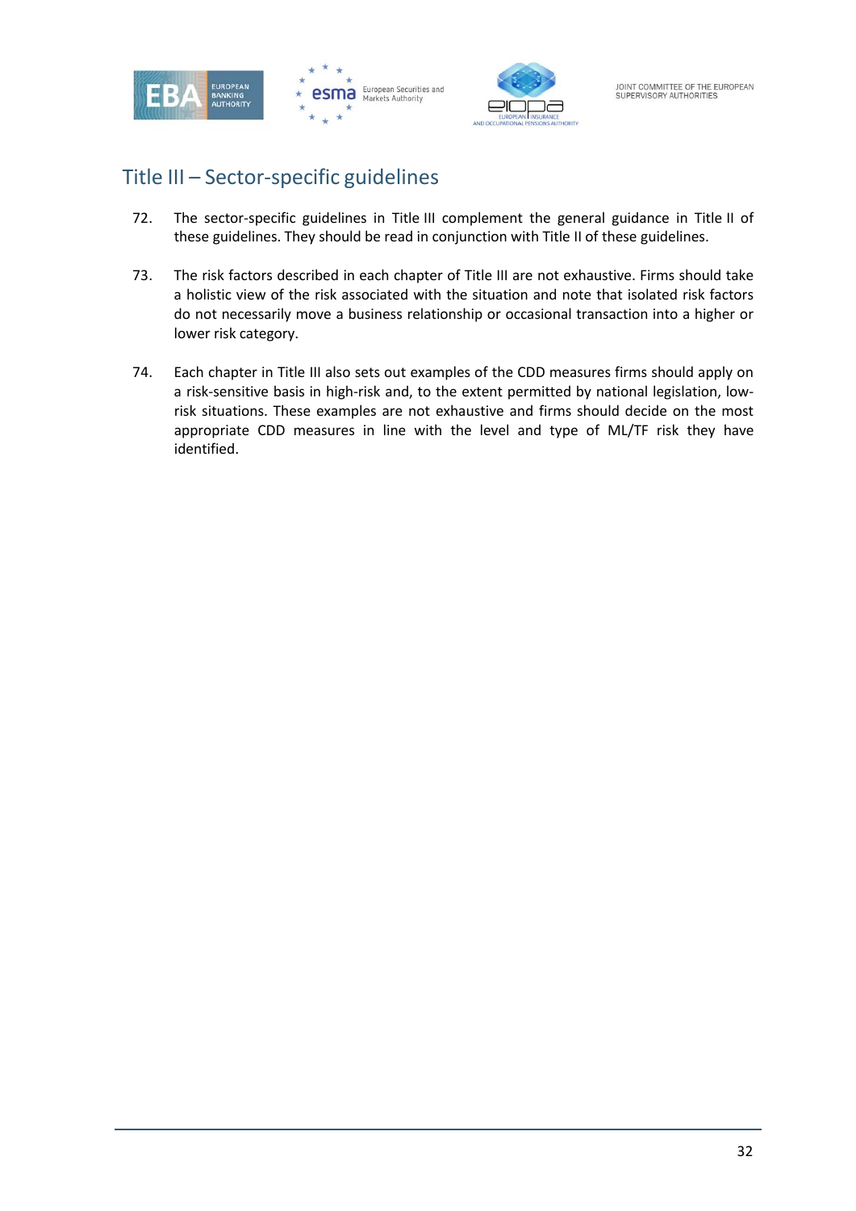# Title III – Sector-specific guidelines

72. The sector-specific guidelines in Title III complement the general guidance in Title II of these guidelines. They should be read in conjunction with Title II of these guidelines.

73. The risk factors described in each chapter of Title III are not exhaustive. Firms should take a holistic view of the risk associated with the situation and note that isolated risk factors do not necessarily move a business relationship or occasional transaction into a higher or lower risk category.

74. Each chapter in Title III also sets out examples of the CDD measures firms should apply on a risk-sensitive basis in high-risk and, to the extent permitted by national legislation, low-risk situations. These examples are not exhaustive and firms should decide on the most appropriate CDD measures in line with the level and type of ML/TF risk they have identified.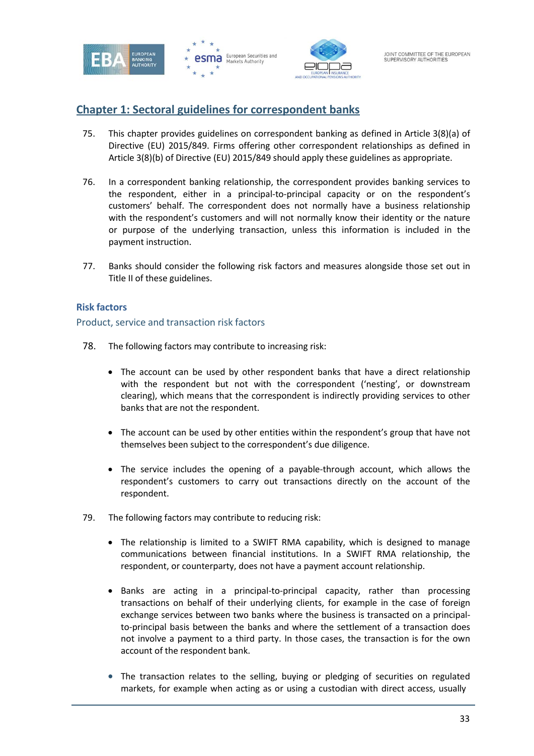## Chapter 1: Sectoral guidelines for correspondent banks

75. This chapter provides guidelines on correspondent banking as defined in Article 3(8)(a) of Directive (EU) 2015/849. Firms offering other correspondent relationships as defined in Article 3(8)(b) of Directive (EU) 2015/849 should apply these guidelines as appropriate.

76. In a correspondent banking relationship, the correspondent provides banking services to the respondent, either in a principal-to-principal capacity or on the respondent's customers' behalf. The correspondent does not normally have a business relationship with the respondent's customers and will not normally know their identity or the nature or purpose of the underlying transaction, unless this information is included in the payment instruction.

77. Banks should consider the following risk factors and measures alongside those set out in Title II of these guidelines.

### Risk factors

#### Product, service and transaction risk factors

78. The following factors may contribute to increasing risk:

   - The account can be used by other respondent banks that have a direct relationship with the respondent but not with the correspondent ('nesting', or downstream clearing), which means that the correspondent is indirectly providing services to other banks that are not the respondent.
   - The account can be used by other entities within the respondent's group that have not themselves been subject to the correspondent's due diligence.
   - The service includes the opening of a payable-through account, which allows the respondent's customers to carry out transactions directly on the account of the respondent.

79. The following factors may contribute to reducing risk:

   - The relationship is limited to a SWIFT RMA capability, which is designed to manage communications between financial institutions. In a SWIFT RMA relationship, the respondent, or counterparty, does not have a payment account relationship.
   - Banks are acting in a principal-to-principal capacity, rather than processing transactions on behalf of their underlying clients, for example in the case of foreign exchange services between two banks where the business is transacted on a principal-to-principal basis between the banks and where the settlement of a transaction does not involve a payment to a third party. In those cases, the transaction is for the own account of the respondent bank.
   - The transaction relates to the selling, buying or pledging of securities on regulated markets, for example when acting as or using a custodian with direct access, usually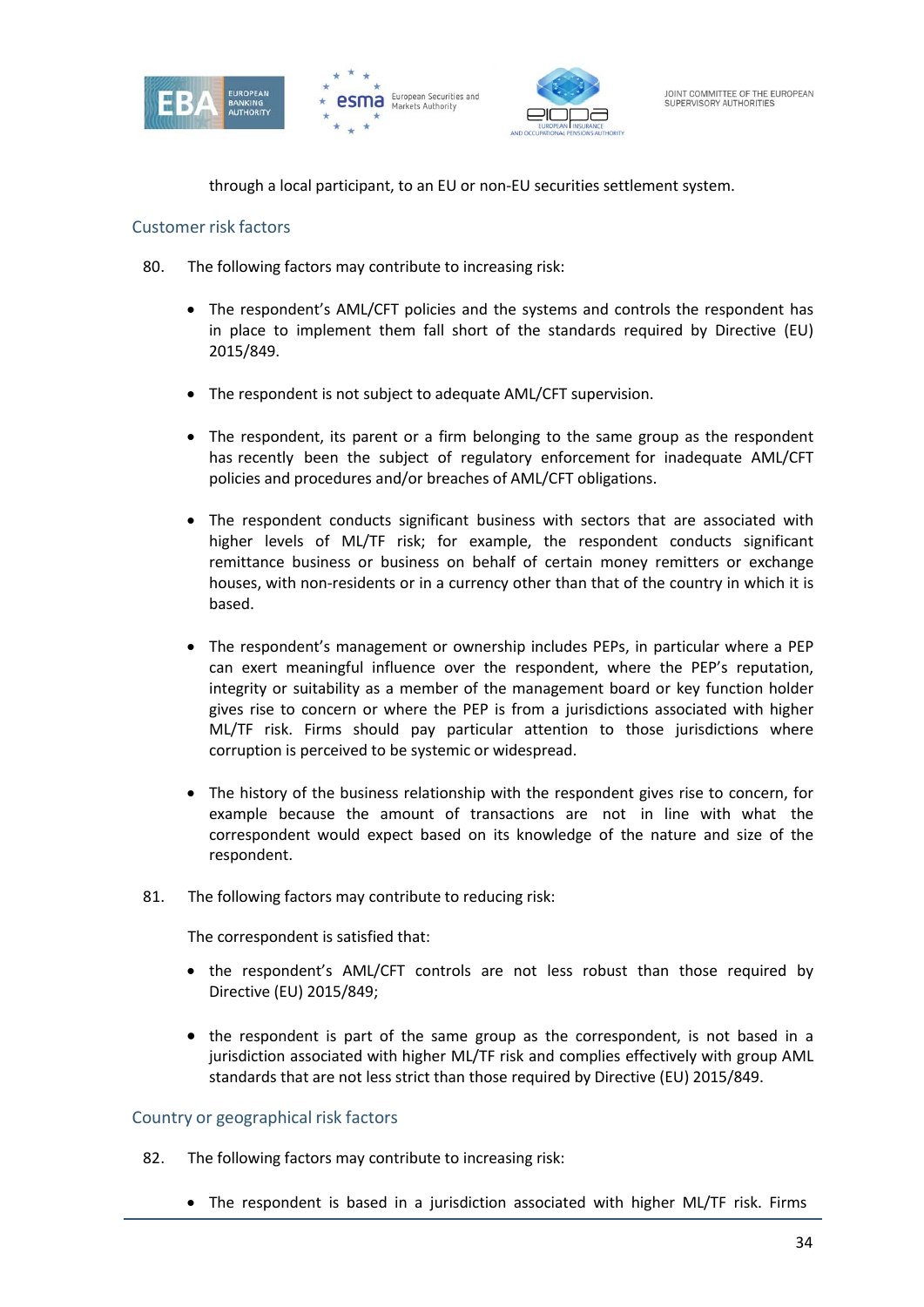through a local participant, to an EU or non-EU securities settlement system.

### Customer risk factors

80. The following factors may contribute to increasing risk:

    - The respondent's AML/CFT policies and the systems and controls the respondent has in place to implement them fall short of the standards required by Directive (EU) 2015/849.

    - The respondent is not subject to adequate AML/CFT supervision.

    - The respondent, its parent or a firm belonging to the same group as the respondent has recently been the subject of regulatory enforcement for inadequate AML/CFT policies and procedures and/or breaches of AML/CFT obligations.

    - The respondent conducts significant business with sectors that are associated with higher levels of ML/TF risk; for example, the respondent conducts significant remittance business or business on behalf of certain money remitters or exchange houses, with non-residents or in a currency other than that of the country in which it is based.

    - The respondent's management or ownership includes PEPs, in particular where a PEP can exert meaningful influence over the respondent, where the PEP's reputation, integrity or suitability as a member of the management board or key function holder gives rise to concern or where the PEP is from a jurisdictions associated with higher ML/TF risk. Firms should pay particular attention to those jurisdictions where corruption is perceived to be systemic or widespread.

    - The history of the business relationship with the respondent gives rise to concern, for example because the amount of transactions are not in line with what the correspondent would expect based on its knowledge of the nature and size of the respondent.

81. The following factors may contribute to reducing risk:

    The correspondent is satisfied that:

    - the respondent's AML/CFT controls are not less robust than those required by Directive (EU) 2015/849;

    - the respondent is part of the same group as the correspondent, is not based in a jurisdiction associated with higher ML/TF risk and complies effectively with group AML standards that are not less strict than those required by Directive (EU) 2015/849.

### Country or geographical risk factors

82. The following factors may contribute to increasing risk:

    - The respondent is based in a jurisdiction associated with higher ML/TF risk. Firms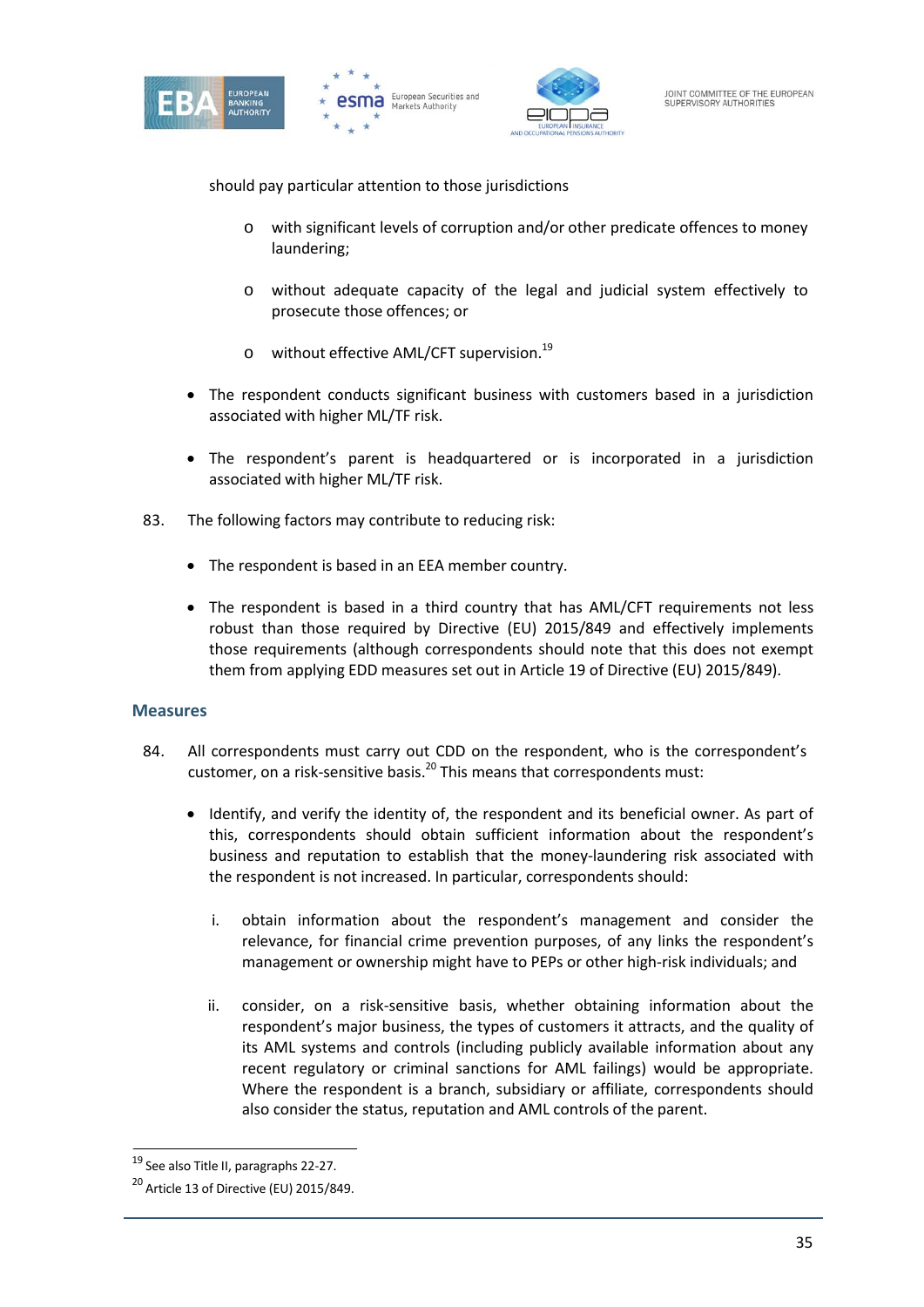should pay particular attention to those jurisdictions

  - with significant levels of corruption and/or other predicate offences to money laundering;
  - without adequate capacity of the legal and judicial system effectively to prosecute those offences; or
  - without effective AML/CFT supervision.[19]

- The respondent conducts significant business with customers based in a jurisdiction associated with higher ML/TF risk.
- The respondent's parent is headquartered or is incorporated in a jurisdiction associated with higher ML/TF risk.

83. The following factors may contribute to reducing risk:

- The respondent is based in an EEA member country.
- The respondent is based in a third country that has AML/CFT requirements not less robust than those required by Directive (EU) 2015/849 and effectively implements those requirements (although correspondents should note that this does not exempt them from applying EDD measures set out in Article 19 of Directive (EU) 2015/849).

### Measures

84. All correspondents must carry out CDD on the respondent, who is the correspondent's customer, on a risk-sensitive basis.[20] This means that correspondents must:

- Identify, and verify the identity of, the respondent and its beneficial owner. As part of this, correspondents should obtain sufficient information about the respondent's business and reputation to establish that the money-laundering risk associated with the respondent is not increased. In particular, correspondents should:

  i. obtain information about the respondent's management and consider the relevance, for financial crime prevention purposes, of any links the respondent's management or ownership might have to PEPs or other high-risk individuals; and

  ii. consider, on a risk-sensitive basis, whether obtaining information about the respondent's major business, the types of customers it attracts, and the quality of its AML systems and controls (including publicly available information about any recent regulatory or criminal sanctions for AML failings) would be appropriate. Where the respondent is a branch, subsidiary or affiliate, correspondents should also consider the status, reputation and AML controls of the parent.

---

[19] See also Title II, paragraphs 22-27.

[20] Article 13 of Directive (EU) 2015/849.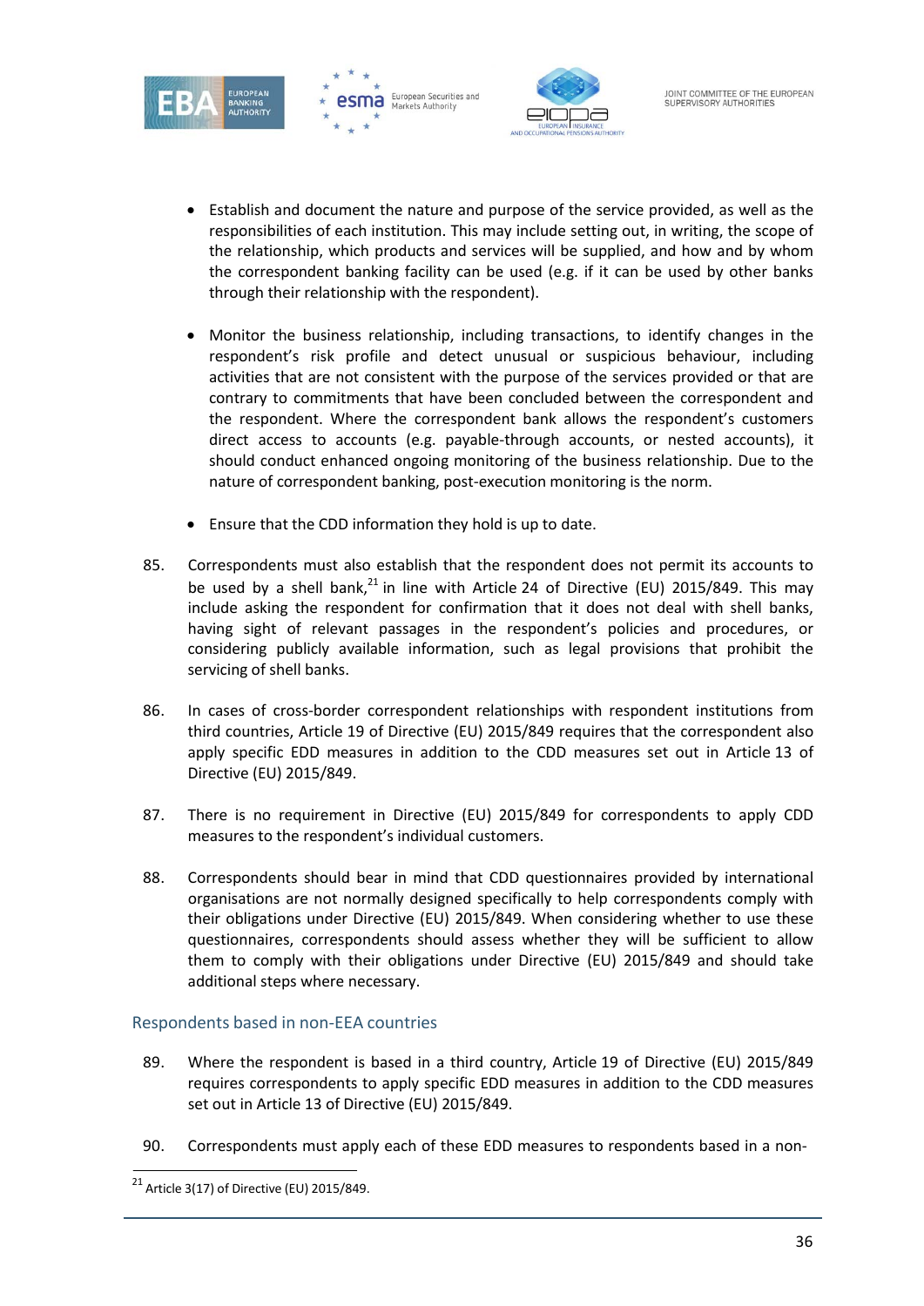- Establish and document the nature and purpose of the service provided, as well as the responsibilities of each institution. This may include setting out, in writing, the scope of the relationship, which products and services will be supplied, and how and by whom the correspondent banking facility can be used (e.g. if it can be used by other banks through their relationship with the respondent).

- Monitor the business relationship, including transactions, to identify changes in the respondent's risk profile and detect unusual or suspicious behaviour, including activities that are not consistent with the purpose of the services provided or that are contrary to commitments that have been concluded between the correspondent and the respondent. Where the correspondent bank allows the respondent's customers direct access to accounts (e.g. payable-through accounts, or nested accounts), it should conduct enhanced ongoing monitoring of the business relationship. Due to the nature of correspondent banking, post-execution monitoring is the norm.

- Ensure that the CDD information they hold is up to date.

85. Correspondents must also establish that the respondent does not permit its accounts to be used by a shell bank,[21] in line with Article 24 of Directive (EU) 2015/849. This may include asking the respondent for confirmation that it does not deal with shell banks, having sight of relevant passages in the respondent's policies and procedures, or considering publicly available information, such as legal provisions that prohibit the servicing of shell banks.

86. In cases of cross-border correspondent relationships with respondent institutions from third countries, Article 19 of Directive (EU) 2015/849 requires that the correspondent also apply specific EDD measures in addition to the CDD measures set out in Article 13 of Directive (EU) 2015/849.

87. There is no requirement in Directive (EU) 2015/849 for correspondents to apply CDD measures to the respondent's individual customers.

88. Correspondents should bear in mind that CDD questionnaires provided by international organisations are not normally designed specifically to help correspondents comply with their obligations under Directive (EU) 2015/849. When considering whether to use these questionnaires, correspondents should assess whether they will be sufficient to allow them to comply with their obligations under Directive (EU) 2015/849 and should take additional steps where necessary.

### Respondents based in non-EEA countries

89. Where the respondent is based in a third country, Article 19 of Directive (EU) 2015/849 requires correspondents to apply specific EDD measures in addition to the CDD measures set out in Article 13 of Directive (EU) 2015/849.

90. Correspondents must apply each of these EDD measures to respondents based in a non-

[21] Article 3(17) of Directive (EU) 2015/849.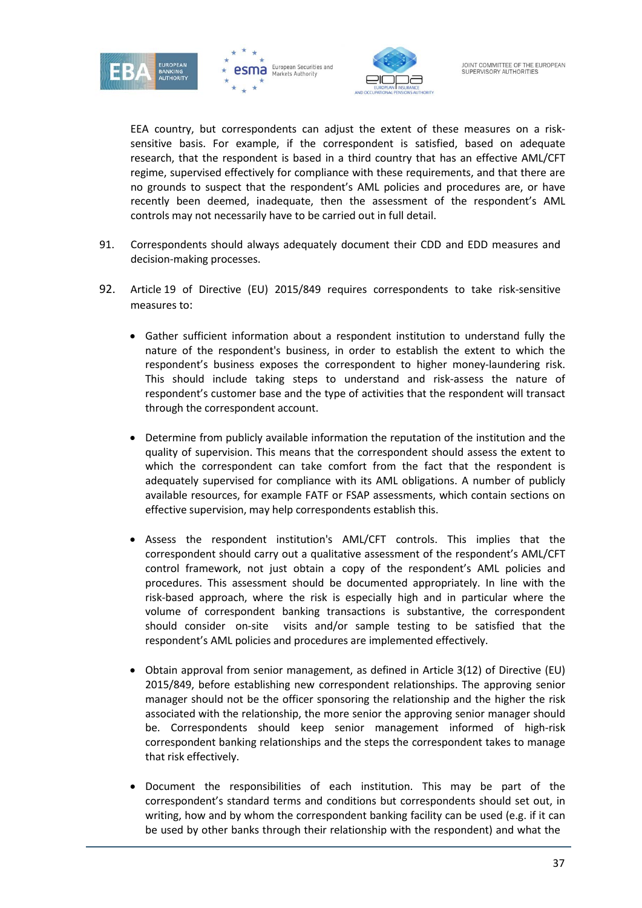EEA country, but correspondents can adjust the extent of these measures on a risk-sensitive basis. For example, if the correspondent is satisfied, based on adequate research, that the respondent is based in a third country that has an effective AML/CFT regime, supervised effectively for compliance with these requirements, and that there are no grounds to suspect that the respondent's AML policies and procedures are, or have recently been deemed, inadequate, then the assessment of the respondent's AML controls may not necessarily have to be carried out in full detail.

91. Correspondents should always adequately document their CDD and EDD measures and decision-making processes.

92. Article 19 of Directive (EU) 2015/849 requires correspondents to take risk-sensitive measures to:

   - Gather sufficient information about a respondent institution to understand fully the nature of the respondent's business, in order to establish the extent to which the respondent's business exposes the correspondent to higher money-laundering risk. This should include taking steps to understand and risk-assess the nature of respondent's customer base and the type of activities that the respondent will transact through the correspondent account.

   - Determine from publicly available information the reputation of the institution and the quality of supervision. This means that the correspondent should assess the extent to which the correspondent can take comfort from the fact that the respondent is adequately supervised for compliance with its AML obligations. A number of publicly available resources, for example FATF or FSAP assessments, which contain sections on effective supervision, may help correspondents establish this.

   - Assess the respondent institution's AML/CFT controls. This implies that the correspondent should carry out a qualitative assessment of the respondent's AML/CFT control framework, not just obtain a copy of the respondent's AML policies and procedures. This assessment should be documented appropriately. In line with the risk-based approach, where the risk is especially high and in particular where the volume of correspondent banking transactions is substantive, the correspondent should consider on-site visits and/or sample testing to be satisfied that the respondent's AML policies and procedures are implemented effectively.

   - Obtain approval from senior management, as defined in Article 3(12) of Directive (EU) 2015/849, before establishing new correspondent relationships. The approving senior manager should not be the officer sponsoring the relationship and the higher the risk associated with the relationship, the more senior the approving senior manager should be. Correspondents should keep senior management informed of high-risk correspondent banking relationships and the steps the correspondent takes to manage that risk effectively.

   - Document the responsibilities of each institution. This may be part of the correspondent's standard terms and conditions but correspondents should set out, in writing, how and by whom the correspondent banking facility can be used (e.g. if it can be used by other banks through their relationship with the respondent) and what the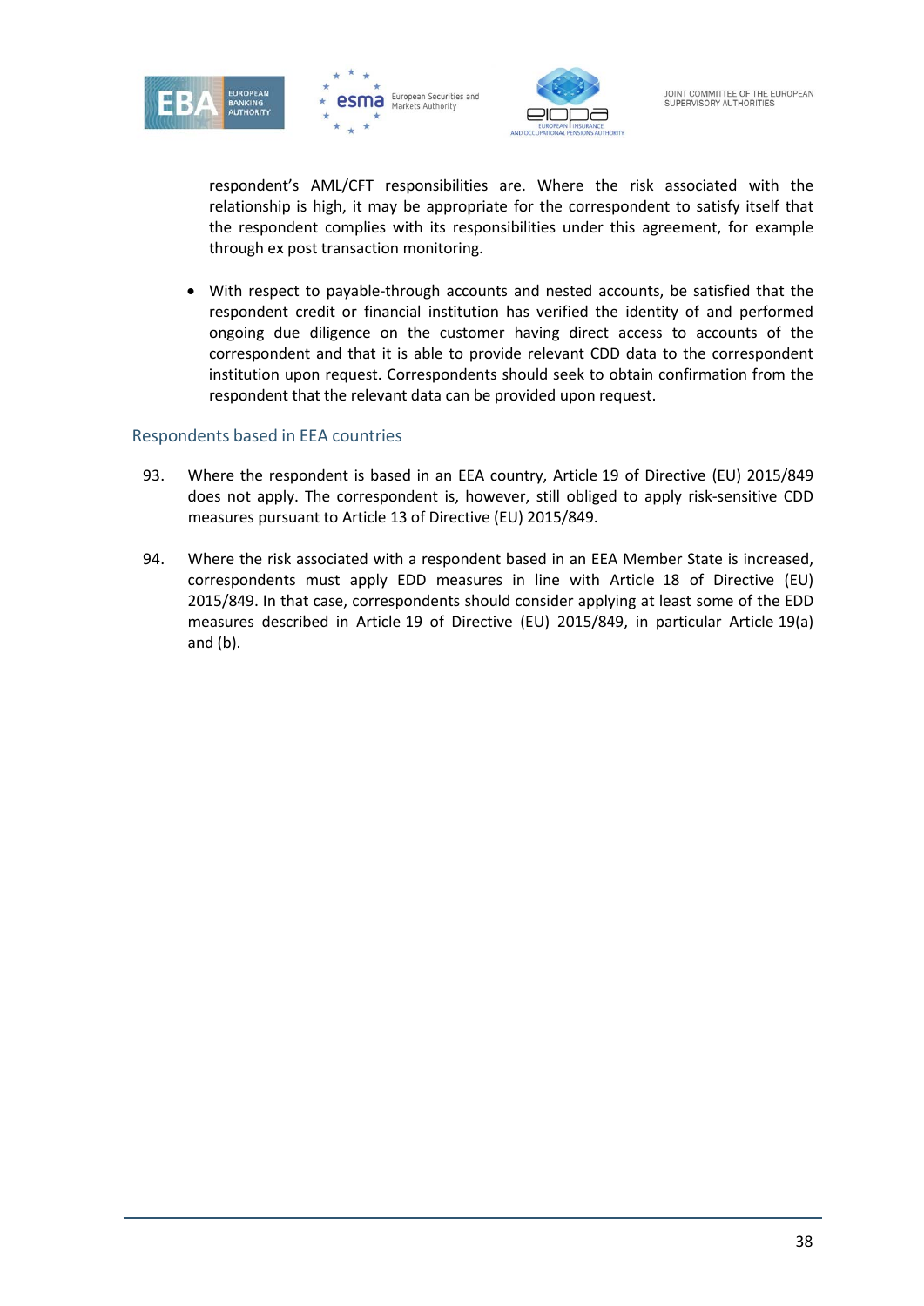respondent's AML/CFT responsibilities are. Where the risk associated with the relationship is high, it may be appropriate for the correspondent to satisfy itself that the respondent complies with its responsibilities under this agreement, for example through ex post transaction monitoring.

- With respect to payable-through accounts and nested accounts, be satisfied that the respondent credit or financial institution has verified the identity of and performed ongoing due diligence on the customer having direct access to accounts of the correspondent and that it is able to provide relevant CDD data to the correspondent institution upon request. Correspondents should seek to obtain confirmation from the respondent that the relevant data can be provided upon request.

### Respondents based in EEA countries

93. Where the respondent is based in an EEA country, Article 19 of Directive (EU) 2015/849 does not apply. The correspondent is, however, still obliged to apply risk-sensitive CDD measures pursuant to Article 13 of Directive (EU) 2015/849.

94. Where the risk associated with a respondent based in an EEA Member State is increased, correspondents must apply EDD measures in line with Article 18 of Directive (EU) 2015/849. In that case, correspondents should consider applying at least some of the EDD measures described in Article 19 of Directive (EU) 2015/849, in particular Article 19(a) and (b).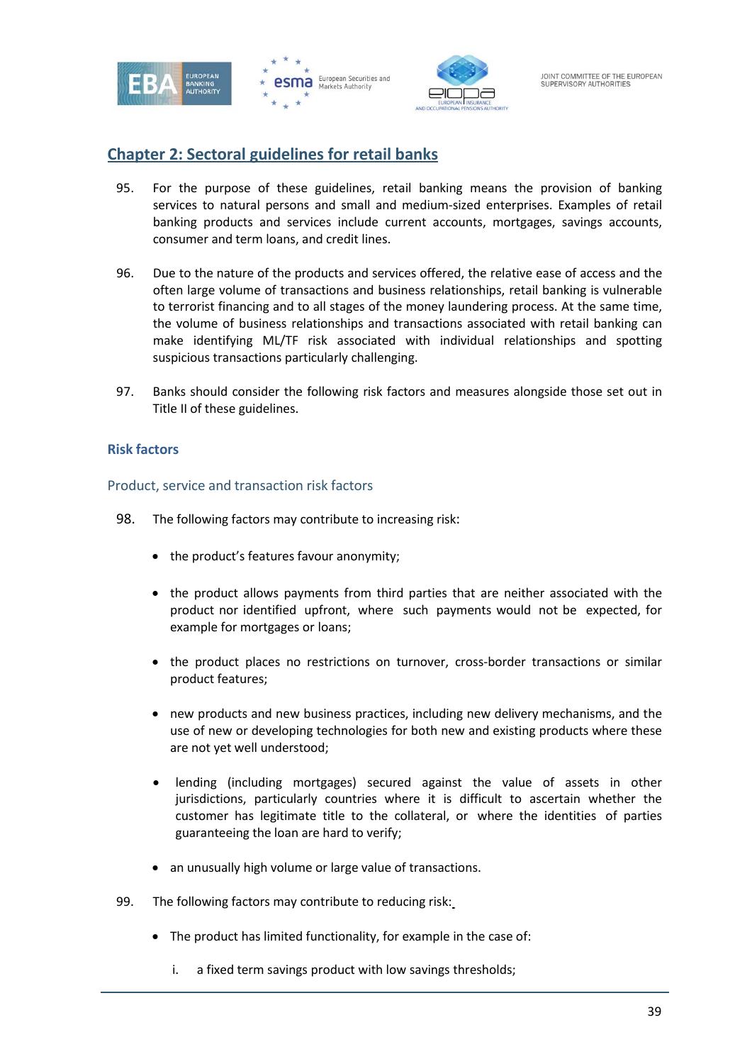## Chapter 2: Sectoral guidelines for retail banks

95. For the purpose of these guidelines, retail banking means the provision of banking services to natural persons and small and medium-sized enterprises. Examples of retail banking products and services include current accounts, mortgages, savings accounts, consumer and term loans, and credit lines.

96. Due to the nature of the products and services offered, the relative ease of access and the often large volume of transactions and business relationships, retail banking is vulnerable to terrorist financing and to all stages of the money laundering process. At the same time, the volume of business relationships and transactions associated with retail banking can make identifying ML/TF risk associated with individual relationships and spotting suspicious transactions particularly challenging.

97. Banks should consider the following risk factors and measures alongside those set out in Title II of these guidelines.

### Risk factors

#### Product, service and transaction risk factors

98. The following factors may contribute to increasing risk:

- the product's features favour anonymity;
- the product allows payments from third parties that are neither associated with the product nor identified upfront, where such payments would not be expected, for example for mortgages or loans;
- the product places no restrictions on turnover, cross-border transactions or similar product features;
- new products and new business practices, including new delivery mechanisms, and the use of new or developing technologies for both new and existing products where these are not yet well understood;
- lending (including mortgages) secured against the value of assets in other jurisdictions, particularly countries where it is difficult to ascertain whether the customer has legitimate title to the collateral, or where the identities of parties guaranteeing the loan are hard to verify;
- an unusually high volume or large value of transactions.

99. The following factors may contribute to reducing risk:

- The product has limited functionality, for example in the case of:
  i. a fixed term savings product with low savings thresholds;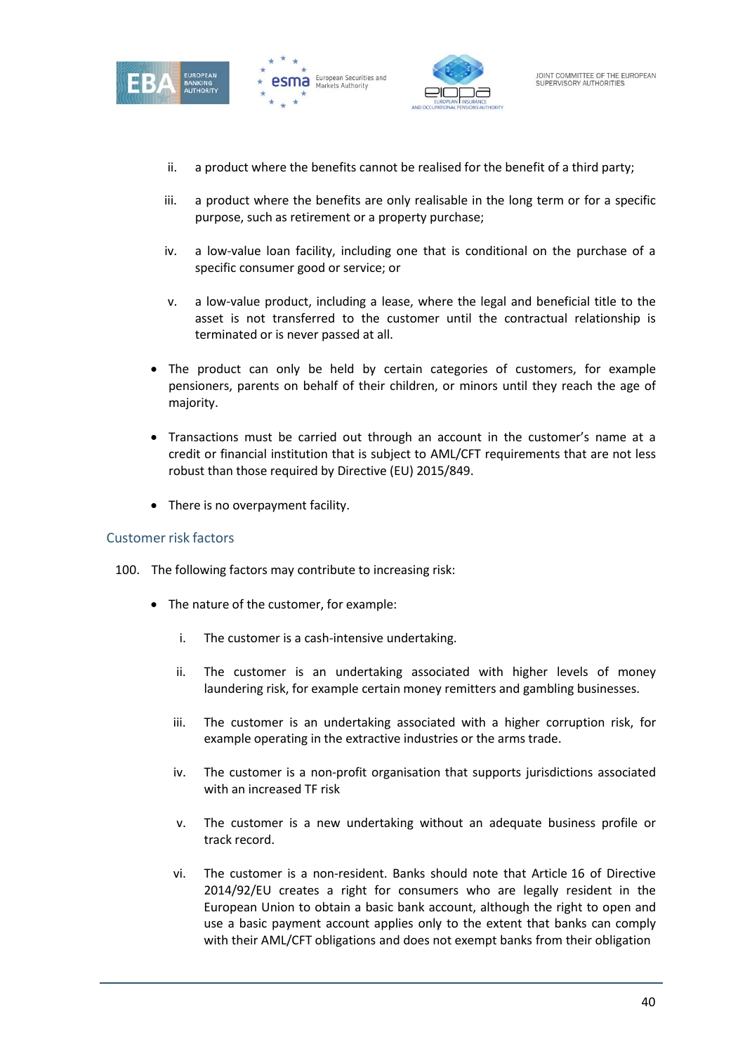ii. a product where the benefits cannot be realised for the benefit of a third party;

   iii. a product where the benefits are only realisable in the long term or for a specific purpose, such as retirement or a property purchase;

   iv. a low-value loan facility, including one that is conditional on the purchase of a specific consumer good or service; or

   v. a low-value product, including a lease, where the legal and beneficial title to the asset is not transferred to the customer until the contractual relationship is terminated or is never passed at all.

- The product can only be held by certain categories of customers, for example pensioners, parents on behalf of their children, or minors until they reach the age of majority.
- Transactions must be carried out through an account in the customer's name at a credit or financial institution that is subject to AML/CFT requirements that are not less robust than those required by Directive (EU) 2015/849.
- There is no overpayment facility.

## Customer risk factors

100. The following factors may contribute to increasing risk:

- The nature of the customer, for example:

   i. The customer is a cash-intensive undertaking.

   ii. The customer is an undertaking associated with higher levels of money laundering risk, for example certain money remitters and gambling businesses.

   iii. The customer is an undertaking associated with a higher corruption risk, for example operating in the extractive industries or the arms trade.

   iv. The customer is a non-profit organisation that supports jurisdictions associated with an increased TF risk

   v. The customer is a new undertaking without an adequate business profile or track record.

   vi. The customer is a non-resident. Banks should note that Article 16 of Directive 2014/92/EU creates a right for consumers who are legally resident in the European Union to obtain a basic bank account, although the right to open and use a basic payment account applies only to the extent that banks can comply with their AML/CFT obligations and does not exempt banks from their obligation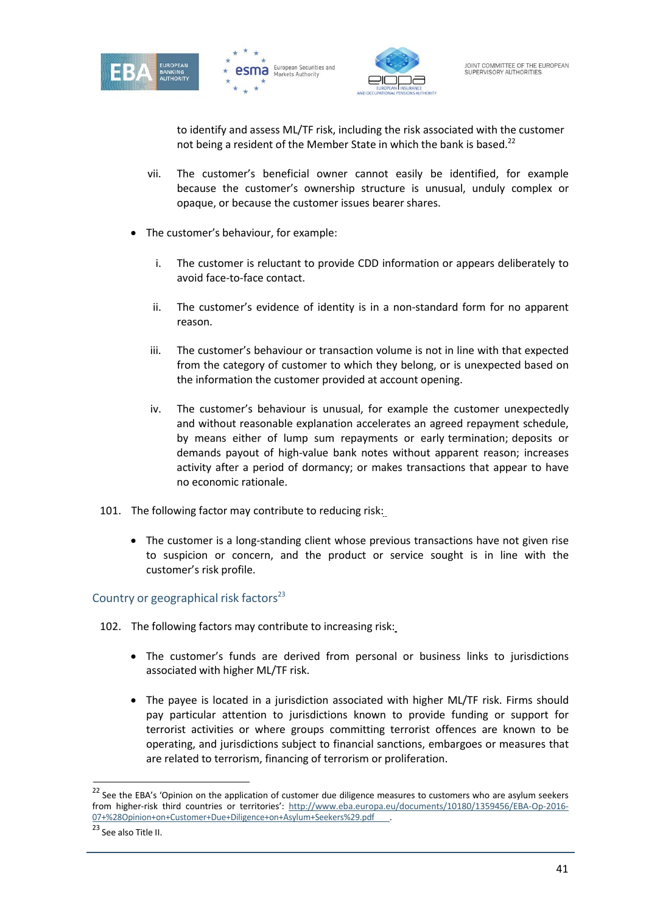to identify and assess ML/TF risk, including the risk associated with the customer not being a resident of the Member State in which the bank is based.[22]

vii. The customer's beneficial owner cannot easily be identified, for example because the customer's ownership structure is unusual, unduly complex or opaque, or because the customer issues bearer shares.

- The customer's behaviour, for example:

    i. The customer is reluctant to provide CDD information or appears deliberately to avoid face-to-face contact.

    ii. The customer's evidence of identity is in a non-standard form for no apparent reason.

    iii. The customer's behaviour or transaction volume is not in line with that expected from the category of customer to which they belong, or is unexpected based on the information the customer provided at account opening.

    iv. The customer's behaviour is unusual, for example the customer unexpectedly and without reasonable explanation accelerates an agreed repayment schedule, by means either of lump sum repayments or early termination; deposits or demands payout of high-value bank notes without apparent reason; increases activity after a period of dormancy; or makes transactions that appear to have no economic rationale.

101. The following factor may contribute to reducing risk:

- The customer is a long-standing client whose previous transactions have not given rise to suspicion or concern, and the product or service sought is in line with the customer's risk profile.

## Country or geographical risk factors[23]

102. The following factors may contribute to increasing risk:

- The customer's funds are derived from personal or business links to jurisdictions associated with higher ML/TF risk.

- The payee is located in a jurisdiction associated with higher ML/TF risk. Firms should pay particular attention to jurisdictions known to provide funding or support for terrorist activities or where groups committing terrorist offences are known to be operating, and jurisdictions subject to financial sanctions, embargoes or measures that are related to terrorism, financing of terrorism or proliferation.

---

[22] See the EBA's 'Opinion on the application of customer due diligence measures to customers who are asylum seekers from higher-risk third countries or territories': http://www.eba.europa.eu/documents/10180/1359456/EBA-Op-2016-07+%28Opinion+on+Customer+Due+Diligence+on+Asylum+Seekers%29.pdf .

[23] See also Title II.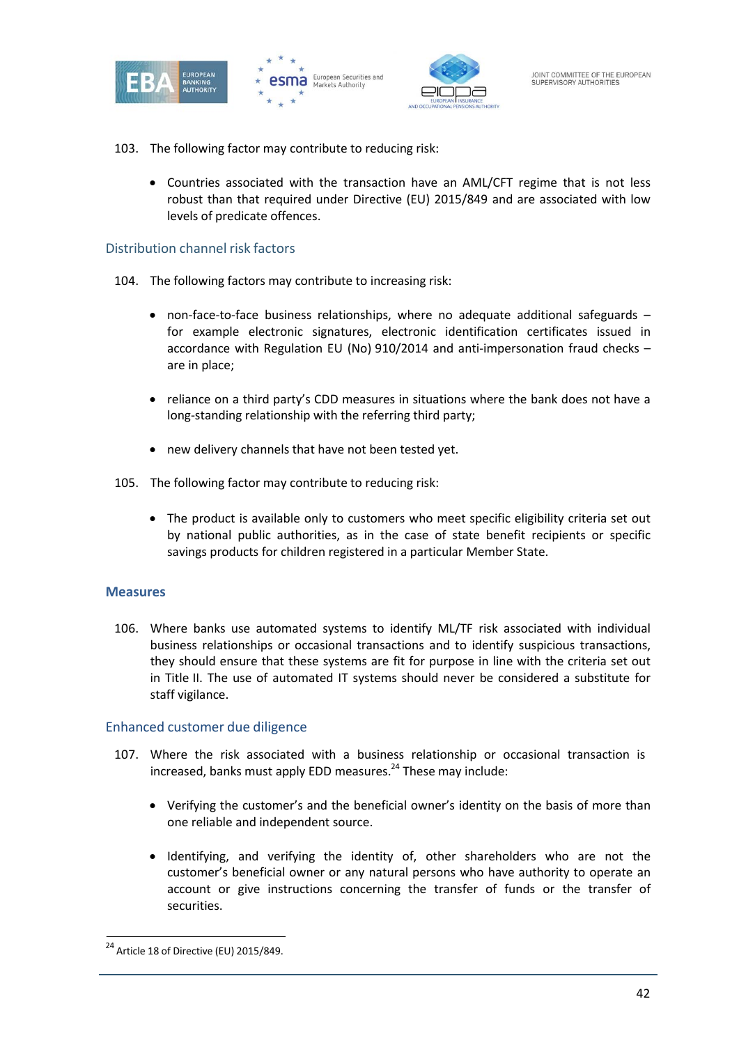103. The following factor may contribute to reducing risk:

- Countries associated with the transaction have an AML/CFT regime that is not less robust than that required under Directive (EU) 2015/849 and are associated with low levels of predicate offences.

### Distribution channel risk factors

104. The following factors may contribute to increasing risk:

- non-face-to-face business relationships, where no adequate additional safeguards – for example electronic signatures, electronic identification certificates issued in accordance with Regulation EU (No) 910/2014 and anti-impersonation fraud checks – are in place;
- reliance on a third party's CDD measures in situations where the bank does not have a long-standing relationship with the referring third party;
- new delivery channels that have not been tested yet.

105. The following factor may contribute to reducing risk:

- The product is available only to customers who meet specific eligibility criteria set out by national public authorities, as in the case of state benefit recipients or specific savings products for children registered in a particular Member State.

## Measures

106. Where banks use automated systems to identify ML/TF risk associated with individual business relationships or occasional transactions and to identify suspicious transactions, they should ensure that these systems are fit for purpose in line with the criteria set out in Title II. The use of automated IT systems should never be considered a substitute for staff vigilance.

### Enhanced customer due diligence

107. Where the risk associated with a business relationship or occasional transaction is increased, banks must apply EDD measures.[24] These may include:

- Verifying the customer's and the beneficial owner's identity on the basis of more than one reliable and independent source.
- Identifying, and verifying the identity of, other shareholders who are not the customer's beneficial owner or any natural persons who have authority to operate an account or give instructions concerning the transfer of funds or the transfer of securities.

[24] Article 18 of Directive (EU) 2015/849.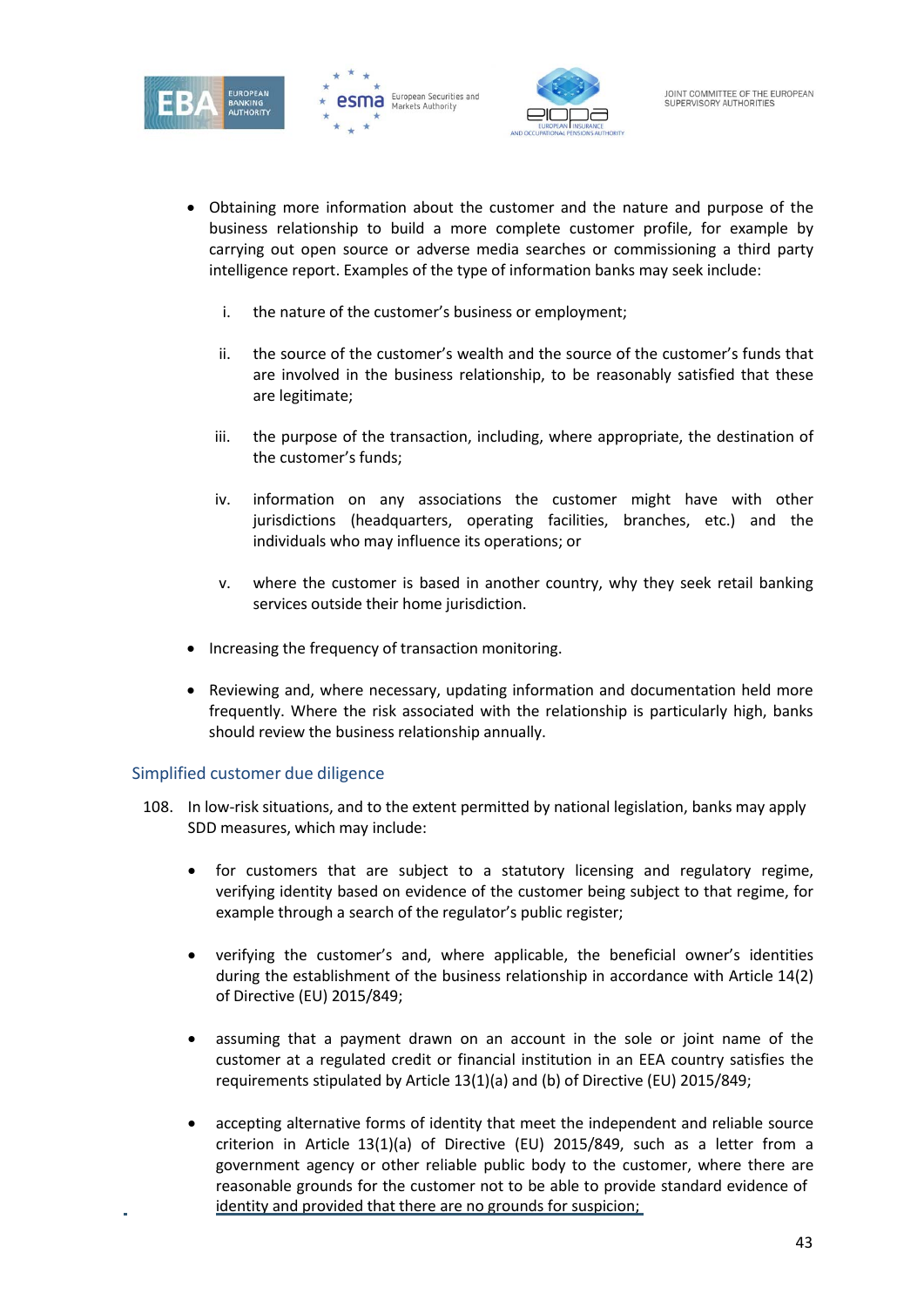- Obtaining more information about the customer and the nature and purpose of the business relationship to build a more complete customer profile, for example by carrying out open source or adverse media searches or commissioning a third party intelligence report. Examples of the type of information banks may seek include:

  i. the nature of the customer's business or employment;

  ii. the source of the customer's wealth and the source of the customer's funds that are involved in the business relationship, to be reasonably satisfied that these are legitimate;

  iii. the purpose of the transaction, including, where appropriate, the destination of the customer's funds;

  iv. information on any associations the customer might have with other jurisdictions (headquarters, operating facilities, branches, etc.) and the individuals who may influence its operations; or

  v. where the customer is based in another country, why they seek retail banking services outside their home jurisdiction.

- Increasing the frequency of transaction monitoring.

- Reviewing and, where necessary, updating information and documentation held more frequently. Where the risk associated with the relationship is particularly high, banks should review the business relationship annually.

## Simplified customer due diligence

108. In low-risk situations, and to the extent permitted by national legislation, banks may apply SDD measures, which may include:

- for customers that are subject to a statutory licensing and regulatory regime, verifying identity based on evidence of the customer being subject to that regime, for example through a search of the regulator's public register;

- verifying the customer's and, where applicable, the beneficial owner's identities during the establishment of the business relationship in accordance with Article 14(2) of Directive (EU) 2015/849;

- assuming that a payment drawn on an account in the sole or joint name of the customer at a regulated credit or financial institution in an EEA country satisfies the requirements stipulated by Article 13(1)(a) and (b) of Directive (EU) 2015/849;

- accepting alternative forms of identity that meet the independent and reliable source criterion in Article 13(1)(a) of Directive (EU) 2015/849, such as a letter from a government agency or other reliable public body to the customer, where there are reasonable grounds for the customer not to be able to provide standard evidence of identity and provided that there are no grounds for suspicion;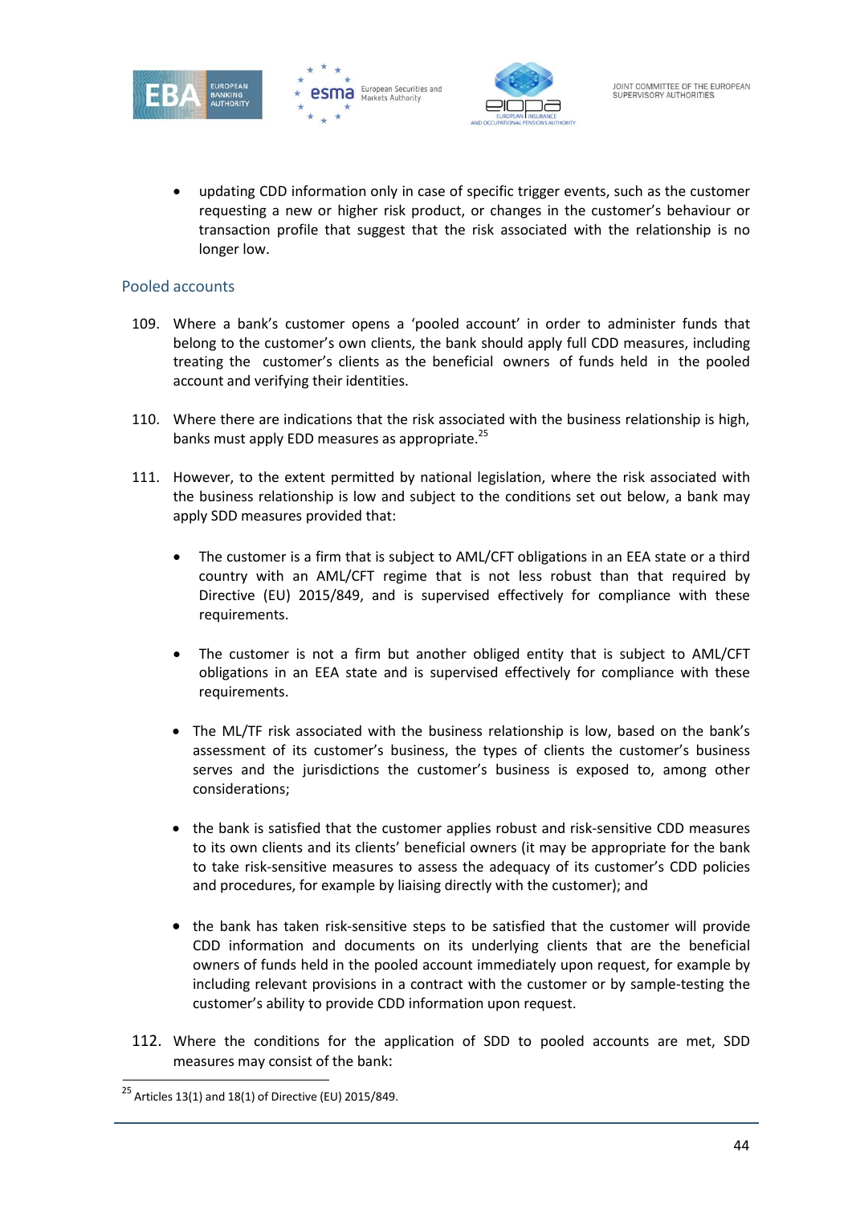- updating CDD information only in case of specific trigger events, such as the customer requesting a new or higher risk product, or changes in the customer's behaviour or transaction profile that suggest that the risk associated with the relationship is no longer low.

### Pooled accounts

109. Where a bank's customer opens a 'pooled account' in order to administer funds that belong to the customer's own clients, the bank should apply full CDD measures, including treating the customer's clients as the beneficial owners of funds held in the pooled account and verifying their identities.

110. Where there are indications that the risk associated with the business relationship is high, banks must apply EDD measures as appropriate.[25]

111. However, to the extent permitted by national legislation, where the risk associated with the business relationship is low and subject to the conditions set out below, a bank may apply SDD measures provided that:

   - The customer is a firm that is subject to AML/CFT obligations in an EEA state or a third country with an AML/CFT regime that is not less robust than that required by Directive (EU) 2015/849, and is supervised effectively for compliance with these requirements.

   - The customer is not a firm but another obliged entity that is subject to AML/CFT obligations in an EEA state and is supervised effectively for compliance with these requirements.

   - The ML/TF risk associated with the business relationship is low, based on the bank's assessment of its customer's business, the types of clients the customer's business serves and the jurisdictions the customer's business is exposed to, among other considerations;

   - the bank is satisfied that the customer applies robust and risk-sensitive CDD measures to its own clients and its clients' beneficial owners (it may be appropriate for the bank to take risk-sensitive measures to assess the adequacy of its customer's CDD policies and procedures, for example by liaising directly with the customer); and

   - the bank has taken risk-sensitive steps to be satisfied that the customer will provide CDD information and documents on its underlying clients that are the beneficial owners of funds held in the pooled account immediately upon request, for example by including relevant provisions in a contract with the customer or by sample-testing the customer's ability to provide CDD information upon request.

112. Where the conditions for the application of SDD to pooled accounts are met, SDD measures may consist of the bank:

[25] Articles 13(1) and 18(1) of Directive (EU) 2015/849.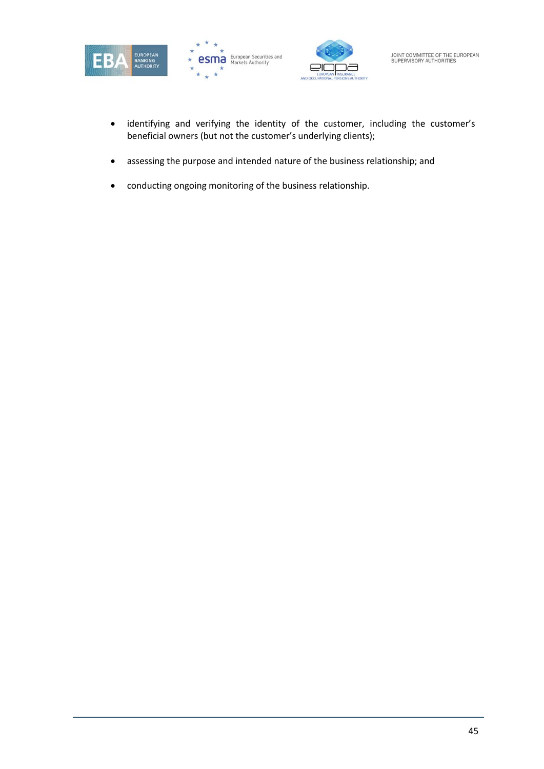- identifying and verifying the identity of the customer, including the customer's beneficial owners (but not the customer's underlying clients);
- assessing the purpose and intended nature of the business relationship; and
- conducting ongoing monitoring of the business relationship.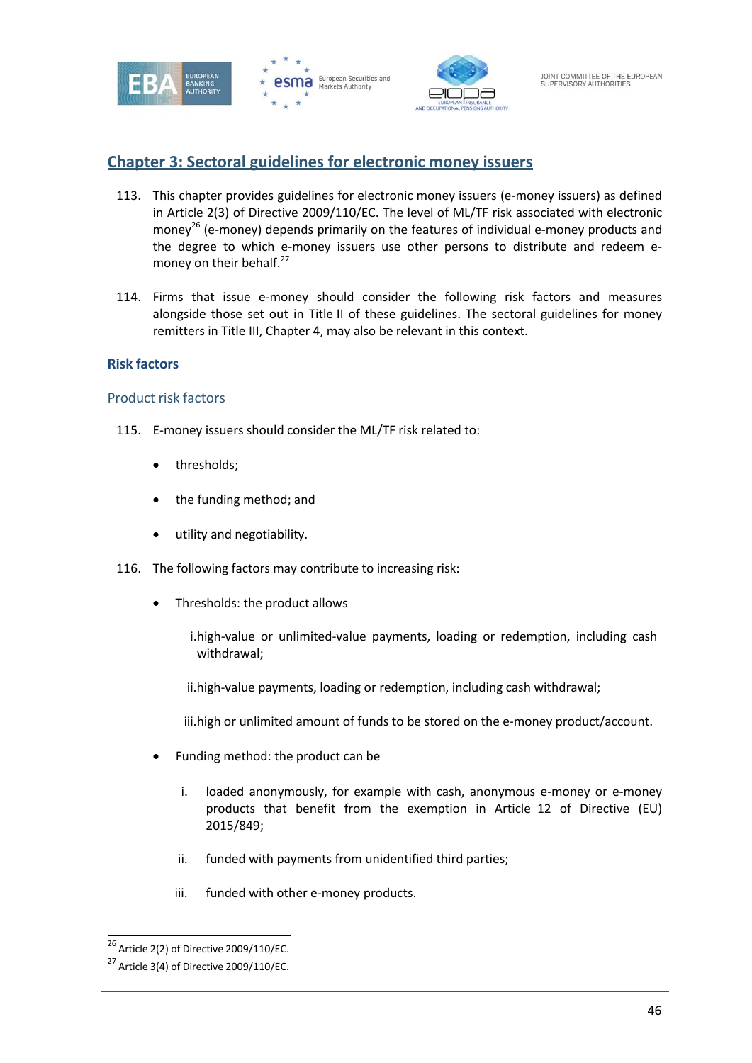## Chapter 3: Sectoral guidelines for electronic money issuers

113. This chapter provides guidelines for electronic money issuers (e-money issuers) as defined in Article 2(3) of Directive 2009/110/EC. The level of ML/TF risk associated with electronic money[26] (e-money) depends primarily on the features of individual e-money products and the degree to which e-money issuers use other persons to distribute and redeem e-money on their behalf.[27]

114. Firms that issue e-money should consider the following risk factors and measures alongside those set out in Title II of these guidelines. The sectoral guidelines for money remitters in Title III, Chapter 4, may also be relevant in this context.

### Risk factors

#### Product risk factors

115. E-money issuers should consider the ML/TF risk related to:

- thresholds;
- the funding method; and
- utility and negotiability.

116. The following factors may contribute to increasing risk:

- Thresholds: the product allows
    i. high-value or unlimited-value payments, loading or redemption, including cash withdrawal;
    ii. high-value payments, loading or redemption, including cash withdrawal;
    iii. high or unlimited amount of funds to be stored on the e-money product/account.
- Funding method: the product can be
    i. loaded anonymously, for example with cash, anonymous e-money or e-money products that benefit from the exemption in Article 12 of Directive (EU) 2015/849;
    ii. funded with payments from unidentified third parties;
    iii. funded with other e-money products.

---

[26] Article 2(2) of Directive 2009/110/EC.

[27] Article 3(4) of Directive 2009/110/EC.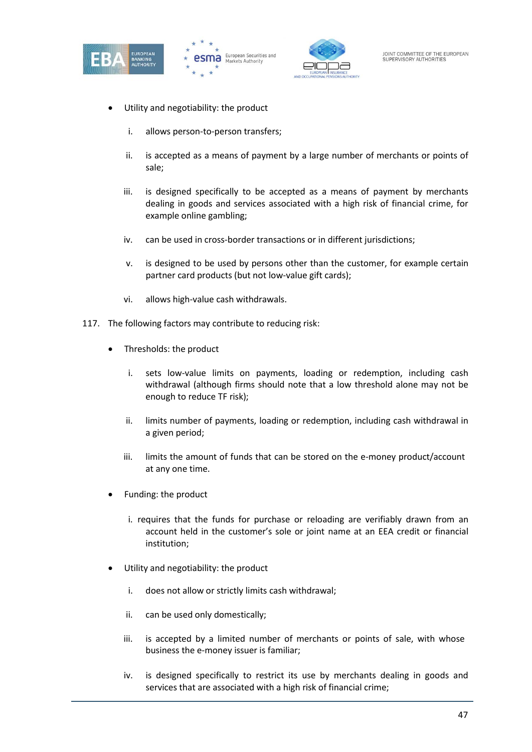- Utility and negotiability: the product

  i. allows person-to-person transfers;

  ii. is accepted as a means of payment by a large number of merchants or points of sale;

  iii. is designed specifically to be accepted as a means of payment by merchants dealing in goods and services associated with a high risk of financial crime, for example online gambling;

  iv. can be used in cross-border transactions or in different jurisdictions;

  v. is designed to be used by persons other than the customer, for example certain partner card products (but not low-value gift cards);

  vi. allows high-value cash withdrawals.

117. The following factors may contribute to reducing risk:

- Thresholds: the product

  i. sets low-value limits on payments, loading or redemption, including cash withdrawal (although firms should note that a low threshold alone may not be enough to reduce TF risk);

  ii. limits number of payments, loading or redemption, including cash withdrawal in a given period;

  iii. limits the amount of funds that can be stored on the e-money product/account at any one time.

- Funding: the product

  i. requires that the funds for purchase or reloading are verifiably drawn from an account held in the customer's sole or joint name at an EEA credit or financial institution;

- Utility and negotiability: the product

  i. does not allow or strictly limits cash withdrawal;

  ii. can be used only domestically;

  iii. is accepted by a limited number of merchants or points of sale, with whose business the e-money issuer is familiar;

  iv. is designed specifically to restrict its use by merchants dealing in goods and services that are associated with a high risk of financial crime;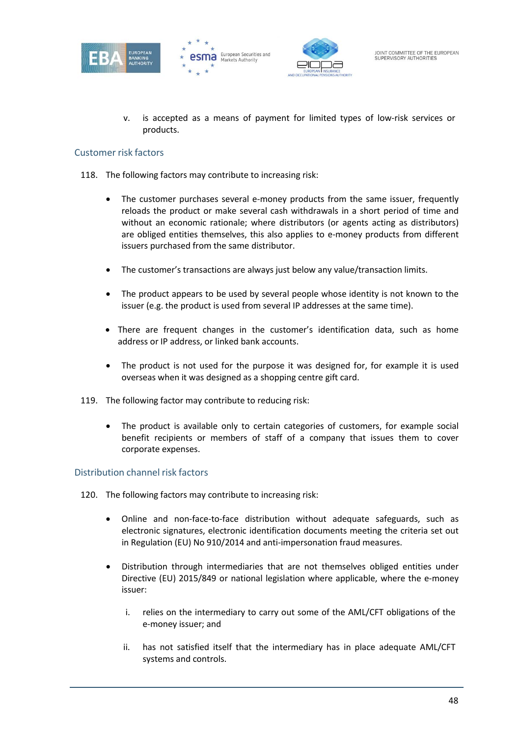v. is accepted as a means of payment for limited types of low-risk services or products.

### Customer risk factors

118. The following factors may contribute to increasing risk:

- The customer purchases several e-money products from the same issuer, frequently reloads the product or make several cash withdrawals in a short period of time and without an economic rationale; where distributors (or agents acting as distributors) are obliged entities themselves, this also applies to e-money products from different issuers purchased from the same distributor.

- The customer's transactions are always just below any value/transaction limits.

- The product appears to be used by several people whose identity is not known to the issuer (e.g. the product is used from several IP addresses at the same time).

- There are frequent changes in the customer's identification data, such as home address or IP address, or linked bank accounts.

- The product is not used for the purpose it was designed for, for example it is used overseas when it was designed as a shopping centre gift card.

119. The following factor may contribute to reducing risk:

- The product is available only to certain categories of customers, for example social benefit recipients or members of staff of a company that issues them to cover corporate expenses.

### Distribution channel risk factors

120. The following factors may contribute to increasing risk:

- Online and non-face-to-face distribution without adequate safeguards, such as electronic signatures, electronic identification documents meeting the criteria set out in Regulation (EU) No 910/2014 and anti-impersonation fraud measures.

- Distribution through intermediaries that are not themselves obliged entities under Directive (EU) 2015/849 or national legislation where applicable, where the e-money issuer:

  i. relies on the intermediary to carry out some of the AML/CFT obligations of the e-money issuer; and

  ii. has not satisfied itself that the intermediary has in place adequate AML/CFT systems and controls.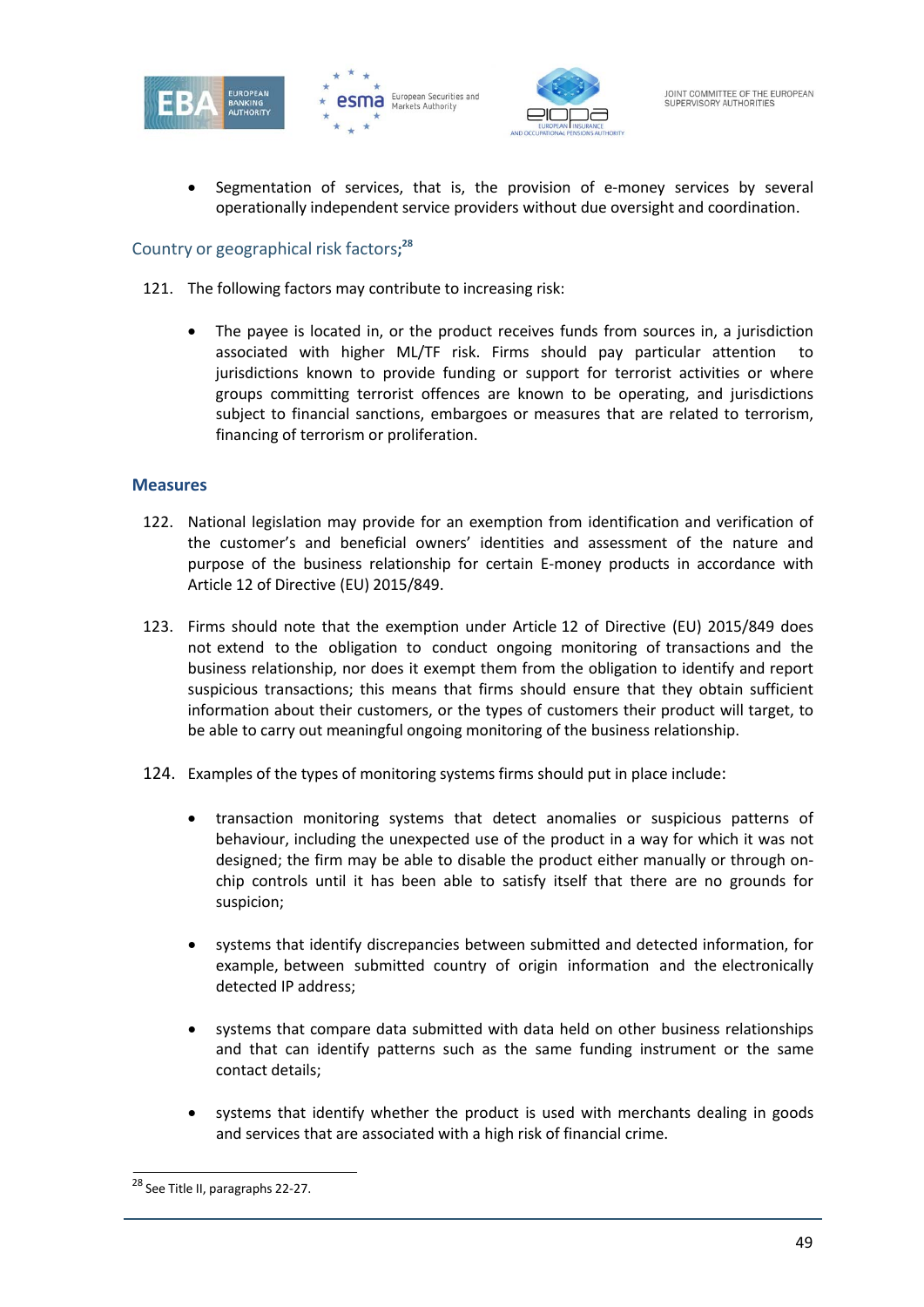- Segmentation of services, that is, the provision of e-money services by several operationally independent service providers without due oversight and coordination.

### Country or geographical risk factors;[28]

121. The following factors may contribute to increasing risk:

    - The payee is located in, or the product receives funds from sources in, a jurisdiction associated with higher ML/TF risk. Firms should pay particular attention to jurisdictions known to provide funding or support for terrorist activities or where groups committing terrorist offences are known to be operating, and jurisdictions subject to financial sanctions, embargoes or measures that are related to terrorism, financing of terrorism or proliferation.

## Measures

122. National legislation may provide for an exemption from identification and verification of the customer's and beneficial owners' identities and assessment of the nature and purpose of the business relationship for certain E-money products in accordance with Article 12 of Directive (EU) 2015/849.

123. Firms should note that the exemption under Article 12 of Directive (EU) 2015/849 does not extend to the obligation to conduct ongoing monitoring of transactions and the business relationship, nor does it exempt them from the obligation to identify and report suspicious transactions; this means that firms should ensure that they obtain sufficient information about their customers, or the types of customers their product will target, to be able to carry out meaningful ongoing monitoring of the business relationship.

124. Examples of the types of monitoring systems firms should put in place include:

    - transaction monitoring systems that detect anomalies or suspicious patterns of behaviour, including the unexpected use of the product in a way for which it was not designed; the firm may be able to disable the product either manually or through on-chip controls until it has been able to satisfy itself that there are no grounds for suspicion;

    - systems that identify discrepancies between submitted and detected information, for example, between submitted country of origin information and the electronically detected IP address;

    - systems that compare data submitted with data held on other business relationships and that can identify patterns such as the same funding instrument or the same contact details;

    - systems that identify whether the product is used with merchants dealing in goods and services that are associated with a high risk of financial crime.

[28] See Title II, paragraphs 22-27.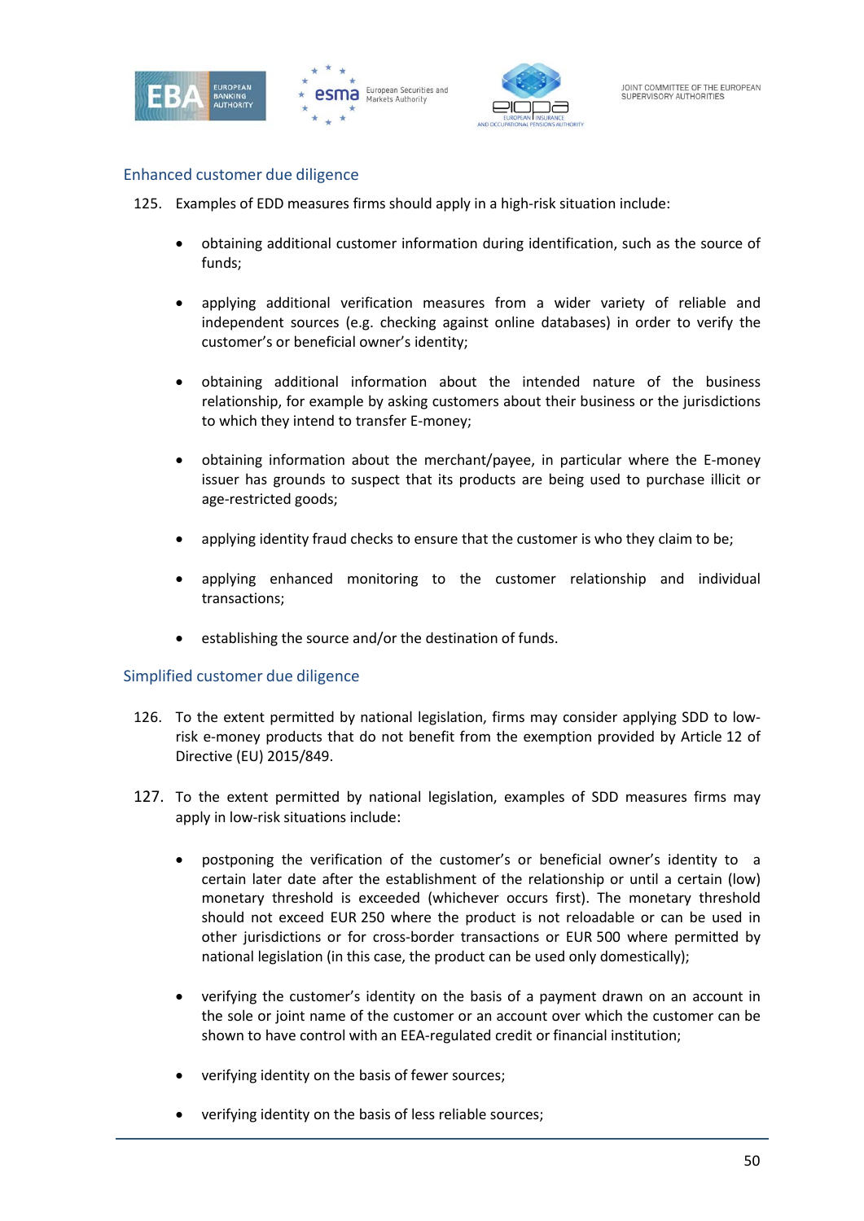### Enhanced customer due diligence

125. Examples of EDD measures firms should apply in a high-risk situation include:

   - obtaining additional customer information during identification, such as the source of funds;
   - applying additional verification measures from a wider variety of reliable and independent sources (e.g. checking against online databases) in order to verify the customer's or beneficial owner's identity;
   - obtaining additional information about the intended nature of the business relationship, for example by asking customers about their business or the jurisdictions to which they intend to transfer E-money;
   - obtaining information about the merchant/payee, in particular where the E-money issuer has grounds to suspect that its products are being used to purchase illicit or age-restricted goods;
   - applying identity fraud checks to ensure that the customer is who they claim to be;
   - applying enhanced monitoring to the customer relationship and individual transactions;
   - establishing the source and/or the destination of funds.

### Simplified customer due diligence

126. To the extent permitted by national legislation, firms may consider applying SDD to low-risk e-money products that do not benefit from the exemption provided by Article 12 of Directive (EU) 2015/849.

127. To the extent permitted by national legislation, examples of SDD measures firms may apply in low-risk situations include:

   - postponing the verification of the customer's or beneficial owner's identity to a certain later date after the establishment of the relationship or until a certain (low) monetary threshold is exceeded (whichever occurs first). The monetary threshold should not exceed EUR 250 where the product is not reloadable or can be used in other jurisdictions or for cross-border transactions or EUR 500 where permitted by national legislation (in this case, the product can be used only domestically);
   - verifying the customer's identity on the basis of a payment drawn on an account in the sole or joint name of the customer or an account over which the customer can be shown to have control with an EEA-regulated credit or financial institution;
   - verifying identity on the basis of fewer sources;
   - verifying identity on the basis of less reliable sources;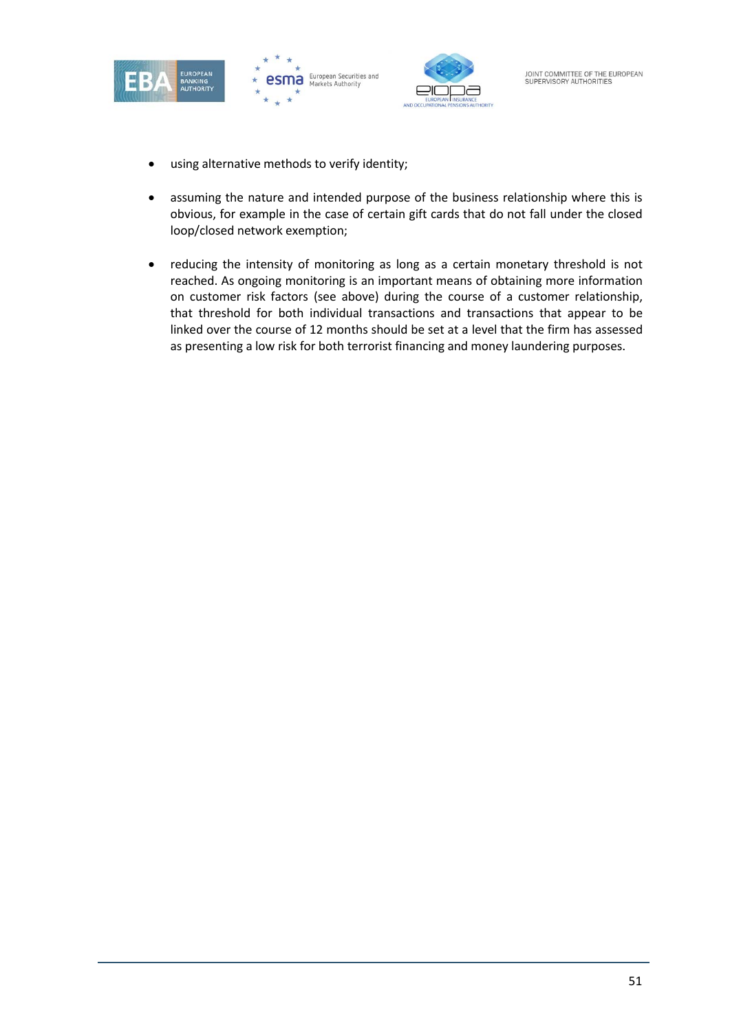- using alternative methods to verify identity;

- assuming the nature and intended purpose of the business relationship where this is obvious, for example in the case of certain gift cards that do not fall under the closed loop/closed network exemption;

- reducing the intensity of monitoring as long as a certain monetary threshold is not reached. As ongoing monitoring is an important means of obtaining more information on customer risk factors (see above) during the course of a customer relationship, that threshold for both individual transactions and transactions that appear to be linked over the course of 12 months should be set at a level that the firm has assessed as presenting a low risk for both terrorist financing and money laundering purposes.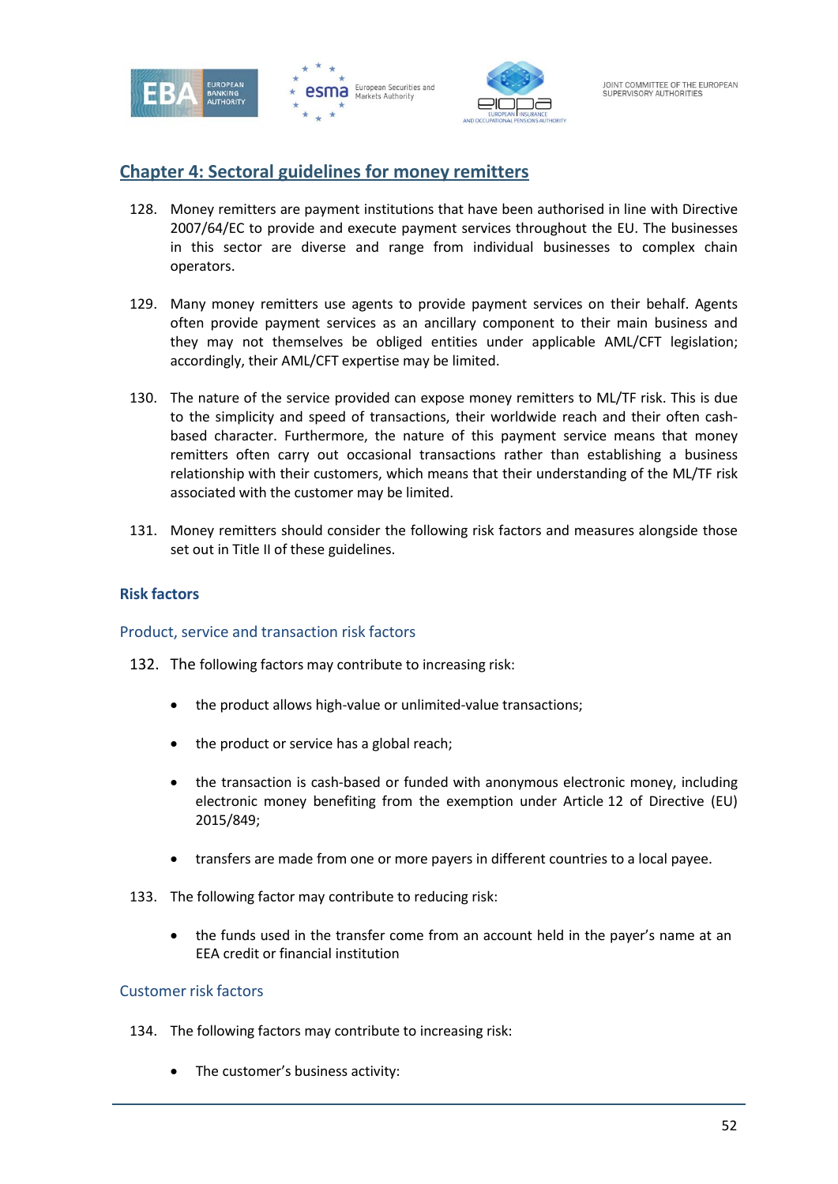## Chapter 4: Sectoral guidelines for money remitters

128. Money remitters are payment institutions that have been authorised in line with Directive 2007/64/EC to provide and execute payment services throughout the EU. The businesses in this sector are diverse and range from individual businesses to complex chain operators.

129. Many money remitters use agents to provide payment services on their behalf. Agents often provide payment services as an ancillary component to their main business and they may not themselves be obliged entities under applicable AML/CFT legislation; accordingly, their AML/CFT expertise may be limited.

130. The nature of the service provided can expose money remitters to ML/TF risk. This is due to the simplicity and speed of transactions, their worldwide reach and their often cash-based character. Furthermore, the nature of this payment service means that money remitters often carry out occasional transactions rather than establishing a business relationship with their customers, which means that their understanding of the ML/TF risk associated with the customer may be limited.

131. Money remitters should consider the following risk factors and measures alongside those set out in Title II of these guidelines.

### Risk factors

#### Product, service and transaction risk factors

132. The following factors may contribute to increasing risk:

- the product allows high-value or unlimited-value transactions;
- the product or service has a global reach;
- the transaction is cash-based or funded with anonymous electronic money, including electronic money benefiting from the exemption under Article 12 of Directive (EU) 2015/849;
- transfers are made from one or more payers in different countries to a local payee.

133. The following factor may contribute to reducing risk:

- the funds used in the transfer come from an account held in the payer's name at an EEA credit or financial institution

#### Customer risk factors

134. The following factors may contribute to increasing risk:

- The customer's business activity: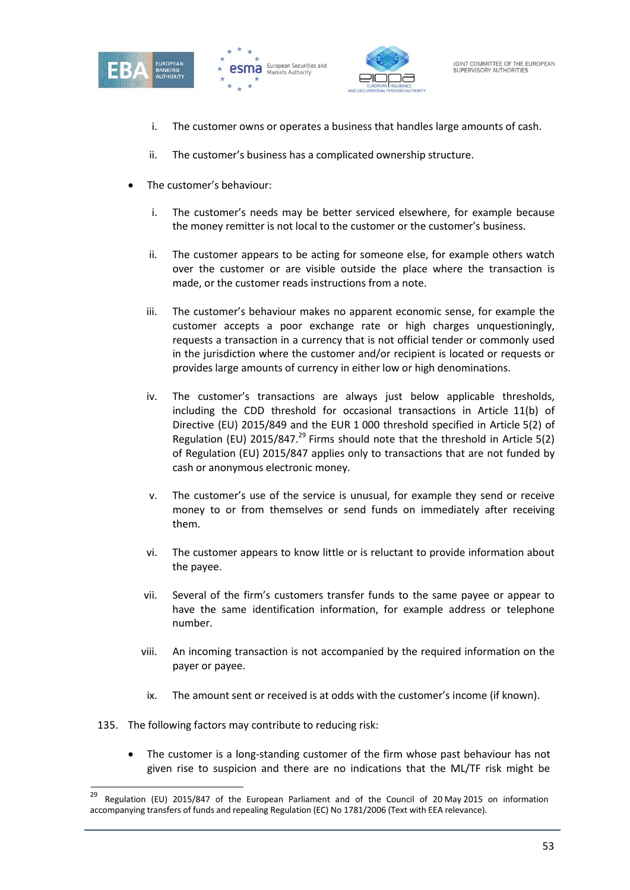i. The customer owns or operates a business that handles large amounts of cash.

ii. The customer's business has a complicated ownership structure.

- The customer's behaviour:

i. The customer's needs may be better serviced elsewhere, for example because the money remitter is not local to the customer or the customer's business.

ii. The customer appears to be acting for someone else, for example others watch over the customer or are visible outside the place where the transaction is made, or the customer reads instructions from a note.

iii. The customer's behaviour makes no apparent economic sense, for example the customer accepts a poor exchange rate or high charges unquestioningly, requests a transaction in a currency that is not official tender or commonly used in the jurisdiction where the customer and/or recipient is located or requests or provides large amounts of currency in either low or high denominations.

iv. The customer's transactions are always just below applicable thresholds, including the CDD threshold for occasional transactions in Article 11(b) of Directive (EU) 2015/849 and the EUR 1 000 threshold specified in Article 5(2) of Regulation (EU) 2015/847.[29] Firms should note that the threshold in Article 5(2) of Regulation (EU) 2015/847 applies only to transactions that are not funded by cash or anonymous electronic money.

v. The customer's use of the service is unusual, for example they send or receive money to or from themselves or send funds on immediately after receiving them.

vi. The customer appears to know little or is reluctant to provide information about the payee.

vii. Several of the firm's customers transfer funds to the same payee or appear to have the same identification information, for example address or telephone number.

viii. An incoming transaction is not accompanied by the required information on the payer or payee.

ix. The amount sent or received is at odds with the customer's income (if known).

135. The following factors may contribute to reducing risk:

- The customer is a long-standing customer of the firm whose past behaviour has not given rise to suspicion and there are no indications that the ML/TF risk might be

---

[29] Regulation (EU) 2015/847 of the European Parliament and of the Council of 20 May 2015 on information accompanying transfers of funds and repealing Regulation (EC) No 1781/2006 (Text with EEA relevance).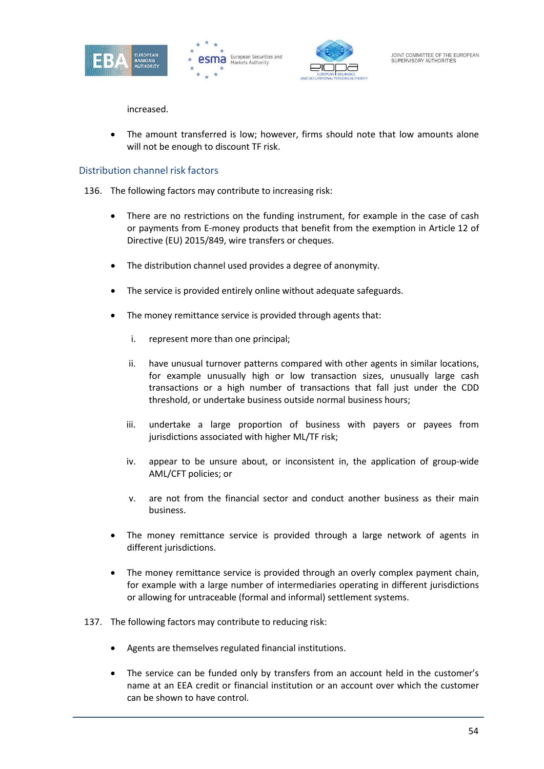increased.

- The amount transferred is low; however, firms should note that low amounts alone will not be enough to discount TF risk.

### Distribution channel risk factors

136. The following factors may contribute to increasing risk:

- There are no restrictions on the funding instrument, for example in the case of cash or payments from E-money products that benefit from the exemption in Article 12 of Directive (EU) 2015/849, wire transfers or cheques.

- The distribution channel used provides a degree of anonymity.

- The service is provided entirely online without adequate safeguards.

- The money remittance service is provided through agents that:

  i. represent more than one principal;

  ii. have unusual turnover patterns compared with other agents in similar locations, for example unusually high or low transaction sizes, unusually large cash transactions or a high number of transactions that fall just under the CDD threshold, or undertake business outside normal business hours;

  iii. undertake a large proportion of business with payers or payees from jurisdictions associated with higher ML/TF risk;

  iv. appear to be unsure about, or inconsistent in, the application of group-wide AML/CFT policies; or

  v. are not from the financial sector and conduct another business as their main business.

- The money remittance service is provided through a large network of agents in different jurisdictions.

- The money remittance service is provided through an overly complex payment chain, for example with a large number of intermediaries operating in different jurisdictions or allowing for untraceable (formal and informal) settlement systems.

137. The following factors may contribute to reducing risk:

- Agents are themselves regulated financial institutions.

- The service can be funded only by transfers from an account held in the customer's name at an EEA credit or financial institution or an account over which the customer can be shown to have control.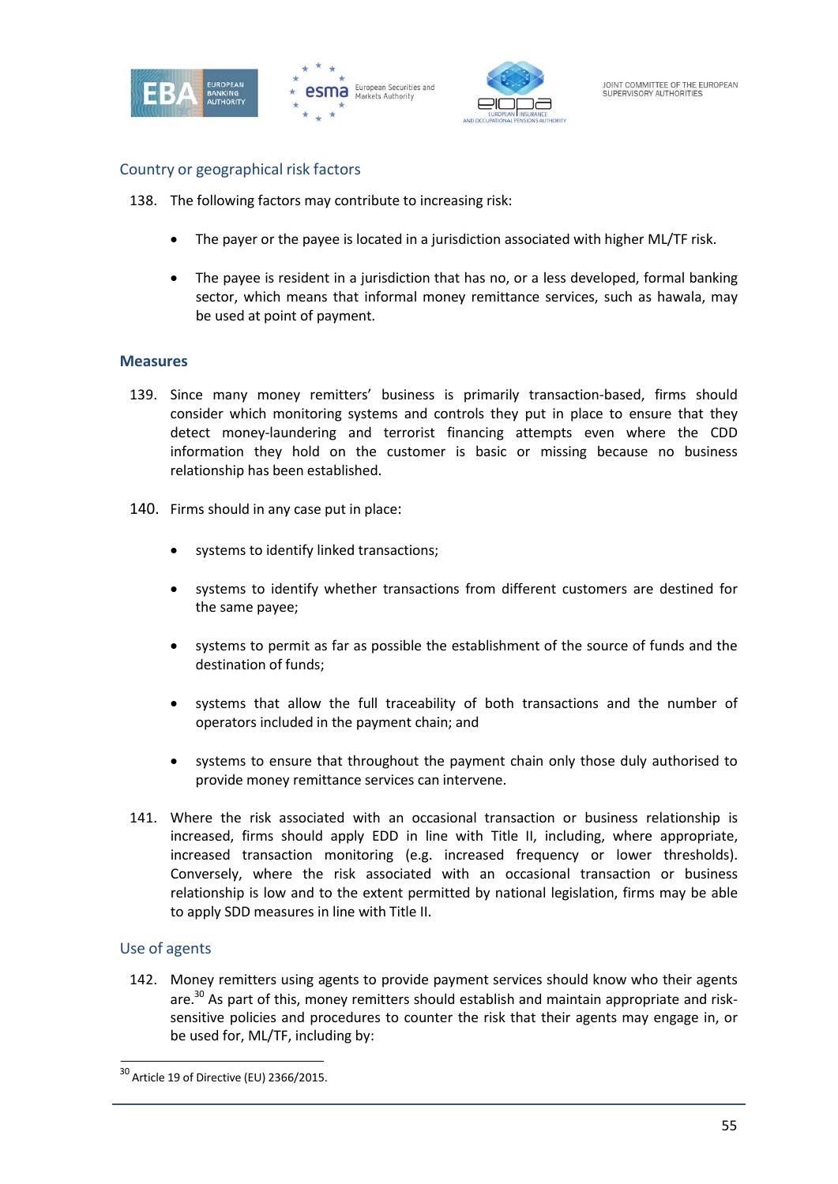### Country or geographical risk factors

138. The following factors may contribute to increasing risk:

- The payer or the payee is located in a jurisdiction associated with higher ML/TF risk.
- The payee is resident in a jurisdiction that has no, or a less developed, formal banking sector, which means that informal money remittance services, such as hawala, may be used at point of payment.

### **Measures**

139. Since many money remitters' business is primarily transaction-based, firms should consider which monitoring systems and controls they put in place to ensure that they detect money-laundering and terrorist financing attempts even where the CDD information they hold on the customer is basic or missing because no business relationship has been established.

140. Firms should in any case put in place:

- systems to identify linked transactions;
- systems to identify whether transactions from different customers are destined for the same payee;
- systems to permit as far as possible the establishment of the source of funds and the destination of funds;
- systems that allow the full traceability of both transactions and the number of operators included in the payment chain; and
- systems to ensure that throughout the payment chain only those duly authorised to provide money remittance services can intervene.

141. Where the risk associated with an occasional transaction or business relationship is increased, firms should apply EDD in line with Title II, including, where appropriate, increased transaction monitoring (e.g. increased frequency or lower thresholds). Conversely, where the risk associated with an occasional transaction or business relationship is low and to the extent permitted by national legislation, firms may be able to apply SDD measures in line with Title II.

### Use of agents

142. Money remitters using agents to provide payment services should know who their agents are.[30] As part of this, money remitters should establish and maintain appropriate and risk-sensitive policies and procedures to counter the risk that their agents may engage in, or be used for, ML/TF, including by:

---

[30] Article 19 of Directive (EU) 2366/2015.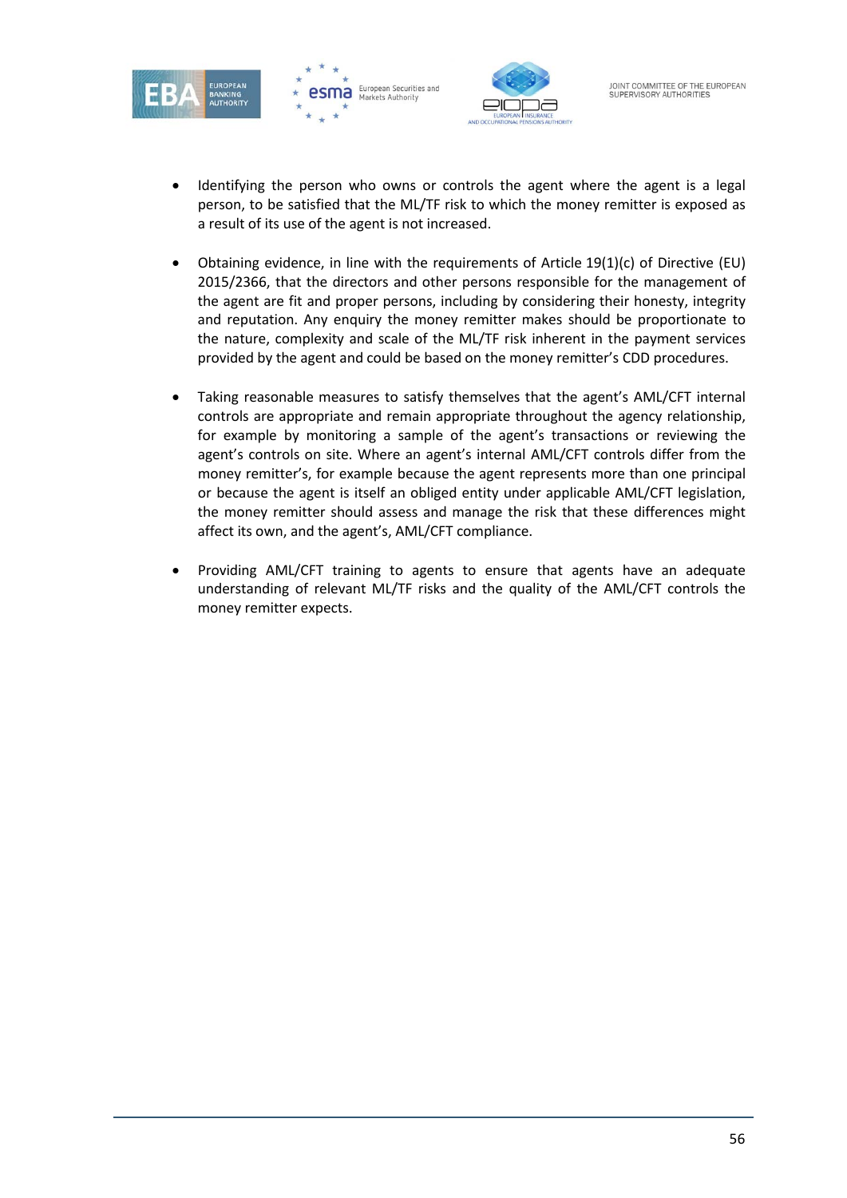- Identifying the person who owns or controls the agent where the agent is a legal person, to be satisfied that the ML/TF risk to which the money remitter is exposed as a result of its use of the agent is not increased.

- Obtaining evidence, in line with the requirements of Article 19(1)(c) of Directive (EU) 2015/2366, that the directors and other persons responsible for the management of the agent are fit and proper persons, including by considering their honesty, integrity and reputation. Any enquiry the money remitter makes should be proportionate to the nature, complexity and scale of the ML/TF risk inherent in the payment services provided by the agent and could be based on the money remitter's CDD procedures.

- Taking reasonable measures to satisfy themselves that the agent's AML/CFT internal controls are appropriate and remain appropriate throughout the agency relationship, for example by monitoring a sample of the agent's transactions or reviewing the agent's controls on site. Where an agent's internal AML/CFT controls differ from the money remitter's, for example because the agent represents more than one principal or because the agent is itself an obliged entity under applicable AML/CFT legislation, the money remitter should assess and manage the risk that these differences might affect its own, and the agent's, AML/CFT compliance.

- Providing AML/CFT training to agents to ensure that agents have an adequate understanding of relevant ML/TF risks and the quality of the AML/CFT controls the money remitter expects.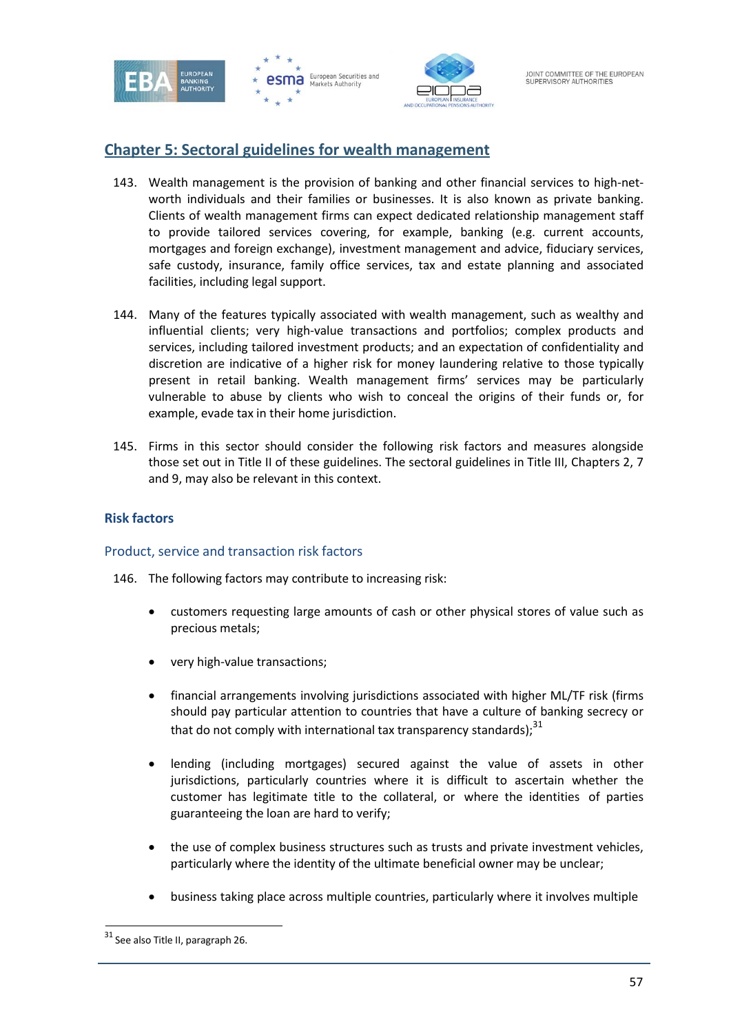## Chapter 5: Sectoral guidelines for wealth management

143. Wealth management is the provision of banking and other financial services to high-net-worth individuals and their families or businesses. It is also known as private banking. Clients of wealth management firms can expect dedicated relationship management staff to provide tailored services covering, for example, banking (e.g. current accounts, mortgages and foreign exchange), investment management and advice, fiduciary services, safe custody, insurance, family office services, tax and estate planning and associated facilities, including legal support.

144. Many of the features typically associated with wealth management, such as wealthy and influential clients; very high-value transactions and portfolios; complex products and services, including tailored investment products; and an expectation of confidentiality and discretion are indicative of a higher risk for money laundering relative to those typically present in retail banking. Wealth management firms' services may be particularly vulnerable to abuse by clients who wish to conceal the origins of their funds or, for example, evade tax in their home jurisdiction.

145. Firms in this sector should consider the following risk factors and measures alongside those set out in Title II of these guidelines. The sectoral guidelines in Title III, Chapters 2, 7 and 9, may also be relevant in this context.

### Risk factors

#### Product, service and transaction risk factors

146. The following factors may contribute to increasing risk:

- customers requesting large amounts of cash or other physical stores of value such as precious metals;
- very high-value transactions;
- financial arrangements involving jurisdictions associated with higher ML/TF risk (firms should pay particular attention to countries that have a culture of banking secrecy or that do not comply with international tax transparency standards);[31]
- lending (including mortgages) secured against the value of assets in other jurisdictions, particularly countries where it is difficult to ascertain whether the customer has legitimate title to the collateral, or where the identities of parties guaranteeing the loan are hard to verify;
- the use of complex business structures such as trusts and private investment vehicles, particularly where the identity of the ultimate beneficial owner may be unclear;
- business taking place across multiple countries, particularly where it involves multiple

[31] See also Title II, paragraph 26.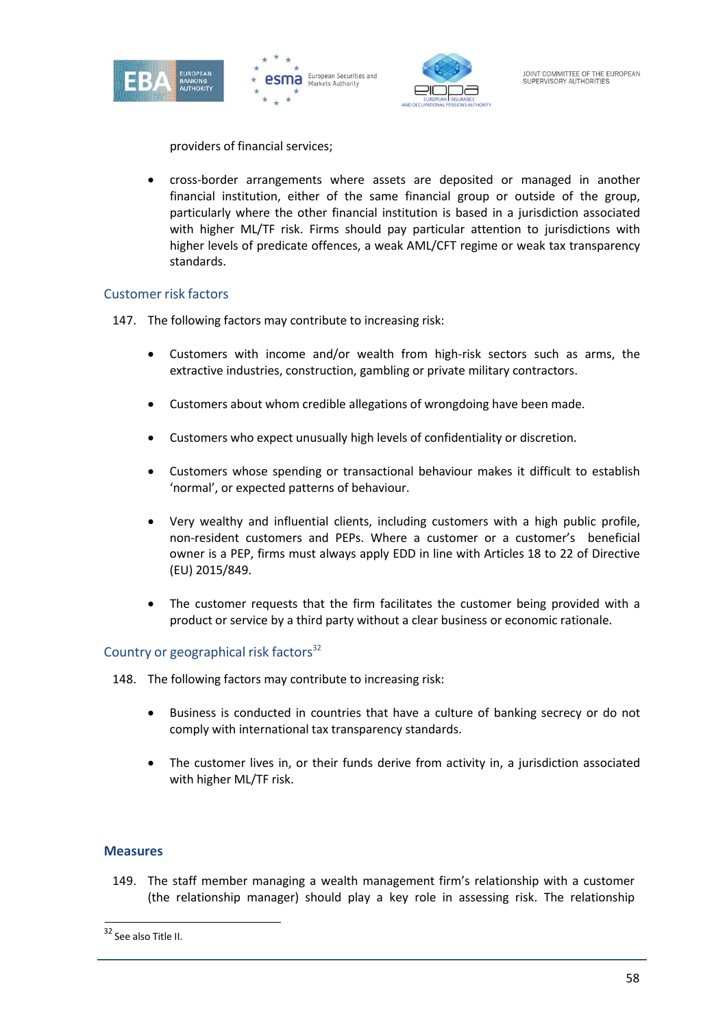providers of financial services;

- cross-border arrangements where assets are deposited or managed in another financial institution, either of the same financial group or outside of the group, particularly where the other financial institution is based in a jurisdiction associated with higher ML/TF risk. Firms should pay particular attention to jurisdictions with higher levels of predicate offences, a weak AML/CFT regime or weak tax transparency standards.

### Customer risk factors

147. The following factors may contribute to increasing risk:

- Customers with income and/or wealth from high-risk sectors such as arms, the extractive industries, construction, gambling or private military contractors.

- Customers about whom credible allegations of wrongdoing have been made.

- Customers who expect unusually high levels of confidentiality or discretion.

- Customers whose spending or transactional behaviour makes it difficult to establish 'normal', or expected patterns of behaviour.

- Very wealthy and influential clients, including customers with a high public profile, non-resident customers and PEPs. Where a customer or a customer's beneficial owner is a PEP, firms must always apply EDD in line with Articles 18 to 22 of Directive (EU) 2015/849.

- The customer requests that the firm facilitates the customer being provided with a product or service by a third party without a clear business or economic rationale.

### Country or geographical risk factors[32]

148. The following factors may contribute to increasing risk:

- Business is conducted in countries that have a culture of banking secrecy or do not comply with international tax transparency standards.

- The customer lives in, or their funds derive from activity in, a jurisdiction associated with higher ML/TF risk.

## Measures

149. The staff member managing a wealth management firm's relationship with a customer (the relationship manager) should play a key role in assessing risk. The relationship

[32] See also Title II.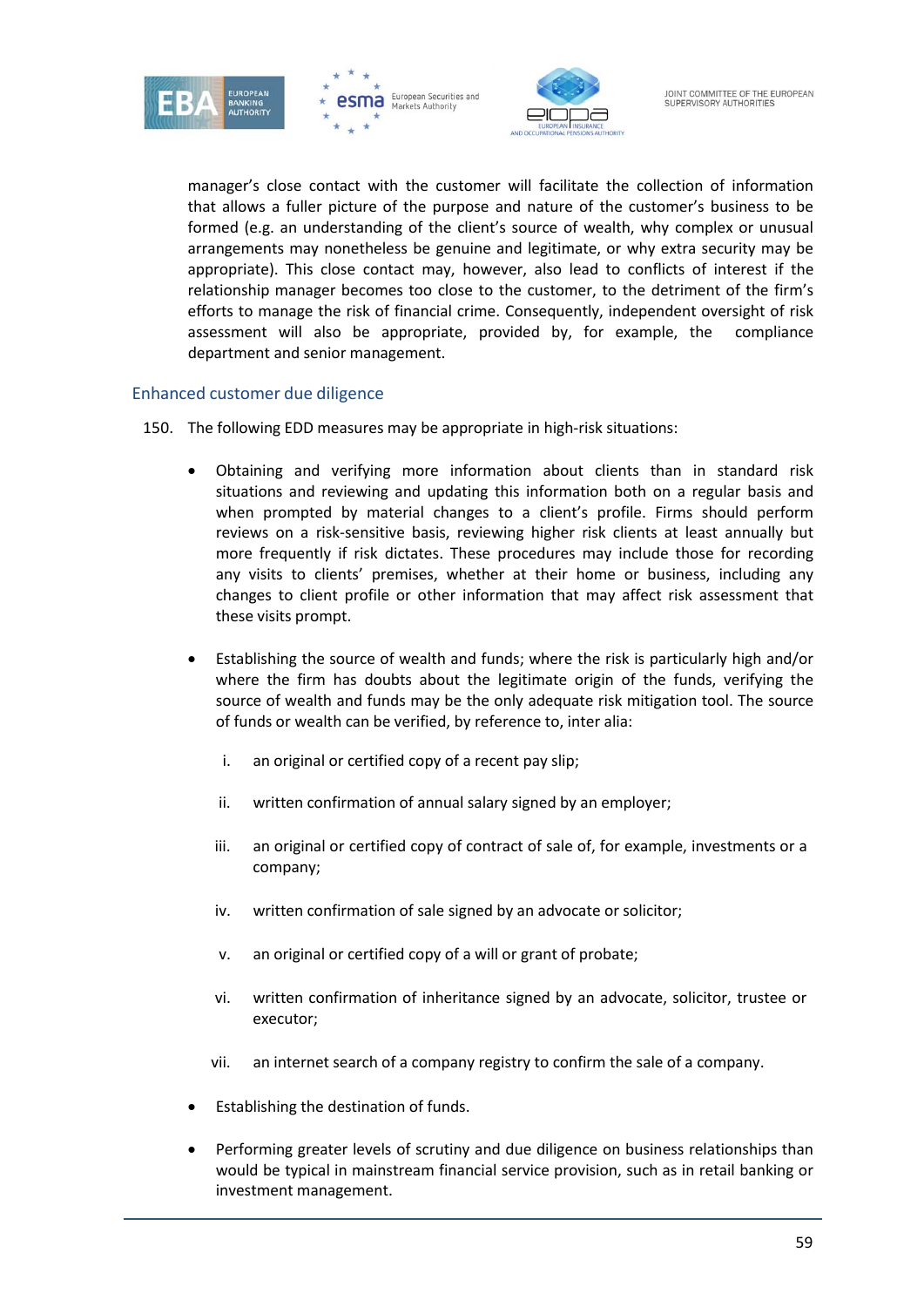manager's close contact with the customer will facilitate the collection of information that allows a fuller picture of the purpose and nature of the customer's business to be formed (e.g. an understanding of the client's source of wealth, why complex or unusual arrangements may nonetheless be genuine and legitimate, or why extra security may be appropriate). This close contact may, however, also lead to conflicts of interest if the relationship manager becomes too close to the customer, to the detriment of the firm's efforts to manage the risk of financial crime. Consequently, independent oversight of risk assessment will also be appropriate, provided by, for example, the compliance department and senior management.

## Enhanced customer due diligence

150. The following EDD measures may be appropriate in high-risk situations:

- Obtaining and verifying more information about clients than in standard risk situations and reviewing and updating this information both on a regular basis and when prompted by material changes to a client's profile. Firms should perform reviews on a risk-sensitive basis, reviewing higher risk clients at least annually but more frequently if risk dictates. These procedures may include those for recording any visits to clients' premises, whether at their home or business, including any changes to client profile or other information that may affect risk assessment that these visits prompt.

- Establishing the source of wealth and funds; where the risk is particularly high and/or where the firm has doubts about the legitimate origin of the funds, verifying the source of wealth and funds may be the only adequate risk mitigation tool. The source of funds or wealth can be verified, by reference to, inter alia:

  i. an original or certified copy of a recent pay slip;

  ii. written confirmation of annual salary signed by an employer;

  iii. an original or certified copy of contract of sale of, for example, investments or a company;

  iv. written confirmation of sale signed by an advocate or solicitor;

  v. an original or certified copy of a will or grant of probate;

  vi. written confirmation of inheritance signed by an advocate, solicitor, trustee or executor;

  vii. an internet search of a company registry to confirm the sale of a company.

- Establishing the destination of funds.

- Performing greater levels of scrutiny and due diligence on business relationships than would be typical in mainstream financial service provision, such as in retail banking or investment management.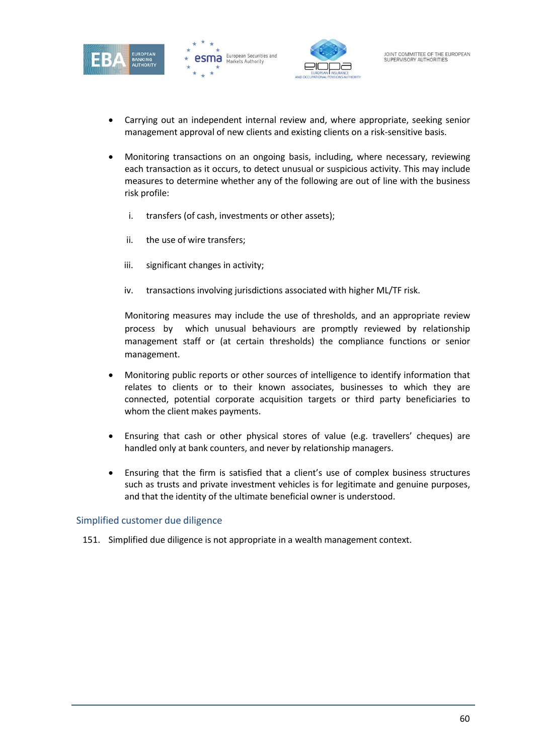- Carrying out an independent internal review and, where appropriate, seeking senior management approval of new clients and existing clients on a risk-sensitive basis.

- Monitoring transactions on an ongoing basis, including, where necessary, reviewing each transaction as it occurs, to detect unusual or suspicious activity. This may include measures to determine whether any of the following are out of line with the business risk profile:

  i. transfers (of cash, investments or other assets);

  ii. the use of wire transfers;

  iii. significant changes in activity;

  iv. transactions involving jurisdictions associated with higher ML/TF risk.

  Monitoring measures may include the use of thresholds, and an appropriate review process by which unusual behaviours are promptly reviewed by relationship management staff or (at certain thresholds) the compliance functions or senior management.

- Monitoring public reports or other sources of intelligence to identify information that relates to clients or to their known associates, businesses to which they are connected, potential corporate acquisition targets or third party beneficiaries to whom the client makes payments.

- Ensuring that cash or other physical stores of value (e.g. travellers' cheques) are handled only at bank counters, and never by relationship managers.

- Ensuring that the firm is satisfied that a client's use of complex business structures such as trusts and private investment vehicles is for legitimate and genuine purposes, and that the identity of the ultimate beneficial owner is understood.

## Simplified customer due diligence

151. Simplified due diligence is not appropriate in a wealth management context.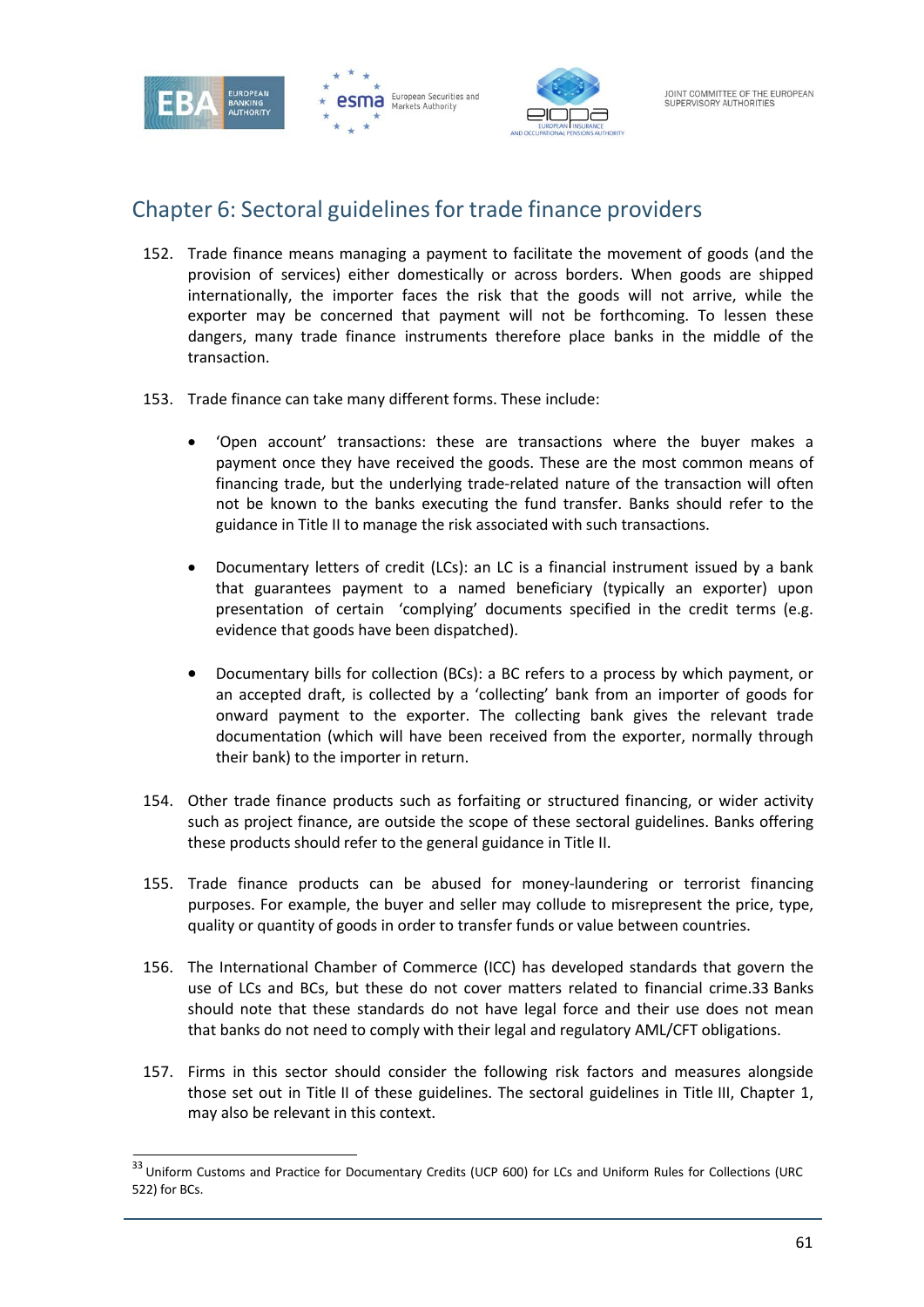## Chapter 6: Sectoral guidelines for trade finance providers

152. Trade finance means managing a payment to facilitate the movement of goods (and the provision of services) either domestically or across borders. When goods are shipped internationally, the importer faces the risk that the goods will not arrive, while the exporter may be concerned that payment will not be forthcoming. To lessen these dangers, many trade finance instruments therefore place banks in the middle of the transaction.

153. Trade finance can take many different forms. These include:

    - 'Open account' transactions: these are transactions where the buyer makes a payment once they have received the goods. These are the most common means of financing trade, but the underlying trade-related nature of the transaction will often not be known to the banks executing the fund transfer. Banks should refer to the guidance in Title II to manage the risk associated with such transactions.

    - Documentary letters of credit (LCs): an LC is a financial instrument issued by a bank that guarantees payment to a named beneficiary (typically an exporter) upon presentation of certain 'complying' documents specified in the credit terms (e.g. evidence that goods have been dispatched).

    - Documentary bills for collection (BCs): a BC refers to a process by which payment, or an accepted draft, is collected by a 'collecting' bank from an importer of goods for onward payment to the exporter. The collecting bank gives the relevant trade documentation (which will have been received from the exporter, normally through their bank) to the importer in return.

154. Other trade finance products such as forfaiting or structured financing, or wider activity such as project finance, are outside the scope of these sectoral guidelines. Banks offering these products should refer to the general guidance in Title II.

155. Trade finance products can be abused for money-laundering or terrorist financing purposes. For example, the buyer and seller may collude to misrepresent the price, type, quality or quantity of goods in order to transfer funds or value between countries.

156. The International Chamber of Commerce (ICC) has developed standards that govern the use of LCs and BCs, but these do not cover matters related to financial crime.[33] Banks should note that these standards do not have legal force and their use does not mean that banks do not need to comply with their legal and regulatory AML/CFT obligations.

157. Firms in this sector should consider the following risk factors and measures alongside those set out in Title II of these guidelines. The sectoral guidelines in Title III, Chapter 1, may also be relevant in this context.

---

[33] Uniform Customs and Practice for Documentary Credits (UCP 600) for LCs and Uniform Rules for Collections (URC 522) for BCs.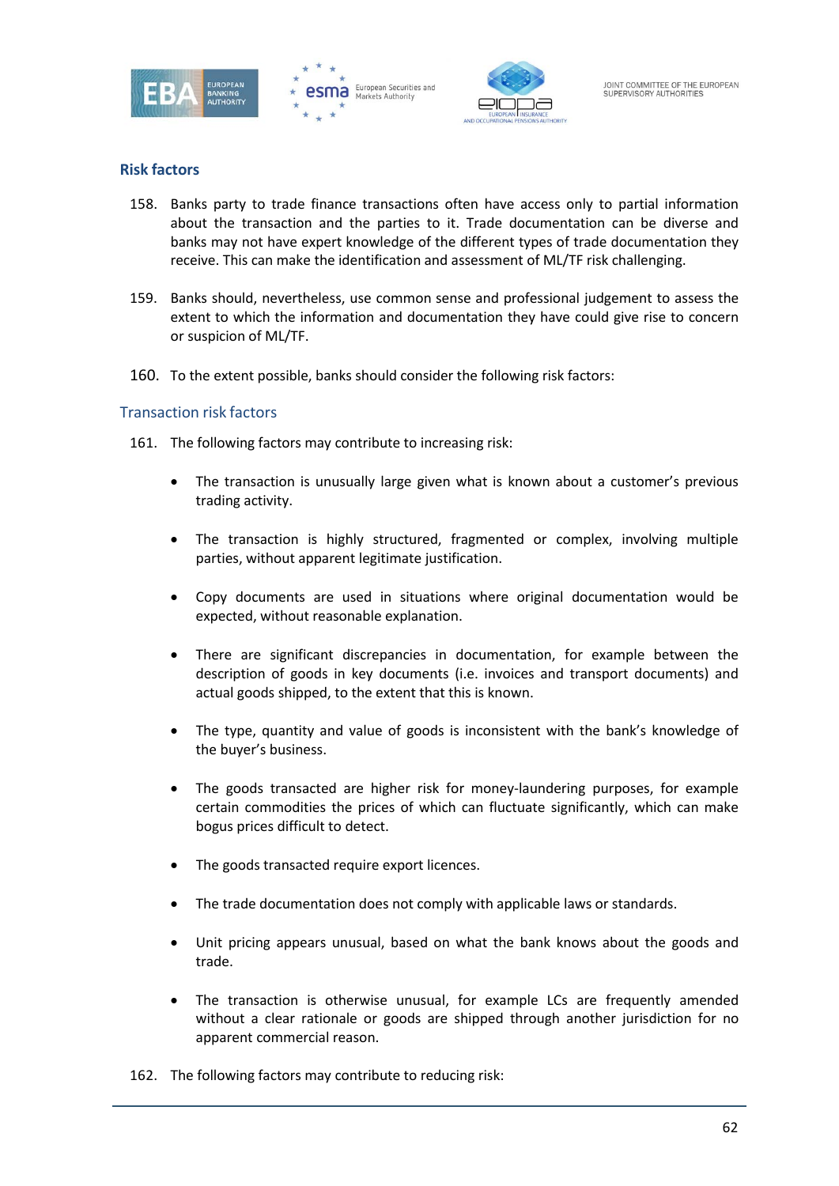## Risk factors

158. Banks party to trade finance transactions often have access only to partial information about the transaction and the parties to it. Trade documentation can be diverse and banks may not have expert knowledge of the different types of trade documentation they receive. This can make the identification and assessment of ML/TF risk challenging.

159. Banks should, nevertheless, use common sense and professional judgement to assess the extent to which the information and documentation they have could give rise to concern or suspicion of ML/TF.

160. To the extent possible, banks should consider the following risk factors:

### Transaction risk factors

161. The following factors may contribute to increasing risk:

- The transaction is unusually large given what is known about a customer's previous trading activity.
- The transaction is highly structured, fragmented or complex, involving multiple parties, without apparent legitimate justification.
- Copy documents are used in situations where original documentation would be expected, without reasonable explanation.
- There are significant discrepancies in documentation, for example between the description of goods in key documents (i.e. invoices and transport documents) and actual goods shipped, to the extent that this is known.
- The type, quantity and value of goods is inconsistent with the bank's knowledge of the buyer's business.
- The goods transacted are higher risk for money-laundering purposes, for example certain commodities the prices of which can fluctuate significantly, which can make bogus prices difficult to detect.
- The goods transacted require export licences.
- The trade documentation does not comply with applicable laws or standards.
- Unit pricing appears unusual, based on what the bank knows about the goods and trade.
- The transaction is otherwise unusual, for example LCs are frequently amended without a clear rationale or goods are shipped through another jurisdiction for no apparent commercial reason.

162. The following factors may contribute to reducing risk: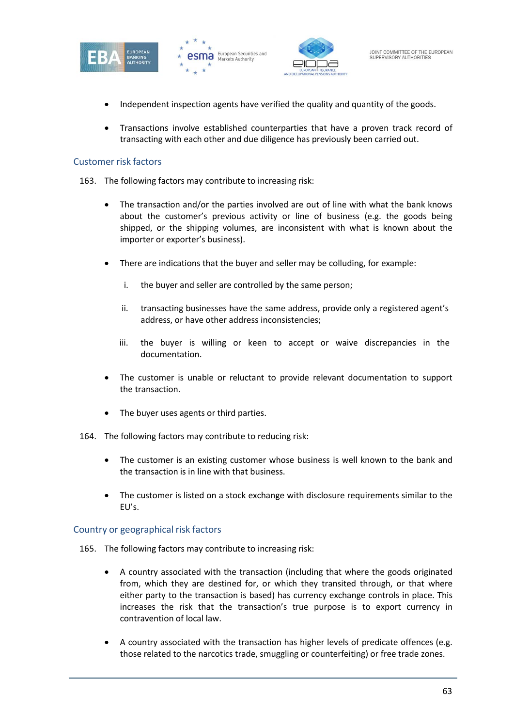- Independent inspection agents have verified the quality and quantity of the goods.
- Transactions involve established counterparties that have a proven track record of transacting with each other and due diligence has previously been carried out.

### Customer risk factors

163. The following factors may contribute to increasing risk:

- The transaction and/or the parties involved are out of line with what the bank knows about the customer's previous activity or line of business (e.g. the goods being shipped, or the shipping volumes, are inconsistent with what is known about the importer or exporter's business).
- There are indications that the buyer and seller may be colluding, for example:
  - i. the buyer and seller are controlled by the same person;
  - ii. transacting businesses have the same address, provide only a registered agent's address, or have other address inconsistencies;
  - iii. the buyer is willing or keen to accept or waive discrepancies in the documentation.
- The customer is unable or reluctant to provide relevant documentation to support the transaction.
- The buyer uses agents or third parties.

164. The following factors may contribute to reducing risk:

- The customer is an existing customer whose business is well known to the bank and the transaction is in line with that business.
- The customer is listed on a stock exchange with disclosure requirements similar to the EU's.

### Country or geographical risk factors

165. The following factors may contribute to increasing risk:

- A country associated with the transaction (including that where the goods originated from, which they are destined for, or which they transited through, or that where either party to the transaction is based) has currency exchange controls in place. This increases the risk that the transaction's true purpose is to export currency in contravention of local law.
- A country associated with the transaction has higher levels of predicate offences (e.g. those related to the narcotics trade, smuggling or counterfeiting) or free trade zones.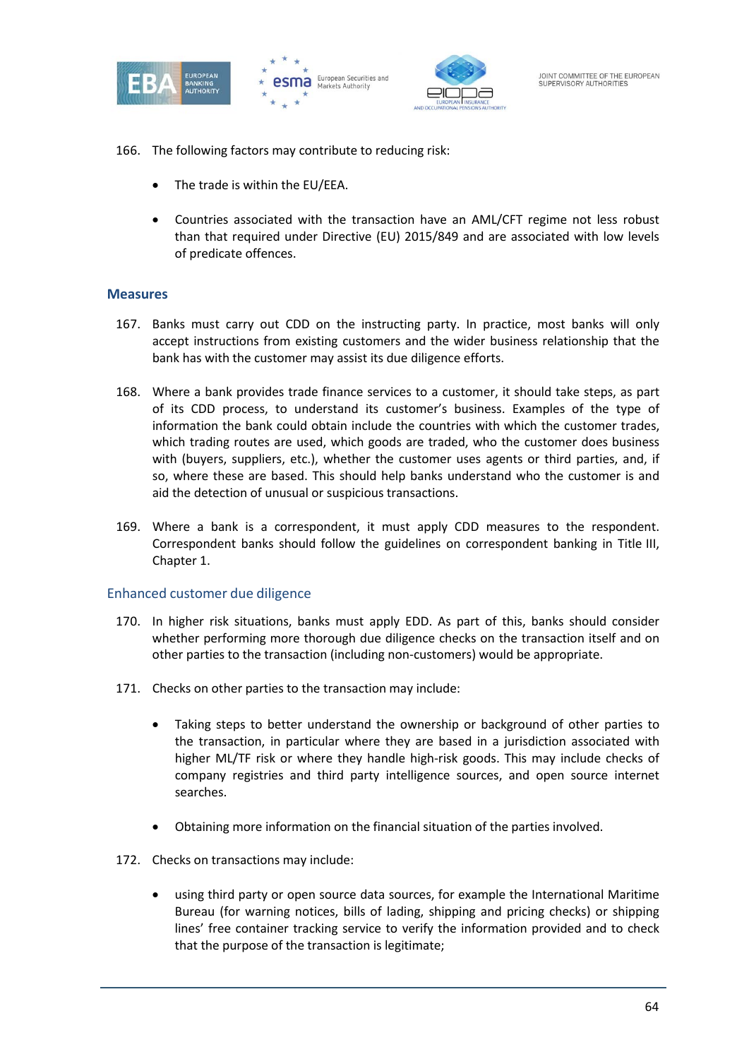166. The following factors may contribute to reducing risk:

- The trade is within the EU/EEA.
- Countries associated with the transaction have an AML/CFT regime not less robust than that required under Directive (EU) 2015/849 and are associated with low levels of predicate offences.

## Measures

167. Banks must carry out CDD on the instructing party. In practice, most banks will only accept instructions from existing customers and the wider business relationship that the bank has with the customer may assist its due diligence efforts.

168. Where a bank provides trade finance services to a customer, it should take steps, as part of its CDD process, to understand its customer's business. Examples of the type of information the bank could obtain include the countries with which the customer trades, which trading routes are used, which goods are traded, who the customer does business with (buyers, suppliers, etc.), whether the customer uses agents or third parties, and, if so, where these are based. This should help banks understand who the customer is and aid the detection of unusual or suspicious transactions.

169. Where a bank is a correspondent, it must apply CDD measures to the respondent. Correspondent banks should follow the guidelines on correspondent banking in Title III, Chapter 1.

### Enhanced customer due diligence

170. In higher risk situations, banks must apply EDD. As part of this, banks should consider whether performing more thorough due diligence checks on the transaction itself and on other parties to the transaction (including non-customers) would be appropriate.

171. Checks on other parties to the transaction may include:

- Taking steps to better understand the ownership or background of other parties to the transaction, in particular where they are based in a jurisdiction associated with higher ML/TF risk or where they handle high-risk goods. This may include checks of company registries and third party intelligence sources, and open source internet searches.
- Obtaining more information on the financial situation of the parties involved.

172. Checks on transactions may include:

- using third party or open source data sources, for example the International Maritime Bureau (for warning notices, bills of lading, shipping and pricing checks) or shipping lines' free container tracking service to verify the information provided and to check that the purpose of the transaction is legitimate;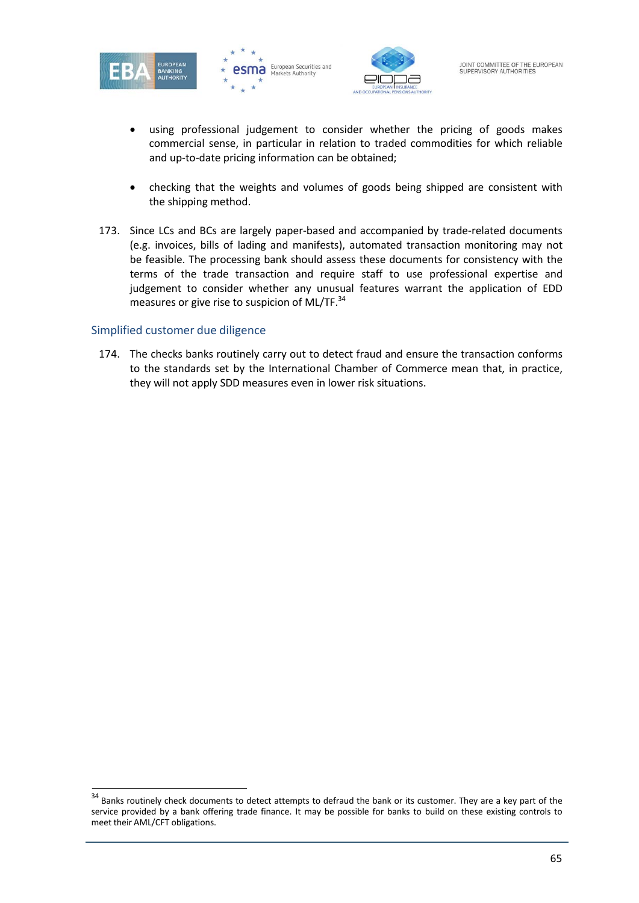- using professional judgement to consider whether the pricing of goods makes commercial sense, in particular in relation to traded commodities for which reliable and up-to-date pricing information can be obtained;

- checking that the weights and volumes of goods being shipped are consistent with the shipping method.

173. Since LCs and BCs are largely paper-based and accompanied by trade-related documents (e.g. invoices, bills of lading and manifests), automated transaction monitoring may not be feasible. The processing bank should assess these documents for consistency with the terms of the trade transaction and require staff to use professional expertise and judgement to consider whether any unusual features warrant the application of EDD measures or give rise to suspicion of ML/TF.[34]

### Simplified customer due diligence

174. The checks banks routinely carry out to detect fraud and ensure the transaction conforms to the standards set by the International Chamber of Commerce mean that, in practice, they will not apply SDD measures even in lower risk situations.

---

[34] Banks routinely check documents to detect attempts to defraud the bank or its customer. They are a key part of the service provided by a bank offering trade finance. It may be possible for banks to build on these existing controls to meet their AML/CFT obligations.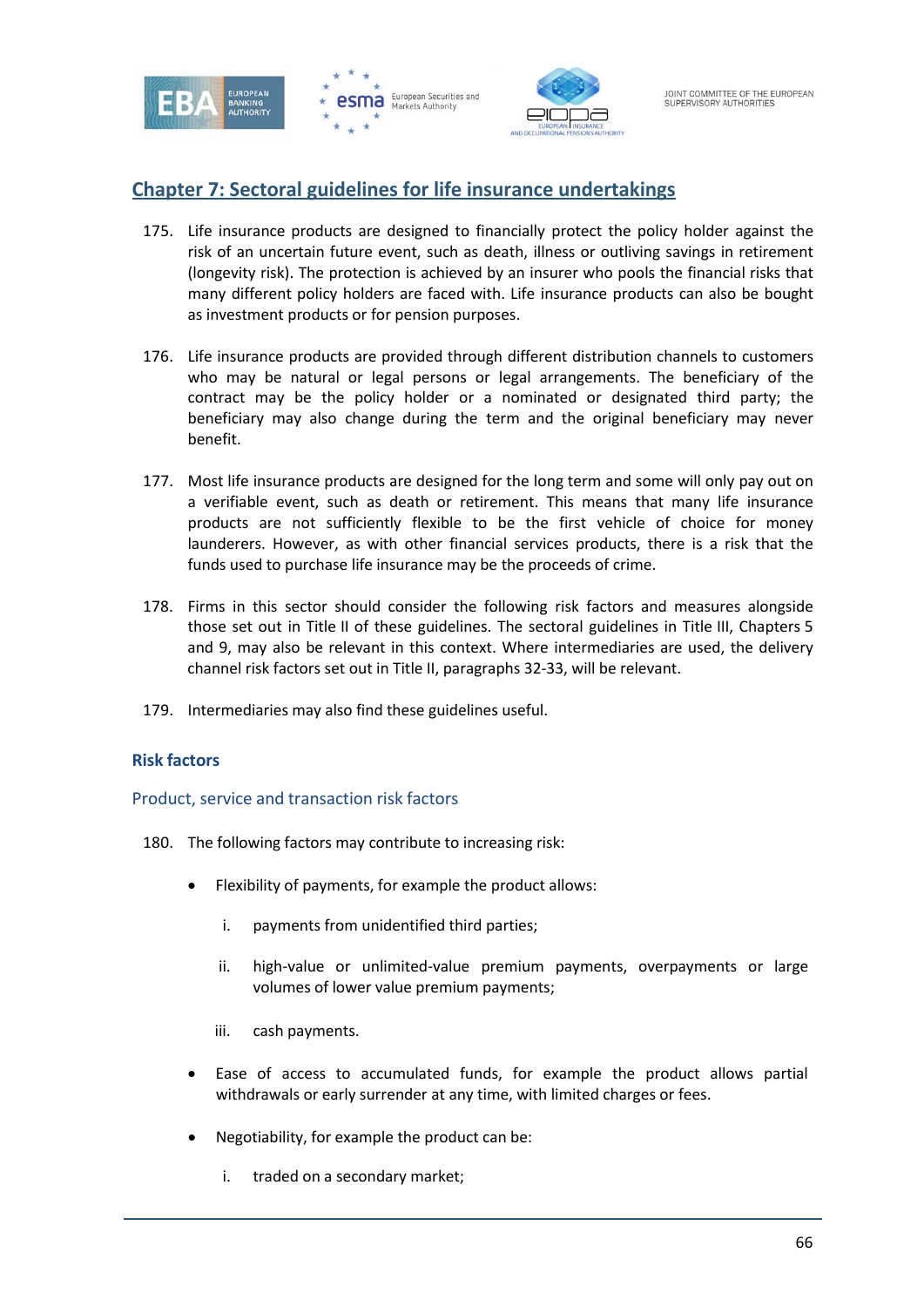## Chapter 7: Sectoral guidelines for life insurance undertakings

175. Life insurance products are designed to financially protect the policy holder against the risk of an uncertain future event, such as death, illness or outliving savings in retirement (longevity risk). The protection is achieved by an insurer who pools the financial risks that many different policy holders are faced with. Life insurance products can also be bought as investment products or for pension purposes.

176. Life insurance products are provided through different distribution channels to customers who may be natural or legal persons or legal arrangements. The beneficiary of the contract may be the policy holder or a nominated or designated third party; the beneficiary may also change during the term and the original beneficiary may never benefit.

177. Most life insurance products are designed for the long term and some will only pay out on a verifiable event, such as death or retirement. This means that many life insurance products are not sufficiently flexible to be the first vehicle of choice for money launderers. However, as with other financial services products, there is a risk that the funds used to purchase life insurance may be the proceeds of crime.

178. Firms in this sector should consider the following risk factors and measures alongside those set out in Title II of these guidelines. The sectoral guidelines in Title III, Chapters 5 and 9, may also be relevant in this context. Where intermediaries are used, the delivery channel risk factors set out in Title II, paragraphs 32-33, will be relevant.

179. Intermediaries may also find these guidelines useful.

### Risk factors

#### Product, service and transaction risk factors

180. The following factors may contribute to increasing risk:

- Flexibility of payments, for example the product allows:
  - i. payments from unidentified third parties;
  - ii. high-value or unlimited-value premium payments, overpayments or large volumes of lower value premium payments;
  - iii. cash payments.
- Ease of access to accumulated funds, for example the product allows partial withdrawals or early surrender at any time, with limited charges or fees.
- Negotiability, for example the product can be:
  - i. traded on a secondary market;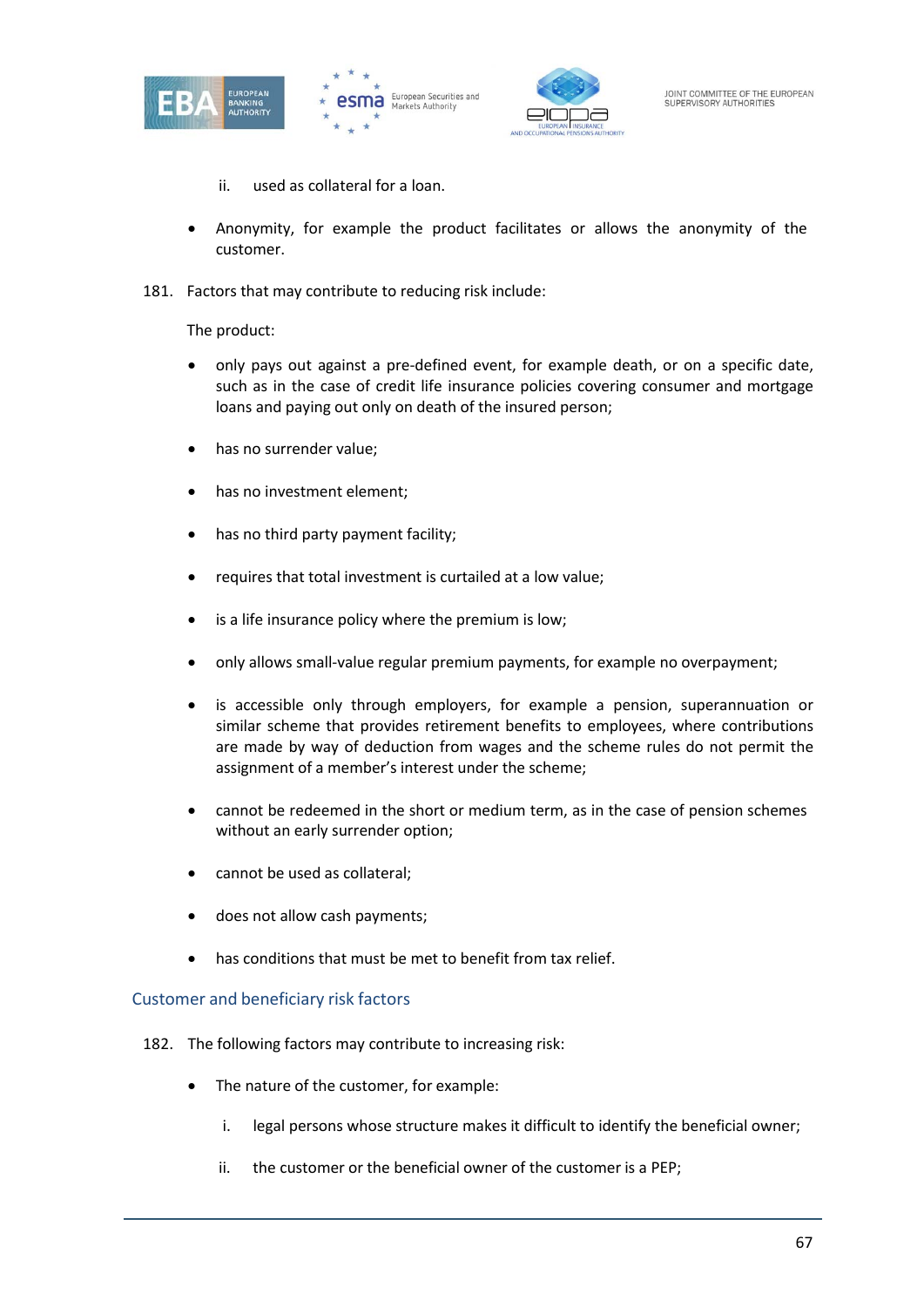ii. used as collateral for a loan.

- Anonymity, for example the product facilitates or allows the anonymity of the customer.

181. Factors that may contribute to reducing risk include:

The product:

- only pays out against a pre-defined event, for example death, or on a specific date, such as in the case of credit life insurance policies covering consumer and mortgage loans and paying out only on death of the insured person;
- has no surrender value;
- has no investment element;
- has no third party payment facility;
- requires that total investment is curtailed at a low value;
- is a life insurance policy where the premium is low;
- only allows small-value regular premium payments, for example no overpayment;
- is accessible only through employers, for example a pension, superannuation or similar scheme that provides retirement benefits to employees, where contributions are made by way of deduction from wages and the scheme rules do not permit the assignment of a member's interest under the scheme;
- cannot be redeemed in the short or medium term, as in the case of pension schemes without an early surrender option;
- cannot be used as collateral;
- does not allow cash payments;
- has conditions that must be met to benefit from tax relief.

## Customer and beneficiary risk factors

182. The following factors may contribute to increasing risk:

- The nature of the customer, for example:

  i. legal persons whose structure makes it difficult to identify the beneficial owner;

  ii. the customer or the beneficial owner of the customer is a PEP;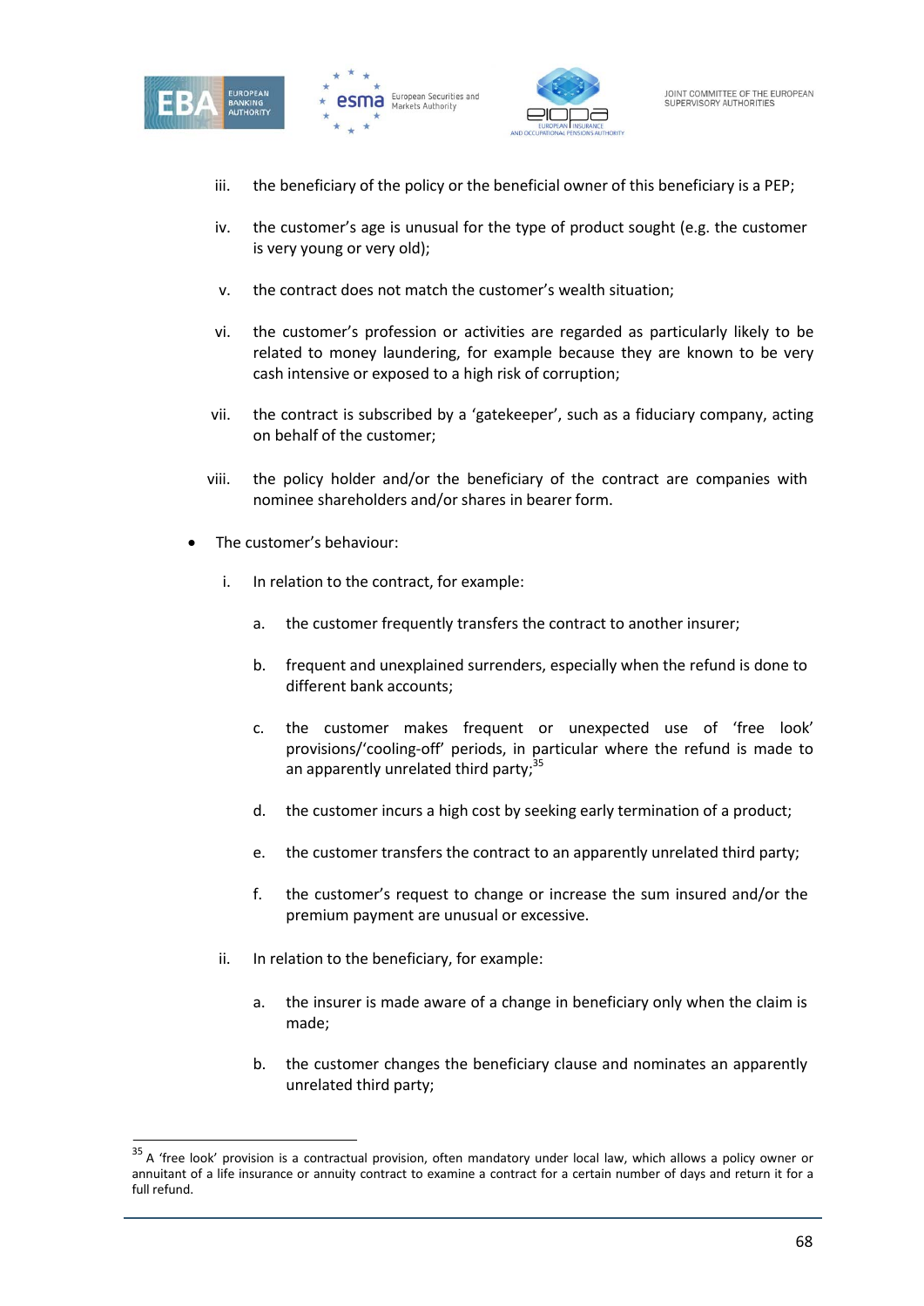iii. the beneficiary of the policy or the beneficial owner of this beneficiary is a PEP;

iv. the customer's age is unusual for the type of product sought (e.g. the customer is very young or very old);

v. the contract does not match the customer's wealth situation;

vi. the customer's profession or activities are regarded as particularly likely to be related to money laundering, for example because they are known to be very cash intensive or exposed to a high risk of corruption;

vii. the contract is subscribed by a 'gatekeeper', such as a fiduciary company, acting on behalf of the customer;

viii. the policy holder and/or the beneficiary of the contract are companies with nominee shareholders and/or shares in bearer form.

- The customer's behaviour:

  i. In relation to the contract, for example:

     a. the customer frequently transfers the contract to another insurer;

     b. frequent and unexplained surrenders, especially when the refund is done to different bank accounts;

     c. the customer makes frequent or unexpected use of 'free look' provisions/'cooling-off' periods, in particular where the refund is made to an apparently unrelated third party;[35]

     d. the customer incurs a high cost by seeking early termination of a product;

     e. the customer transfers the contract to an apparently unrelated third party;

     f. the customer's request to change or increase the sum insured and/or the premium payment are unusual or excessive.

  ii. In relation to the beneficiary, for example:

     a. the insurer is made aware of a change in beneficiary only when the claim is made;

     b. the customer changes the beneficiary clause and nominates an apparently unrelated third party;

[35] A 'free look' provision is a contractual provision, often mandatory under local law, which allows a policy owner or annuitant of a life insurance or annuity contract to examine a contract for a certain number of days and return it for a full refund.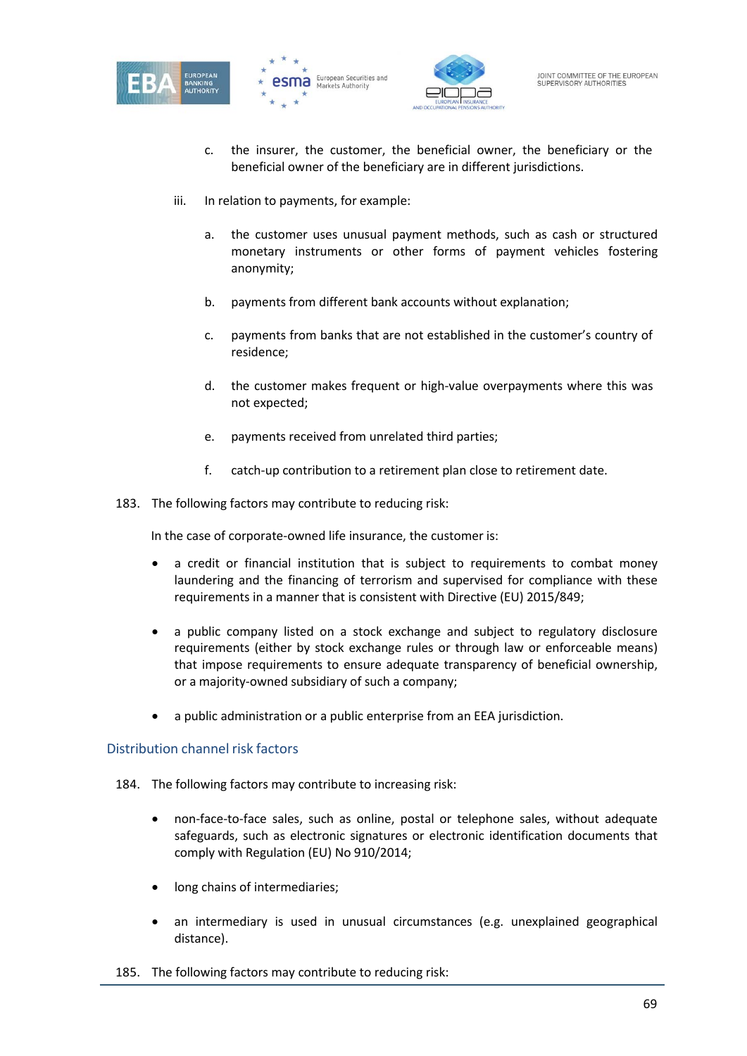c. the insurer, the customer, the beneficial owner, the beneficiary or the beneficial owner of the beneficiary are in different jurisdictions.

iii. In relation to payments, for example:

a. the customer uses unusual payment methods, such as cash or structured monetary instruments or other forms of payment vehicles fostering anonymity;

b. payments from different bank accounts without explanation;

c. payments from banks that are not established in the customer's country of residence;

d. the customer makes frequent or high-value overpayments where this was not expected;

e. payments received from unrelated third parties;

f. catch-up contribution to a retirement plan close to retirement date.

183. The following factors may contribute to reducing risk:

In the case of corporate-owned life insurance, the customer is:

- a credit or financial institution that is subject to requirements to combat money laundering and the financing of terrorism and supervised for compliance with these requirements in a manner that is consistent with Directive (EU) 2015/849;
- a public company listed on a stock exchange and subject to regulatory disclosure requirements (either by stock exchange rules or through law or enforceable means) that impose requirements to ensure adequate transparency of beneficial ownership, or a majority-owned subsidiary of such a company;
- a public administration or a public enterprise from an EEA jurisdiction.

## Distribution channel risk factors

184. The following factors may contribute to increasing risk:

- non-face-to-face sales, such as online, postal or telephone sales, without adequate safeguards, such as electronic signatures or electronic identification documents that comply with Regulation (EU) No 910/2014;
- long chains of intermediaries;
- an intermediary is used in unusual circumstances (e.g. unexplained geographical distance).

185. The following factors may contribute to reducing risk: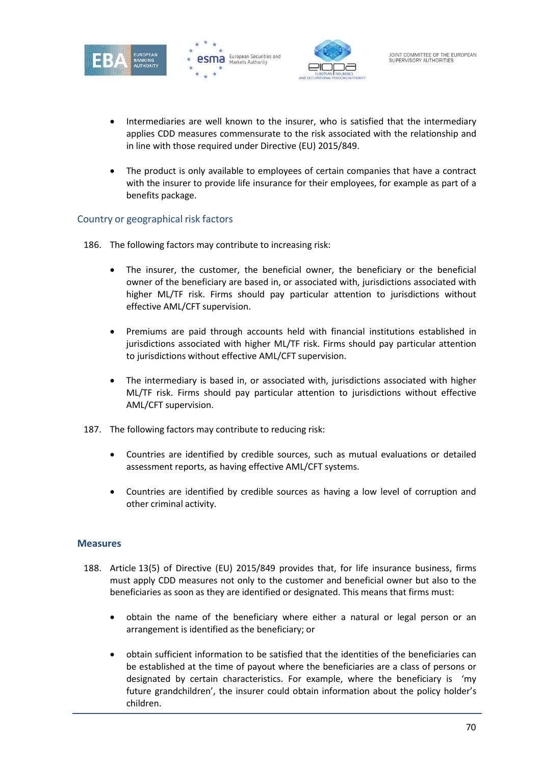- Intermediaries are well known to the insurer, who is satisfied that the intermediary applies CDD measures commensurate to the risk associated with the relationship and in line with those required under Directive (EU) 2015/849.

- The product is only available to employees of certain companies that have a contract with the insurer to provide life insurance for their employees, for example as part of a benefits package.

### Country or geographical risk factors

186. The following factors may contribute to increasing risk:

- The insurer, the customer, the beneficial owner, the beneficiary or the beneficial owner of the beneficiary are based in, or associated with, jurisdictions associated with higher ML/TF risk. Firms should pay particular attention to jurisdictions without effective AML/CFT supervision.

- Premiums are paid through accounts held with financial institutions established in jurisdictions associated with higher ML/TF risk. Firms should pay particular attention to jurisdictions without effective AML/CFT supervision.

- The intermediary is based in, or associated with, jurisdictions associated with higher ML/TF risk. Firms should pay particular attention to jurisdictions without effective AML/CFT supervision.

187. The following factors may contribute to reducing risk:

- Countries are identified by credible sources, such as mutual evaluations or detailed assessment reports, as having effective AML/CFT systems.

- Countries are identified by credible sources as having a low level of corruption and other criminal activity.

## Measures

188. Article 13(5) of Directive (EU) 2015/849 provides that, for life insurance business, firms must apply CDD measures not only to the customer and beneficial owner but also to the beneficiaries as soon as they are identified or designated. This means that firms must:

- obtain the name of the beneficiary where either a natural or legal person or an arrangement is identified as the beneficiary; or

- obtain sufficient information to be satisfied that the identities of the beneficiaries can be established at the time of payout where the beneficiaries are a class of persons or designated by certain characteristics. For example, where the beneficiary is 'my future grandchildren', the insurer could obtain information about the policy holder's children.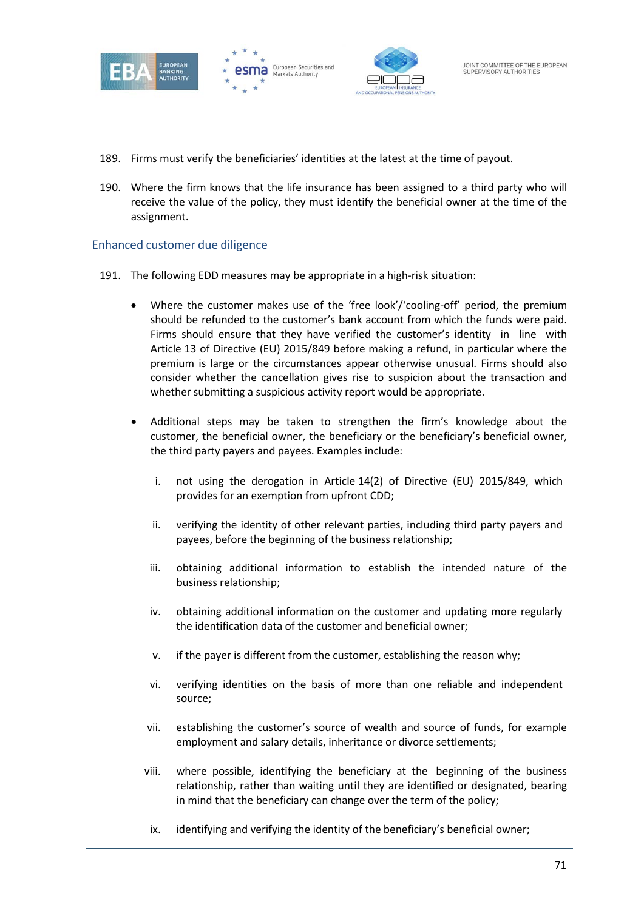189. Firms must verify the beneficiaries' identities at the latest at the time of payout.

190. Where the firm knows that the life insurance has been assigned to a third party who will receive the value of the policy, they must identify the beneficial owner at the time of the assignment.

### Enhanced customer due diligence

191. The following EDD measures may be appropriate in a high-risk situation:

- Where the customer makes use of the 'free look'/'cooling-off' period, the premium should be refunded to the customer's bank account from which the funds were paid. Firms should ensure that they have verified the customer's identity in line with Article 13 of Directive (EU) 2015/849 before making a refund, in particular where the premium is large or the circumstances appear otherwise unusual. Firms should also consider whether the cancellation gives rise to suspicion about the transaction and whether submitting a suspicious activity report would be appropriate.

- Additional steps may be taken to strengthen the firm's knowledge about the customer, the beneficial owner, the beneficiary or the beneficiary's beneficial owner, the third party payers and payees. Examples include:

    i. not using the derogation in Article 14(2) of Directive (EU) 2015/849, which provides for an exemption from upfront CDD;

    ii. verifying the identity of other relevant parties, including third party payers and payees, before the beginning of the business relationship;

    iii. obtaining additional information to establish the intended nature of the business relationship;

    iv. obtaining additional information on the customer and updating more regularly the identification data of the customer and beneficial owner;

    v. if the payer is different from the customer, establishing the reason why;

    vi. verifying identities on the basis of more than one reliable and independent source;

    vii. establishing the customer's source of wealth and source of funds, for example employment and salary details, inheritance or divorce settlements;

    viii. where possible, identifying the beneficiary at the beginning of the business relationship, rather than waiting until they are identified or designated, bearing in mind that the beneficiary can change over the term of the policy;

    ix. identifying and verifying the identity of the beneficiary's beneficial owner;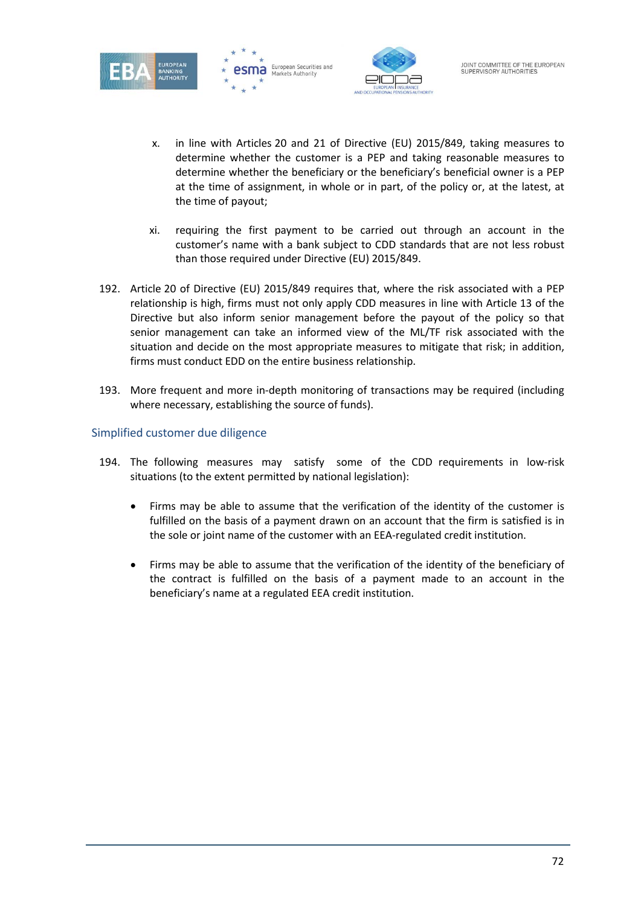x. in line with Articles 20 and 21 of Directive (EU) 2015/849, taking measures to determine whether the customer is a PEP and taking reasonable measures to determine whether the beneficiary or the beneficiary's beneficial owner is a PEP at the time of assignment, in whole or in part, of the policy or, at the latest, at the time of payout;

xi. requiring the first payment to be carried out through an account in the customer's name with a bank subject to CDD standards that are not less robust than those required under Directive (EU) 2015/849.

192. Article 20 of Directive (EU) 2015/849 requires that, where the risk associated with a PEP relationship is high, firms must not only apply CDD measures in line with Article 13 of the Directive but also inform senior management before the payout of the policy so that senior management can take an informed view of the ML/TF risk associated with the situation and decide on the most appropriate measures to mitigate that risk; in addition, firms must conduct EDD on the entire business relationship.

193. More frequent and more in-depth monitoring of transactions may be required (including where necessary, establishing the source of funds).

### Simplified customer due diligence

194. The following measures may satisfy some of the CDD requirements in low-risk situations (to the extent permitted by national legislation):

- Firms may be able to assume that the verification of the identity of the customer is fulfilled on the basis of a payment drawn on an account that the firm is satisfied is in the sole or joint name of the customer with an EEA-regulated credit institution.

- Firms may be able to assume that the verification of the identity of the beneficiary of the contract is fulfilled on the basis of a payment made to an account in the beneficiary's name at a regulated EEA credit institution.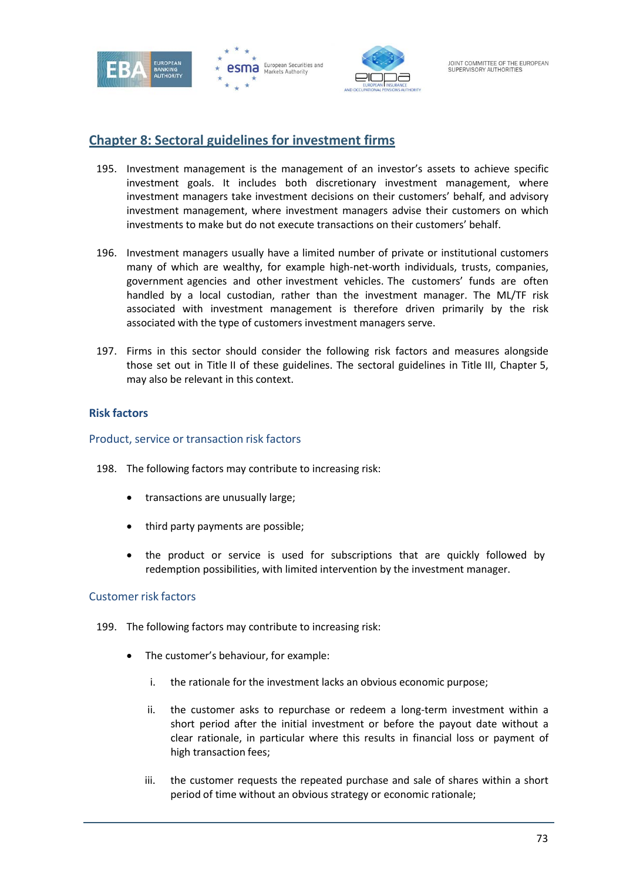## Chapter 8: Sectoral guidelines for investment firms

195. Investment management is the management of an investor's assets to achieve specific investment goals. It includes both discretionary investment management, where investment managers take investment decisions on their customers' behalf, and advisory investment management, where investment managers advise their customers on which investments to make but do not execute transactions on their customers' behalf.

196. Investment managers usually have a limited number of private or institutional customers many of which are wealthy, for example high-net-worth individuals, trusts, companies, government agencies and other investment vehicles. The customers' funds are often handled by a local custodian, rather than the investment manager. The ML/TF risk associated with investment management is therefore driven primarily by the risk associated with the type of customers investment managers serve.

197. Firms in this sector should consider the following risk factors and measures alongside those set out in Title II of these guidelines. The sectoral guidelines in Title III, Chapter 5, may also be relevant in this context.

### Risk factors

#### Product, service or transaction risk factors

198. The following factors may contribute to increasing risk:

- transactions are unusually large;
- third party payments are possible;
- the product or service is used for subscriptions that are quickly followed by redemption possibilities, with limited intervention by the investment manager.

#### Customer risk factors

199. The following factors may contribute to increasing risk:

- The customer's behaviour, for example:
  1. the rationale for the investment lacks an obvious economic purpose;
  2. the customer asks to repurchase or redeem a long-term investment within a short period after the initial investment or before the payout date without a clear rationale, in particular where this results in financial loss or payment of high transaction fees;
  3. the customer requests the repeated purchase and sale of shares within a short period of time without an obvious strategy or economic rationale;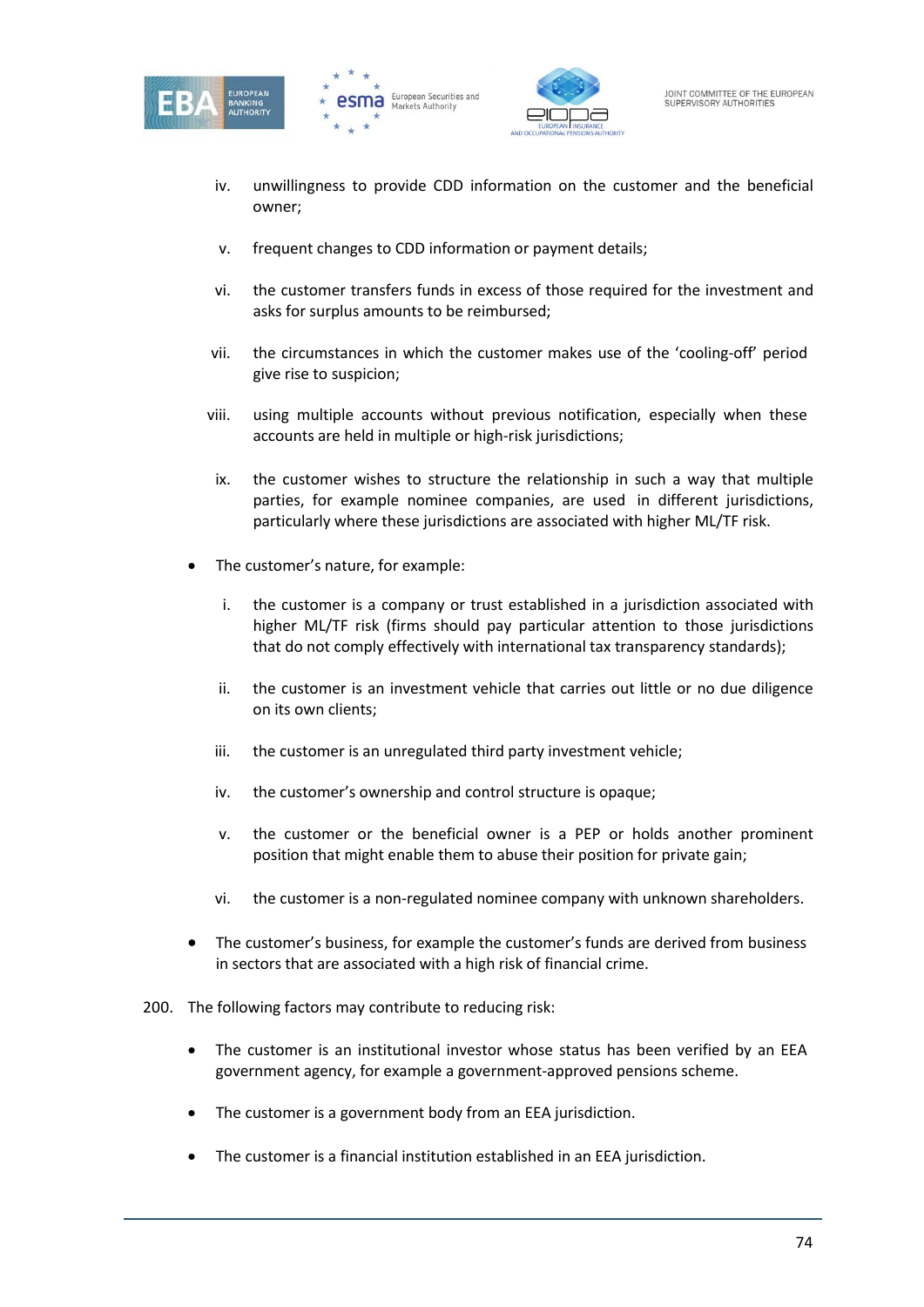iv. unwillingness to provide CDD information on the customer and the beneficial owner;

v. frequent changes to CDD information or payment details;

vi. the customer transfers funds in excess of those required for the investment and asks for surplus amounts to be reimbursed;

vii. the circumstances in which the customer makes use of the 'cooling-off' period give rise to suspicion;

viii. using multiple accounts without previous notification, especially when these accounts are held in multiple or high-risk jurisdictions;

ix. the customer wishes to structure the relationship in such a way that multiple parties, for example nominee companies, are used in different jurisdictions, particularly where these jurisdictions are associated with higher ML/TF risk.

- The customer's nature, for example:

  i. the customer is a company or trust established in a jurisdiction associated with higher ML/TF risk (firms should pay particular attention to those jurisdictions that do not comply effectively with international tax transparency standards);

  ii. the customer is an investment vehicle that carries out little or no due diligence on its own clients;

  iii. the customer is an unregulated third party investment vehicle;

  iv. the customer's ownership and control structure is opaque;

  v. the customer or the beneficial owner is a PEP or holds another prominent position that might enable them to abuse their position for private gain;

  vi. the customer is a non-regulated nominee company with unknown shareholders.

- The customer's business, for example the customer's funds are derived from business in sectors that are associated with a high risk of financial crime.

200. The following factors may contribute to reducing risk:

- The customer is an institutional investor whose status has been verified by an EEA government agency, for example a government-approved pensions scheme.
- The customer is a government body from an EEA jurisdiction.
- The customer is a financial institution established in an EEA jurisdiction.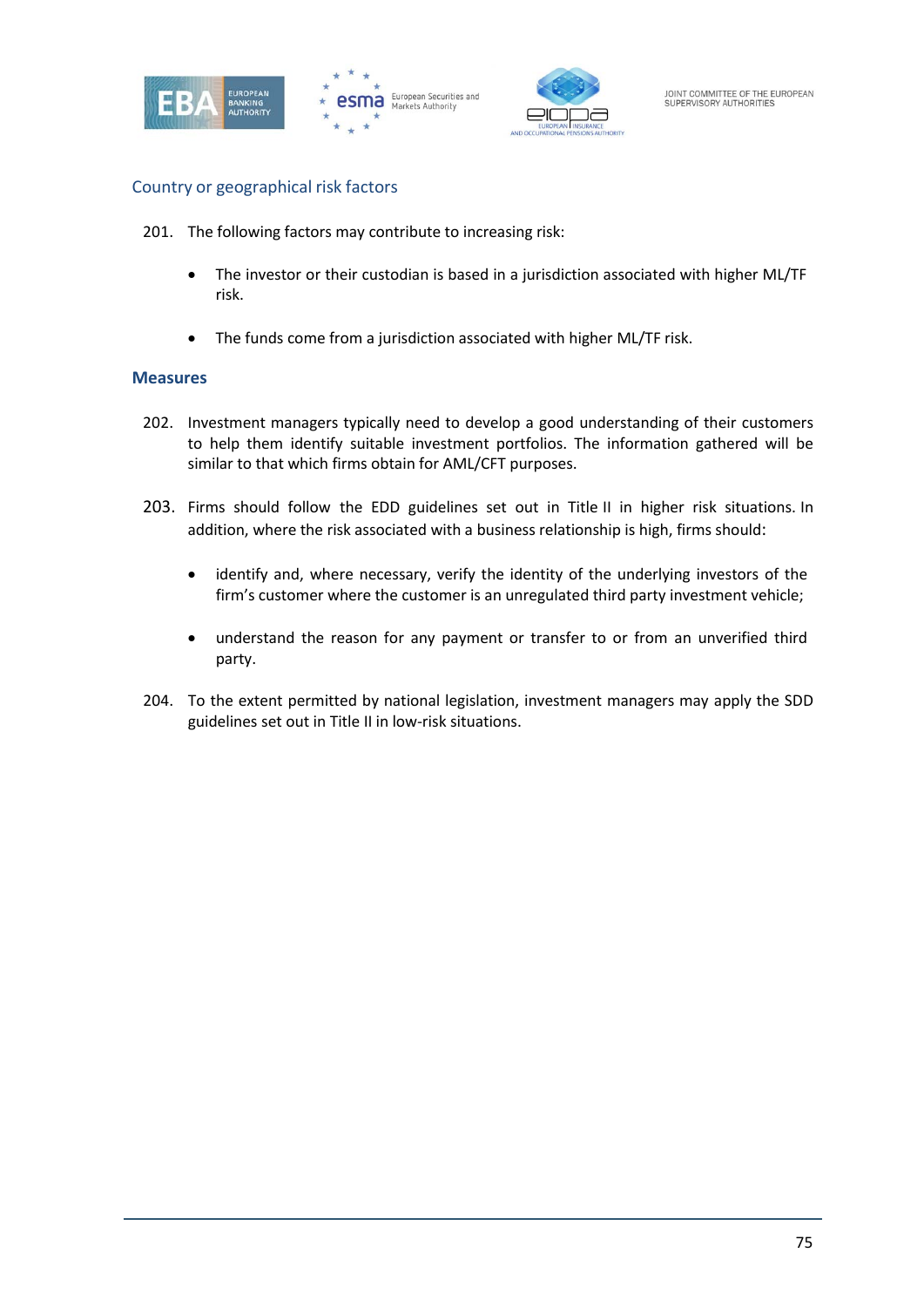### Country or geographical risk factors

201. The following factors may contribute to increasing risk:

- The investor or their custodian is based in a jurisdiction associated with higher ML/TF risk.
- The funds come from a jurisdiction associated with higher ML/TF risk.

### Measures

202. Investment managers typically need to develop a good understanding of their customers to help them identify suitable investment portfolios. The information gathered will be similar to that which firms obtain for AML/CFT purposes.

203. Firms should follow the EDD guidelines set out in Title II in higher risk situations. In addition, where the risk associated with a business relationship is high, firms should:

- identify and, where necessary, verify the identity of the underlying investors of the firm's customer where the customer is an unregulated third party investment vehicle;
- understand the reason for any payment or transfer to or from an unverified third party.

204. To the extent permitted by national legislation, investment managers may apply the SDD guidelines set out in Title II in low-risk situations.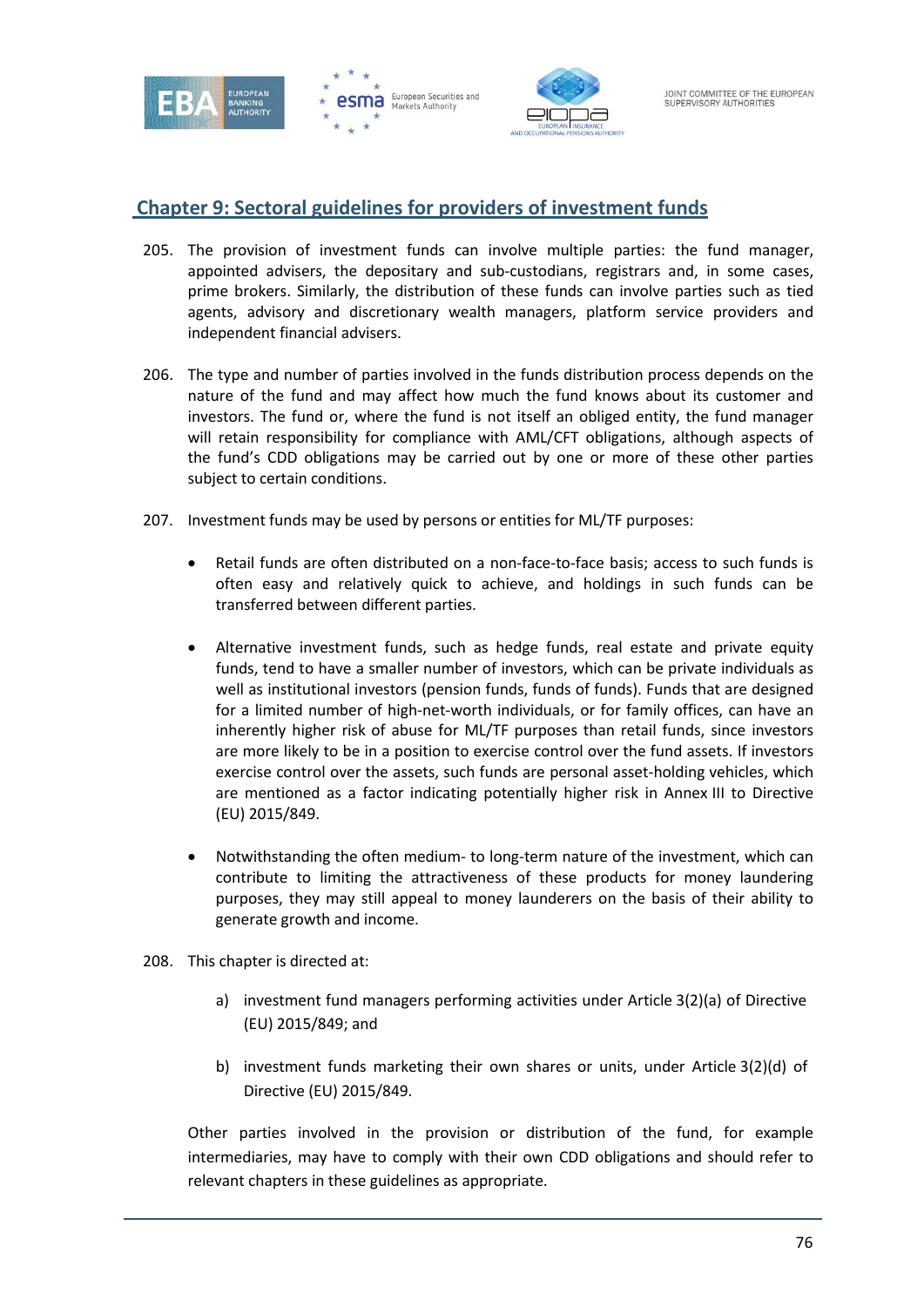## Chapter 9: Sectoral guidelines for providers of investment funds

205. The provision of investment funds can involve multiple parties: the fund manager, appointed advisers, the depositary and sub-custodians, registrars and, in some cases, prime brokers. Similarly, the distribution of these funds can involve parties such as tied agents, advisory and discretionary wealth managers, platform service providers and independent financial advisers.

206. The type and number of parties involved in the funds distribution process depends on the nature of the fund and may affect how much the fund knows about its customer and investors. The fund or, where the fund is not itself an obliged entity, the fund manager will retain responsibility for compliance with AML/CFT obligations, although aspects of the fund's CDD obligations may be carried out by one or more of these other parties subject to certain conditions.

207. Investment funds may be used by persons or entities for ML/TF purposes:

- Retail funds are often distributed on a non-face-to-face basis; access to such funds is often easy and relatively quick to achieve, and holdings in such funds can be transferred between different parties.
- Alternative investment funds, such as hedge funds, real estate and private equity funds, tend to have a smaller number of investors, which can be private individuals as well as institutional investors (pension funds, funds of funds). Funds that are designed for a limited number of high-net-worth individuals, or for family offices, can have an inherently higher risk of abuse for ML/TF purposes than retail funds, since investors are more likely to be in a position to exercise control over the fund assets. If investors exercise control over the assets, such funds are personal asset-holding vehicles, which are mentioned as a factor indicating potentially higher risk in Annex III to Directive (EU) 2015/849.
- Notwithstanding the often medium- to long-term nature of the investment, which can contribute to limiting the attractiveness of these products for money laundering purposes, they may still appeal to money launderers on the basis of their ability to generate growth and income.

208. This chapter is directed at:

   a) investment fund managers performing activities under Article 3(2)(a) of Directive (EU) 2015/849; and

   b) investment funds marketing their own shares or units, under Article 3(2)(d) of Directive (EU) 2015/849.

   Other parties involved in the provision or distribution of the fund, for example intermediaries, may have to comply with their own CDD obligations and should refer to relevant chapters in these guidelines as appropriate.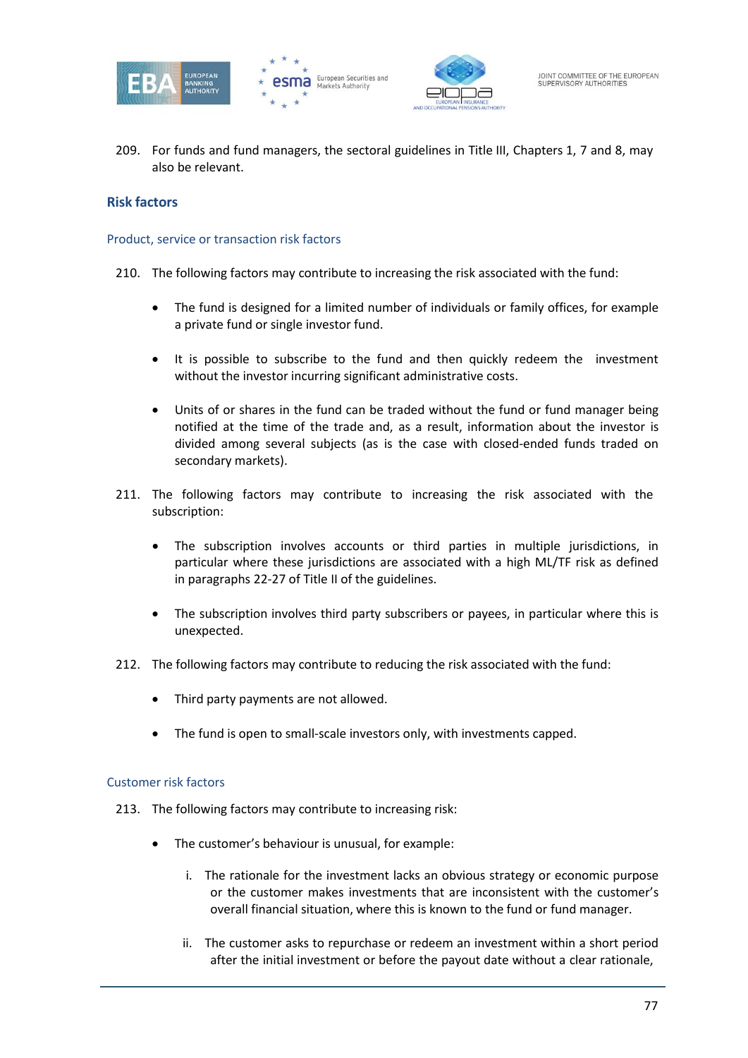209. For funds and fund managers, the sectoral guidelines in Title III, Chapters 1, 7 and 8, may also be relevant.

## Risk factors

### Product, service or transaction risk factors

210. The following factors may contribute to increasing the risk associated with the fund:

- The fund is designed for a limited number of individuals or family offices, for example a private fund or single investor fund.
- It is possible to subscribe to the fund and then quickly redeem the investment without the investor incurring significant administrative costs.
- Units of or shares in the fund can be traded without the fund or fund manager being notified at the time of the trade and, as a result, information about the investor is divided among several subjects (as is the case with closed-ended funds traded on secondary markets).

211. The following factors may contribute to increasing the risk associated with the subscription:

- The subscription involves accounts or third parties in multiple jurisdictions, in particular where these jurisdictions are associated with a high ML/TF risk as defined in paragraphs 22-27 of Title II of the guidelines.
- The subscription involves third party subscribers or payees, in particular where this is unexpected.

212. The following factors may contribute to reducing the risk associated with the fund:

- Third party payments are not allowed.
- The fund is open to small-scale investors only, with investments capped.

### Customer risk factors

213. The following factors may contribute to increasing risk:

- The customer's behaviour is unusual, for example:
  i. The rationale for the investment lacks an obvious strategy or economic purpose or the customer makes investments that are inconsistent with the customer's overall financial situation, where this is known to the fund or fund manager.
  ii. The customer asks to repurchase or redeem an investment within a short period after the initial investment or before the payout date without a clear rationale,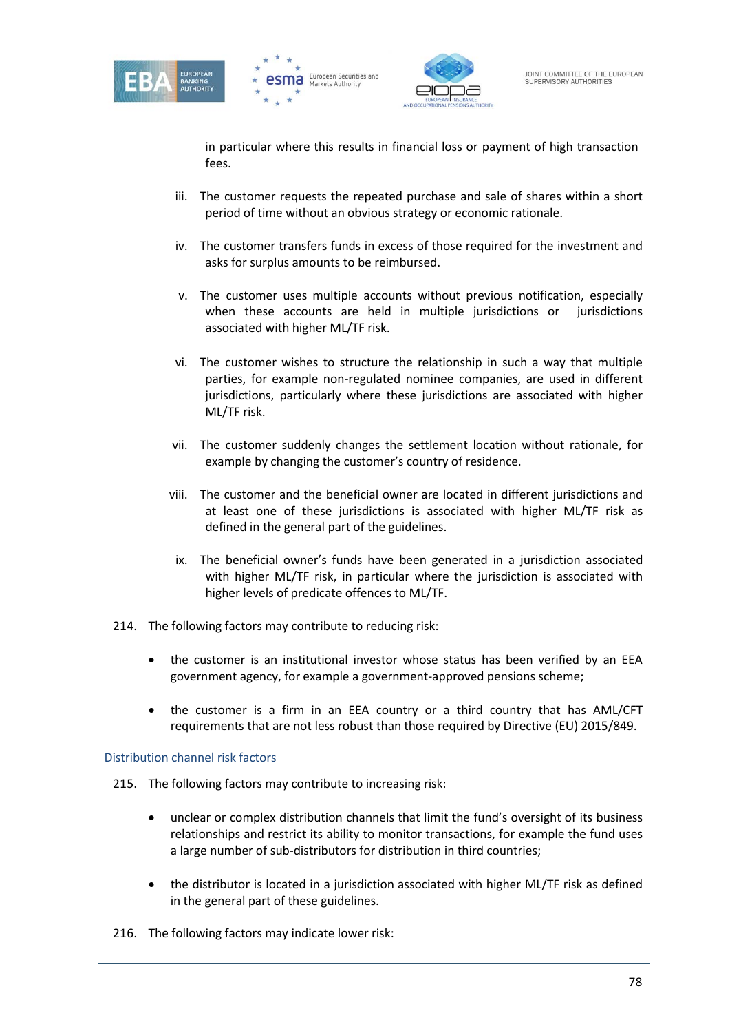in particular where this results in financial loss or payment of high transaction fees.

iii. The customer requests the repeated purchase and sale of shares within a short period of time without an obvious strategy or economic rationale.

iv. The customer transfers funds in excess of those required for the investment and asks for surplus amounts to be reimbursed.

v. The customer uses multiple accounts without previous notification, especially when these accounts are held in multiple jurisdictions or jurisdictions associated with higher ML/TF risk.

vi. The customer wishes to structure the relationship in such a way that multiple parties, for example non-regulated nominee companies, are used in different jurisdictions, particularly where these jurisdictions are associated with higher ML/TF risk.

vii. The customer suddenly changes the settlement location without rationale, for example by changing the customer's country of residence.

viii. The customer and the beneficial owner are located in different jurisdictions and at least one of these jurisdictions is associated with higher ML/TF risk as defined in the general part of the guidelines.

ix. The beneficial owner's funds have been generated in a jurisdiction associated with higher ML/TF risk, in particular where the jurisdiction is associated with higher levels of predicate offences to ML/TF.

214. The following factors may contribute to reducing risk:

- the customer is an institutional investor whose status has been verified by an EEA government agency, for example a government-approved pensions scheme;
- the customer is a firm in an EEA country or a third country that has AML/CFT requirements that are not less robust than those required by Directive (EU) 2015/849.

### Distribution channel risk factors

215. The following factors may contribute to increasing risk:

- unclear or complex distribution channels that limit the fund's oversight of its business relationships and restrict its ability to monitor transactions, for example the fund uses a large number of sub-distributors for distribution in third countries;
- the distributor is located in a jurisdiction associated with higher ML/TF risk as defined in the general part of these guidelines.

216. The following factors may indicate lower risk: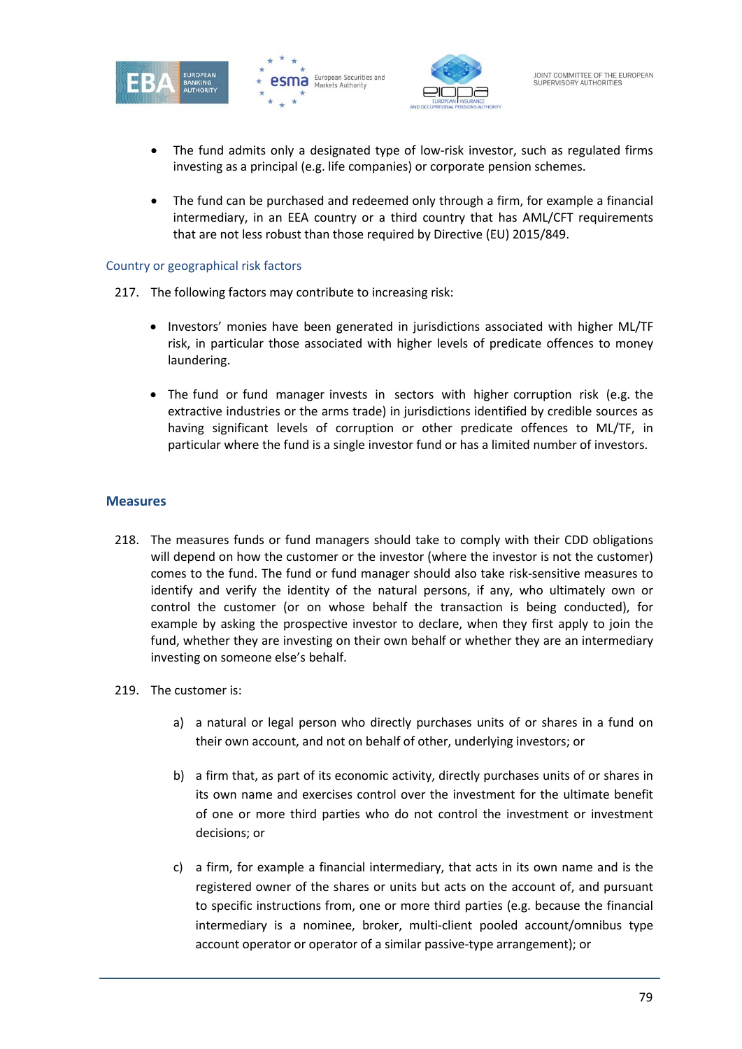- The fund admits only a designated type of low-risk investor, such as regulated firms investing as a principal (e.g. life companies) or corporate pension schemes.
- The fund can be purchased and redeemed only through a firm, for example a financial intermediary, in an EEA country or a third country that has AML/CFT requirements that are not less robust than those required by Directive (EU) 2015/849.

### Country or geographical risk factors

217. The following factors may contribute to increasing risk:

- Investors' monies have been generated in jurisdictions associated with higher ML/TF risk, in particular those associated with higher levels of predicate offences to money laundering.
- The fund or fund manager invests in sectors with higher corruption risk (e.g. the extractive industries or the arms trade) in jurisdictions identified by credible sources as having significant levels of corruption or other predicate offences to ML/TF, in particular where the fund is a single investor fund or has a limited number of investors.

## Measures

218. The measures funds or fund managers should take to comply with their CDD obligations will depend on how the customer or the investor (where the investor is not the customer) comes to the fund. The fund or fund manager should also take risk-sensitive measures to identify and verify the identity of the natural persons, if any, who ultimately own or control the customer (or on whose behalf the transaction is being conducted), for example by asking the prospective investor to declare, when they first apply to join the fund, whether they are investing on their own behalf or whether they are an intermediary investing on someone else's behalf.

219. The customer is:

   a) a natural or legal person who directly purchases units of or shares in a fund on their own account, and not on behalf of other, underlying investors; or

   b) a firm that, as part of its economic activity, directly purchases units of or shares in its own name and exercises control over the investment for the ultimate benefit of one or more third parties who do not control the investment or investment decisions; or

   c) a firm, for example a financial intermediary, that acts in its own name and is the registered owner of the shares or units but acts on the account of, and pursuant to specific instructions from, one or more third parties (e.g. because the financial intermediary is a nominee, broker, multi-client pooled account/omnibus type account operator or operator of a similar passive-type arrangement); or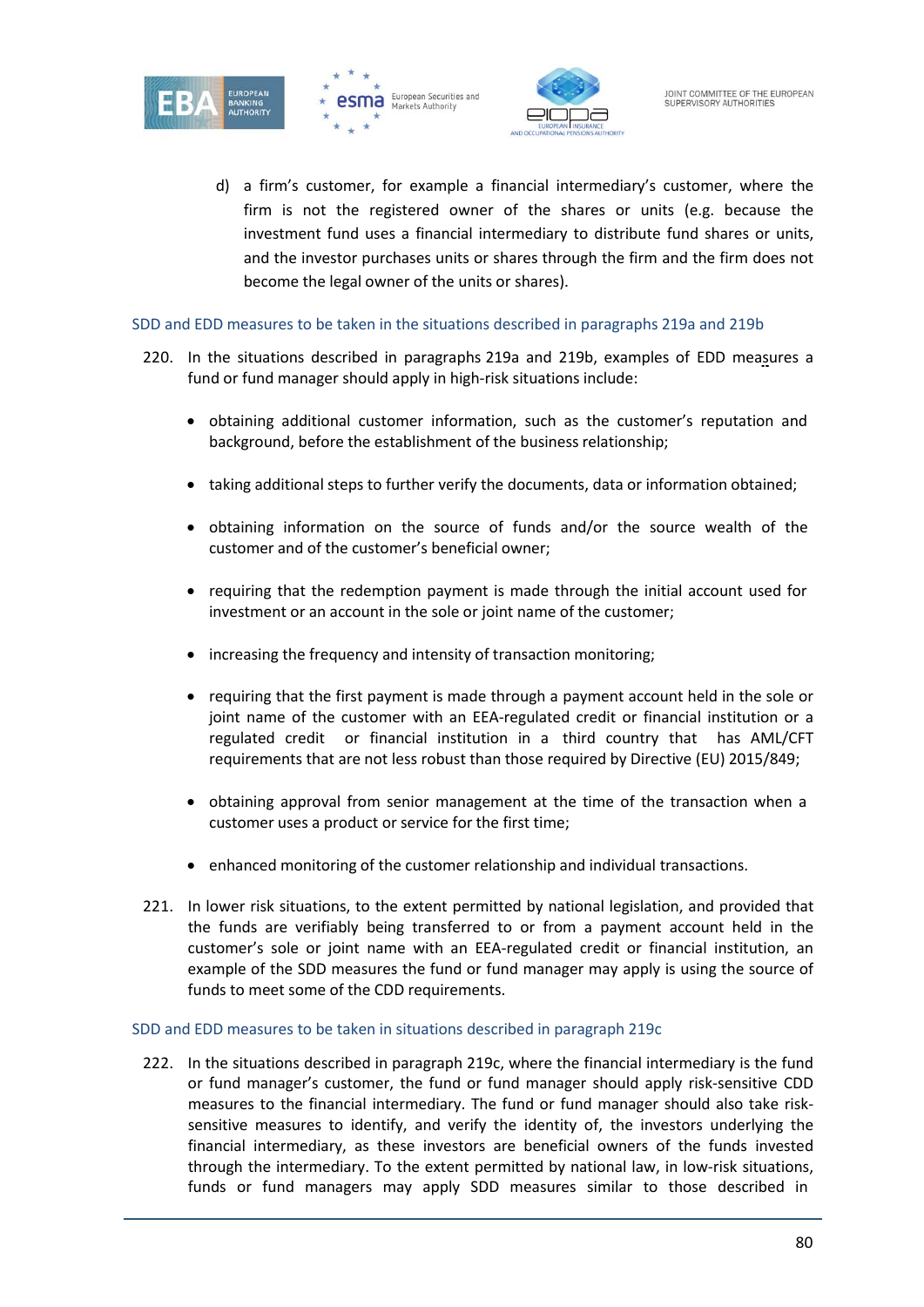d) a firm's customer, for example a financial intermediary's customer, where the firm is not the registered owner of the shares or units (e.g. because the investment fund uses a financial intermediary to distribute fund shares or units, and the investor purchases units or shares through the firm and the firm does not become the legal owner of the units or shares).

### SDD and EDD measures to be taken in the situations described in paragraphs 219a and 219b

220. In the situations described in paragraphs 219a and 219b, examples of EDD measures a fund or fund manager should apply in high-risk situations include:

- obtaining additional customer information, such as the customer's reputation and background, before the establishment of the business relationship;
- taking additional steps to further verify the documents, data or information obtained;
- obtaining information on the source of funds and/or the source wealth of the customer and of the customer's beneficial owner;
- requiring that the redemption payment is made through the initial account used for investment or an account in the sole or joint name of the customer;
- increasing the frequency and intensity of transaction monitoring;
- requiring that the first payment is made through a payment account held in the sole or joint name of the customer with an EEA-regulated credit or financial institution or a regulated credit or financial institution in a third country that has AML/CFT requirements that are not less robust than those required by Directive (EU) 2015/849;
- obtaining approval from senior management at the time of the transaction when a customer uses a product or service for the first time;
- enhanced monitoring of the customer relationship and individual transactions.

221. In lower risk situations, to the extent permitted by national legislation, and provided that the funds are verifiably being transferred to or from a payment account held in the customer's sole or joint name with an EEA-regulated credit or financial institution, an example of the SDD measures the fund or fund manager may apply is using the source of funds to meet some of the CDD requirements.

### SDD and EDD measures to be taken in situations described in paragraph 219c

222. In the situations described in paragraph 219c, where the financial intermediary is the fund or fund manager's customer, the fund or fund manager should apply risk-sensitive CDD measures to the financial intermediary. The fund or fund manager should also take risk-sensitive measures to identify, and verify the identity of, the investors underlying the financial intermediary, as these investors are beneficial owners of the funds invested through the intermediary. To the extent permitted by national law, in low-risk situations, funds or fund managers may apply SDD measures similar to those described in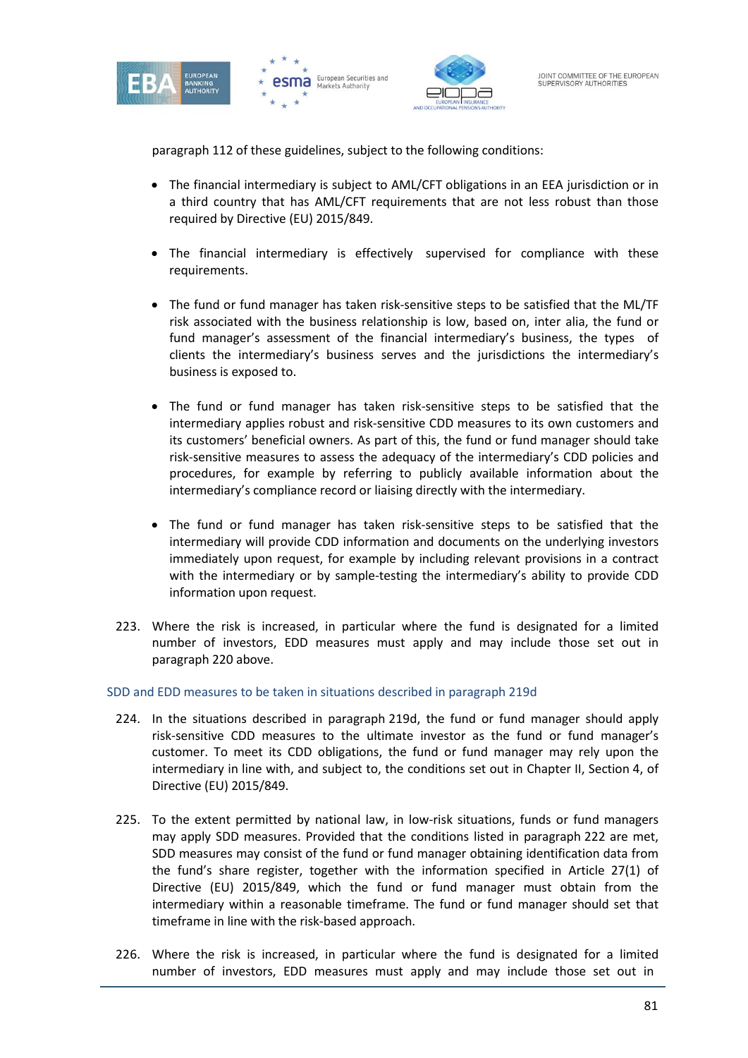paragraph 112 of these guidelines, subject to the following conditions:

- The financial intermediary is subject to AML/CFT obligations in an EEA jurisdiction or in a third country that has AML/CFT requirements that are not less robust than those required by Directive (EU) 2015/849.
- The financial intermediary is effectively supervised for compliance with these requirements.
- The fund or fund manager has taken risk-sensitive steps to be satisfied that the ML/TF risk associated with the business relationship is low, based on, inter alia, the fund or fund manager's assessment of the financial intermediary's business, the types of clients the intermediary's business serves and the jurisdictions the intermediary's business is exposed to.
- The fund or fund manager has taken risk-sensitive steps to be satisfied that the intermediary applies robust and risk-sensitive CDD measures to its own customers and its customers' beneficial owners. As part of this, the fund or fund manager should take risk-sensitive measures to assess the adequacy of the intermediary's CDD policies and procedures, for example by referring to publicly available information about the intermediary's compliance record or liaising directly with the intermediary.
- The fund or fund manager has taken risk-sensitive steps to be satisfied that the intermediary will provide CDD information and documents on the underlying investors immediately upon request, for example by including relevant provisions in a contract with the intermediary or by sample-testing the intermediary's ability to provide CDD information upon request.

223. Where the risk is increased, in particular where the fund is designated for a limited number of investors, EDD measures must apply and may include those set out in paragraph 220 above.

### SDD and EDD measures to be taken in situations described in paragraph 219d

224. In the situations described in paragraph 219d, the fund or fund manager should apply risk-sensitive CDD measures to the ultimate investor as the fund or fund manager's customer. To meet its CDD obligations, the fund or fund manager may rely upon the intermediary in line with, and subject to, the conditions set out in Chapter II, Section 4, of Directive (EU) 2015/849.

225. To the extent permitted by national law, in low-risk situations, funds or fund managers may apply SDD measures. Provided that the conditions listed in paragraph 222 are met, SDD measures may consist of the fund or fund manager obtaining identification data from the fund's share register, together with the information specified in Article 27(1) of Directive (EU) 2015/849, which the fund or fund manager must obtain from the intermediary within a reasonable timeframe. The fund or fund manager should set that timeframe in line with the risk-based approach.

226. Where the risk is increased, in particular where the fund is designated for a limited number of investors, EDD measures must apply and may include those set out in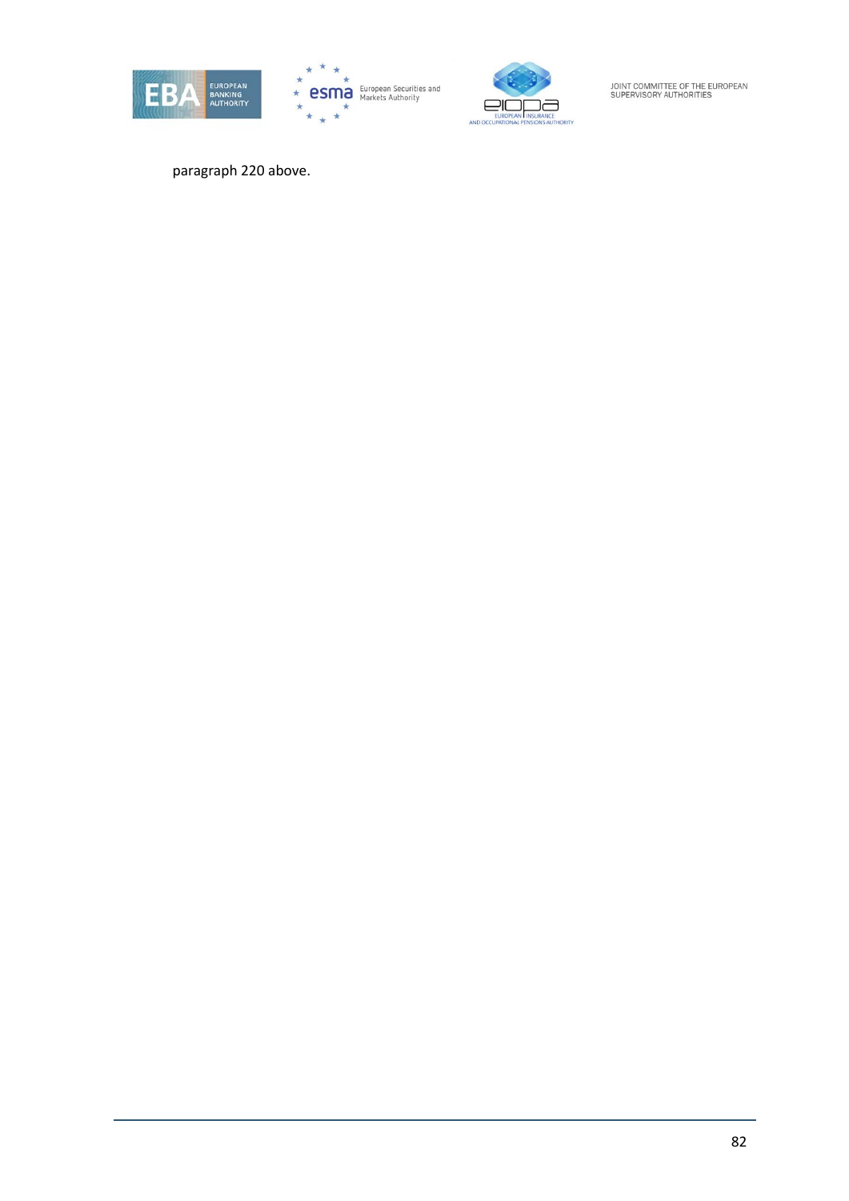paragraph 220 above.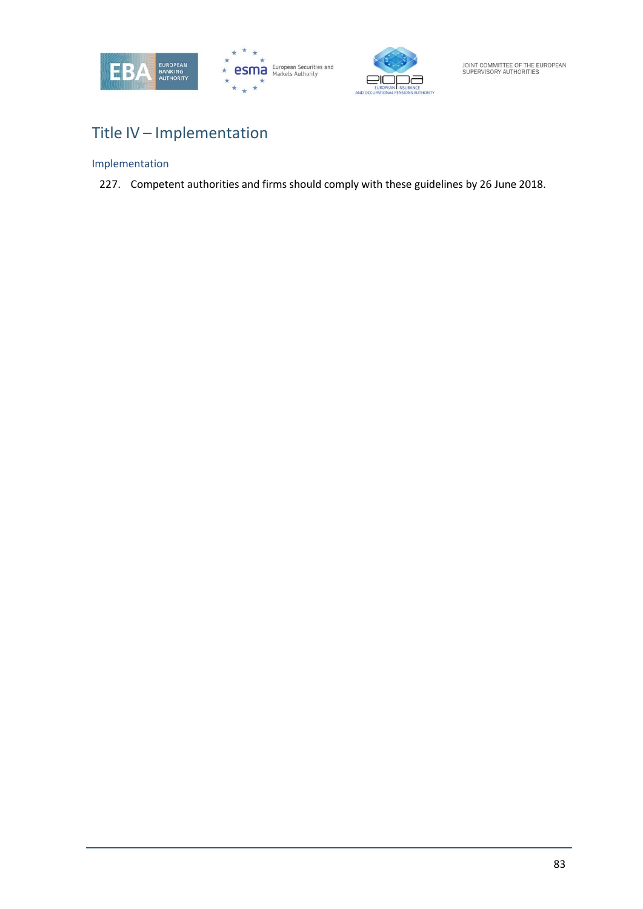# Title IV – Implementation

## Implementation

227. Competent authorities and firms should comply with these guidelines by 26 June 2018.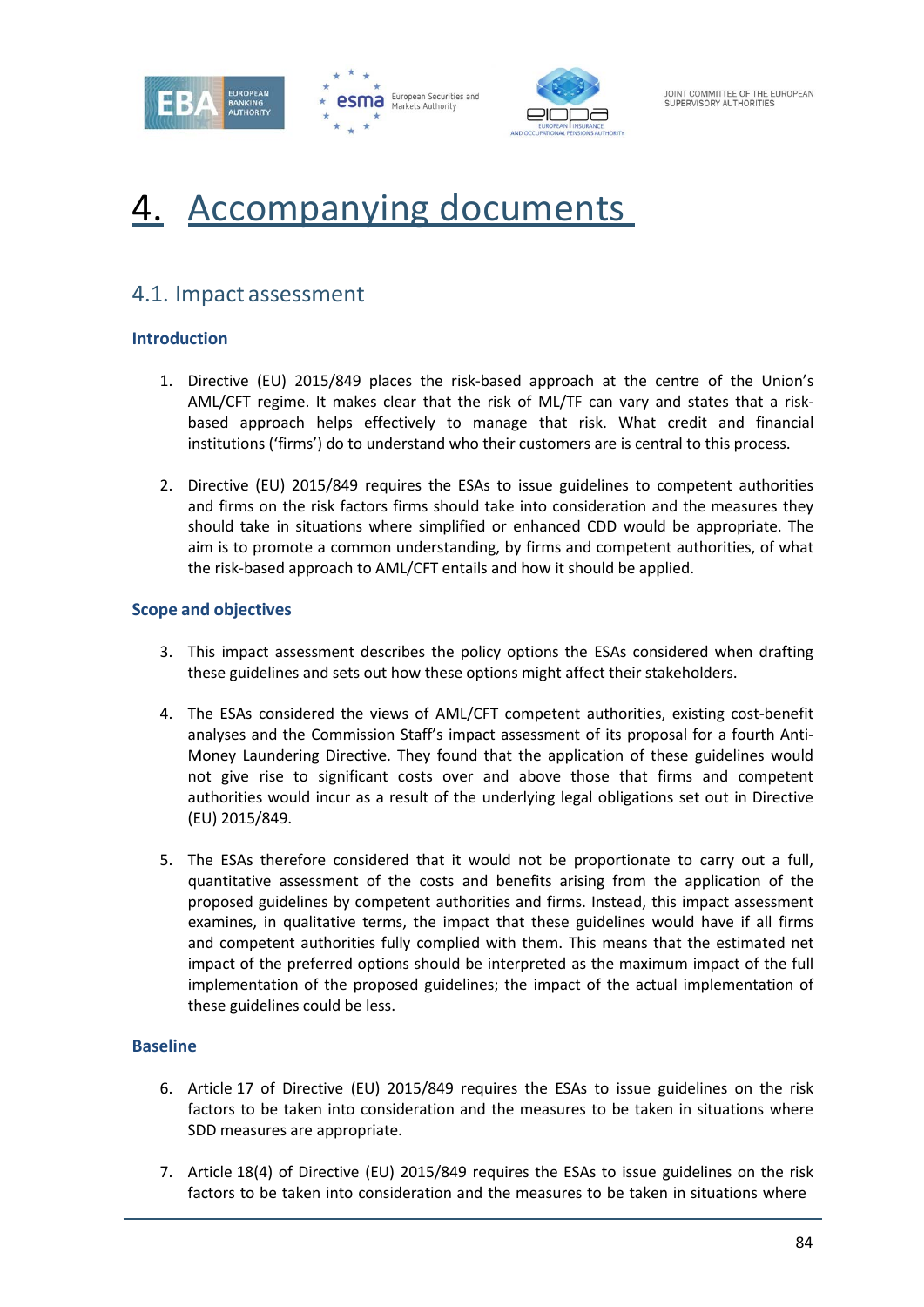# 4. Accompanying documents

## 4.1. Impact assessment

### Introduction

1. Directive (EU) 2015/849 places the risk-based approach at the centre of the Union's AML/CFT regime. It makes clear that the risk of ML/TF can vary and states that a risk-based approach helps effectively to manage that risk. What credit and financial institutions ('firms') do to understand who their customers are is central to this process.

2. Directive (EU) 2015/849 requires the ESAs to issue guidelines to competent authorities and firms on the risk factors firms should take into consideration and the measures they should take in situations where simplified or enhanced CDD would be appropriate. The aim is to promote a common understanding, by firms and competent authorities, of what the risk-based approach to AML/CFT entails and how it should be applied.

### Scope and objectives

3. This impact assessment describes the policy options the ESAs considered when drafting these guidelines and sets out how these options might affect their stakeholders.

4. The ESAs considered the views of AML/CFT competent authorities, existing cost-benefit analyses and the Commission Staff's impact assessment of its proposal for a fourth Anti-Money Laundering Directive. They found that the application of these guidelines would not give rise to significant costs over and above those that firms and competent authorities would incur as a result of the underlying legal obligations set out in Directive (EU) 2015/849.

5. The ESAs therefore considered that it would not be proportionate to carry out a full, quantitative assessment of the costs and benefits arising from the application of the proposed guidelines by competent authorities and firms. Instead, this impact assessment examines, in qualitative terms, the impact that these guidelines would have if all firms and competent authorities fully complied with them. This means that the estimated net impact of the preferred options should be interpreted as the maximum impact of the full implementation of the proposed guidelines; the impact of the actual implementation of these guidelines could be less.

### Baseline

6. Article 17 of Directive (EU) 2015/849 requires the ESAs to issue guidelines on the risk factors to be taken into consideration and the measures to be taken in situations where SDD measures are appropriate.

7. Article 18(4) of Directive (EU) 2015/849 requires the ESAs to issue guidelines on the risk factors to be taken into consideration and the measures to be taken in situations where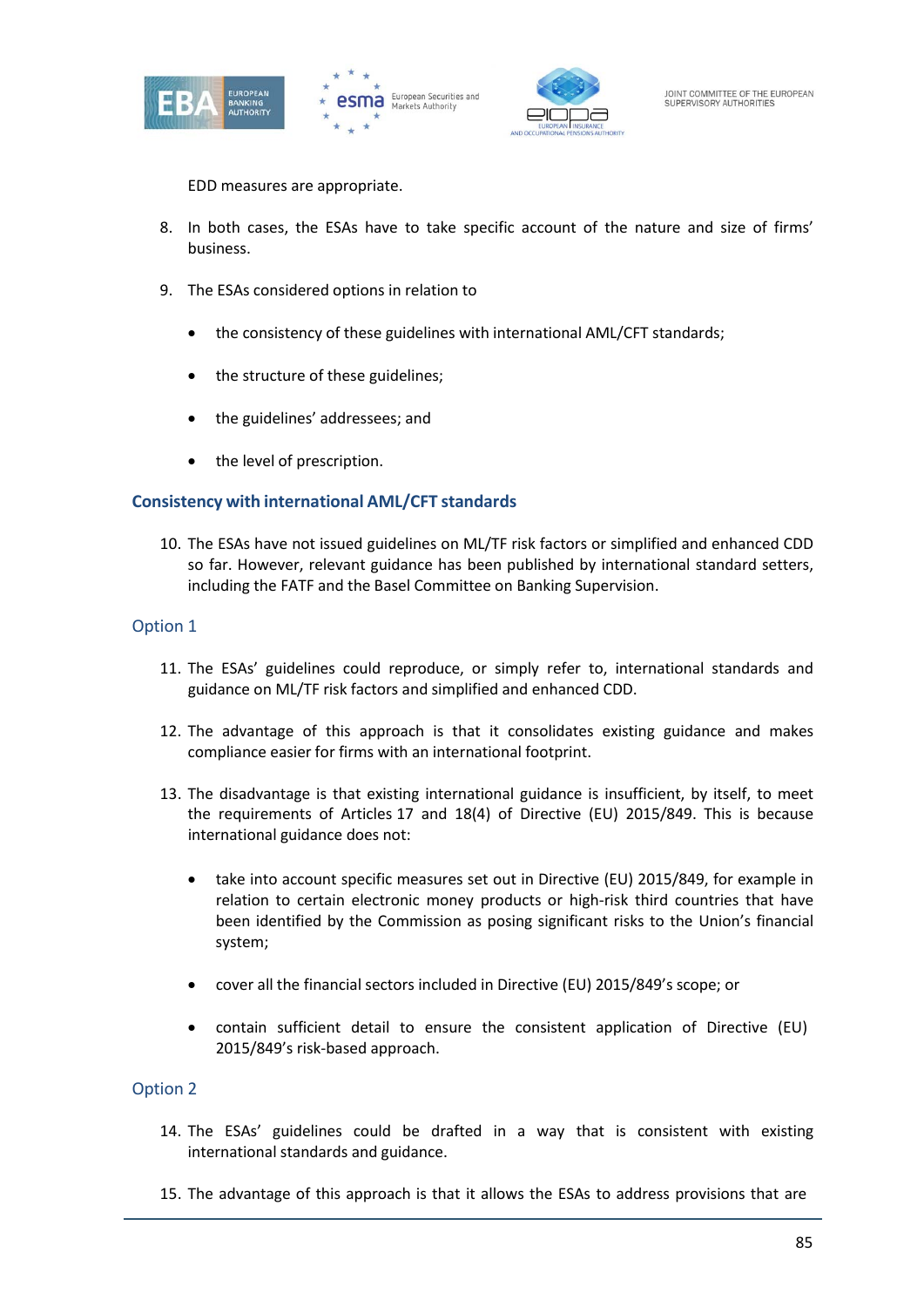EDD measures are appropriate.

8. In both cases, the ESAs have to take specific account of the nature and size of firms' business.

9. The ESAs considered options in relation to

   - the consistency of these guidelines with international AML/CFT standards;
   - the structure of these guidelines;
   - the guidelines' addressees; and
   - the level of prescription.

## Consistency with international AML/CFT standards

10. The ESAs have not issued guidelines on ML/TF risk factors or simplified and enhanced CDD so far. However, relevant guidance has been published by international standard setters, including the FATF and the Basel Committee on Banking Supervision.

### Option 1

11. The ESAs' guidelines could reproduce, or simply refer to, international standards and guidance on ML/TF risk factors and simplified and enhanced CDD.

12. The advantage of this approach is that it consolidates existing guidance and makes compliance easier for firms with an international footprint.

13. The disadvantage is that existing international guidance is insufficient, by itself, to meet the requirements of Articles 17 and 18(4) of Directive (EU) 2015/849. This is because international guidance does not:

    - take into account specific measures set out in Directive (EU) 2015/849, for example in relation to certain electronic money products or high-risk third countries that have been identified by the Commission as posing significant risks to the Union's financial system;
    - cover all the financial sectors included in Directive (EU) 2015/849's scope; or
    - contain sufficient detail to ensure the consistent application of Directive (EU) 2015/849's risk-based approach.

### Option 2

14. The ESAs' guidelines could be drafted in a way that is consistent with existing international standards and guidance.

15. The advantage of this approach is that it allows the ESAs to address provisions that are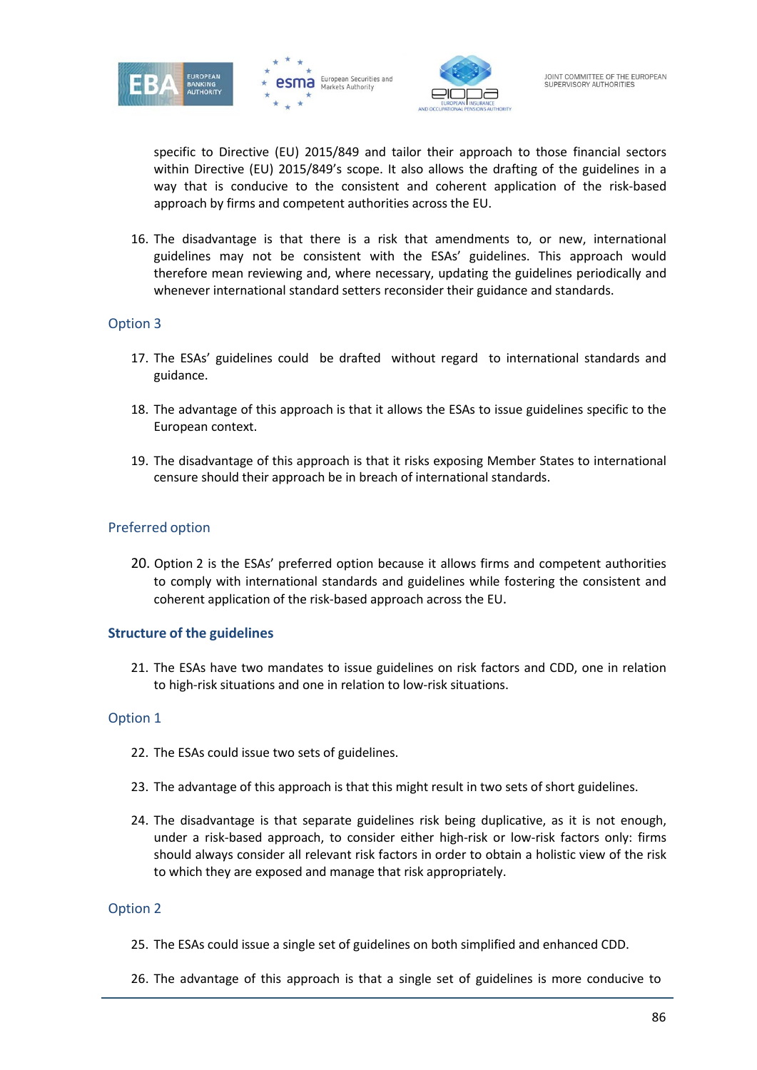specific to Directive (EU) 2015/849 and tailor their approach to those financial sectors within Directive (EU) 2015/849's scope. It also allows the drafting of the guidelines in a way that is conducive to the consistent and coherent application of the risk-based approach by firms and competent authorities across the EU.

16. The disadvantage is that there is a risk that amendments to, or new, international guidelines may not be consistent with the ESAs' guidelines. This approach would therefore mean reviewing and, where necessary, updating the guidelines periodically and whenever international standard setters reconsider their guidance and standards.

### Option 3

17. The ESAs' guidelines could be drafted without regard to international standards and guidance.

18. The advantage of this approach is that it allows the ESAs to issue guidelines specific to the European context.

19. The disadvantage of this approach is that it risks exposing Member States to international censure should their approach be in breach of international standards.

### Preferred option

20. Option 2 is the ESAs' preferred option because it allows firms and competent authorities to comply with international standards and guidelines while fostering the consistent and coherent application of the risk-based approach across the EU.

## Structure of the guidelines

21. The ESAs have two mandates to issue guidelines on risk factors and CDD, one in relation to high-risk situations and one in relation to low-risk situations.

### Option 1

22. The ESAs could issue two sets of guidelines.

23. The advantage of this approach is that this might result in two sets of short guidelines.

24. The disadvantage is that separate guidelines risk being duplicative, as it is not enough, under a risk-based approach, to consider either high-risk or low-risk factors only: firms should always consider all relevant risk factors in order to obtain a holistic view of the risk to which they are exposed and manage that risk appropriately.

### Option 2

25. The ESAs could issue a single set of guidelines on both simplified and enhanced CDD.

26. The advantage of this approach is that a single set of guidelines is more conducive to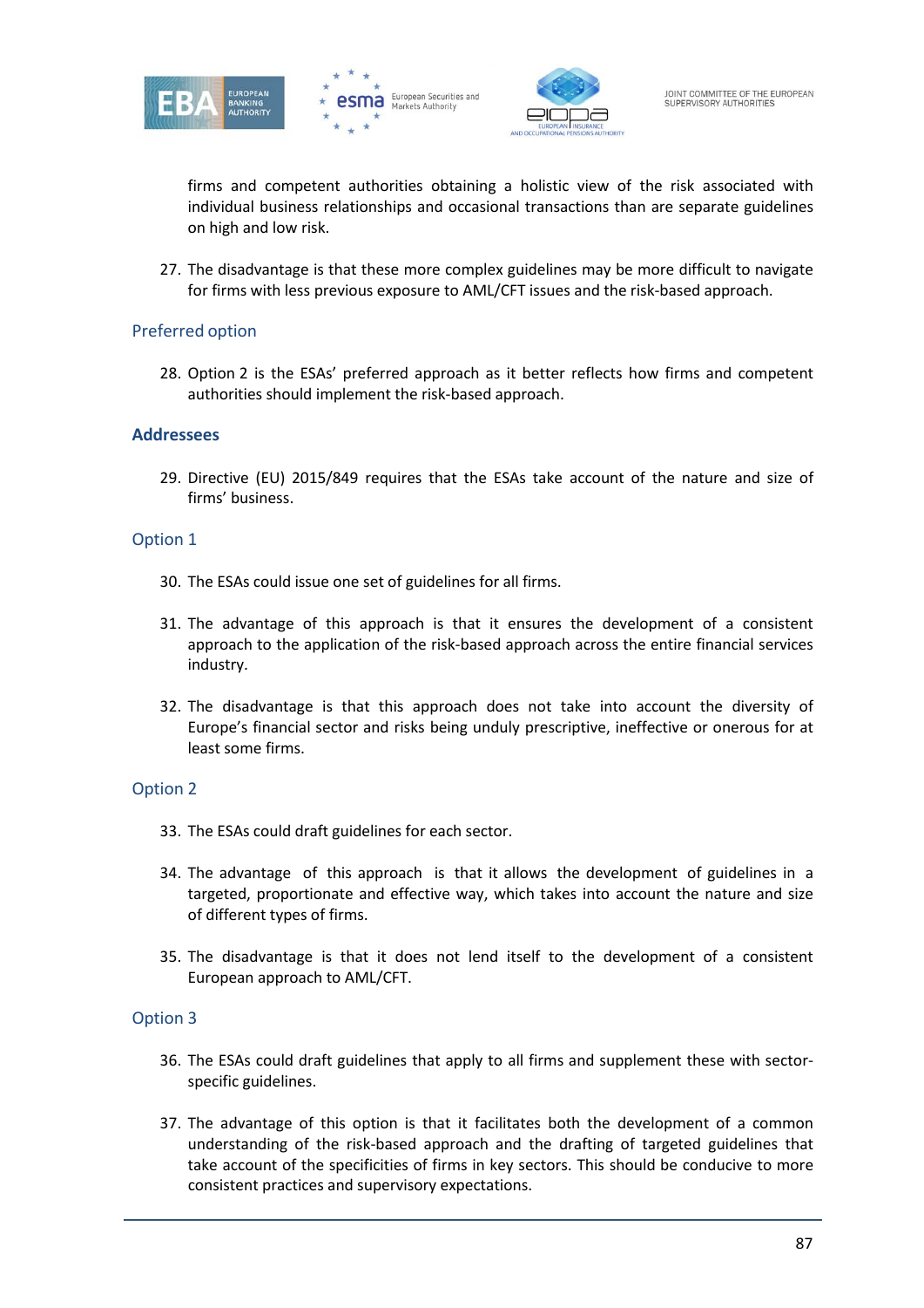firms and competent authorities obtaining a holistic view of the risk associated with individual business relationships and occasional transactions than are separate guidelines on high and low risk.

27. The disadvantage is that these more complex guidelines may be more difficult to navigate for firms with less previous exposure to AML/CFT issues and the risk-based approach.

### Preferred option

28. Option 2 is the ESAs' preferred approach as it better reflects how firms and competent authorities should implement the risk-based approach.

## Addressees

29. Directive (EU) 2015/849 requires that the ESAs take account of the nature and size of firms' business.

### Option 1

30. The ESAs could issue one set of guidelines for all firms.

31. The advantage of this approach is that it ensures the development of a consistent approach to the application of the risk-based approach across the entire financial services industry.

32. The disadvantage is that this approach does not take into account the diversity of Europe's financial sector and risks being unduly prescriptive, ineffective or onerous for at least some firms.

### Option 2

33. The ESAs could draft guidelines for each sector.

34. The advantage of this approach is that it allows the development of guidelines in a targeted, proportionate and effective way, which takes into account the nature and size of different types of firms.

35. The disadvantage is that it does not lend itself to the development of a consistent European approach to AML/CFT.

### Option 3

36. The ESAs could draft guidelines that apply to all firms and supplement these with sector-specific guidelines.

37. The advantage of this option is that it facilitates both the development of a common understanding of the risk-based approach and the drafting of targeted guidelines that take account of the specificities of firms in key sectors. This should be conducive to more consistent practices and supervisory expectations.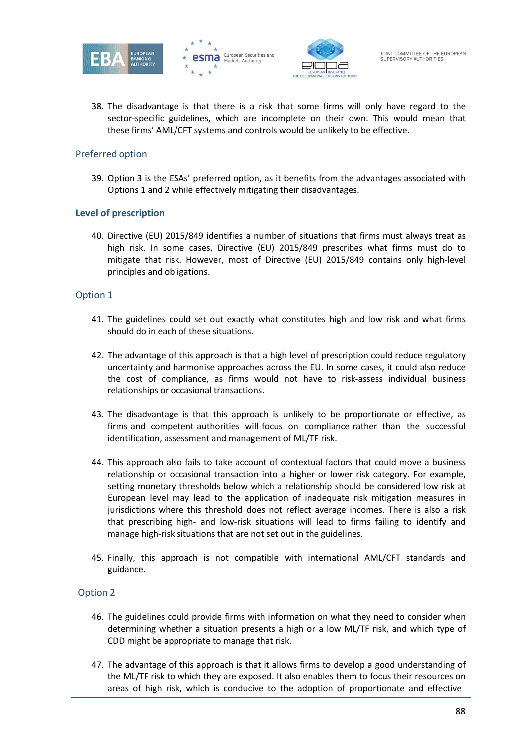38. The disadvantage is that there is a risk that some firms will only have regard to the sector-specific guidelines, which are incomplete on their own. This would mean that these firms' AML/CFT systems and controls would be unlikely to be effective.

### Preferred option

39. Option 3 is the ESAs' preferred option, as it benefits from the advantages associated with Options 1 and 2 while effectively mitigating their disadvantages.

## Level of prescription

40. Directive (EU) 2015/849 identifies a number of situations that firms must always treat as high risk. In some cases, Directive (EU) 2015/849 prescribes what firms must do to mitigate that risk. However, most of Directive (EU) 2015/849 contains only high-level principles and obligations.

### Option 1

41. The guidelines could set out exactly what constitutes high and low risk and what firms should do in each of these situations.

42. The advantage of this approach is that a high level of prescription could reduce regulatory uncertainty and harmonise approaches across the EU. In some cases, it could also reduce the cost of compliance, as firms would not have to risk-assess individual business relationships or occasional transactions.

43. The disadvantage is that this approach is unlikely to be proportionate or effective, as firms and competent authorities will focus on compliance rather than the successful identification, assessment and management of ML/TF risk.

44. This approach also fails to take account of contextual factors that could move a business relationship or occasional transaction into a higher or lower risk category. For example, setting monetary thresholds below which a relationship should be considered low risk at European level may lead to the application of inadequate risk mitigation measures in jurisdictions where this threshold does not reflect average incomes. There is also a risk that prescribing high- and low-risk situations will lead to firms failing to identify and manage high-risk situations that are not set out in the guidelines.

45. Finally, this approach is not compatible with international AML/CFT standards and guidance.

### Option 2

46. The guidelines could provide firms with information on what they need to consider when determining whether a situation presents a high or a low ML/TF risk, and which type of CDD might be appropriate to manage that risk.

47. The advantage of this approach is that it allows firms to develop a good understanding of the ML/TF risk to which they are exposed. It also enables them to focus their resources on areas of high risk, which is conducive to the adoption of proportionate and effective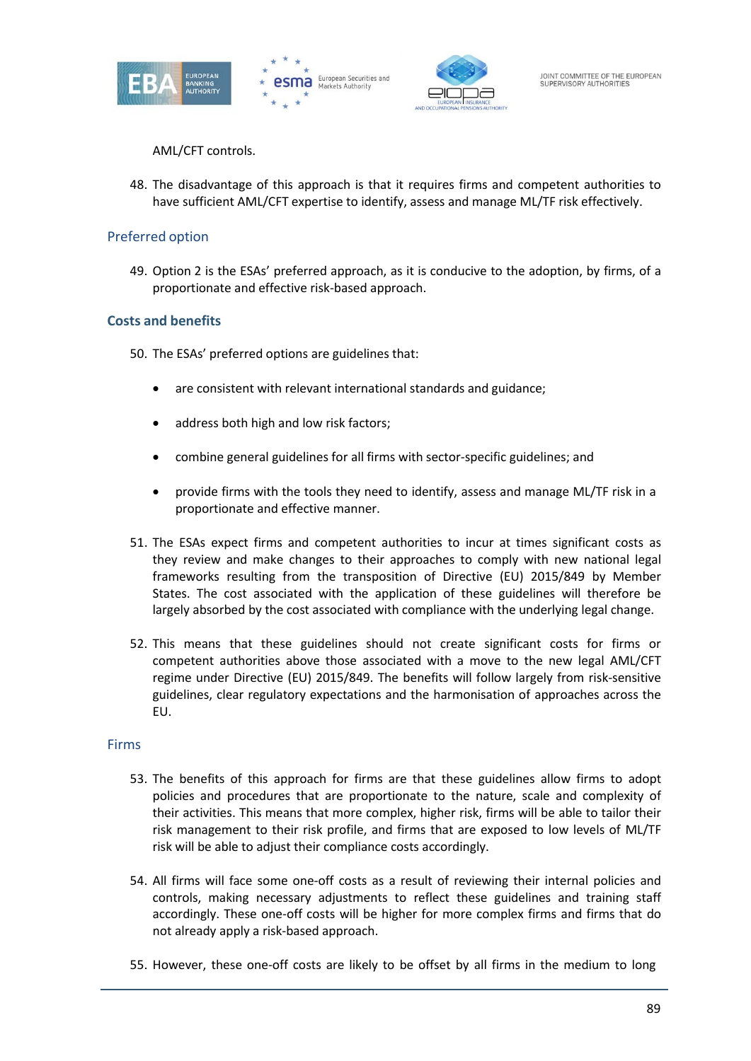AML/CFT controls.

48. The disadvantage of this approach is that it requires firms and competent authorities to have sufficient AML/CFT expertise to identify, assess and manage ML/TF risk effectively.

## Preferred option

49. Option 2 is the ESAs' preferred approach, as it is conducive to the adoption, by firms, of a proportionate and effective risk-based approach.

## Costs and benefits

50. The ESAs' preferred options are guidelines that:

   - are consistent with relevant international standards and guidance;
   - address both high and low risk factors;
   - combine general guidelines for all firms with sector-specific guidelines; and
   - provide firms with the tools they need to identify, assess and manage ML/TF risk in a proportionate and effective manner.

51. The ESAs expect firms and competent authorities to incur at times significant costs as they review and make changes to their approaches to comply with new national legal frameworks resulting from the transposition of Directive (EU) 2015/849 by Member States. The cost associated with the application of these guidelines will therefore be largely absorbed by the cost associated with compliance with the underlying legal change.

52. This means that these guidelines should not create significant costs for firms or competent authorities above those associated with a move to the new legal AML/CFT regime under Directive (EU) 2015/849. The benefits will follow largely from risk-sensitive guidelines, clear regulatory expectations and the harmonisation of approaches across the EU.

## Firms

53. The benefits of this approach for firms are that these guidelines allow firms to adopt policies and procedures that are proportionate to the nature, scale and complexity of their activities. This means that more complex, higher risk, firms will be able to tailor their risk management to their risk profile, and firms that are exposed to low levels of ML/TF risk will be able to adjust their compliance costs accordingly.

54. All firms will face some one-off costs as a result of reviewing their internal policies and controls, making necessary adjustments to reflect these guidelines and training staff accordingly. These one-off costs will be higher for more complex firms and firms that do not already apply a risk-based approach.

55. However, these one-off costs are likely to be offset by all firms in the medium to long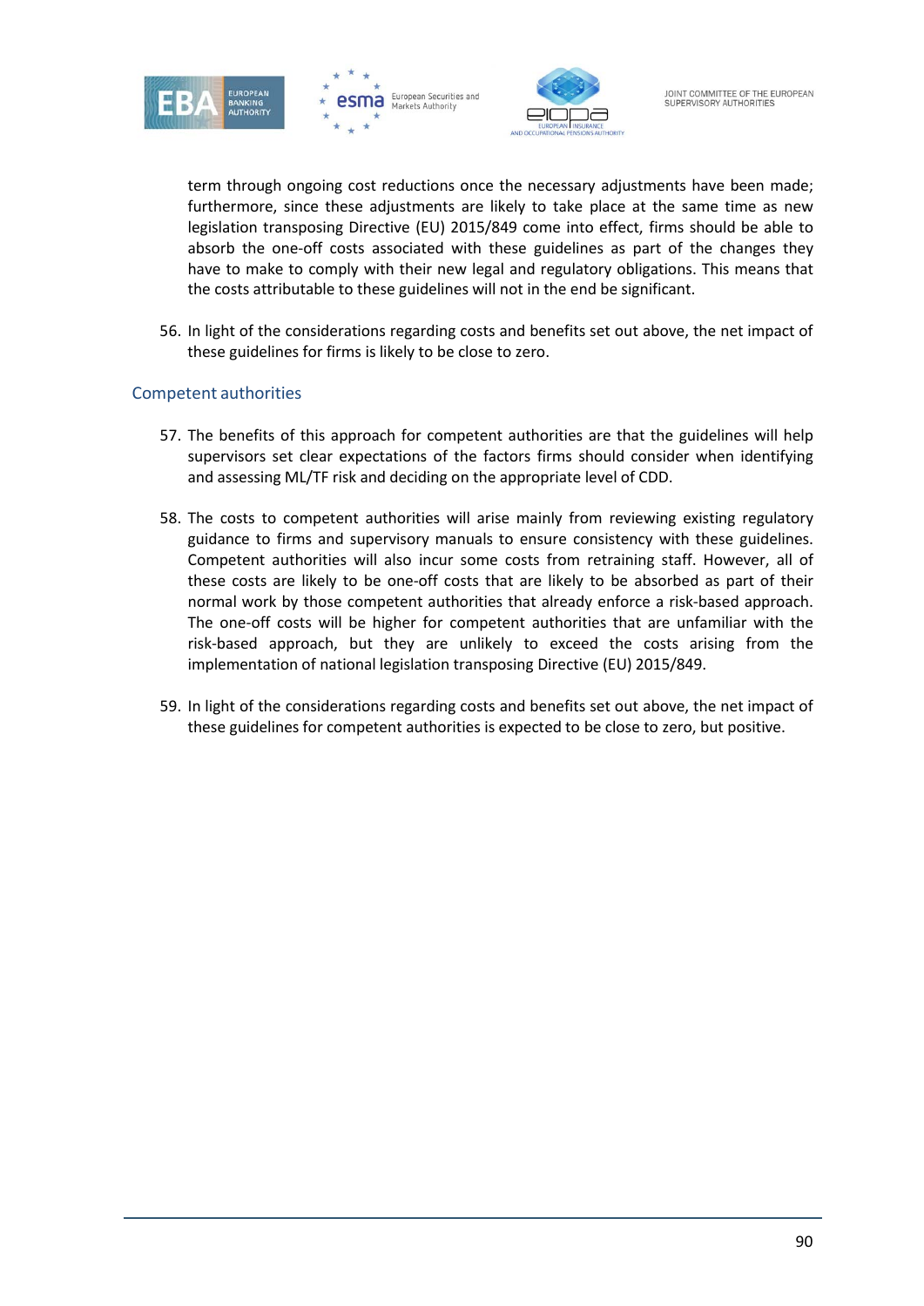term through ongoing cost reductions once the necessary adjustments have been made; furthermore, since these adjustments are likely to take place at the same time as new legislation transposing Directive (EU) 2015/849 come into effect, firms should be able to absorb the one-off costs associated with these guidelines as part of the changes they have to make to comply with their new legal and regulatory obligations. This means that the costs attributable to these guidelines will not in the end be significant.

56. In light of the considerations regarding costs and benefits set out above, the net impact of these guidelines for firms is likely to be close to zero.

### Competent authorities

57. The benefits of this approach for competent authorities are that the guidelines will help supervisors set clear expectations of the factors firms should consider when identifying and assessing ML/TF risk and deciding on the appropriate level of CDD.

58. The costs to competent authorities will arise mainly from reviewing existing regulatory guidance to firms and supervisory manuals to ensure consistency with these guidelines. Competent authorities will also incur some costs from retraining staff. However, all of these costs are likely to be one-off costs that are likely to be absorbed as part of their normal work by those competent authorities that already enforce a risk-based approach. The one-off costs will be higher for competent authorities that are unfamiliar with the risk-based approach, but they are unlikely to exceed the costs arising from the implementation of national legislation transposing Directive (EU) 2015/849.

59. In light of the considerations regarding costs and benefits set out above, the net impact of these guidelines for competent authorities is expected to be close to zero, but positive.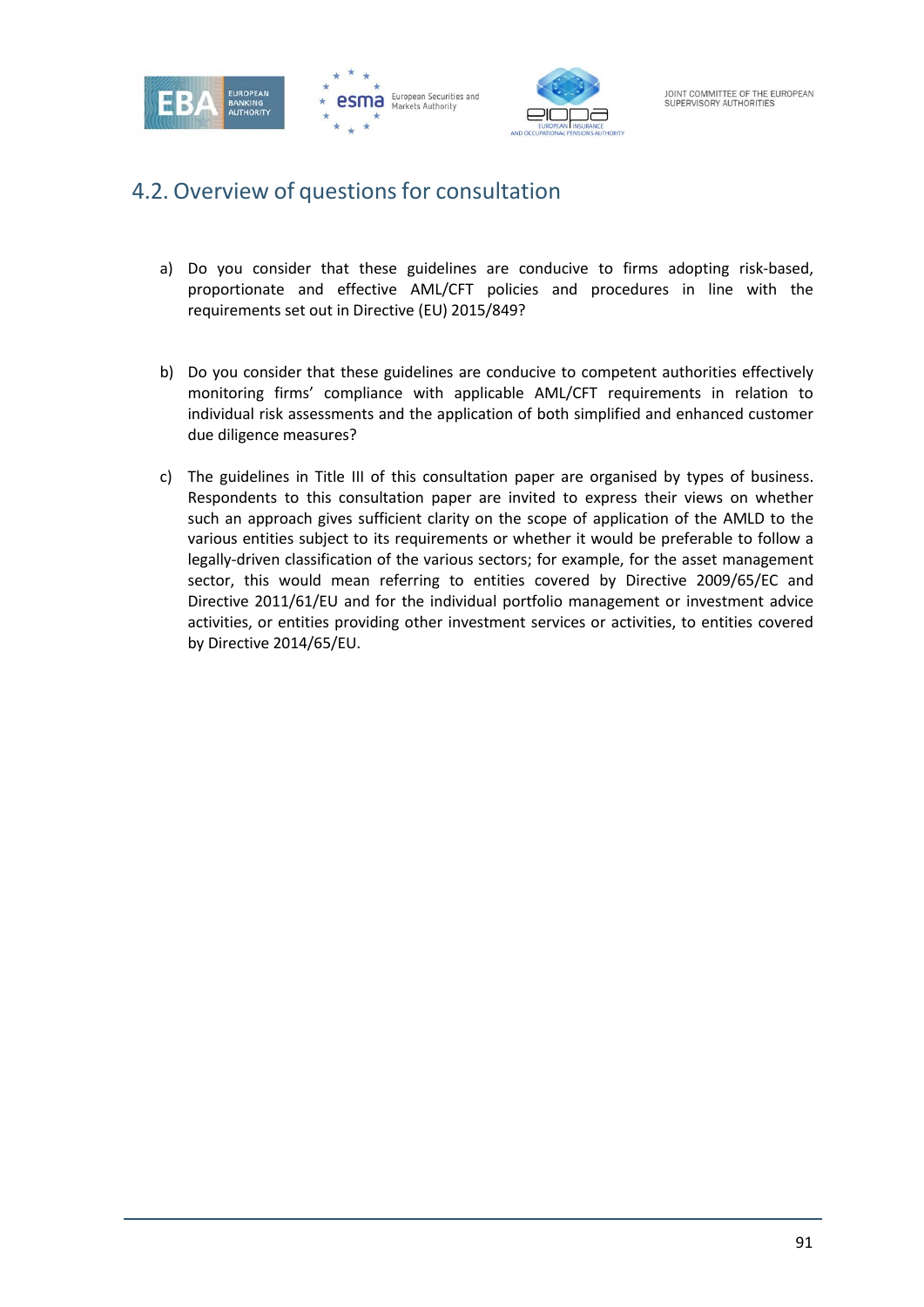## 4.2. Overview of questions for consultation

a) Do you consider that these guidelines are conducive to firms adopting risk-based, proportionate and effective AML/CFT policies and procedures in line with the requirements set out in Directive (EU) 2015/849?

b) Do you consider that these guidelines are conducive to competent authorities effectively monitoring firms' compliance with applicable AML/CFT requirements in relation to individual risk assessments and the application of both simplified and enhanced customer due diligence measures?

c) The guidelines in Title III of this consultation paper are organised by types of business. Respondents to this consultation paper are invited to express their views on whether such an approach gives sufficient clarity on the scope of application of the AMLD to the various entities subject to its requirements or whether it would be preferable to follow a legally-driven classification of the various sectors; for example, for the asset management sector, this would mean referring to entities covered by Directive 2009/65/EC and Directive 2011/61/EU and for the individual portfolio management or investment advice activities, or entities providing other investment services or activities, to entities covered by Directive 2014/65/EU.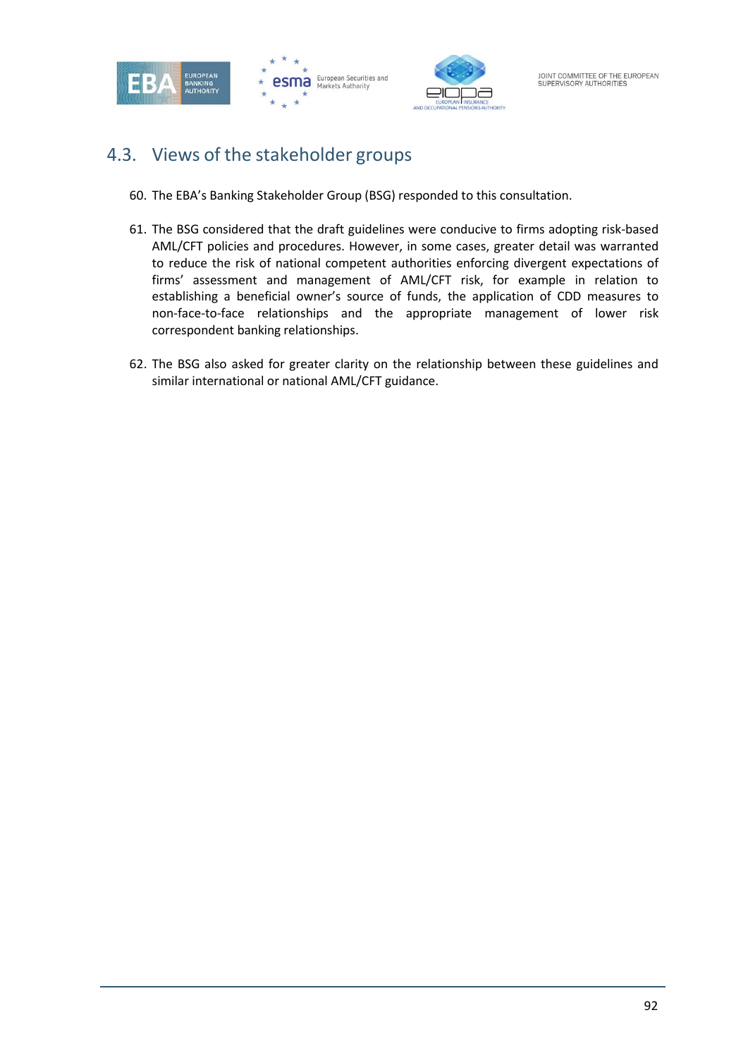## 4.3. Views of the stakeholder groups

60. The EBA's Banking Stakeholder Group (BSG) responded to this consultation.

61. The BSG considered that the draft guidelines were conducive to firms adopting risk-based AML/CFT policies and procedures. However, in some cases, greater detail was warranted to reduce the risk of national competent authorities enforcing divergent expectations of firms' assessment and management of AML/CFT risk, for example in relation to establishing a beneficial owner's source of funds, the application of CDD measures to non-face-to-face relationships and the appropriate management of lower risk correspondent banking relationships.

62. The BSG also asked for greater clarity on the relationship between these guidelines and similar international or national AML/CFT guidance.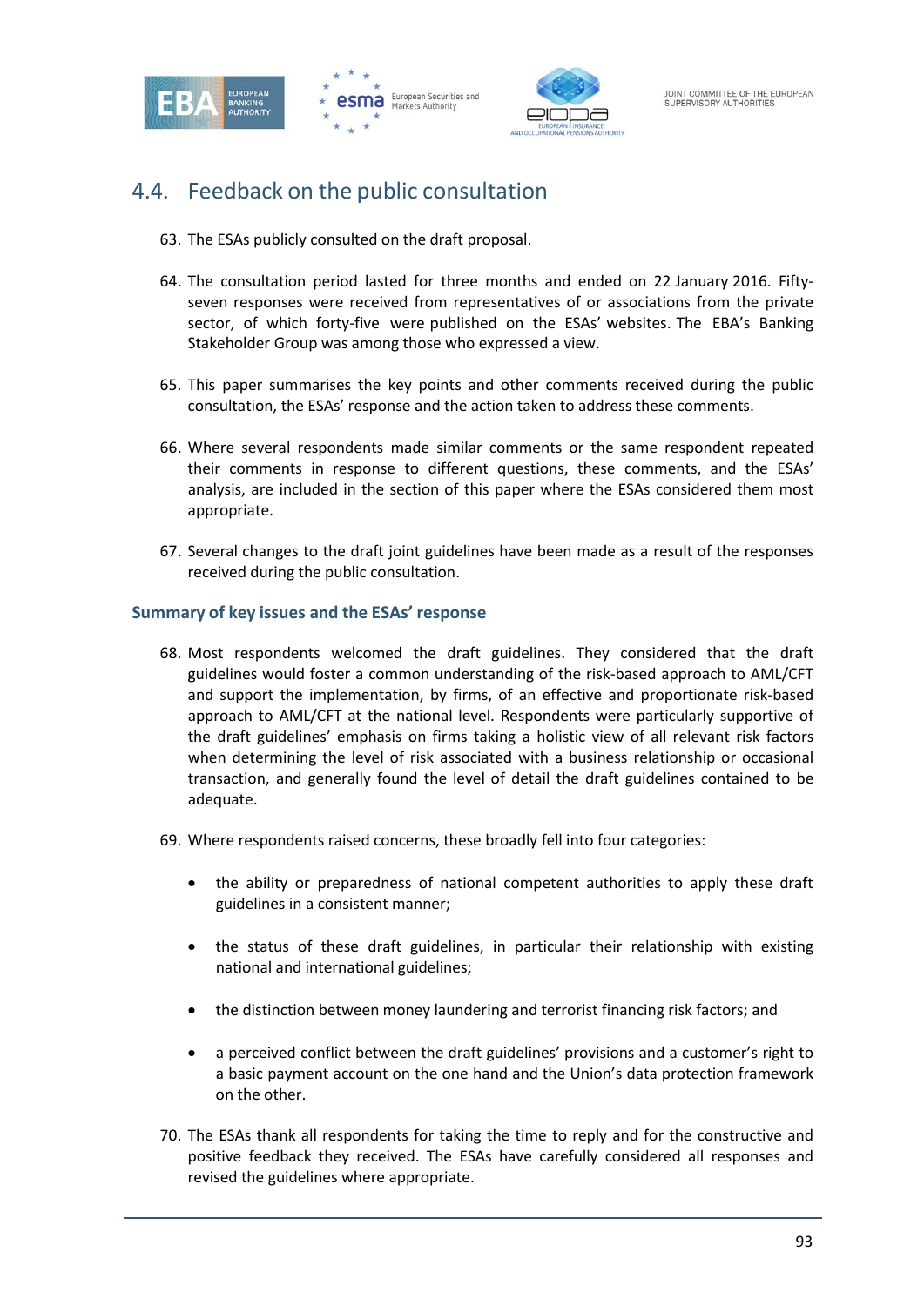## 4.4. Feedback on the public consultation

63. The ESAs publicly consulted on the draft proposal.

64. The consultation period lasted for three months and ended on 22 January 2016. Fifty-seven responses were received from representatives of or associations from the private sector, of which forty-five were published on the ESAs' websites. The EBA's Banking Stakeholder Group was among those who expressed a view.

65. This paper summarises the key points and other comments received during the public consultation, the ESAs' response and the action taken to address these comments.

66. Where several respondents made similar comments or the same respondent repeated their comments in response to different questions, these comments, and the ESAs' analysis, are included in the section of this paper where the ESAs considered them most appropriate.

67. Several changes to the draft joint guidelines have been made as a result of the responses received during the public consultation.

### Summary of key issues and the ESAs' response

68. Most respondents welcomed the draft guidelines. They considered that the draft guidelines would foster a common understanding of the risk-based approach to AML/CFT and support the implementation, by firms, of an effective and proportionate risk-based approach to AML/CFT at the national level. Respondents were particularly supportive of the draft guidelines' emphasis on firms taking a holistic view of all relevant risk factors when determining the level of risk associated with a business relationship or occasional transaction, and generally found the level of detail the draft guidelines contained to be adequate.

69. Where respondents raised concerns, these broadly fell into four categories:

   - the ability or preparedness of national competent authorities to apply these draft guidelines in a consistent manner;
   - the status of these draft guidelines, in particular their relationship with existing national and international guidelines;
   - the distinction between money laundering and terrorist financing risk factors; and
   - a perceived conflict between the draft guidelines' provisions and a customer's right to a basic payment account on the one hand and the Union's data protection framework on the other.

70. The ESAs thank all respondents for taking the time to reply and for the constructive and positive feedback they received. The ESAs have carefully considered all responses and revised the guidelines where appropriate.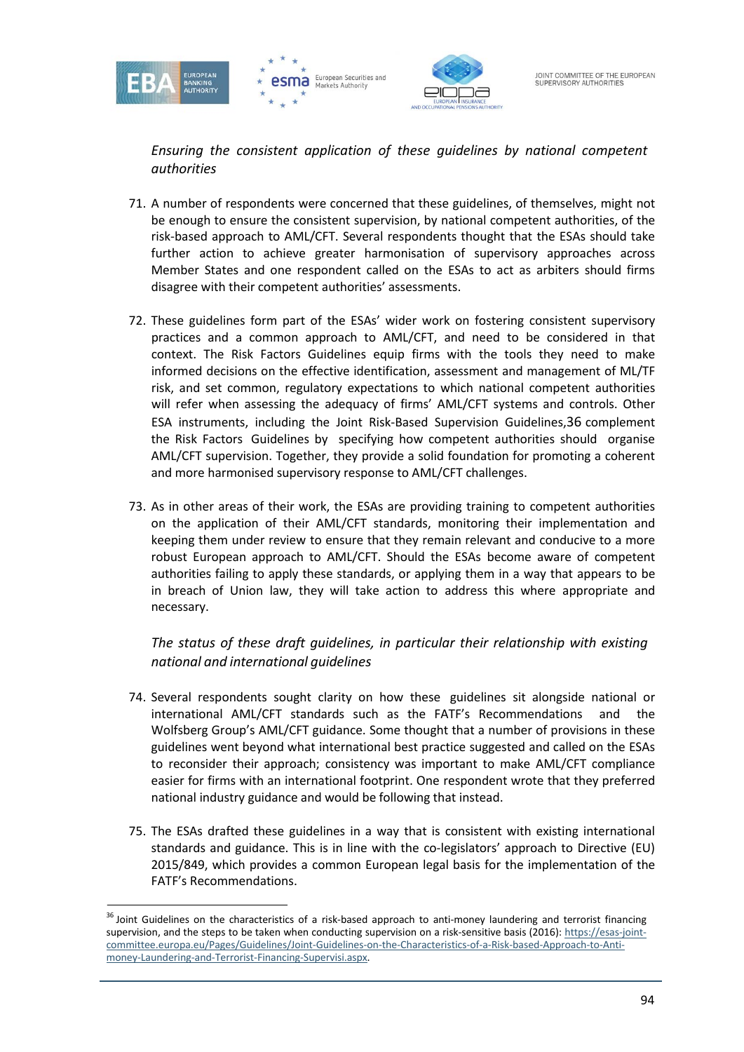*Ensuring the consistent application of these guidelines by national competent authorities*

71. A number of respondents were concerned that these guidelines, of themselves, might not be enough to ensure the consistent supervision, by national competent authorities, of the risk-based approach to AML/CFT. Several respondents thought that the ESAs should take further action to achieve greater harmonisation of supervisory approaches across Member States and one respondent called on the ESAs to act as arbiters should firms disagree with their competent authorities' assessments.

72. These guidelines form part of the ESAs' wider work on fostering consistent supervisory practices and a common approach to AML/CFT, and need to be considered in that context. The Risk Factors Guidelines equip firms with the tools they need to make informed decisions on the effective identification, assessment and management of ML/TF risk, and set common, regulatory expectations to which national competent authorities will refer when assessing the adequacy of firms' AML/CFT systems and controls. Other ESA instruments, including the Joint Risk-Based Supervision Guidelines,[36] complement the Risk Factors Guidelines by specifying how competent authorities should organise AML/CFT supervision. Together, they provide a solid foundation for promoting a coherent and more harmonised supervisory response to AML/CFT challenges.

73. As in other areas of their work, the ESAs are providing training to competent authorities on the application of their AML/CFT standards, monitoring their implementation and keeping them under review to ensure that they remain relevant and conducive to a more robust European approach to AML/CFT. Should the ESAs become aware of competent authorities failing to apply these standards, or applying them in a way that appears to be in breach of Union law, they will take action to address this where appropriate and necessary.

*The status of these draft guidelines, in particular their relationship with existing national and international guidelines*

74. Several respondents sought clarity on how these guidelines sit alongside national or international AML/CFT standards such as the FATF's Recommendations and the Wolfsberg Group's AML/CFT guidance. Some thought that a number of provisions in these guidelines went beyond what international best practice suggested and called on the ESAs to reconsider their approach; consistency was important to make AML/CFT compliance easier for firms with an international footprint. One respondent wrote that they preferred national industry guidance and would be following that instead.

75. The ESAs drafted these guidelines in a way that is consistent with existing international standards and guidance. This is in line with the co-legislators' approach to Directive (EU) 2015/849, which provides a common European legal basis for the implementation of the FATF's Recommendations.

[36] Joint Guidelines on the characteristics of a risk-based approach to anti-money laundering and terrorist financing supervision, and the steps to be taken when conducting supervision on a risk-sensitive basis (2016): https://esas-joint-committee.europa.eu/Pages/Guidelines/Joint-Guidelines-on-the-Characteristics-of-a-Risk-based-Approach-to-Anti-money-Laundering-and-Terrorist-Financing-Supervisi.aspx.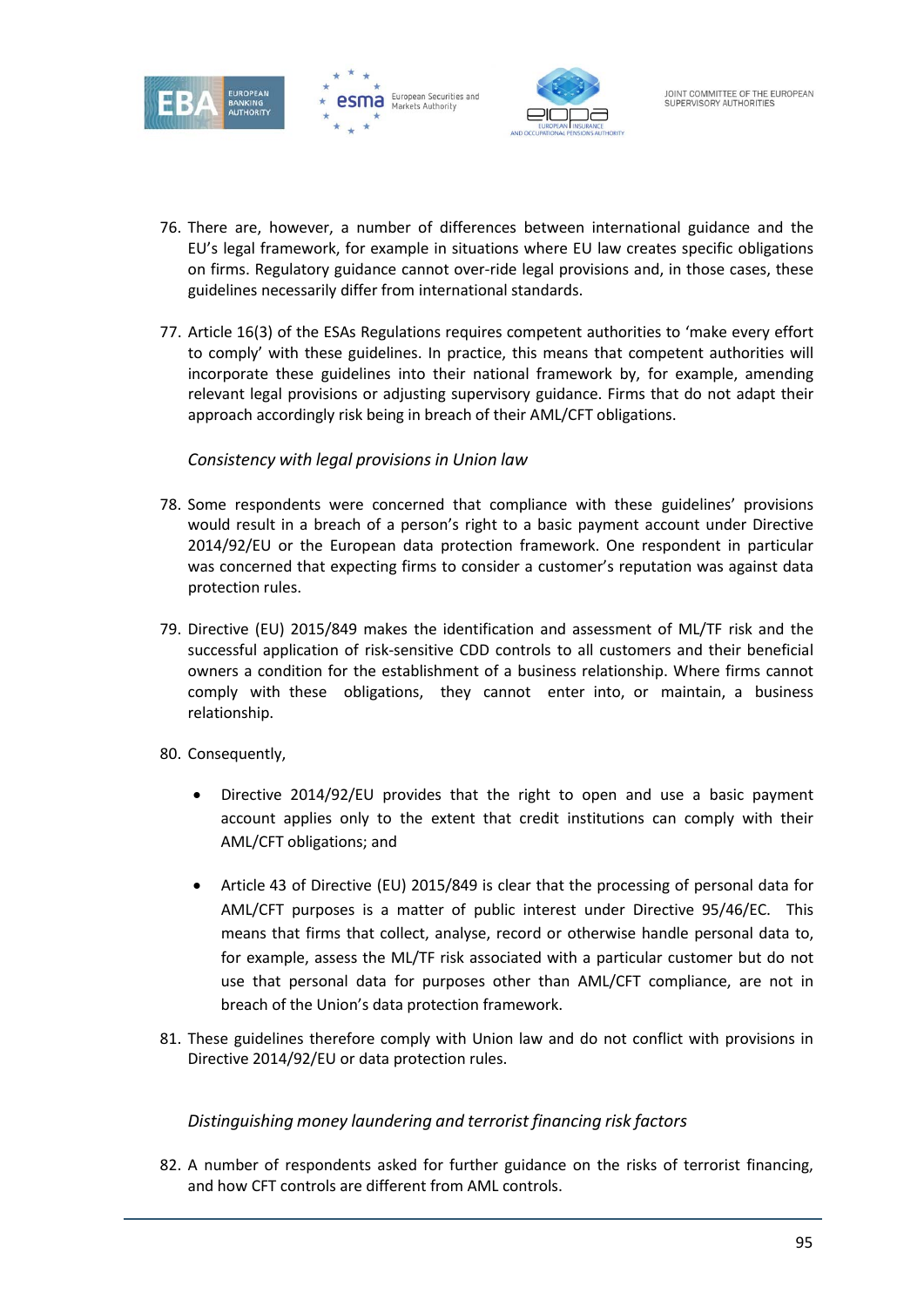76. There are, however, a number of differences between international guidance and the EU's legal framework, for example in situations where EU law creates specific obligations on firms. Regulatory guidance cannot over-ride legal provisions and, in those cases, these guidelines necessarily differ from international standards.

77. Article 16(3) of the ESAs Regulations requires competent authorities to 'make every effort to comply' with these guidelines. In practice, this means that competent authorities will incorporate these guidelines into their national framework by, for example, amending relevant legal provisions or adjusting supervisory guidance. Firms that do not adapt their approach accordingly risk being in breach of their AML/CFT obligations.

*Consistency with legal provisions in Union law*

78. Some respondents were concerned that compliance with these guidelines' provisions would result in a breach of a person's right to a basic payment account under Directive 2014/92/EU or the European data protection framework. One respondent in particular was concerned that expecting firms to consider a customer's reputation was against data protection rules.

79. Directive (EU) 2015/849 makes the identification and assessment of ML/TF risk and the successful application of risk-sensitive CDD controls to all customers and their beneficial owners a condition for the establishment of a business relationship. Where firms cannot comply with these obligations, they cannot enter into, or maintain, a business relationship.

80. Consequently,

   - Directive 2014/92/EU provides that the right to open and use a basic payment account applies only to the extent that credit institutions can comply with their AML/CFT obligations; and

   - Article 43 of Directive (EU) 2015/849 is clear that the processing of personal data for AML/CFT purposes is a matter of public interest under Directive 95/46/EC. This means that firms that collect, analyse, record or otherwise handle personal data to, for example, assess the ML/TF risk associated with a particular customer but do not use that personal data for purposes other than AML/CFT compliance, are not in breach of the Union's data protection framework.

81. These guidelines therefore comply with Union law and do not conflict with provisions in Directive 2014/92/EU or data protection rules.

*Distinguishing money laundering and terrorist financing risk factors*

82. A number of respondents asked for further guidance on the risks of terrorist financing, and how CFT controls are different from AML controls.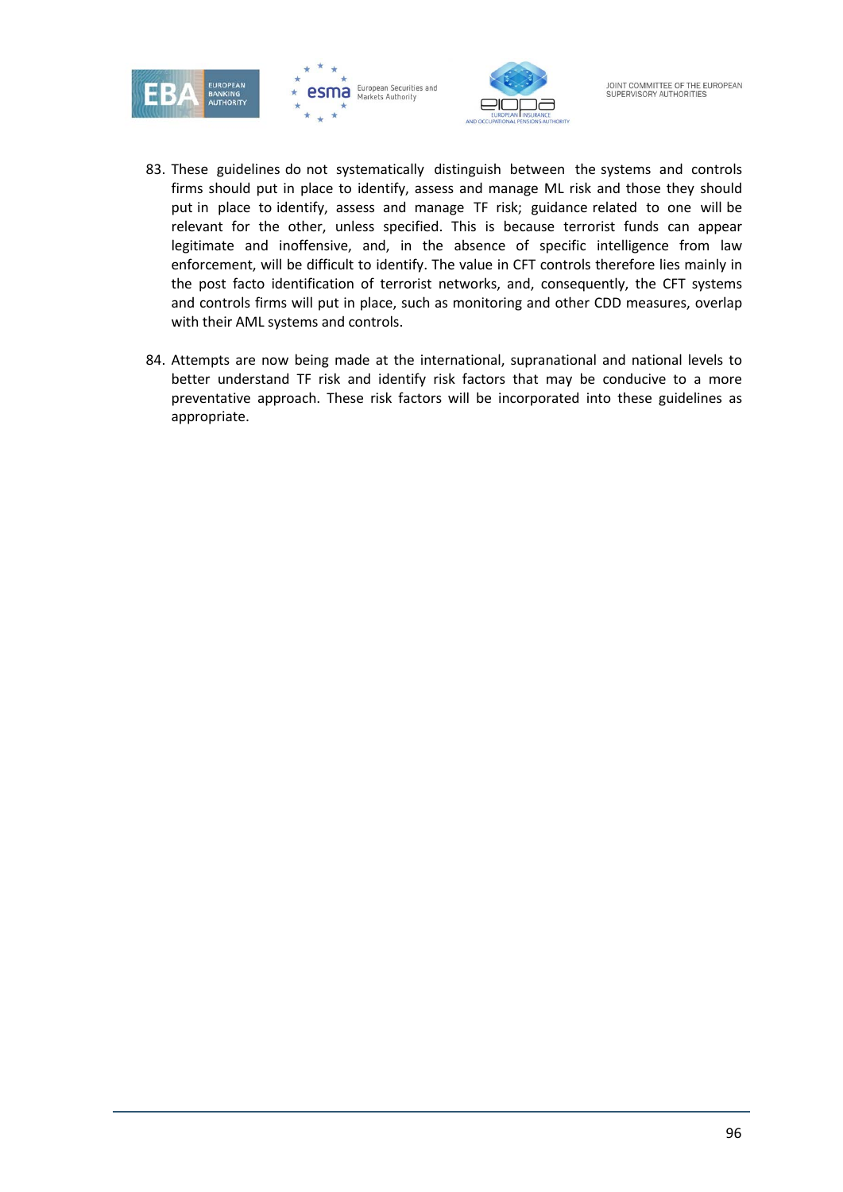83. These guidelines do not systematically distinguish between the systems and controls firms should put in place to identify, assess and manage ML risk and those they should put in place to identify, assess and manage TF risk; guidance related to one will be relevant for the other, unless specified. This is because terrorist funds can appear legitimate and inoffensive, and, in the absence of specific intelligence from law enforcement, will be difficult to identify. The value in CFT controls therefore lies mainly in the post facto identification of terrorist networks, and, consequently, the CFT systems and controls firms will put in place, such as monitoring and other CDD measures, overlap with their AML systems and controls.

84. Attempts are now being made at the international, supranational and national levels to better understand TF risk and identify risk factors that may be conducive to a more preventative approach. These risk factors will be incorporated into these guidelines as appropriate.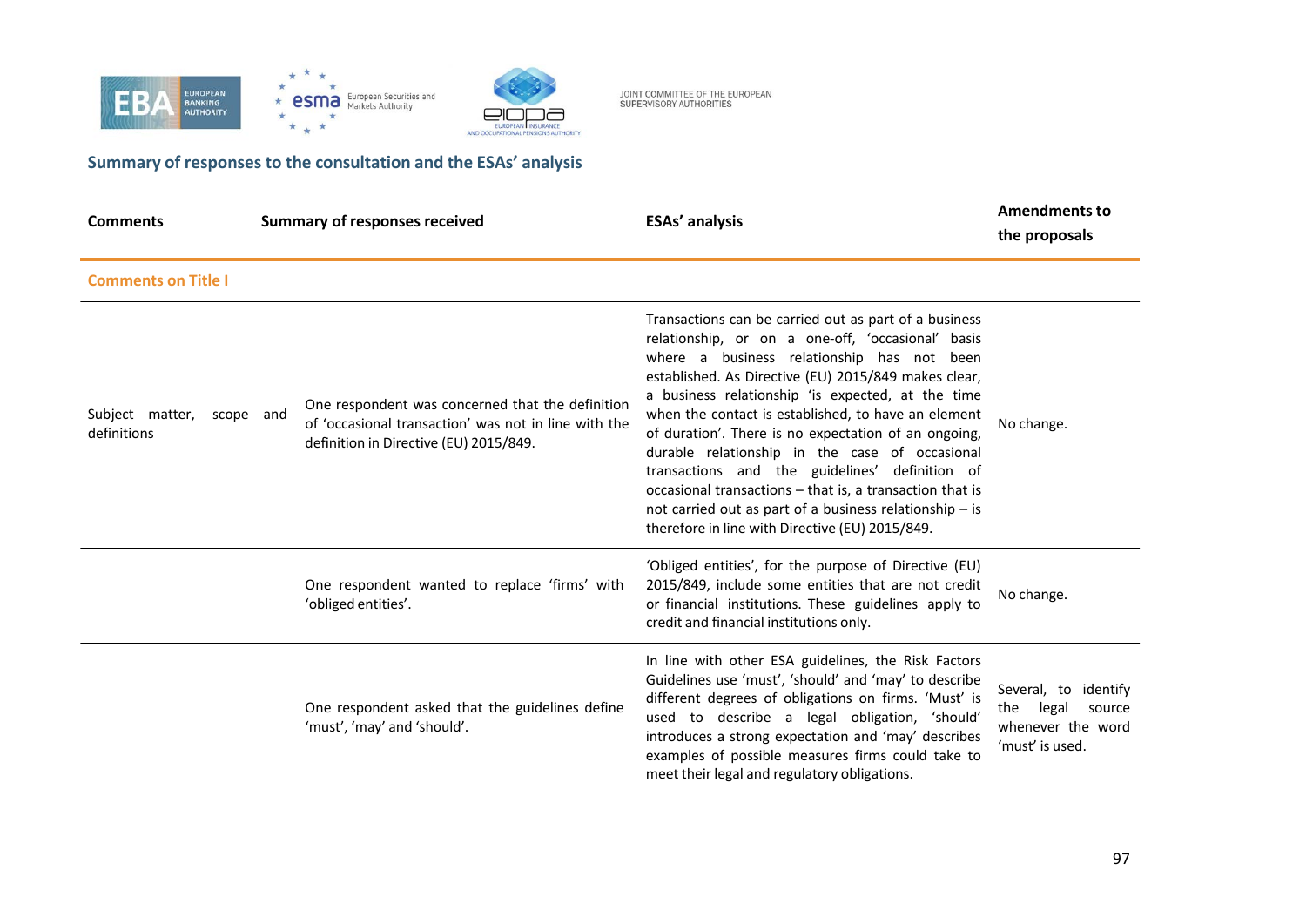## Summary of responses to the consultation and the ESAs' analysis

| Comments | Summary of responses received | ESAs' analysis | Amendments to the proposals |
|---|---|---|---|
| **Comments on Title I** | | | |
| Subject matter, scope and definitions | One respondent was concerned that the definition of 'occasional transaction' was not in line with the definition in Directive (EU) 2015/849. | Transactions can be carried out as part of a business relationship, or on a one-off, 'occasional' basis where a business relationship has not been established. As Directive (EU) 2015/849 makes clear, a business relationship 'is expected, at the time when the contact is established, to have an element of duration'. There is no expectation of an ongoing, durable relationship in the case of occasional transactions and the guidelines' definition of occasional transactions – that is, a transaction that is not carried out as part of a business relationship – is therefore in line with Directive (EU) 2015/849. | No change. |
| | One respondent wanted to replace 'firms' with 'obliged entities'. | 'Obliged entities', for the purpose of Directive (EU) 2015/849, include some entities that are not credit or financial institutions. These guidelines apply to credit and financial institutions only. | No change. |
| | One respondent asked that the guidelines define 'must', 'may' and 'should'. | In line with other ESA guidelines, the Risk Factors Guidelines use 'must', 'should' and 'may' to describe different degrees of obligations on firms. 'Must' is used to describe a legal obligation, 'should' introduces a strong expectation and 'may' describes examples of possible measures firms could take to meet their legal and regulatory obligations. | Several, to identify the legal source whenever the word 'must' is used. |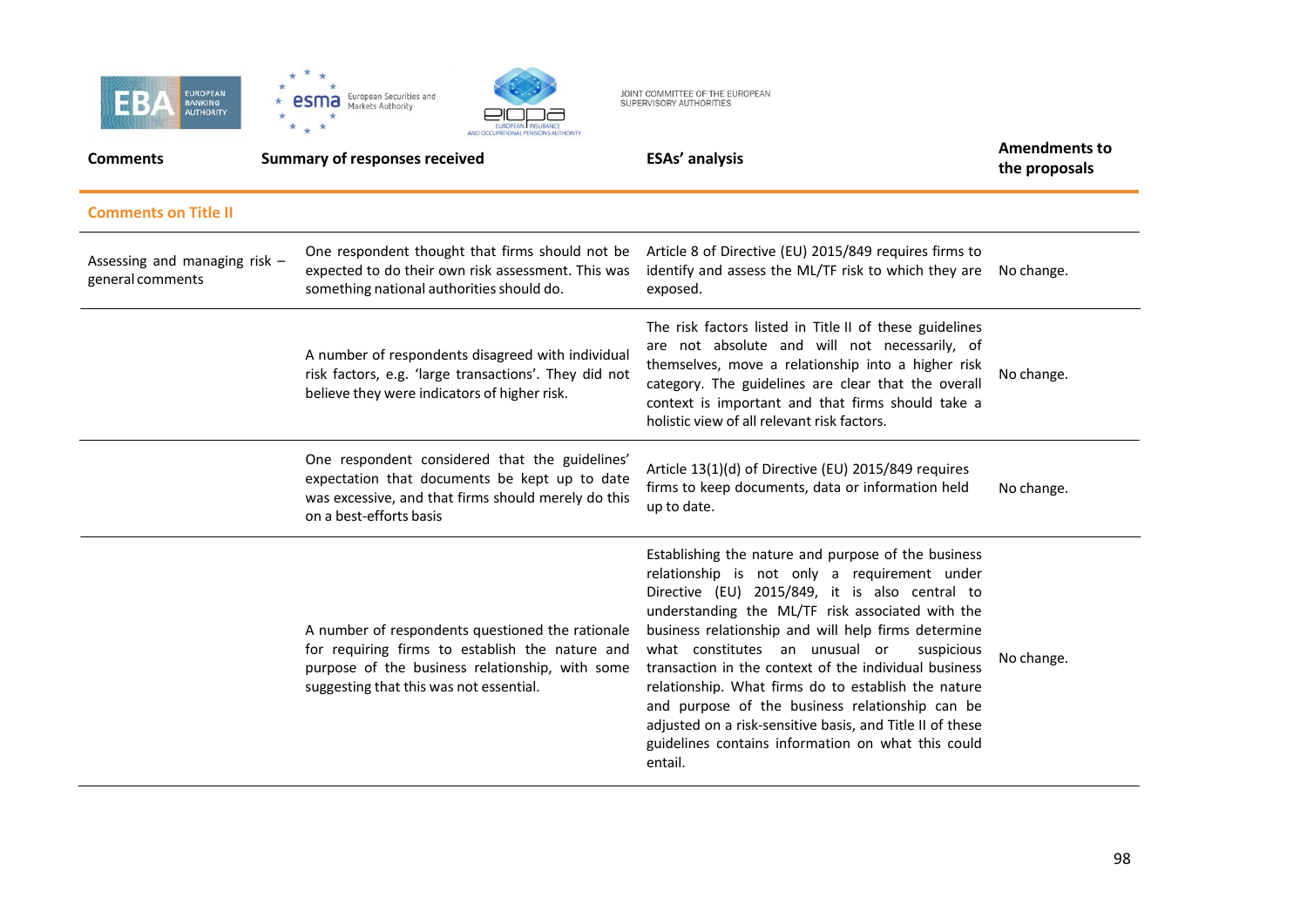| Comments | Summary of responses received | ESAs' analysis | Amendments to the proposals |
|---|---|---|---|
| **Comments on Title II** | | | |
| Assessing and managing risk – general comments | One respondent thought that firms should not be expected to do their own risk assessment. This was something national authorities should do. | Article 8 of Directive (EU) 2015/849 requires firms to identify and assess the ML/TF risk to which they are exposed. | No change. |
| | A number of respondents disagreed with individual risk factors, e.g. 'large transactions'. They did not believe they were indicators of higher risk. | The risk factors listed in Title II of these guidelines are not absolute and will not necessarily, of themselves, move a relationship into a higher risk category. The guidelines are clear that the overall context is important and that firms should take a holistic view of all relevant risk factors. | No change. |
| | One respondent considered that the guidelines' expectation that documents be kept up to date was excessive, and that firms should merely do this on a best-efforts basis | Article 13(1)(d) of Directive (EU) 2015/849 requires firms to keep documents, data or information held up to date. | No change. |
| | A number of respondents questioned the rationale for requiring firms to establish the nature and purpose of the business relationship, with some suggesting that this was not essential. | Establishing the nature and purpose of the business relationship is not only a requirement under Directive (EU) 2015/849, it is also central to understanding the ML/TF risk associated with the business relationship and will help firms determine what constitutes an unusual or suspicious transaction in the context of the individual business relationship. What firms do to establish the nature and purpose of the business relationship can be adjusted on a risk-sensitive basis, and Title II of these guidelines contains information on what this could entail. | No change. |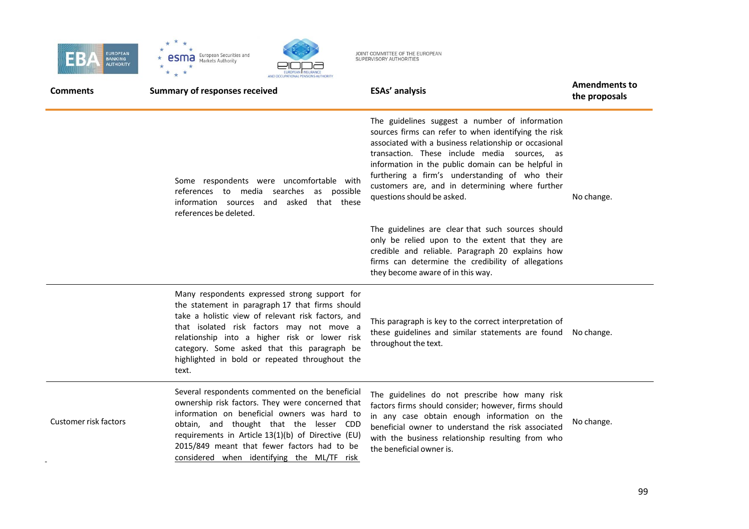| Comments | Summary of responses received | ESAs' analysis | Amendments to the proposals |
|---|---|---|---|
| | Some respondents were uncomfortable with references to media searches as possible information sources and asked that these references be deleted. | The guidelines suggest a number of information sources firms can refer to when identifying the risk associated with a business relationship or occasional transaction. These include media sources, as information in the public domain can be helpful in furthering a firm's understanding of who their customers are, and in determining where further questions should be asked.<br><br>The guidelines are clear that such sources should only be relied upon to the extent that they are credible and reliable. Paragraph 20 explains how firms can determine the credibility of allegations they become aware of in this way. | No change. |
| | Many respondents expressed strong support for the statement in paragraph 17 that firms should take a holistic view of relevant risk factors, and that isolated risk factors may not move a relationship into a higher risk or lower risk category. Some asked that this paragraph be highlighted in bold or repeated throughout the text. | This paragraph is key to the correct interpretation of these guidelines and similar statements are found throughout the text. | No change. |
| Customer risk factors | Several respondents commented on the beneficial ownership risk factors. They were concerned that information on beneficial owners was hard to obtain, and thought that the lesser CDD requirements in Article 13(1)(b) of Directive (EU) 2015/849 meant that fewer factors had to be considered when identifying the ML/TF risk | The guidelines do not prescribe how many risk factors firms should consider; however, firms should in any case obtain enough information on the beneficial owner to understand the risk associated with the business relationship resulting from who the beneficial owner is. | No change. |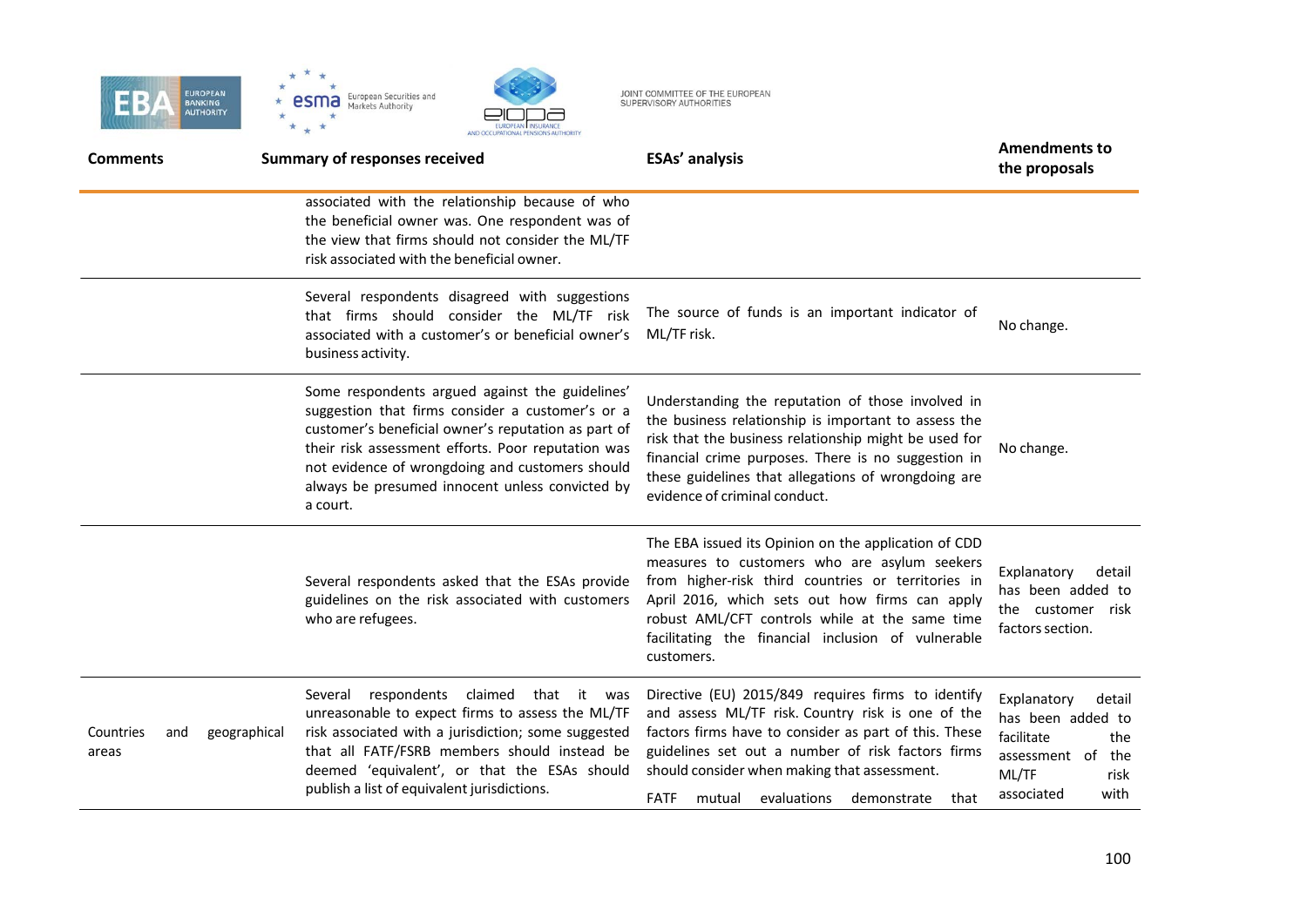| Comments | Summary of responses received | ESAs' analysis | Amendments to the proposals |
|---|---|---|---|
| | associated with the relationship because of who the beneficial owner was. One respondent was of the view that firms should not consider the ML/TF risk associated with the beneficial owner. | | |
| | Several respondents disagreed with suggestions that firms should consider the ML/TF risk associated with a customer's or beneficial owner's business activity. | The source of funds is an important indicator of ML/TF risk. | No change. |
| | Some respondents argued against the guidelines' suggestion that firms consider a customer's or a customer's beneficial owner's reputation as part of their risk assessment efforts. Poor reputation was not evidence of wrongdoing and customers should always be presumed innocent unless convicted by a court. | Understanding the reputation of those involved in the business relationship is important to assess the risk that the business relationship might be used for financial crime purposes. There is no suggestion in these guidelines that allegations of wrongdoing are evidence of criminal conduct. | No change. |
| | Several respondents asked that the ESAs provide guidelines on the risk associated with customers who are refugees. | The EBA issued its Opinion on the application of CDD measures to customers who are asylum seekers from higher-risk third countries or territories in April 2016, which sets out how firms can apply robust AML/CFT controls while at the same time facilitating the financial inclusion of vulnerable customers. | Explanatory detail has been added to the customer risk factors section. |
| Countries and geographical areas | Several respondents claimed that it was unreasonable to expect firms to assess the ML/TF risk associated with a jurisdiction; some suggested that all FATF/FSRB members should instead be deemed 'equivalent', or that the ESAs should publish a list of equivalent jurisdictions. | Directive (EU) 2015/849 requires firms to identify and assess ML/TF risk. Country risk is one of the factors firms have to consider as part of this. These guidelines set out a number of risk factors firms should consider when making that assessment.<br><br>FATF mutual evaluations demonstrate that | Explanatory detail has been added to facilitate the assessment of the ML/TF risk associated with |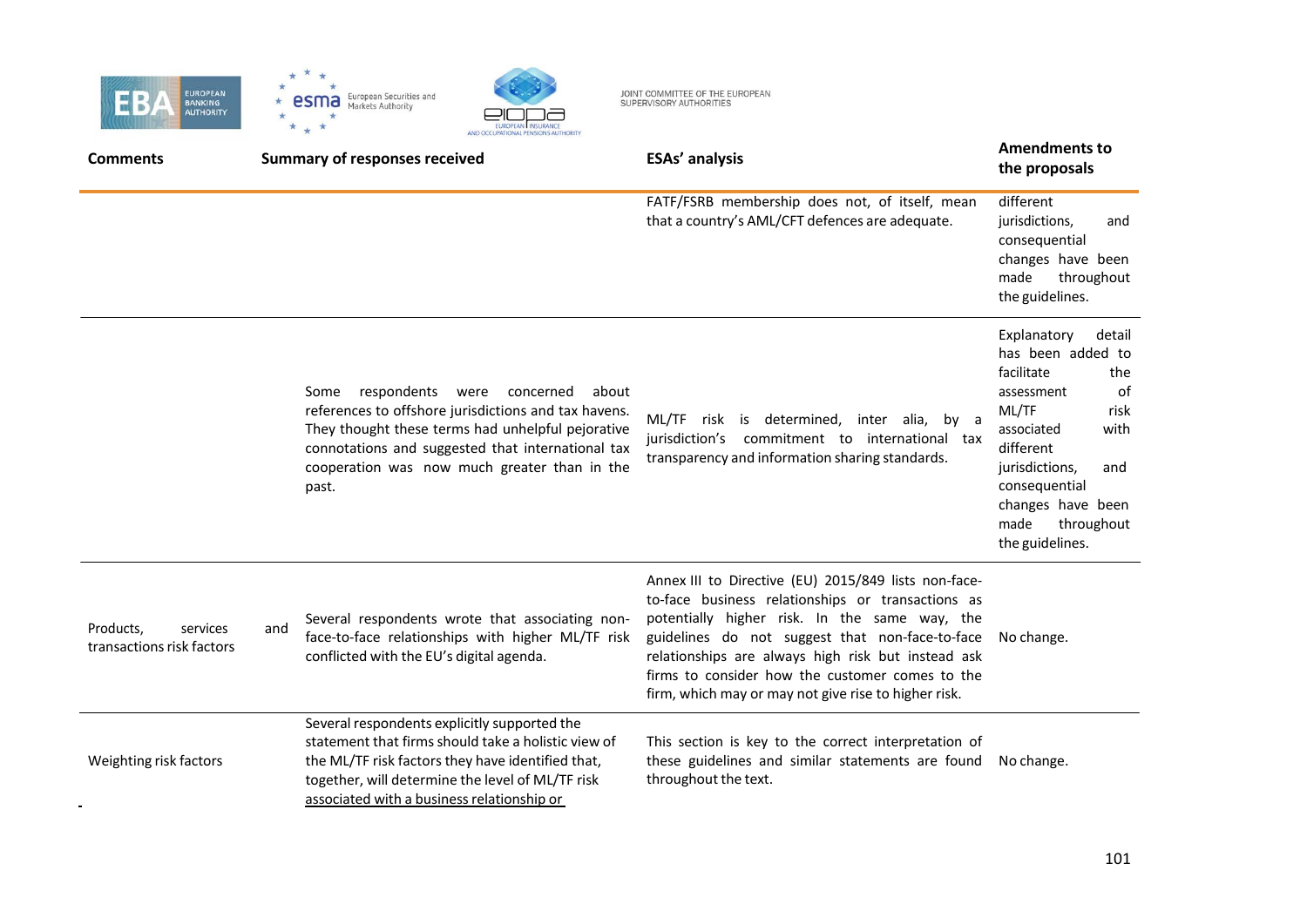| Comments | Summary of responses received | ESAs' analysis | Amendments to the proposals |
|---|---|---|---|
| | | FATF/FSRB membership does not, of itself, mean that a country's AML/CFT defences are adequate. | different jurisdictions, and consequential changes have been made throughout the guidelines. |
| | Some respondents were concerned about references to offshore jurisdictions and tax havens. They thought these terms had unhelpful pejorative connotations and suggested that international tax cooperation was now much greater than in the past. | ML/TF risk is determined, inter alia, by a jurisdiction's commitment to international tax transparency and information sharing standards. | Explanatory detail has been added to facilitate the assessment of ML/TF risk associated with different jurisdictions, and consequential changes have been made throughout the guidelines. |
| Products, services and transactions risk factors | Several respondents wrote that associating non-face-to-face relationships with higher ML/TF risk conflicted with the EU's digital agenda. | Annex III to Directive (EU) 2015/849 lists non-face-to-face business relationships or transactions as potentially higher risk. In the same way, the guidelines do not suggest that non-face-to-face relationships are always high risk but instead ask firms to consider how the customer comes to the firm, which may or may not give rise to higher risk. | No change. |
| Weighting risk factors | Several respondents explicitly supported the statement that firms should take a holistic view of the ML/TF risk factors they have identified that, together, will determine the level of ML/TF risk associated with a business relationship or | This section is key to the correct interpretation of these guidelines and similar statements are found throughout the text. | No change. |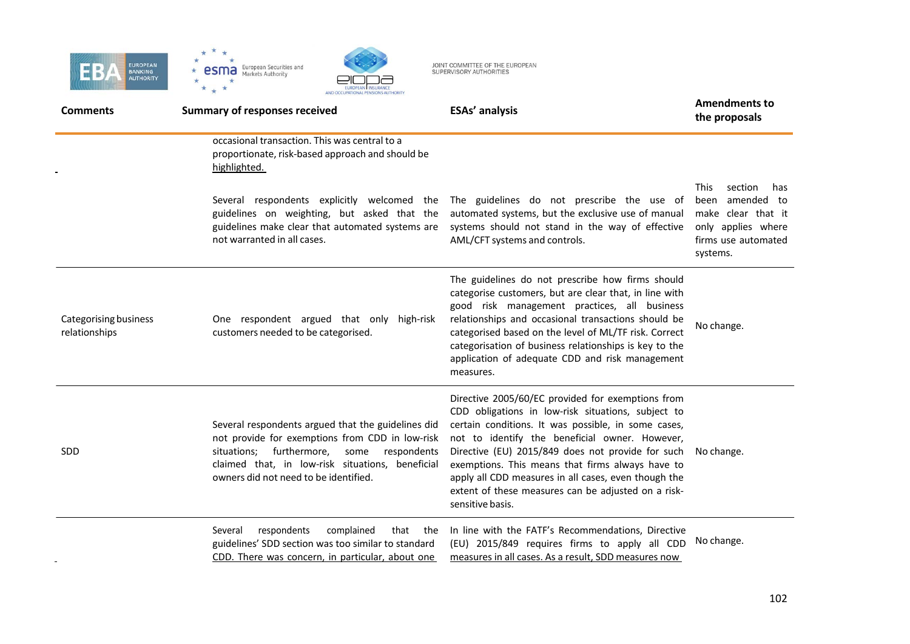| Comments | Summary of responses received | ESAs' analysis | Amendments to the proposals |
|---|---|---|---|
| | occasional transaction. This was central to a proportionate, risk-based approach and should be highlighted. | | |
| | Several respondents explicitly welcomed the guidelines on weighting, but asked that the guidelines make clear that automated systems are not warranted in all cases. | The guidelines do not prescribe the use of automated systems, but the exclusive use of manual systems should not stand in the way of effective AML/CFT systems and controls. | This section has been amended to make clear that it only applies where firms use automated systems. |
| Categorising business relationships | One respondent argued that only high-risk customers needed to be categorised. | The guidelines do not prescribe how firms should categorise customers, but are clear that, in line with good risk management practices, all business relationships and occasional transactions should be categorised based on the level of ML/TF risk. Correct categorisation of business relationships is key to the application of adequate CDD and risk management measures. | No change. |
| SDD | Several respondents argued that the guidelines did not provide for exemptions from CDD in low-risk situations; furthermore, some respondents claimed that, in low-risk situations, beneficial owners did not need to be identified. | Directive 2005/60/EC provided for exemptions from CDD obligations in low-risk situations, subject to certain conditions. It was possible, in some cases, not to identify the beneficial owner. However, Directive (EU) 2015/849 does not provide for such exemptions. This means that firms always have to apply all CDD measures in all cases, even though the extent of these measures can be adjusted on a risk-sensitive basis. | No change. |
| | Several respondents complained that the guidelines' SDD section was too similar to standard CDD. There was concern, in particular, about one | In line with the FATF's Recommendations, Directive (EU) 2015/849 requires firms to apply all CDD measures in all cases. As a result, SDD measures now | No change. |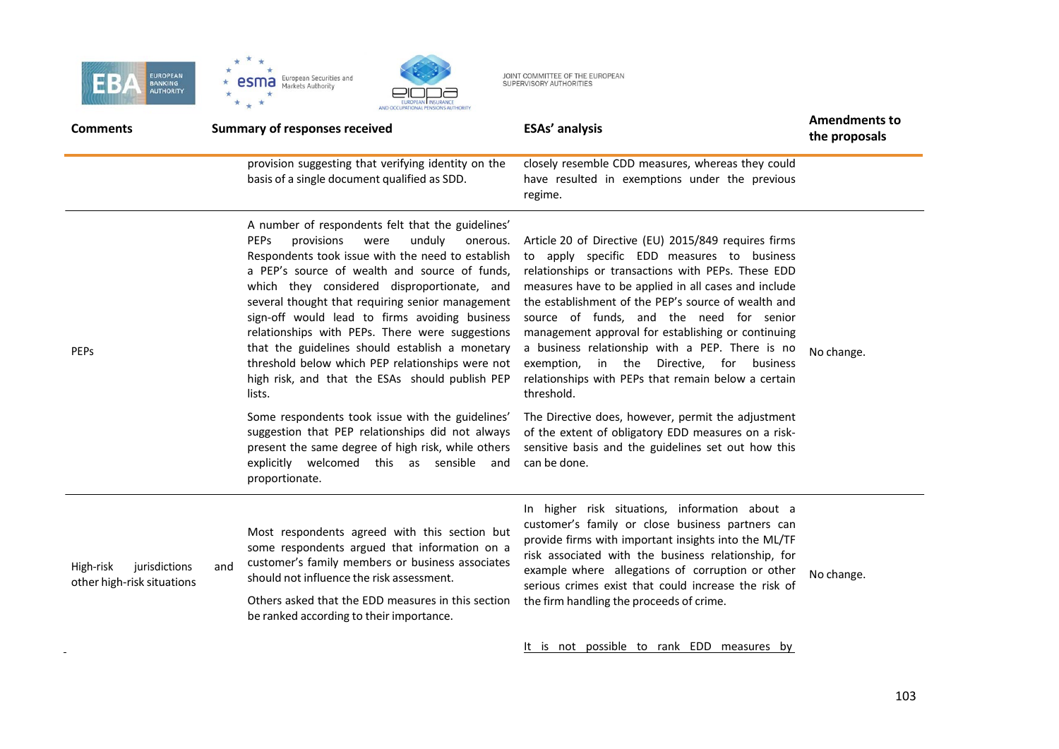| Comments | Summary of responses received | ESAs' analysis | Amendments to the proposals |
| --- | --- | --- | --- |
| | provision suggesting that verifying identity on the basis of a single document qualified as SDD. | closely resemble CDD measures, whereas they could have resulted in exemptions under the previous regime. | |
| PEPs | A number of respondents felt that the guidelines' PEPs provisions were unduly onerous. Respondents took issue with the need to establish a PEP's source of wealth and source of funds, which they considered disproportionate, and several thought that requiring senior management sign-off would lead to firms avoiding business relationships with PEPs. There were suggestions that the guidelines should establish a monetary threshold below which PEP relationships were not high risk, and that the ESAs should publish PEP lists.<br><br>Some respondents took issue with the guidelines' suggestion that PEP relationships did not always present the same degree of high risk, while others explicitly welcomed this as sensible and proportionate. | Article 20 of Directive (EU) 2015/849 requires firms to apply specific EDD measures to business relationships or transactions with PEPs. These EDD measures have to be applied in all cases and include the establishment of the PEP's source of wealth and source of funds, and the need for senior management approval for establishing or continuing a business relationship with a PEP. There is no exemption, in the Directive, for business relationships with PEPs that remain below a certain threshold.<br><br>The Directive does, however, permit the adjustment of the extent of obligatory EDD measures on a risk-sensitive basis and the guidelines set out how this can be done. | No change. |
| High-risk jurisdictions and other high-risk situations | Most respondents agreed with this section but some respondents argued that information on a customer's family members or business associates should not influence the risk assessment.<br><br>Others asked that the EDD measures in this section be ranked according to their importance. | In higher risk situations, information about a customer's family or close business partners can provide firms with important insights into the ML/TF risk associated with the business relationship, for example where allegations of corruption or other serious crimes exist that could increase the risk of the firm handling the proceeds of crime.<br><br>It is not possible to rank EDD measures by | No change. |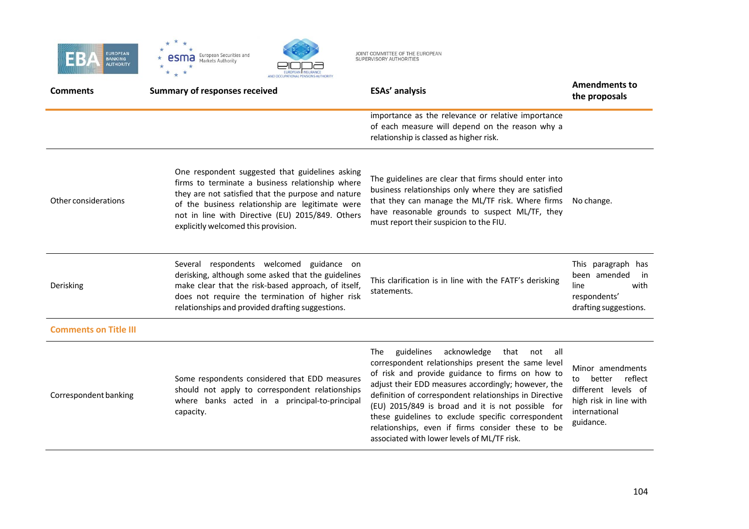| Comments | Summary of responses received | ESAs' analysis | Amendments to the proposals |
|---|---|---|---|
| | | importance as the relevance or relative importance of each measure will depend on the reason why a relationship is classed as higher risk. | |
| Other considerations | One respondent suggested that guidelines asking firms to terminate a business relationship where they are not satisfied that the purpose and nature of the business relationship are legitimate were not in line with Directive (EU) 2015/849. Others explicitly welcomed this provision. | The guidelines are clear that firms should enter into business relationships only where they are satisfied that they can manage the ML/TF risk. Where firms have reasonable grounds to suspect ML/TF, they must report their suspicion to the FIU. | No change. |
| Derisking | Several respondents welcomed guidance on derisking, although some asked that the guidelines make clear that the risk-based approach, of itself, does not require the termination of higher risk relationships and provided drafting suggestions. | This clarification is in line with the FATF's derisking statements. | This paragraph has been amended in line with respondents' drafting suggestions. |
| **Comments on Title III** | | | |
| Correspondent banking | Some respondents considered that EDD measures should not apply to correspondent relationships where banks acted in a principal-to-principal capacity. | The guidelines acknowledge that not all correspondent relationships present the same level of risk and provide guidance to firms on how to adjust their EDD measures accordingly; however, the definition of correspondent relationships in Directive (EU) 2015/849 is broad and it is not possible for these guidelines to exclude specific correspondent relationships, even if firms consider these to be associated with lower levels of ML/TF risk. | Minor amendments to better reflect different levels of high risk in line with international guidance. |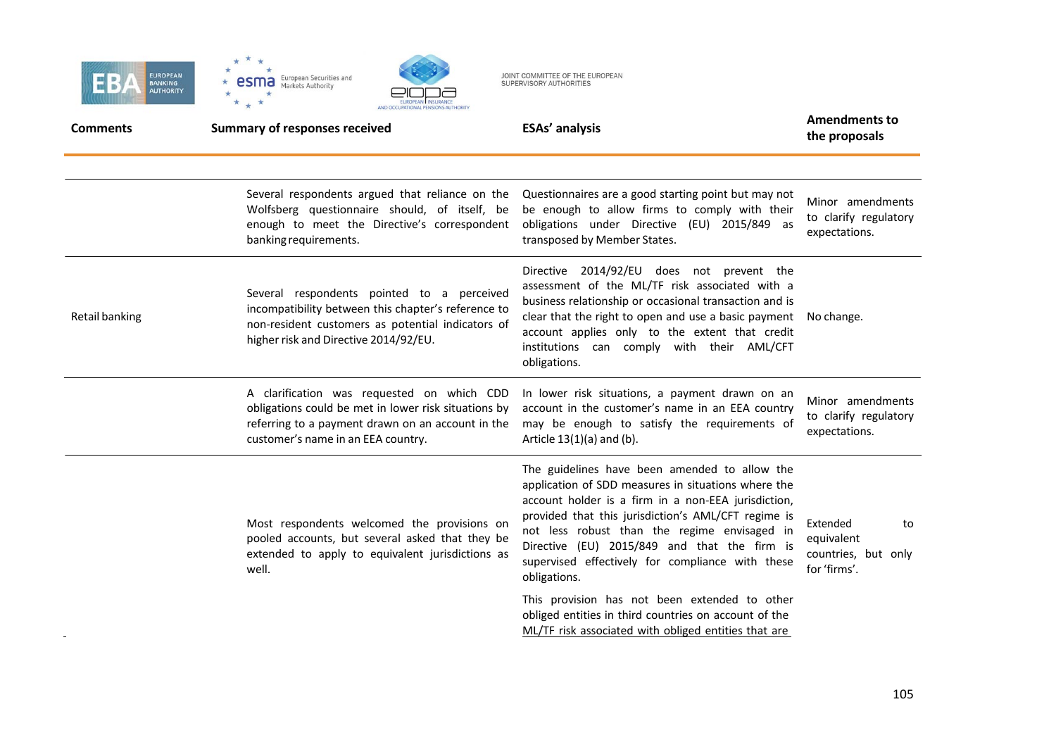| Comments | Summary of responses received | ESAs' analysis | Amendments to the proposals |
|---|---|---|---|
| | Several respondents argued that reliance on the Wolfsberg questionnaire should, of itself, be enough to meet the Directive's correspondent banking requirements. | Questionnaires are a good starting point but may not be enough to allow firms to comply with their obligations under Directive (EU) 2015/849 as transposed by Member States. | Minor amendments to clarify regulatory expectations. |
| Retail banking | Several respondents pointed to a perceived incompatibility between this chapter's reference to non-resident customers as potential indicators of higher risk and Directive 2014/92/EU. | Directive 2014/92/EU does not prevent the assessment of the ML/TF risk associated with a business relationship or occasional transaction and is clear that the right to open and use a basic payment account applies only to the extent that credit institutions can comply with their AML/CFT obligations. | No change. |
| | A clarification was requested on which CDD obligations could be met in lower risk situations by referring to a payment drawn on an account in the customer's name in an EEA country. | In lower risk situations, a payment drawn on an account in the customer's name in an EEA country may be enough to satisfy the requirements of Article 13(1)(a) and (b). | Minor amendments to clarify regulatory expectations. |
| | Most respondents welcomed the provisions on pooled accounts, but several asked that they be extended to apply to equivalent jurisdictions as well. | The guidelines have been amended to allow the application of SDD measures in situations where the account holder is a firm in a non-EEA jurisdiction, provided that this jurisdiction's AML/CFT regime is not less robust than the regime envisaged in Directive (EU) 2015/849 and that the firm is supervised effectively for compliance with these obligations.<br><br>This provision has not been extended to other obliged entities in third countries on account of the ML/TF risk associated with obliged entities that are | Extended to equivalent countries, but only for 'firms'. |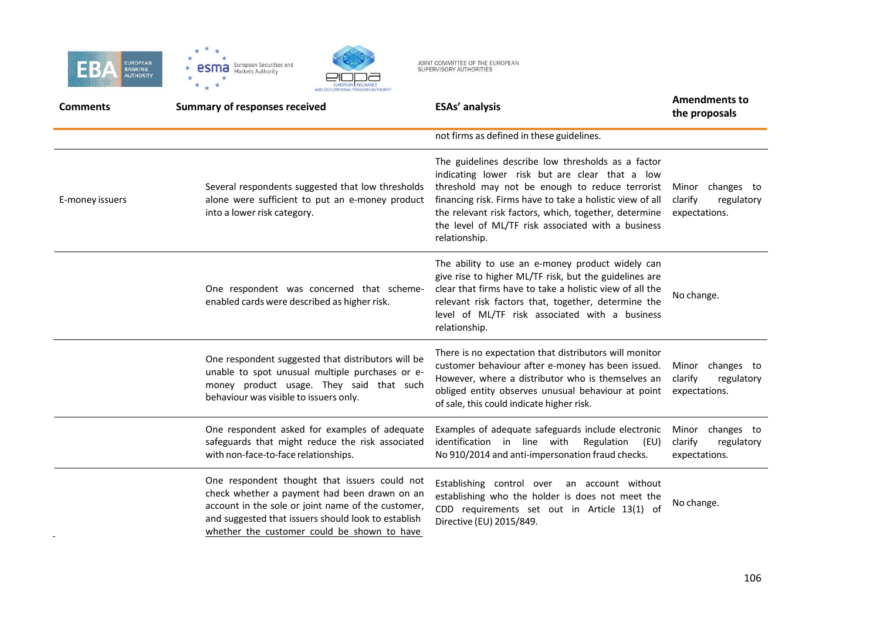| Comments | Summary of responses received | ESAs' analysis | Amendments to the proposals |
|---|---|---|---|
| | | not firms as defined in these guidelines. | |
| E-money issuers | Several respondents suggested that low thresholds alone were sufficient to put an e-money product into a lower risk category. | The guidelines describe low thresholds as a factor indicating lower risk but are clear that a low threshold may not be enough to reduce terrorist financing risk. Firms have to take a holistic view of all the relevant risk factors, which, together, determine the level of ML/TF risk associated with a business relationship. | Minor changes to clarify regulatory expectations. |
| | One respondent was concerned that scheme-enabled cards were described as higher risk. | The ability to use an e-money product widely can give rise to higher ML/TF risk, but the guidelines are clear that firms have to take a holistic view of all the relevant risk factors that, together, determine the level of ML/TF risk associated with a business relationship. | No change. |
| | One respondent suggested that distributors will be unable to spot unusual multiple purchases or e-money product usage. They said that such behaviour was visible to issuers only. | There is no expectation that distributors will monitor customer behaviour after e-money has been issued. However, where a distributor who is themselves an obliged entity observes unusual behaviour at point of sale, this could indicate higher risk. | Minor changes to clarify regulatory expectations. |
| | One respondent asked for examples of adequate safeguards that might reduce the risk associated with non-face-to-face relationships. | Examples of adequate safeguards include electronic identification in line with Regulation (EU) No 910/2014 and anti-impersonation fraud checks. | Minor changes to clarify regulatory expectations. |
| | One respondent thought that issuers could not check whether a payment had been drawn on an account in the sole or joint name of the customer, and suggested that issuers should look to establish whether the customer could be shown to have | Establishing control over an account without establishing who the holder is does not meet the CDD requirements set out in Article 13(1) of Directive (EU) 2015/849. | No change. |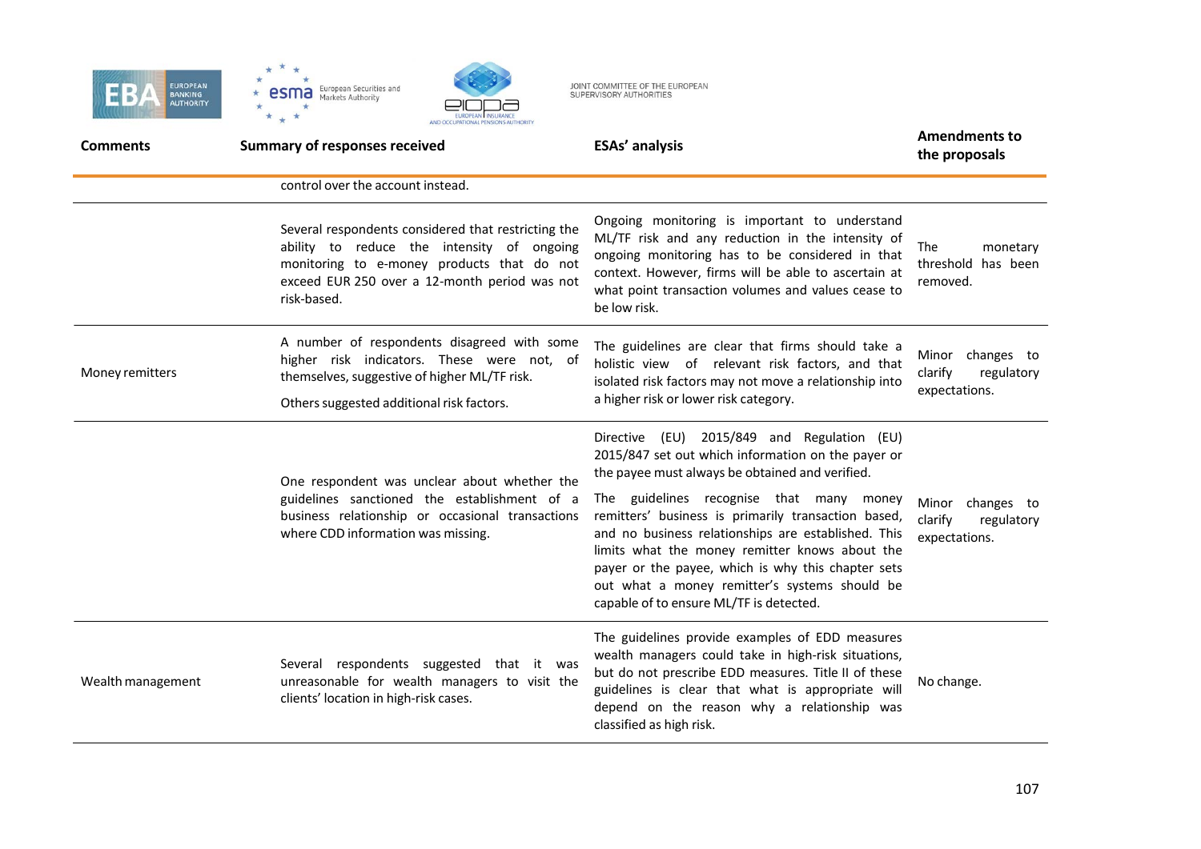| Comments | Summary of responses received | ESAs' analysis | Amendments to the proposals |
|---|---|---|---|
| | control over the account instead. | | |
| | Several respondents considered that restricting the ability to reduce the intensity of ongoing monitoring to e-money products that do not exceed EUR 250 over a 12-month period was not risk-based. | Ongoing monitoring is important to understand ML/TF risk and any reduction in the intensity of ongoing monitoring has to be considered in that context. However, firms will be able to ascertain at what point transaction volumes and values cease to be low risk. | The monetary threshold has been removed. |
| Money remitters | A number of respondents disagreed with some higher risk indicators. These were not, of themselves, suggestive of higher ML/TF risk. Others suggested additional risk factors. | The guidelines are clear that firms should take a holistic view of relevant risk factors, and that isolated risk factors may not move a relationship into a higher risk or lower risk category. | Minor changes to clarify regulatory expectations. |
| | One respondent was unclear about whether the guidelines sanctioned the establishment of a business relationship or occasional transactions where CDD information was missing. | Directive (EU) 2015/849 and Regulation (EU) 2015/847 set out which information on the payer or the payee must always be obtained and verified. The guidelines recognise that many money remitters' business is primarily transaction based, and no business relationships are established. This limits what the money remitter knows about the payer or the payee, which is why this chapter sets out what a money remitter's systems should be capable of to ensure ML/TF is detected. | Minor changes to clarify regulatory expectations. |
| Wealth management | Several respondents suggested that it was unreasonable for wealth managers to visit the clients' location in high-risk cases. | The guidelines provide examples of EDD measures wealth managers could take in high-risk situations, but do not prescribe EDD measures. Title II of these guidelines is clear that what is appropriate will depend on the reason why a relationship was classified as high risk. | No change. |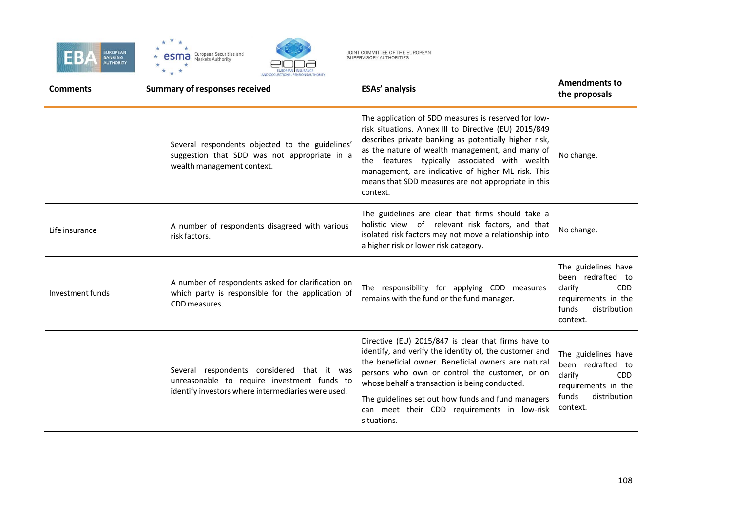| Comments | Summary of responses received | ESAs' analysis | Amendments to the proposals |
|---|---|---|---|
| | Several respondents objected to the guidelines' suggestion that SDD was not appropriate in a wealth management context. | The application of SDD measures is reserved for low-risk situations. Annex III to Directive (EU) 2015/849 describes private banking as potentially higher risk, as the nature of wealth management, and many of the features typically associated with wealth management, are indicative of higher ML risk. This means that SDD measures are not appropriate in this context. | No change. |
| Life insurance | A number of respondents disagreed with various risk factors. | The guidelines are clear that firms should take a holistic view of relevant risk factors, and that isolated risk factors may not move a relationship into a higher risk or lower risk category. | No change. |
| Investment funds | A number of respondents asked for clarification on which party is responsible for the application of CDD measures. | The responsibility for applying CDD measures remains with the fund or the fund manager. | The guidelines have been redrafted to clarify CDD requirements in the funds distribution context. |
| | Several respondents considered that it was unreasonable to require investment funds to identify investors where intermediaries were used. | Directive (EU) 2015/847 is clear that firms have to identify, and verify the identity of, the customer and the beneficial owner. Beneficial owners are natural persons who own or control the customer, or on whose behalf a transaction is being conducted.<br><br>The guidelines set out how funds and fund managers can meet their CDD requirements in low-risk situations. | The guidelines have been redrafted to clarify CDD requirements in the funds distribution context. |